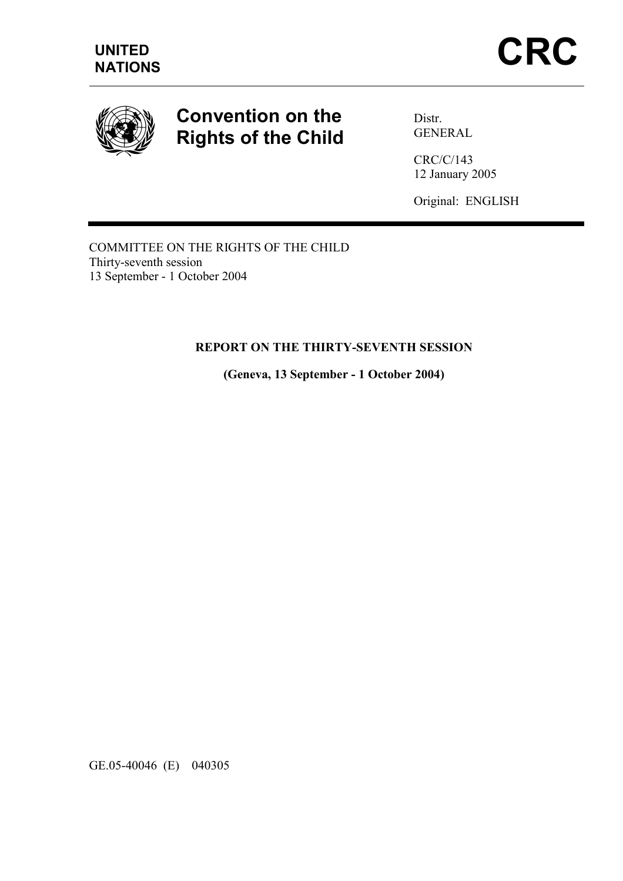**UNITED NATIONS**

# CRC

## Convention on the Rights of the Child

Distr.
GENERAL

CRC/C/143
12 January 2005

Original: ENGLISH

---

COMMITTEE ON THE RIGHTS OF THE CHILD
Thirty-seventh session
13 September - 1 October 2004

**REPORT ON THE THIRTY-SEVENTH SESSION**

**(Geneva, 13 September - 1 October 2004)**

GE.05-40046 (E) 040305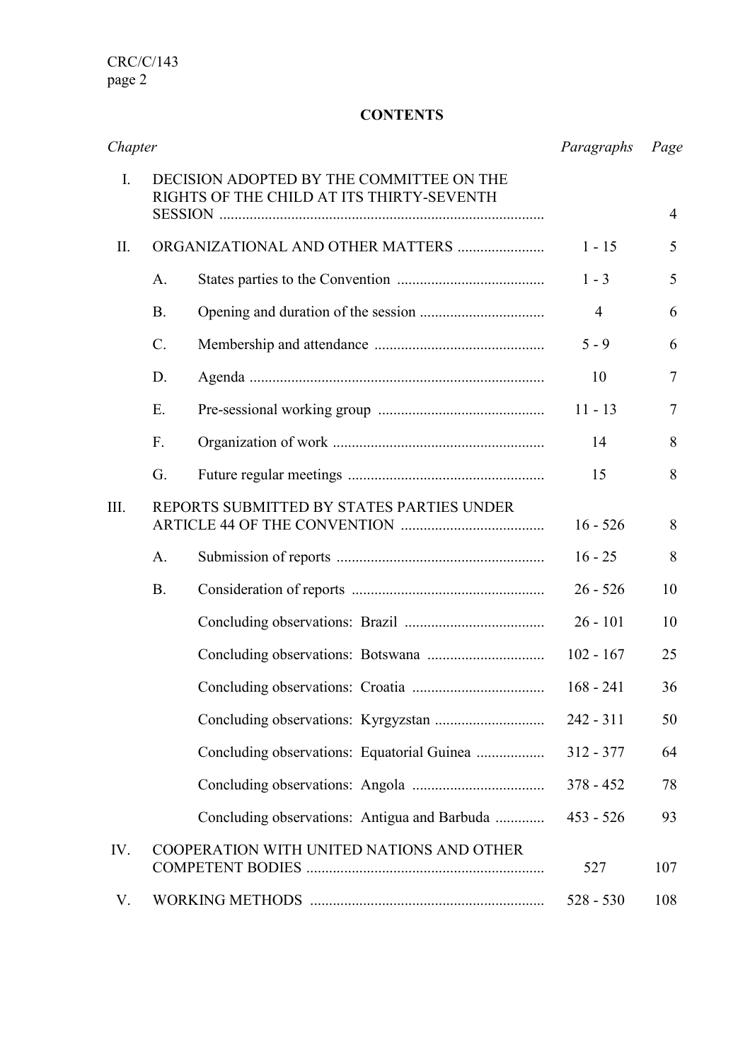**CONTENTS**

| *Chapter* | | | *Paragraphs* | *Page* |
|---|---|---|---|---|
| I. | DECISION ADOPTED BY THE COMMITTEE ON THE RIGHTS OF THE CHILD AT ITS THIRTY-SEVENTH SESSION | | | 4 |
| II. | ORGANIZATIONAL AND OTHER MATTERS | | 1 - 15 | 5 |
| | A. | States parties to the Convention | 1 - 3 | 5 |
| | B. | Opening and duration of the session | 4 | 6 |
| | C. | Membership and attendance | 5 - 9 | 6 |
| | D. | Agenda | 10 | 7 |
| | E. | Pre-sessional working group | 11 - 13 | 7 |
| | F. | Organization of work | 14 | 8 |
| | G. | Future regular meetings | 15 | 8 |
| III. | REPORTS SUBMITTED BY STATES PARTIES UNDER ARTICLE 44 OF THE CONVENTION | | 16 - 526 | 8 |
| | A. | Submission of reports | 16 - 25 | 8 |
| | B. | Consideration of reports | 26 - 526 | 10 |
| | | Concluding observations: Brazil | 26 - 101 | 10 |
| | | Concluding observations: Botswana | 102 - 167 | 25 |
| | | Concluding observations: Croatia | 168 - 241 | 36 |
| | | Concluding observations: Kyrgyzstan | 242 - 311 | 50 |
| | | Concluding observations: Equatorial Guinea | 312 - 377 | 64 |
| | | Concluding observations: Angola | 378 - 452 | 78 |
| | | Concluding observations: Antigua and Barbuda | 453 - 526 | 93 |
| IV. | COOPERATION WITH UNITED NATIONS AND OTHER COMPETENT BODIES | | 527 | 107 |
| V. | WORKING METHODS | | 528 - 530 | 108 |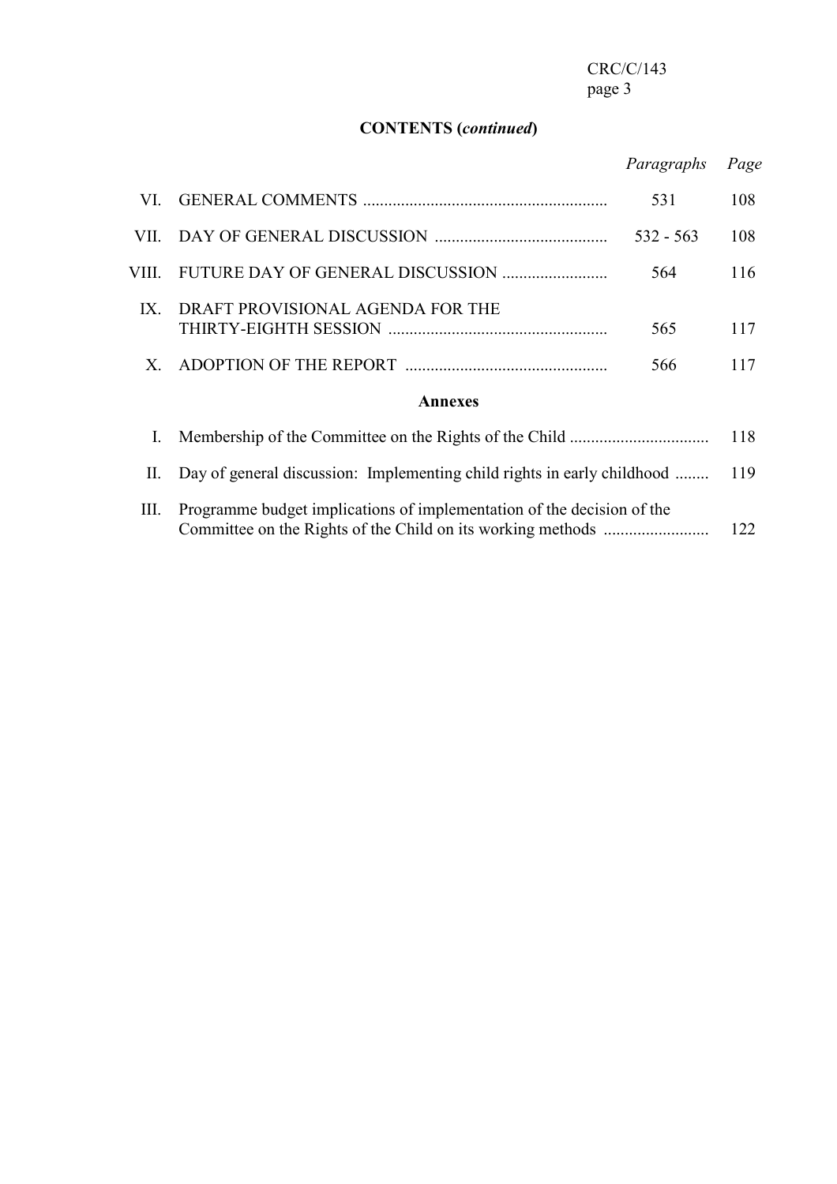## CONTENTS (*continued*)

| | | *Paragraphs* | *Page* |
|---|---|---|---|
| VI. | GENERAL COMMENTS | 531 | 108 |
| VII. | DAY OF GENERAL DISCUSSION | 532 - 563 | 108 |
| VIII. | FUTURE DAY OF GENERAL DISCUSSION | 564 | 116 |
| IX. | DRAFT PROVISIONAL AGENDA FOR THE THIRTY-EIGHTH SESSION | 565 | 117 |
| X. | ADOPTION OF THE REPORT | 566 | 117 |

### Annexes

| | | *Page* |
|---|---|---|
| I. | Membership of the Committee on the Rights of the Child | 118 |
| II. | Day of general discussion: Implementing child rights in early childhood | 119 |
| III. | Programme budget implications of implementation of the decision of the Committee on the Rights of the Child on its working methods | 122 |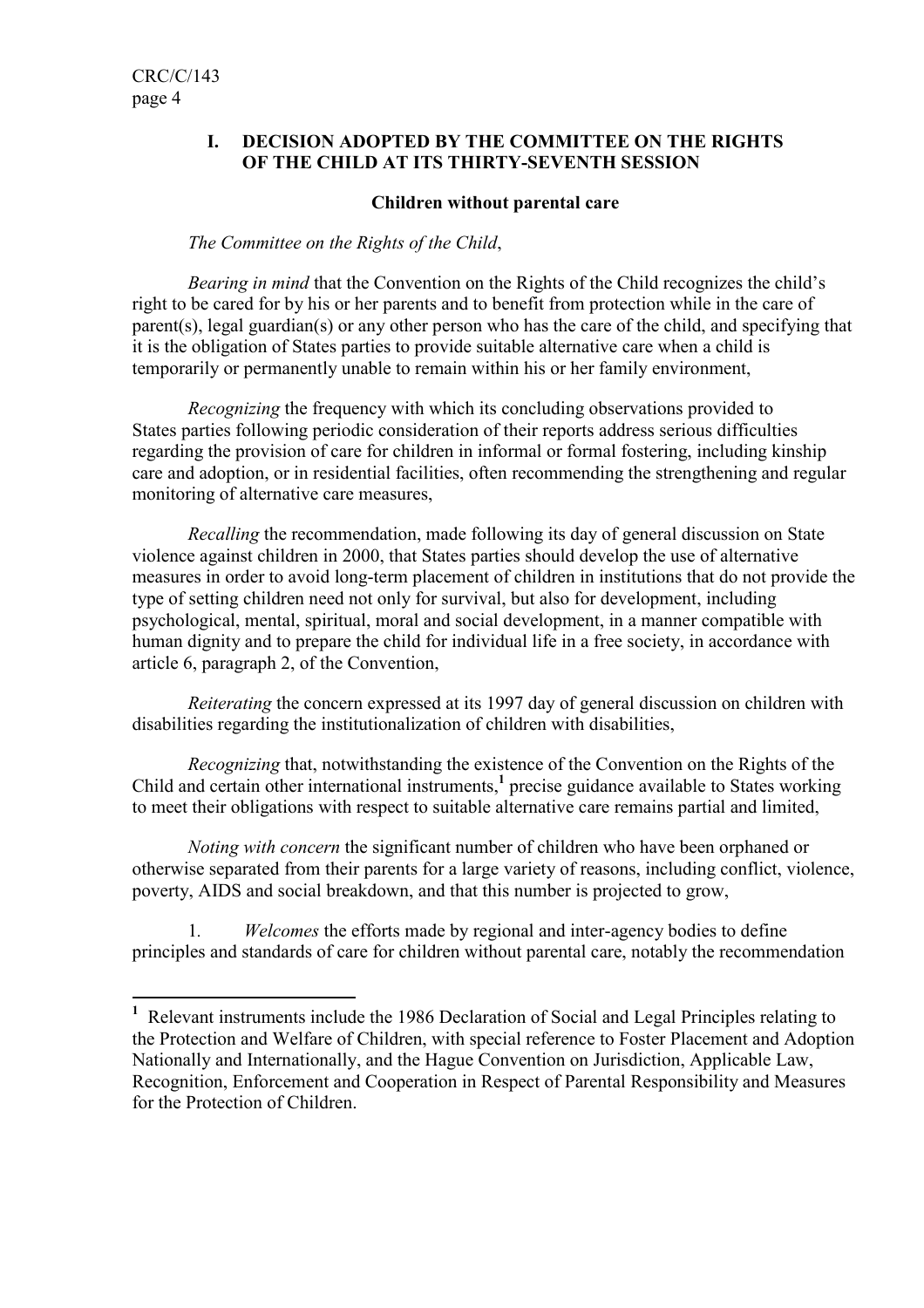## I. DECISION ADOPTED BY THE COMMITTEE ON THE RIGHTS OF THE CHILD AT ITS THIRTY-SEVENTH SESSION

### Children without parental care

*The Committee on the Rights of the Child*,

*Bearing in mind* that the Convention on the Rights of the Child recognizes the child's right to be cared for by his or her parents and to benefit from protection while in the care of parent(s), legal guardian(s) or any other person who has the care of the child, and specifying that it is the obligation of States parties to provide suitable alternative care when a child is temporarily or permanently unable to remain within his or her family environment,

*Recognizing* the frequency with which its concluding observations provided to States parties following periodic consideration of their reports address serious difficulties regarding the provision of care for children in informal or formal fostering, including kinship care and adoption, or in residential facilities, often recommending the strengthening and regular monitoring of alternative care measures,

*Recalling* the recommendation, made following its day of general discussion on State violence against children in 2000, that States parties should develop the use of alternative measures in order to avoid long-term placement of children in institutions that do not provide the type of setting children need not only for survival, but also for development, including psychological, mental, spiritual, moral and social development, in a manner compatible with human dignity and to prepare the child for individual life in a free society, in accordance with article 6, paragraph 2, of the Convention,

*Reiterating* the concern expressed at its 1997 day of general discussion on children with disabilities regarding the institutionalization of children with disabilities,

*Recognizing* that, notwithstanding the existence of the Convention on the Rights of the Child and certain other international instruments,[1] precise guidance available to States working to meet their obligations with respect to suitable alternative care remains partial and limited,

*Noting with concern* the significant number of children who have been orphaned or otherwise separated from their parents for a large variety of reasons, including conflict, violence, poverty, AIDS and social breakdown, and that this number is projected to grow,

1. *Welcomes* the efforts made by regional and inter-agency bodies to define principles and standards of care for children without parental care, notably the recommendation

---

[1] Relevant instruments include the 1986 Declaration of Social and Legal Principles relating to the Protection and Welfare of Children, with special reference to Foster Placement and Adoption Nationally and Internationally, and the Hague Convention on Jurisdiction, Applicable Law, Recognition, Enforcement and Cooperation in Respect of Parental Responsibility and Measures for the Protection of Children.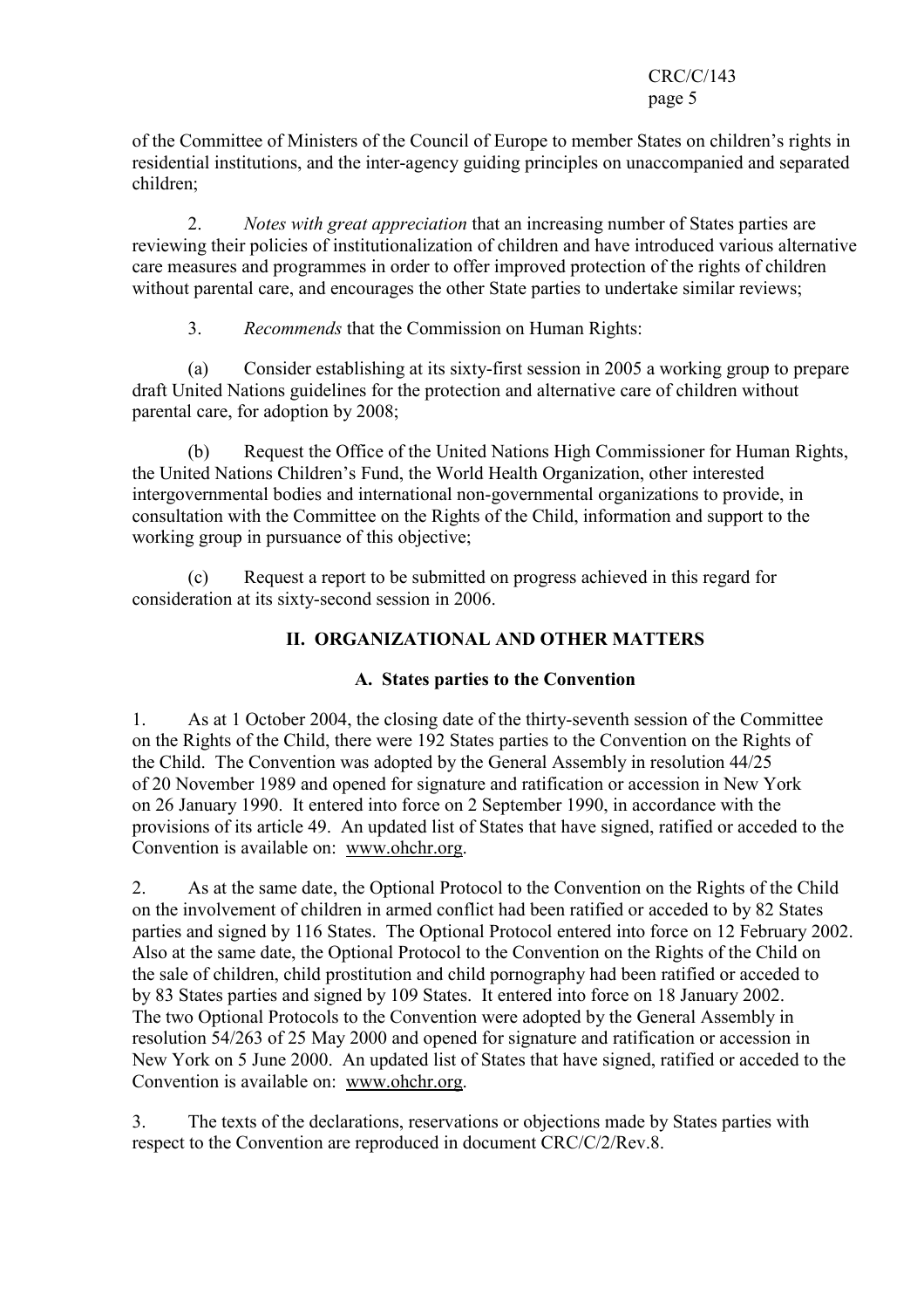of the Committee of Ministers of the Council of Europe to member States on children's rights in residential institutions, and the inter-agency guiding principles on unaccompanied and separated children;

2. *Notes with great appreciation* that an increasing number of States parties are reviewing their policies of institutionalization of children and have introduced various alternative care measures and programmes in order to offer improved protection of the rights of children without parental care, and encourages the other State parties to undertake similar reviews;

3. *Recommends* that the Commission on Human Rights:

(a) Consider establishing at its sixty-first session in 2005 a working group to prepare draft United Nations guidelines for the protection and alternative care of children without parental care, for adoption by 2008;

(b) Request the Office of the United Nations High Commissioner for Human Rights, the United Nations Children's Fund, the World Health Organization, other interested intergovernmental bodies and international non-governmental organizations to provide, in consultation with the Committee on the Rights of the Child, information and support to the working group in pursuance of this objective;

(c) Request a report to be submitted on progress achieved in this regard for consideration at its sixty-second session in 2006.

## II. ORGANIZATIONAL AND OTHER MATTERS

### A. States parties to the Convention

1. As at 1 October 2004, the closing date of the thirty-seventh session of the Committee on the Rights of the Child, there were 192 States parties to the Convention on the Rights of the Child. The Convention was adopted by the General Assembly in resolution 44/25 of 20 November 1989 and opened for signature and ratification or accession in New York on 26 January 1990. It entered into force on 2 September 1990, in accordance with the provisions of its article 49. An updated list of States that have signed, ratified or acceded to the Convention is available on: www.ohchr.org.

2. As at the same date, the Optional Protocol to the Convention on the Rights of the Child on the involvement of children in armed conflict had been ratified or acceded to by 82 States parties and signed by 116 States. The Optional Protocol entered into force on 12 February 2002. Also at the same date, the Optional Protocol to the Convention on the Rights of the Child on the sale of children, child prostitution and child pornography had been ratified or acceded to by 83 States parties and signed by 109 States. It entered into force on 18 January 2002. The two Optional Protocols to the Convention were adopted by the General Assembly in resolution 54/263 of 25 May 2000 and opened for signature and ratification or accession in New York on 5 June 2000. An updated list of States that have signed, ratified or acceded to the Convention is available on: www.ohchr.org.

3. The texts of the declarations, reservations or objections made by States parties with respect to the Convention are reproduced in document CRC/C/2/Rev.8.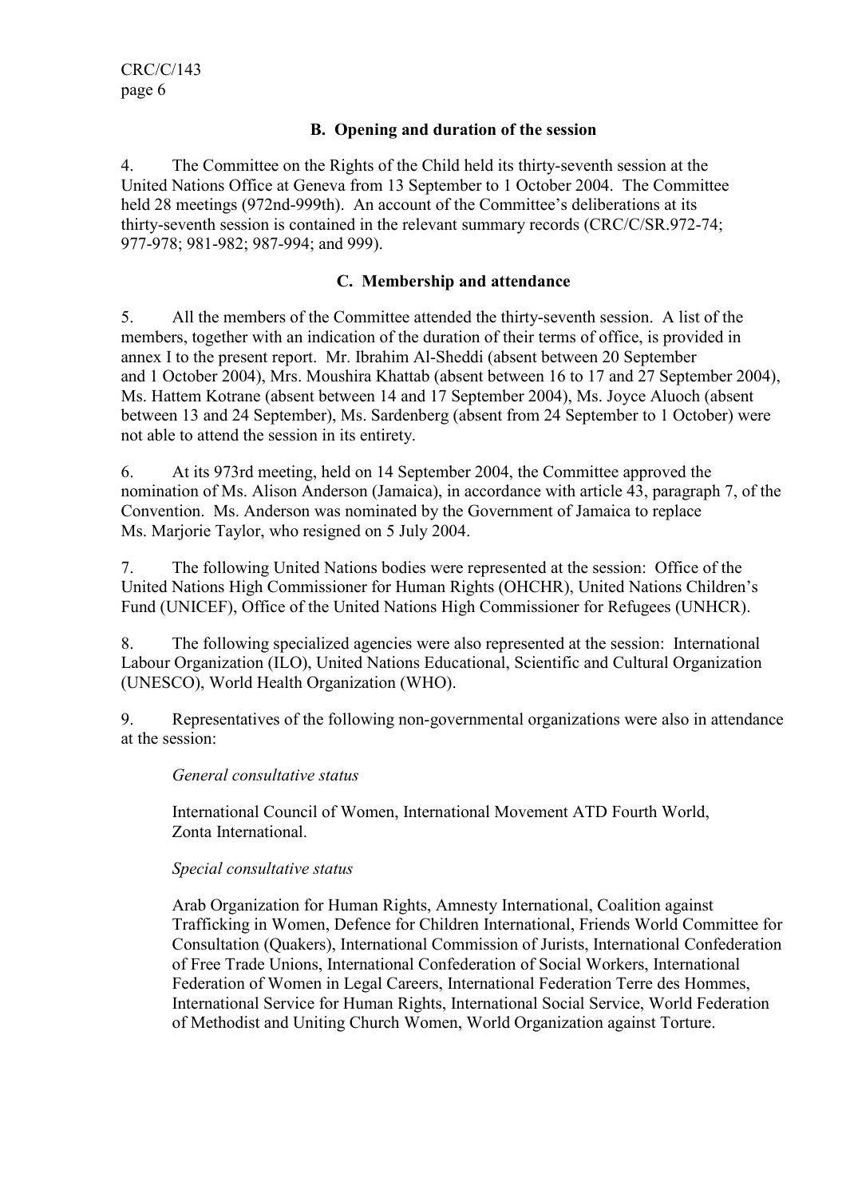### B. Opening and duration of the session

4. The Committee on the Rights of the Child held its thirty-seventh session at the United Nations Office at Geneva from 13 September to 1 October 2004. The Committee held 28 meetings (972nd-999th). An account of the Committee's deliberations at its thirty-seventh session is contained in the relevant summary records (CRC/C/SR.972-74; 977-978; 981-982; 987-994; and 999).

### C. Membership and attendance

5. All the members of the Committee attended the thirty-seventh session. A list of the members, together with an indication of the duration of their terms of office, is provided in annex I to the present report. Mr. Ibrahim Al-Sheddi (absent between 20 September and 1 October 2004), Mrs. Moushira Khattab (absent between 16 to 17 and 27 September 2004), Ms. Hattem Kotrane (absent between 14 and 17 September 2004), Ms. Joyce Aluoch (absent between 13 and 24 September), Ms. Sardenberg (absent from 24 September to 1 October) were not able to attend the session in its entirety.

6. At its 973rd meeting, held on 14 September 2004, the Committee approved the nomination of Ms. Alison Anderson (Jamaica), in accordance with article 43, paragraph 7, of the Convention. Ms. Anderson was nominated by the Government of Jamaica to replace Ms. Marjorie Taylor, who resigned on 5 July 2004.

7. The following United Nations bodies were represented at the session: Office of the United Nations High Commissioner for Human Rights (OHCHR), United Nations Children's Fund (UNICEF), Office of the United Nations High Commissioner for Refugees (UNHCR).

8. The following specialized agencies were also represented at the session: International Labour Organization (ILO), United Nations Educational, Scientific and Cultural Organization (UNESCO), World Health Organization (WHO).

9. Representatives of the following non-governmental organizations were also in attendance at the session:

*General consultative status*

International Council of Women, International Movement ATD Fourth World, Zonta International.

*Special consultative status*

Arab Organization for Human Rights, Amnesty International, Coalition against Trafficking in Women, Defence for Children International, Friends World Committee for Consultation (Quakers), International Commission of Jurists, International Confederation of Free Trade Unions, International Confederation of Social Workers, International Federation of Women in Legal Careers, International Federation Terre des Hommes, International Service for Human Rights, International Social Service, World Federation of Methodist and Uniting Church Women, World Organization against Torture.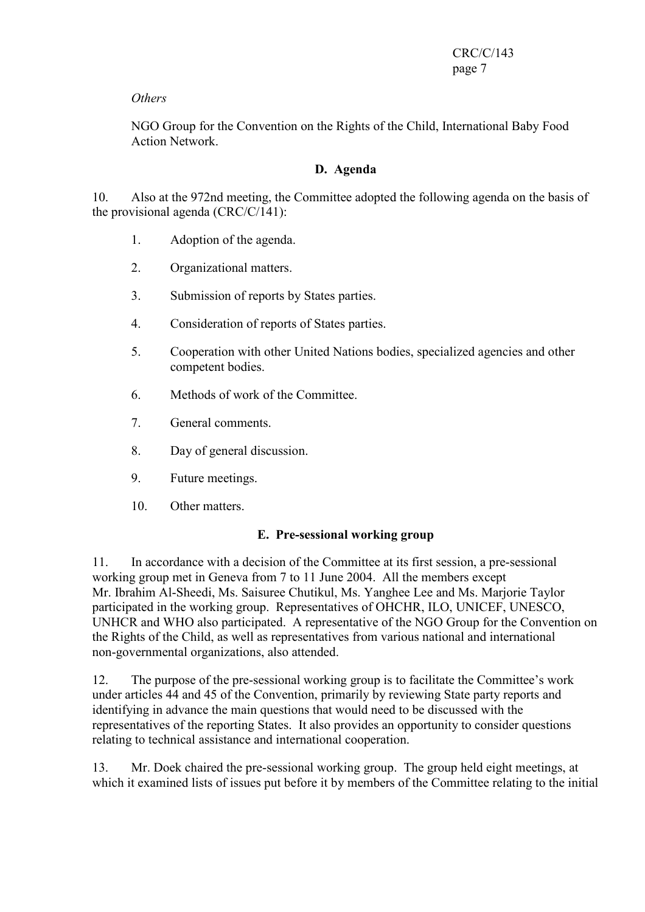*Others*

NGO Group for the Convention on the Rights of the Child, International Baby Food Action Network.

### D. Agenda

10. Also at the 972nd meeting, the Committee adopted the following agenda on the basis of the provisional agenda (CRC/C/141):

1. Adoption of the agenda.
2. Organizational matters.
3. Submission of reports by States parties.
4. Consideration of reports of States parties.
5. Cooperation with other United Nations bodies, specialized agencies and other competent bodies.
6. Methods of work of the Committee.
7. General comments.
8. Day of general discussion.
9. Future meetings.
10. Other matters.

### E. Pre-sessional working group

11. In accordance with a decision of the Committee at its first session, a pre-sessional working group met in Geneva from 7 to 11 June 2004. All the members except Mr. Ibrahim Al-Sheedi, Ms. Saisuree Chutikul, Ms. Yanghee Lee and Ms. Marjorie Taylor participated in the working group. Representatives of OHCHR, ILO, UNICEF, UNESCO, UNHCR and WHO also participated. A representative of the NGO Group for the Convention on the Rights of the Child, as well as representatives from various national and international non-governmental organizations, also attended.

12. The purpose of the pre-sessional working group is to facilitate the Committee's work under articles 44 and 45 of the Convention, primarily by reviewing State party reports and identifying in advance the main questions that would need to be discussed with the representatives of the reporting States. It also provides an opportunity to consider questions relating to technical assistance and international cooperation.

13. Mr. Doek chaired the pre-sessional working group. The group held eight meetings, at which it examined lists of issues put before it by members of the Committee relating to the initial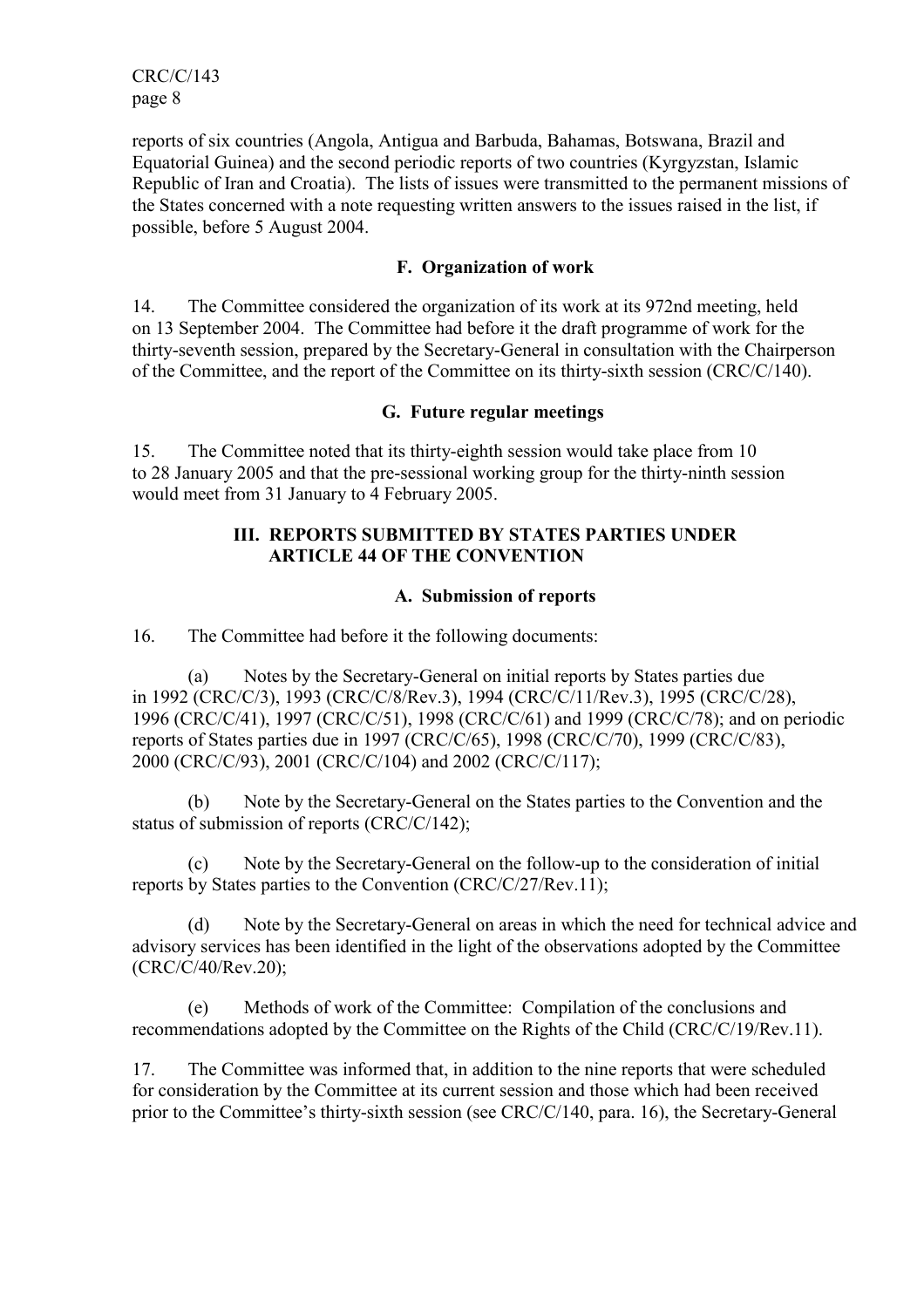reports of six countries (Angola, Antigua and Barbuda, Bahamas, Botswana, Brazil and Equatorial Guinea) and the second periodic reports of two countries (Kyrgyzstan, Islamic Republic of Iran and Croatia). The lists of issues were transmitted to the permanent missions of the States concerned with a note requesting written answers to the issues raised in the list, if possible, before 5 August 2004.

### F. Organization of work

14. The Committee considered the organization of its work at its 972nd meeting, held on 13 September 2004. The Committee had before it the draft programme of work for the thirty-seventh session, prepared by the Secretary-General in consultation with the Chairperson of the Committee, and the report of the Committee on its thirty-sixth session (CRC/C/140).

### G. Future regular meetings

15. The Committee noted that its thirty-eighth session would take place from 10 to 28 January 2005 and that the pre-sessional working group for the thirty-ninth session would meet from 31 January to 4 February 2005.

## III. REPORTS SUBMITTED BY STATES PARTIES UNDER ARTICLE 44 OF THE CONVENTION

### A. Submission of reports

16. The Committee had before it the following documents:

(a) Notes by the Secretary-General on initial reports by States parties due in 1992 (CRC/C/3), 1993 (CRC/C/8/Rev.3), 1994 (CRC/C/11/Rev.3), 1995 (CRC/C/28), 1996 (CRC/C/41), 1997 (CRC/C/51), 1998 (CRC/C/61) and 1999 (CRC/C/78); and on periodic reports of States parties due in 1997 (CRC/C/65), 1998 (CRC/C/70), 1999 (CRC/C/83), 2000 (CRC/C/93), 2001 (CRC/C/104) and 2002 (CRC/C/117);

(b) Note by the Secretary-General on the States parties to the Convention and the status of submission of reports (CRC/C/142);

(c) Note by the Secretary-General on the follow-up to the consideration of initial reports by States parties to the Convention (CRC/C/27/Rev.11);

(d) Note by the Secretary-General on areas in which the need for technical advice and advisory services has been identified in the light of the observations adopted by the Committee (CRC/C/40/Rev.20);

(e) Methods of work of the Committee: Compilation of the conclusions and recommendations adopted by the Committee on the Rights of the Child (CRC/C/19/Rev.11).

17. The Committee was informed that, in addition to the nine reports that were scheduled for consideration by the Committee at its current session and those which had been received prior to the Committee's thirty-sixth session (see CRC/C/140, para. 16), the Secretary-General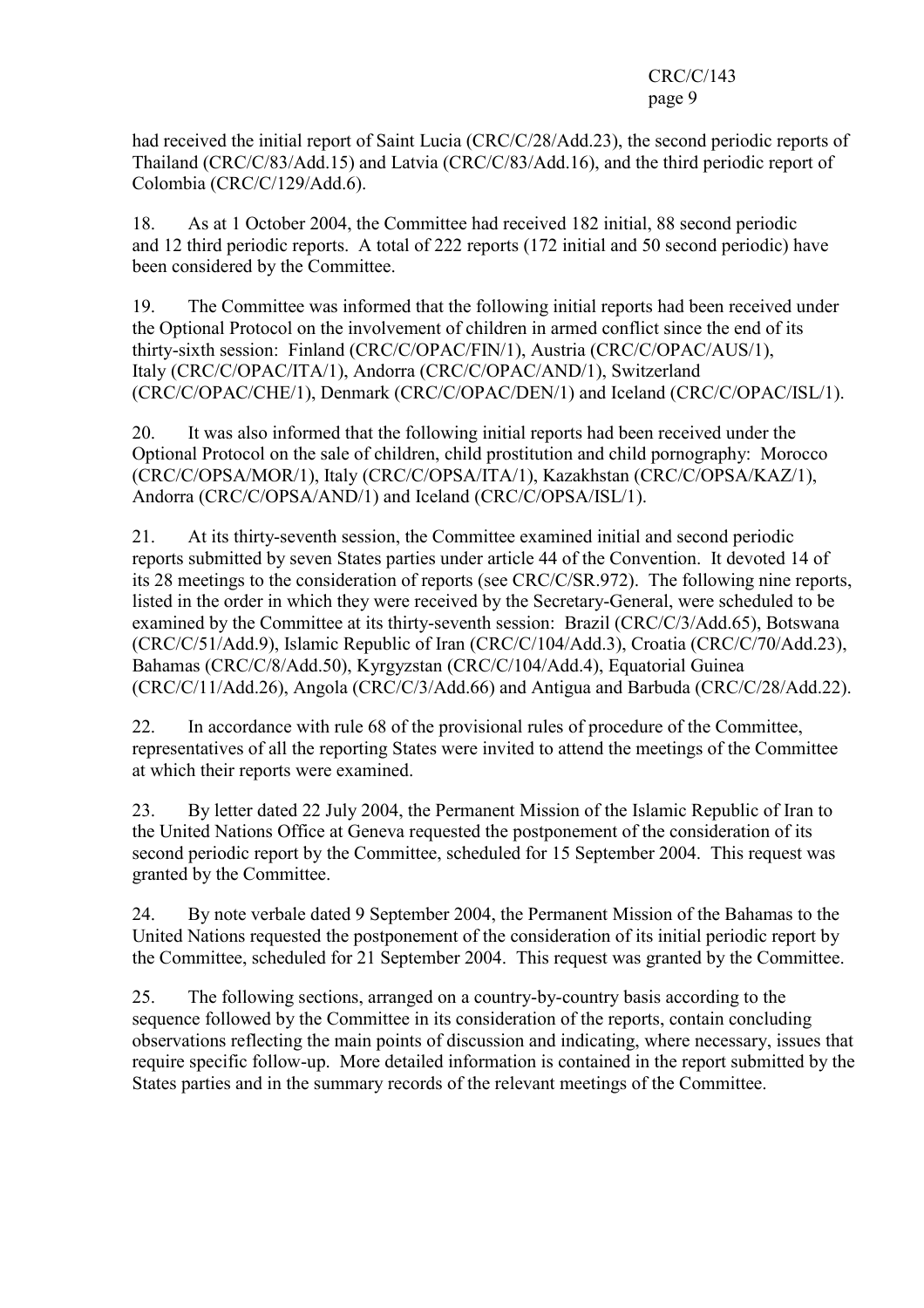had received the initial report of Saint Lucia (CRC/C/28/Add.23), the second periodic reports of Thailand (CRC/C/83/Add.15) and Latvia (CRC/C/83/Add.16), and the third periodic report of Colombia (CRC/C/129/Add.6).

18. As at 1 October 2004, the Committee had received 182 initial, 88 second periodic and 12 third periodic reports. A total of 222 reports (172 initial and 50 second periodic) have been considered by the Committee.

19. The Committee was informed that the following initial reports had been received under the Optional Protocol on the involvement of children in armed conflict since the end of its thirty-sixth session: Finland (CRC/C/OPAC/FIN/1), Austria (CRC/C/OPAC/AUS/1), Italy (CRC/C/OPAC/ITA/1), Andorra (CRC/C/OPAC/AND/1), Switzerland (CRC/C/OPAC/CHE/1), Denmark (CRC/C/OPAC/DEN/1) and Iceland (CRC/C/OPAC/ISL/1).

20. It was also informed that the following initial reports had been received under the Optional Protocol on the sale of children, child prostitution and child pornography: Morocco (CRC/C/OPSA/MOR/1), Italy (CRC/C/OPSA/ITA/1), Kazakhstan (CRC/C/OPSA/KAZ/1), Andorra (CRC/C/OPSA/AND/1) and Iceland (CRC/C/OPSA/ISL/1).

21. At its thirty-seventh session, the Committee examined initial and second periodic reports submitted by seven States parties under article 44 of the Convention. It devoted 14 of its 28 meetings to the consideration of reports (see CRC/C/SR.972). The following nine reports, listed in the order in which they were received by the Secretary-General, were scheduled to be examined by the Committee at its thirty-seventh session: Brazil (CRC/C/3/Add.65), Botswana (CRC/C/51/Add.9), Islamic Republic of Iran (CRC/C/104/Add.3), Croatia (CRC/C/70/Add.23), Bahamas (CRC/C/8/Add.50), Kyrgyzstan (CRC/C/104/Add.4), Equatorial Guinea (CRC/C/11/Add.26), Angola (CRC/C/3/Add.66) and Antigua and Barbuda (CRC/C/28/Add.22).

22. In accordance with rule 68 of the provisional rules of procedure of the Committee, representatives of all the reporting States were invited to attend the meetings of the Committee at which their reports were examined.

23. By letter dated 22 July 2004, the Permanent Mission of the Islamic Republic of Iran to the United Nations Office at Geneva requested the postponement of the consideration of its second periodic report by the Committee, scheduled for 15 September 2004. This request was granted by the Committee.

24. By note verbale dated 9 September 2004, the Permanent Mission of the Bahamas to the United Nations requested the postponement of the consideration of its initial periodic report by the Committee, scheduled for 21 September 2004. This request was granted by the Committee.

25. The following sections, arranged on a country-by-country basis according to the sequence followed by the Committee in its consideration of the reports, contain concluding observations reflecting the main points of discussion and indicating, where necessary, issues that require specific follow-up. More detailed information is contained in the report submitted by the States parties and in the summary records of the relevant meetings of the Committee.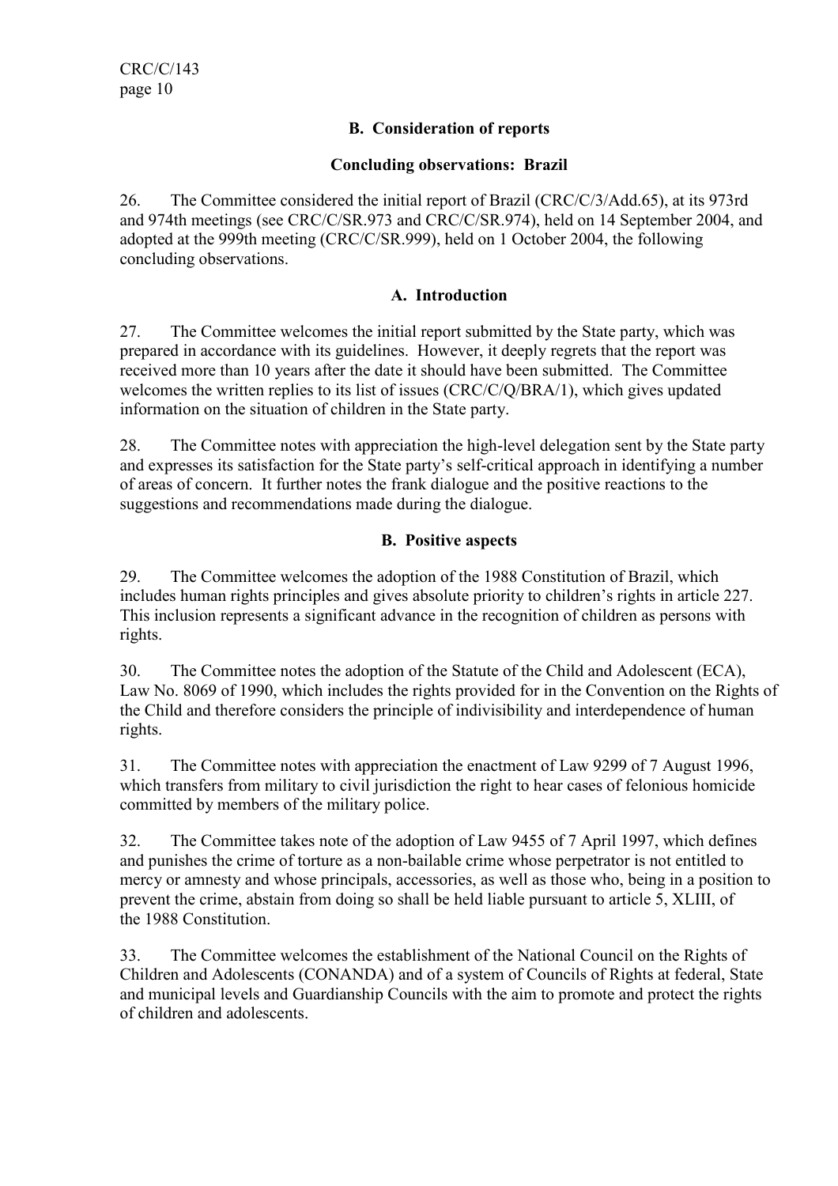### B. Consideration of reports

#### Concluding observations: Brazil

26. The Committee considered the initial report of Brazil (CRC/C/3/Add.65), at its 973rd and 974th meetings (see CRC/C/SR.973 and CRC/C/SR.974), held on 14 September 2004, and adopted at the 999th meeting (CRC/C/SR.999), held on 1 October 2004, the following concluding observations.

#### A. Introduction

27. The Committee welcomes the initial report submitted by the State party, which was prepared in accordance with its guidelines. However, it deeply regrets that the report was received more than 10 years after the date it should have been submitted. The Committee welcomes the written replies to its list of issues (CRC/C/Q/BRA/1), which gives updated information on the situation of children in the State party.

28. The Committee notes with appreciation the high-level delegation sent by the State party and expresses its satisfaction for the State party's self-critical approach in identifying a number of areas of concern. It further notes the frank dialogue and the positive reactions to the suggestions and recommendations made during the dialogue.

#### B. Positive aspects

29. The Committee welcomes the adoption of the 1988 Constitution of Brazil, which includes human rights principles and gives absolute priority to children's rights in article 227. This inclusion represents a significant advance in the recognition of children as persons with rights.

30. The Committee notes the adoption of the Statute of the Child and Adolescent (ECA), Law No. 8069 of 1990, which includes the rights provided for in the Convention on the Rights of the Child and therefore considers the principle of indivisibility and interdependence of human rights.

31. The Committee notes with appreciation the enactment of Law 9299 of 7 August 1996, which transfers from military to civil jurisdiction the right to hear cases of felonious homicide committed by members of the military police.

32. The Committee takes note of the adoption of Law 9455 of 7 April 1997, which defines and punishes the crime of torture as a non-bailable crime whose perpetrator is not entitled to mercy or amnesty and whose principals, accessories, as well as those who, being in a position to prevent the crime, abstain from doing so shall be held liable pursuant to article 5, XLIII, of the 1988 Constitution.

33. The Committee welcomes the establishment of the National Council on the Rights of Children and Adolescents (CONANDA) and of a system of Councils of Rights at federal, State and municipal levels and Guardianship Councils with the aim to promote and protect the rights of children and adolescents.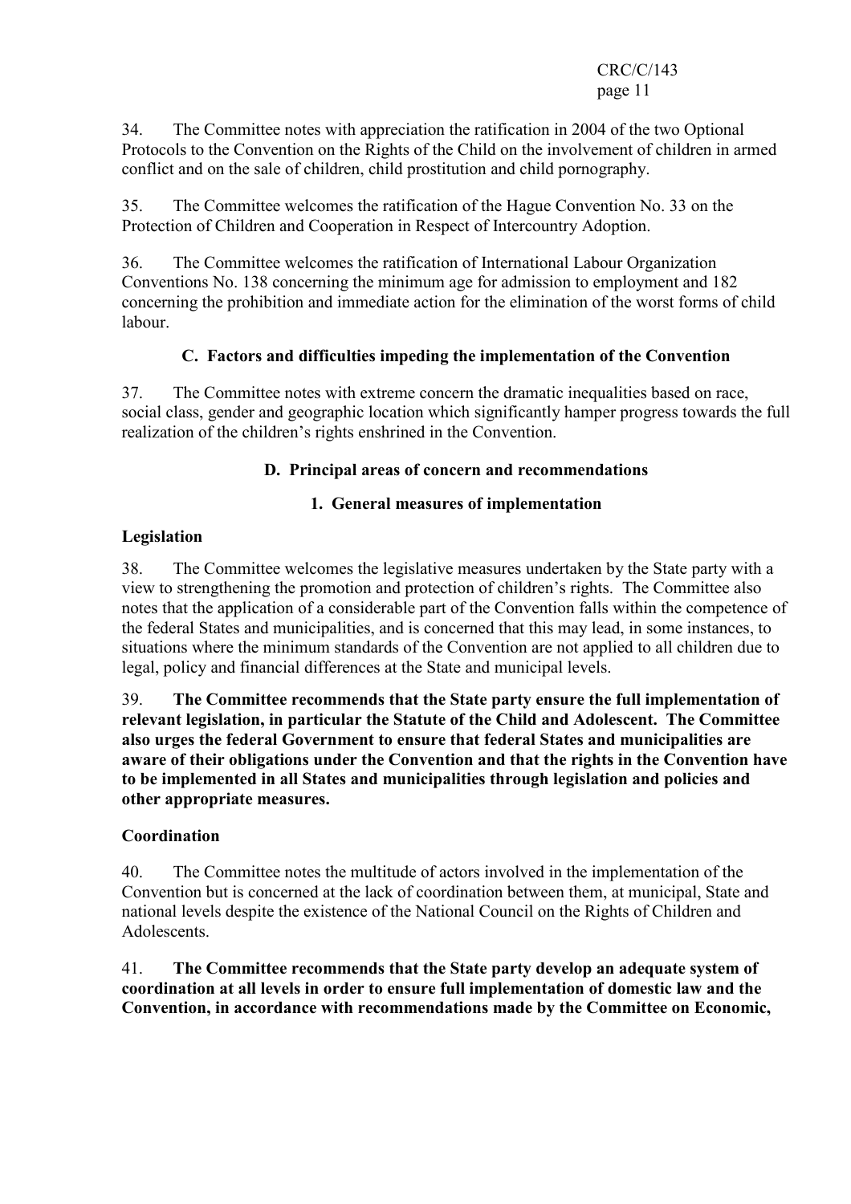34. The Committee notes with appreciation the ratification in 2004 of the two Optional Protocols to the Convention on the Rights of the Child on the involvement of children in armed conflict and on the sale of children, child prostitution and child pornography.

35. The Committee welcomes the ratification of the Hague Convention No. 33 on the Protection of Children and Cooperation in Respect of Intercountry Adoption.

36. The Committee welcomes the ratification of International Labour Organization Conventions No. 138 concerning the minimum age for admission to employment and 182 concerning the prohibition and immediate action for the elimination of the worst forms of child labour.

## C. Factors and difficulties impeding the implementation of the Convention

37. The Committee notes with extreme concern the dramatic inequalities based on race, social class, gender and geographic location which significantly hamper progress towards the full realization of the children's rights enshrined in the Convention.

## D. Principal areas of concern and recommendations

### 1. General measures of implementation

#### Legislation

38. The Committee welcomes the legislative measures undertaken by the State party with a view to strengthening the promotion and protection of children's rights. The Committee also notes that the application of a considerable part of the Convention falls within the competence of the federal States and municipalities, and is concerned that this may lead, in some instances, to situations where the minimum standards of the Convention are not applied to all children due to legal, policy and financial differences at the State and municipal levels.

39. **The Committee recommends that the State party ensure the full implementation of relevant legislation, in particular the Statute of the Child and Adolescent. The Committee also urges the federal Government to ensure that federal States and municipalities are aware of their obligations under the Convention and that the rights in the Convention have to be implemented in all States and municipalities through legislation and policies and other appropriate measures.**

#### Coordination

40. The Committee notes the multitude of actors involved in the implementation of the Convention but is concerned at the lack of coordination between them, at municipal, State and national levels despite the existence of the National Council on the Rights of Children and Adolescents.

41. **The Committee recommends that the State party develop an adequate system of coordination at all levels in order to ensure full implementation of domestic law and the Convention, in accordance with recommendations made by the Committee on Economic,**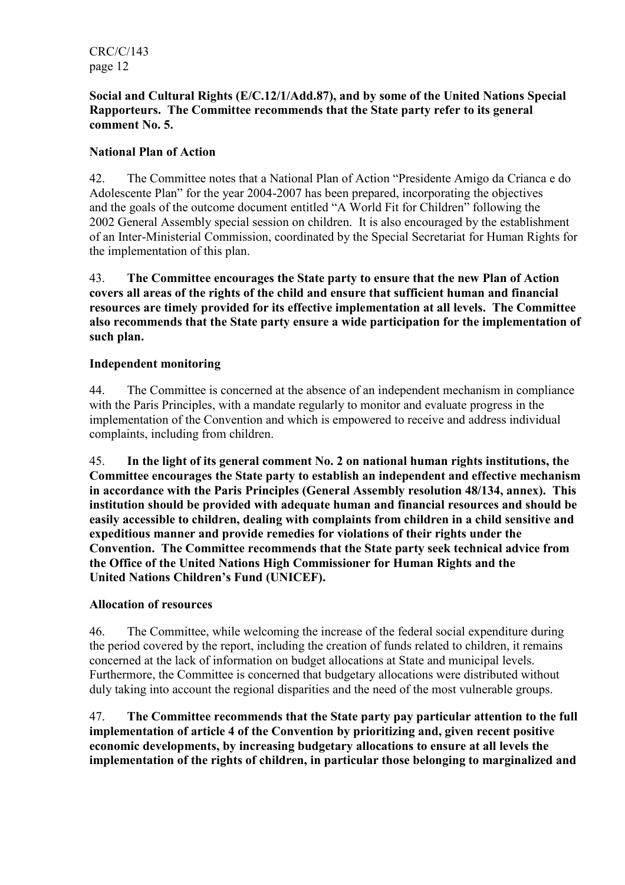**Social and Cultural Rights (E/C.12/1/Add.87), and by some of the United Nations Special Rapporteurs. The Committee recommends that the State party refer to its general comment No. 5.**

**National Plan of Action**

42. The Committee notes that a National Plan of Action "Presidente Amigo da Crianca e do Adolescente Plan" for the year 2004-2007 has been prepared, incorporating the objectives and the goals of the outcome document entitled "A World Fit for Children" following the 2002 General Assembly special session on children. It is also encouraged by the establishment of an Inter-Ministerial Commission, coordinated by the Special Secretariat for Human Rights for the implementation of this plan.

43. **The Committee encourages the State party to ensure that the new Plan of Action covers all areas of the rights of the child and ensure that sufficient human and financial resources are timely provided for its effective implementation at all levels. The Committee also recommends that the State party ensure a wide participation for the implementation of such plan.**

**Independent monitoring**

44. The Committee is concerned at the absence of an independent mechanism in compliance with the Paris Principles, with a mandate regularly to monitor and evaluate progress in the implementation of the Convention and which is empowered to receive and address individual complaints, including from children.

45. **In the light of its general comment No. 2 on national human rights institutions, the Committee encourages the State party to establish an independent and effective mechanism in accordance with the Paris Principles (General Assembly resolution 48/134, annex). This institution should be provided with adequate human and financial resources and should be easily accessible to children, dealing with complaints from children in a child sensitive and expeditious manner and provide remedies for violations of their rights under the Convention. The Committee recommends that the State party seek technical advice from the Office of the United Nations High Commissioner for Human Rights and the United Nations Children's Fund (UNICEF).**

**Allocation of resources**

46. The Committee, while welcoming the increase of the federal social expenditure during the period covered by the report, including the creation of funds related to children, it remains concerned at the lack of information on budget allocations at State and municipal levels. Furthermore, the Committee is concerned that budgetary allocations were distributed without duly taking into account the regional disparities and the need of the most vulnerable groups.

47. **The Committee recommends that the State party pay particular attention to the full implementation of article 4 of the Convention by prioritizing and, given recent positive economic developments, by increasing budgetary allocations to ensure at all levels the implementation of the rights of children, in particular those belonging to marginalized and**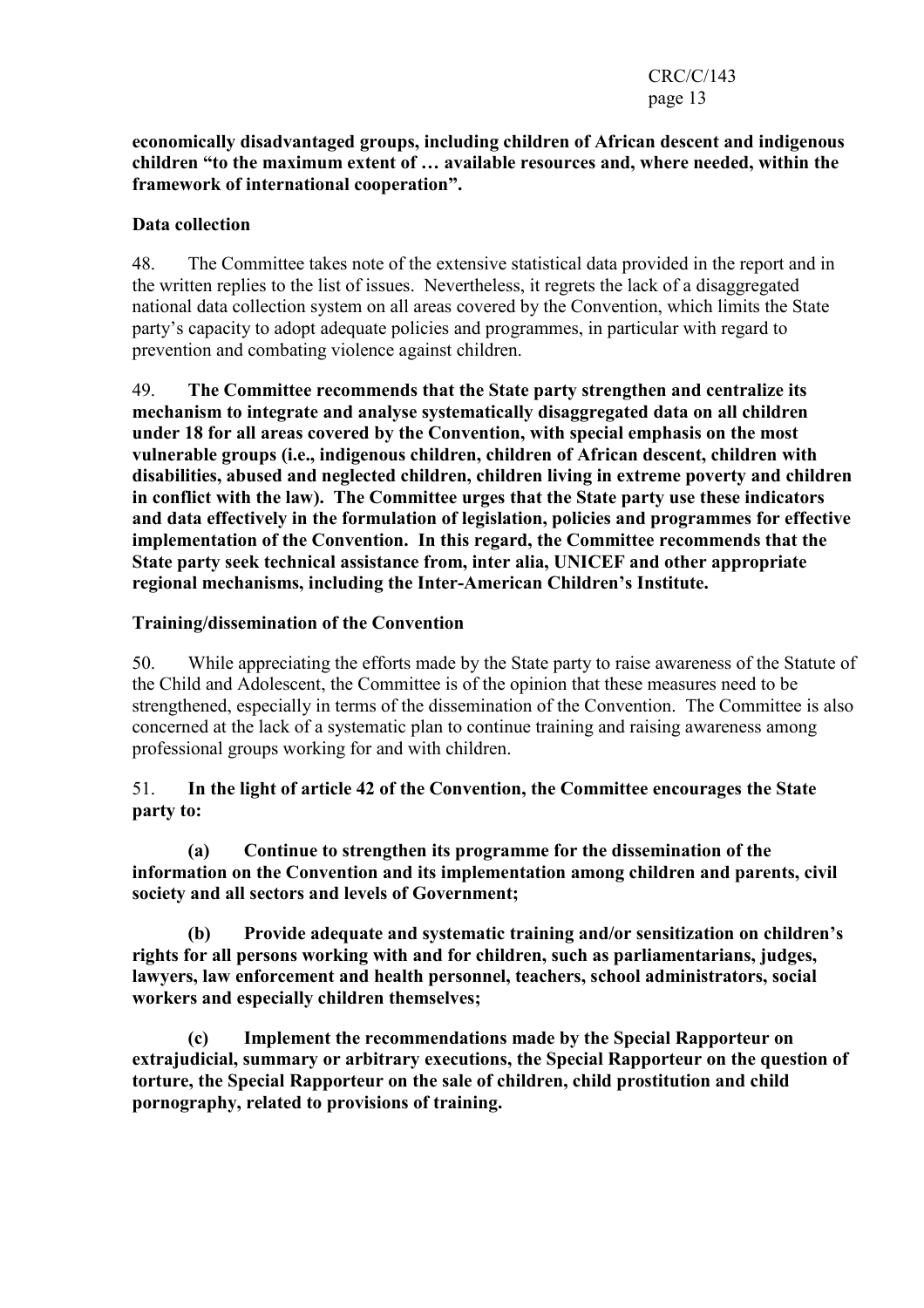**economically disadvantaged groups, including children of African descent and indigenous children "to the maximum extent of … available resources and, where needed, within the framework of international cooperation".**

**Data collection**

48. The Committee takes note of the extensive statistical data provided in the report and in the written replies to the list of issues. Nevertheless, it regrets the lack of a disaggregated national data collection system on all areas covered by the Convention, which limits the State party's capacity to adopt adequate policies and programmes, in particular with regard to prevention and combating violence against children.

49. **The Committee recommends that the State party strengthen and centralize its mechanism to integrate and analyse systematically disaggregated data on all children under 18 for all areas covered by the Convention, with special emphasis on the most vulnerable groups (i.e., indigenous children, children of African descent, children with disabilities, abused and neglected children, children living in extreme poverty and children in conflict with the law). The Committee urges that the State party use these indicators and data effectively in the formulation of legislation, policies and programmes for effective implementation of the Convention. In this regard, the Committee recommends that the State party seek technical assistance from, inter alia, UNICEF and other appropriate regional mechanisms, including the Inter-American Children's Institute.**

**Training/dissemination of the Convention**

50. While appreciating the efforts made by the State party to raise awareness of the Statute of the Child and Adolescent, the Committee is of the opinion that these measures need to be strengthened, especially in terms of the dissemination of the Convention. The Committee is also concerned at the lack of a systematic plan to continue training and raising awareness among professional groups working for and with children.

51. **In the light of article 42 of the Convention, the Committee encourages the State party to:**

**(a) Continue to strengthen its programme for the dissemination of the information on the Convention and its implementation among children and parents, civil society and all sectors and levels of Government;**

**(b) Provide adequate and systematic training and/or sensitization on children's rights for all persons working with and for children, such as parliamentarians, judges, lawyers, law enforcement and health personnel, teachers, school administrators, social workers and especially children themselves;**

**(c) Implement the recommendations made by the Special Rapporteur on extrajudicial, summary or arbitrary executions, the Special Rapporteur on the question of torture, the Special Rapporteur on the sale of children, child prostitution and child pornography, related to provisions of training.**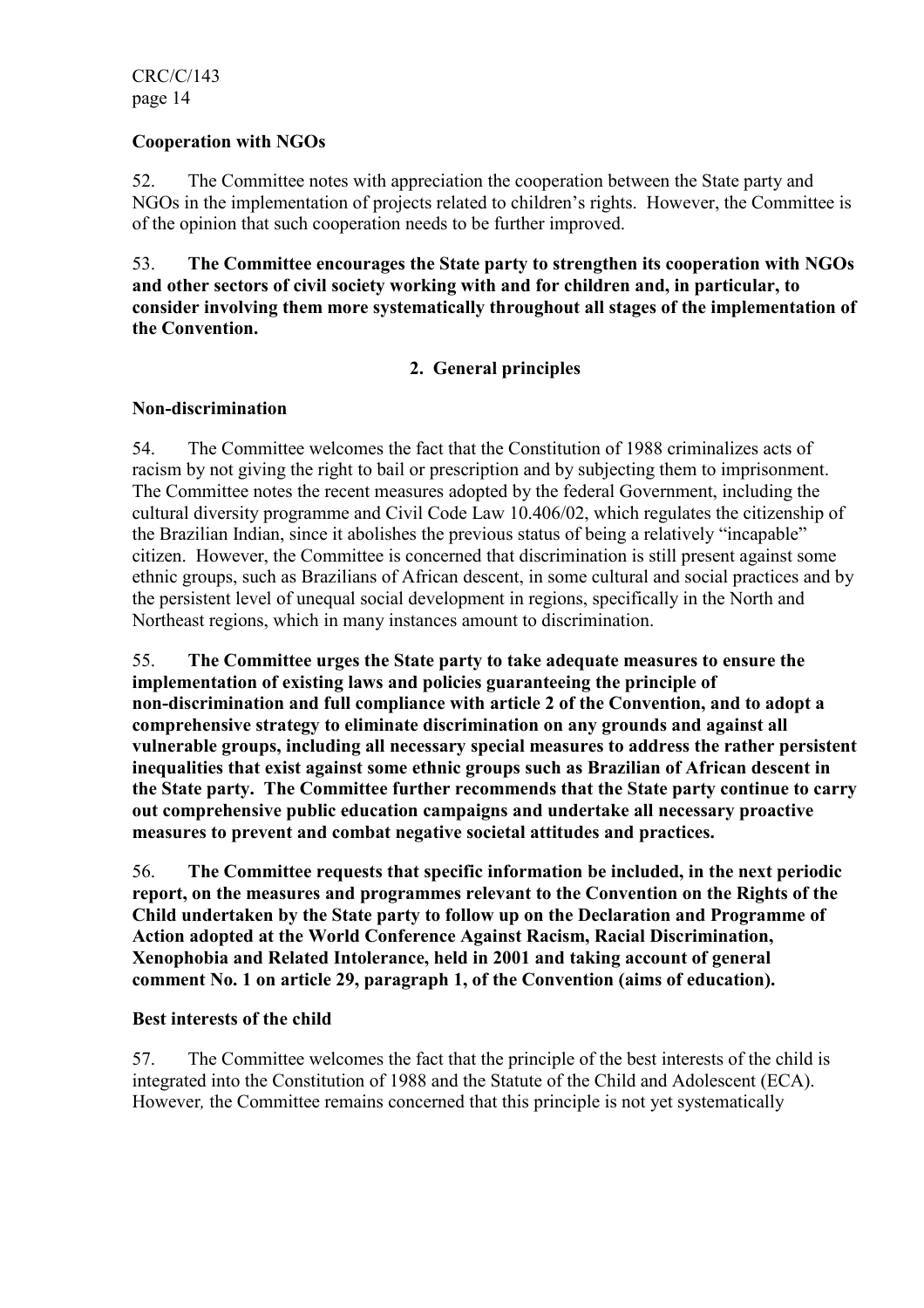**Cooperation with NGOs**

52. The Committee notes with appreciation the cooperation between the State party and NGOs in the implementation of projects related to children's rights. However, the Committee is of the opinion that such cooperation needs to be further improved.

53. **The Committee encourages the State party to strengthen its cooperation with NGOs and other sectors of civil society working with and for children and, in particular, to consider involving them more systematically throughout all stages of the implementation of the Convention.**

## 2. General principles

**Non-discrimination**

54. The Committee welcomes the fact that the Constitution of 1988 criminalizes acts of racism by not giving the right to bail or prescription and by subjecting them to imprisonment. The Committee notes the recent measures adopted by the federal Government, including the cultural diversity programme and Civil Code Law 10.406/02, which regulates the citizenship of the Brazilian Indian, since it abolishes the previous status of being a relatively "incapable" citizen. However, the Committee is concerned that discrimination is still present against some ethnic groups, such as Brazilians of African descent, in some cultural and social practices and by the persistent level of unequal social development in regions, specifically in the North and Northeast regions, which in many instances amount to discrimination.

55. **The Committee urges the State party to take adequate measures to ensure the implementation of existing laws and policies guaranteeing the principle of non-discrimination and full compliance with article 2 of the Convention, and to adopt a comprehensive strategy to eliminate discrimination on any grounds and against all vulnerable groups, including all necessary special measures to address the rather persistent inequalities that exist against some ethnic groups such as Brazilian of African descent in the State party. The Committee further recommends that the State party continue to carry out comprehensive public education campaigns and undertake all necessary proactive measures to prevent and combat negative societal attitudes and practices.**

56. **The Committee requests that specific information be included, in the next periodic report, on the measures and programmes relevant to the Convention on the Rights of the Child undertaken by the State party to follow up on the Declaration and Programme of Action adopted at the World Conference Against Racism, Racial Discrimination, Xenophobia and Related Intolerance, held in 2001 and taking account of general comment No. 1 on article 29, paragraph 1, of the Convention (aims of education).**

**Best interests of the child**

57. The Committee welcomes the fact that the principle of the best interests of the child is integrated into the Constitution of 1988 and the Statute of the Child and Adolescent (ECA). However, the Committee remains concerned that this principle is not yet systematically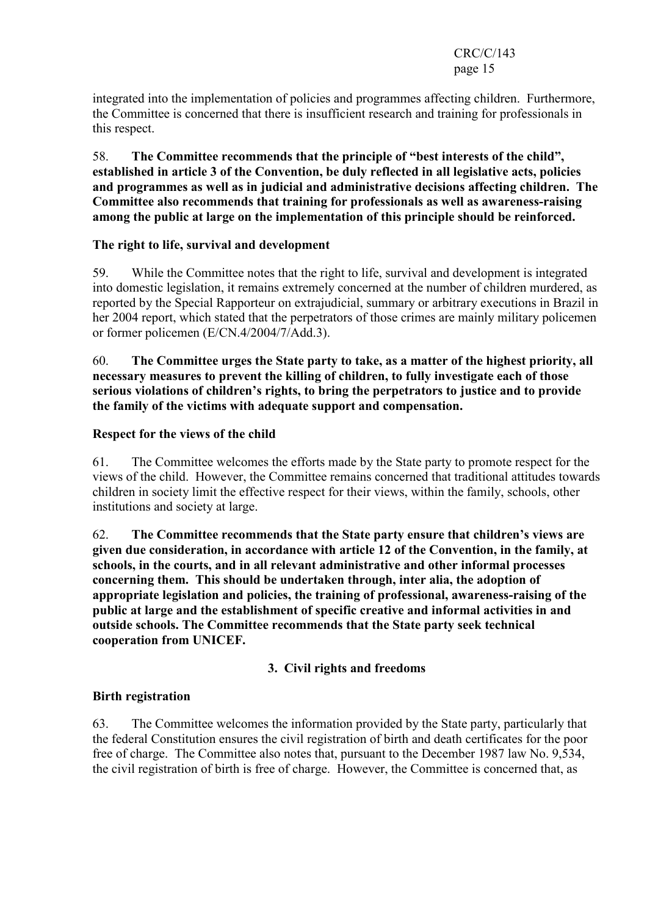integrated into the implementation of policies and programmes affecting children. Furthermore, the Committee is concerned that there is insufficient research and training for professionals in this respect.

58. **The Committee recommends that the principle of "best interests of the child", established in article 3 of the Convention, be duly reflected in all legislative acts, policies and programmes as well as in judicial and administrative decisions affecting children. The Committee also recommends that training for professionals as well as awareness-raising among the public at large on the implementation of this principle should be reinforced.**

**The right to life, survival and development**

59. While the Committee notes that the right to life, survival and development is integrated into domestic legislation, it remains extremely concerned at the number of children murdered, as reported by the Special Rapporteur on extrajudicial, summary or arbitrary executions in Brazil in her 2004 report, which stated that the perpetrators of those crimes are mainly military policemen or former policemen (E/CN.4/2004/7/Add.3).

60. **The Committee urges the State party to take, as a matter of the highest priority, all necessary measures to prevent the killing of children, to fully investigate each of those serious violations of children's rights, to bring the perpetrators to justice and to provide the family of the victims with adequate support and compensation.**

**Respect for the views of the child**

61. The Committee welcomes the efforts made by the State party to promote respect for the views of the child. However, the Committee remains concerned that traditional attitudes towards children in society limit the effective respect for their views, within the family, schools, other institutions and society at large.

62. **The Committee recommends that the State party ensure that children's views are given due consideration, in accordance with article 12 of the Convention, in the family, at schools, in the courts, and in all relevant administrative and other informal processes concerning them. This should be undertaken through, inter alia, the adoption of appropriate legislation and policies, the training of professional, awareness-raising of the public at large and the establishment of specific creative and informal activities in and outside schools. The Committee recommends that the State party seek technical cooperation from UNICEF.**

### 3. Civil rights and freedoms

**Birth registration**

63. The Committee welcomes the information provided by the State party, particularly that the federal Constitution ensures the civil registration of birth and death certificates for the poor free of charge. The Committee also notes that, pursuant to the December 1987 law No. 9,534, the civil registration of birth is free of charge. However, the Committee is concerned that, as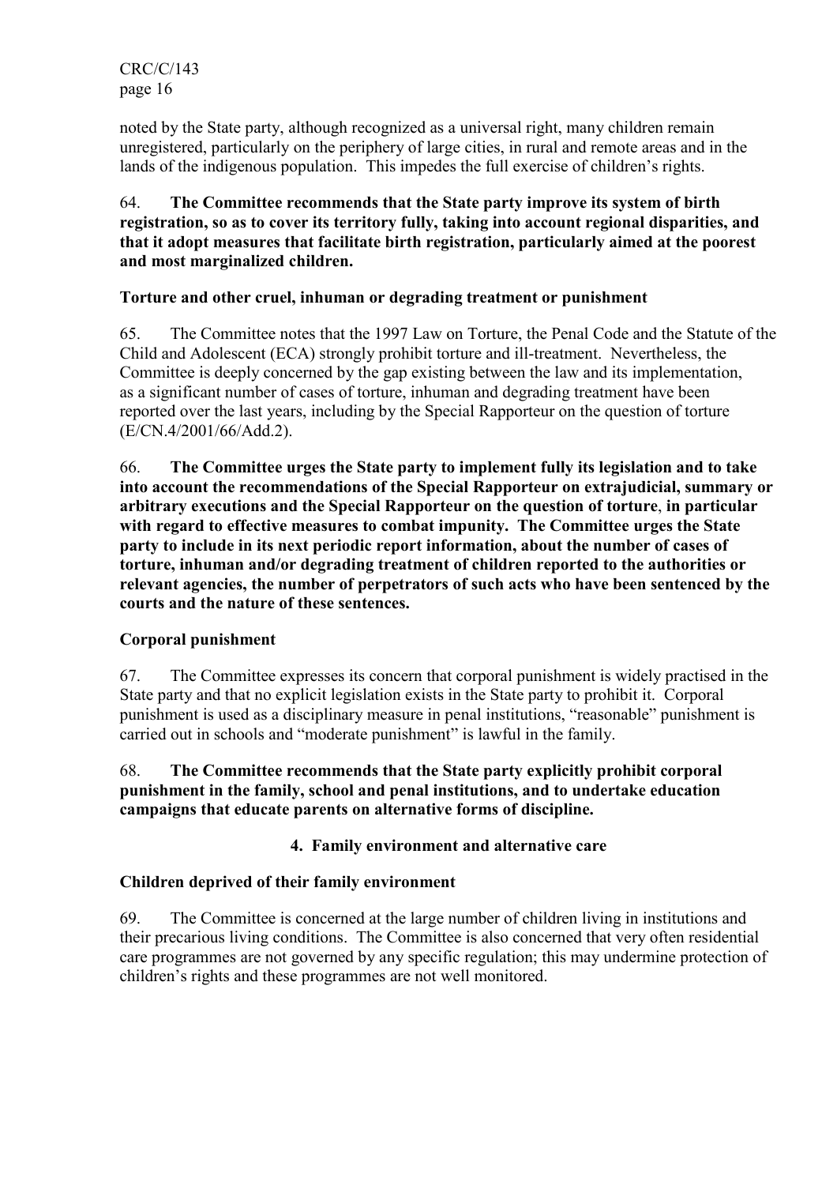noted by the State party, although recognized as a universal right, many children remain unregistered, particularly on the periphery of large cities, in rural and remote areas and in the lands of the indigenous population. This impedes the full exercise of children's rights.

64. **The Committee recommends that the State party improve its system of birth registration, so as to cover its territory fully, taking into account regional disparities, and that it adopt measures that facilitate birth registration, particularly aimed at the poorest and most marginalized children.**

### Torture and other cruel, inhuman or degrading treatment or punishment

65. The Committee notes that the 1997 Law on Torture, the Penal Code and the Statute of the Child and Adolescent (ECA) strongly prohibit torture and ill-treatment. Nevertheless, the Committee is deeply concerned by the gap existing between the law and its implementation, as a significant number of cases of torture, inhuman and degrading treatment have been reported over the last years, including by the Special Rapporteur on the question of torture (E/CN.4/2001/66/Add.2).

66. **The Committee urges the State party to implement fully its legislation and to take into account the recommendations of the Special Rapporteur on extrajudicial, summary or arbitrary executions and the Special Rapporteur on the question of torture, in particular with regard to effective measures to combat impunity. The Committee urges the State party to include in its next periodic report information, about the number of cases of torture, inhuman and/or degrading treatment of children reported to the authorities or relevant agencies, the number of perpetrators of such acts who have been sentenced by the courts and the nature of these sentences.**

### Corporal punishment

67. The Committee expresses its concern that corporal punishment is widely practised in the State party and that no explicit legislation exists in the State party to prohibit it. Corporal punishment is used as a disciplinary measure in penal institutions, "reasonable" punishment is carried out in schools and "moderate punishment" is lawful in the family.

68. **The Committee recommends that the State party explicitly prohibit corporal punishment in the family, school and penal institutions, and to undertake education campaigns that educate parents on alternative forms of discipline.**

## 4. Family environment and alternative care

### Children deprived of their family environment

69. The Committee is concerned at the large number of children living in institutions and their precarious living conditions. The Committee is also concerned that very often residential care programmes are not governed by any specific regulation; this may undermine protection of children's rights and these programmes are not well monitored.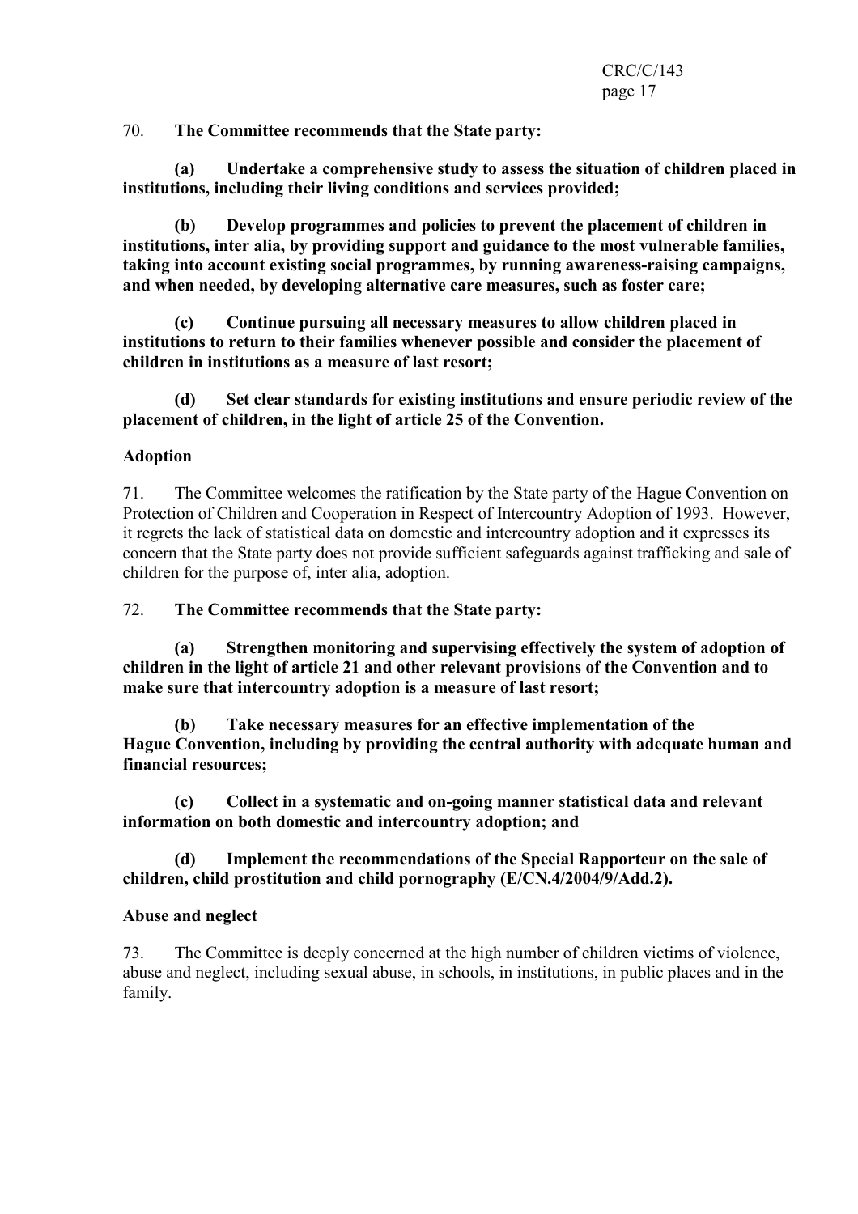70. **The Committee recommends that the State party:**

**(a) Undertake a comprehensive study to assess the situation of children placed in institutions, including their living conditions and services provided;**

**(b) Develop programmes and policies to prevent the placement of children in institutions, inter alia, by providing support and guidance to the most vulnerable families, taking into account existing social programmes, by running awareness-raising campaigns, and when needed, by developing alternative care measures, such as foster care;**

**(c) Continue pursuing all necessary measures to allow children placed in institutions to return to their families whenever possible and consider the placement of children in institutions as a measure of last resort;**

**(d) Set clear standards for existing institutions and ensure periodic review of the placement of children, in the light of article 25 of the Convention.**

**Adoption**

71. The Committee welcomes the ratification by the State party of the Hague Convention on Protection of Children and Cooperation in Respect of Intercountry Adoption of 1993. However, it regrets the lack of statistical data on domestic and intercountry adoption and it expresses its concern that the State party does not provide sufficient safeguards against trafficking and sale of children for the purpose of, inter alia, adoption.

72. **The Committee recommends that the State party:**

**(a) Strengthen monitoring and supervising effectively the system of adoption of children in the light of article 21 and other relevant provisions of the Convention and to make sure that intercountry adoption is a measure of last resort;**

**(b) Take necessary measures for an effective implementation of the Hague Convention, including by providing the central authority with adequate human and financial resources;**

**(c) Collect in a systematic and on-going manner statistical data and relevant information on both domestic and intercountry adoption; and**

**(d) Implement the recommendations of the Special Rapporteur on the sale of children, child prostitution and child pornography (E/CN.4/2004/9/Add.2).**

**Abuse and neglect**

73. The Committee is deeply concerned at the high number of children victims of violence, abuse and neglect, including sexual abuse, in schools, in institutions, in public places and in the family.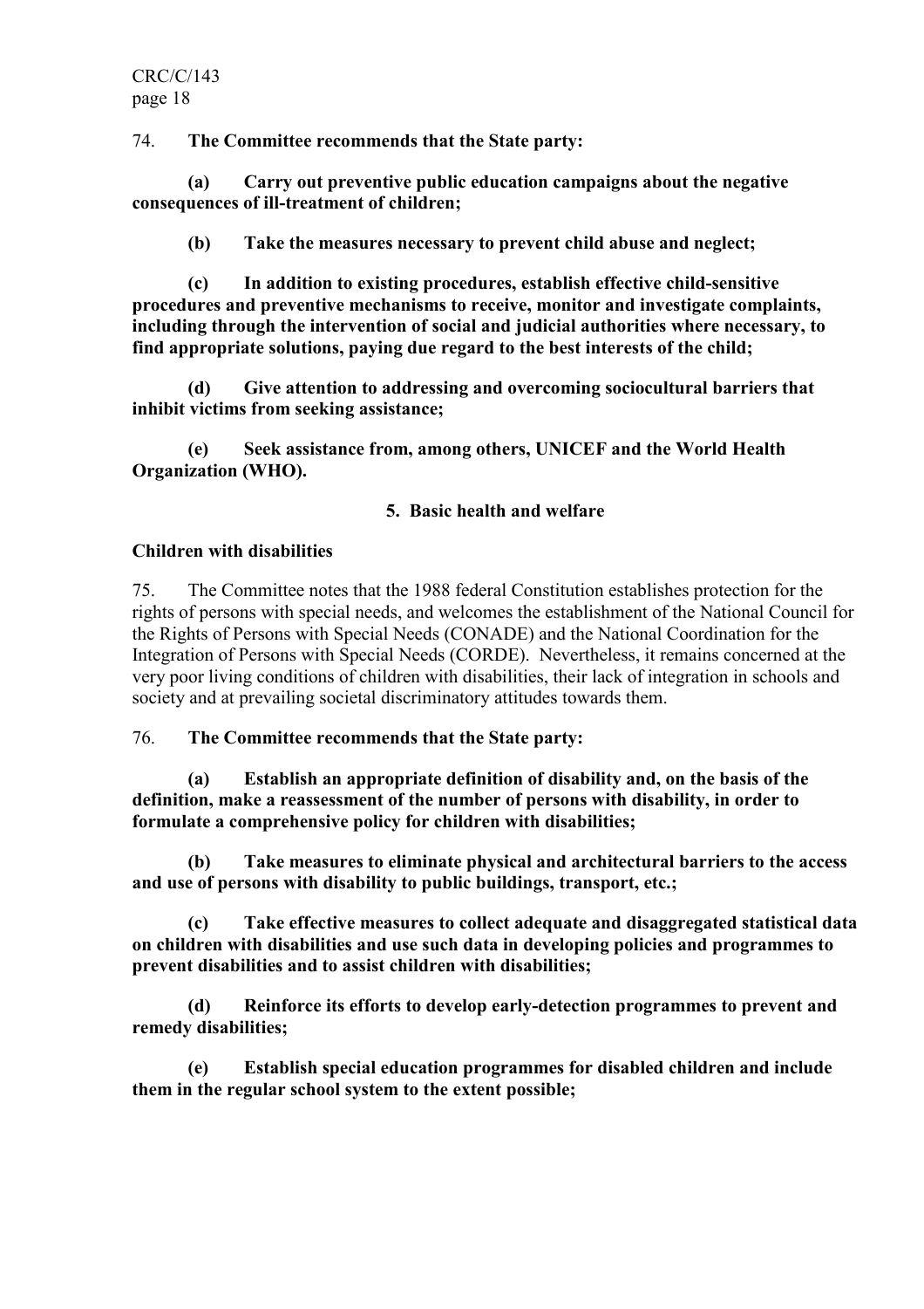74. **The Committee recommends that the State party:**

**(a) Carry out preventive public education campaigns about the negative consequences of ill-treatment of children;**

**(b) Take the measures necessary to prevent child abuse and neglect;**

**(c) In addition to existing procedures, establish effective child-sensitive procedures and preventive mechanisms to receive, monitor and investigate complaints, including through the intervention of social and judicial authorities where necessary, to find appropriate solutions, paying due regard to the best interests of the child;**

**(d) Give attention to addressing and overcoming sociocultural barriers that inhibit victims from seeking assistance;**

**(e) Seek assistance from, among others, UNICEF and the World Health Organization (WHO).**

### 5. Basic health and welfare

**Children with disabilities**

75. The Committee notes that the 1988 federal Constitution establishes protection for the rights of persons with special needs, and welcomes the establishment of the National Council for the Rights of Persons with Special Needs (CONADE) and the National Coordination for the Integration of Persons with Special Needs (CORDE). Nevertheless, it remains concerned at the very poor living conditions of children with disabilities, their lack of integration in schools and society and at prevailing societal discriminatory attitudes towards them.

76. **The Committee recommends that the State party:**

**(a) Establish an appropriate definition of disability and, on the basis of the definition, make a reassessment of the number of persons with disability, in order to formulate a comprehensive policy for children with disabilities;**

**(b) Take measures to eliminate physical and architectural barriers to the access and use of persons with disability to public buildings, transport, etc.;**

**(c) Take effective measures to collect adequate and disaggregated statistical data on children with disabilities and use such data in developing policies and programmes to prevent disabilities and to assist children with disabilities;**

**(d) Reinforce its efforts to develop early-detection programmes to prevent and remedy disabilities;**

**(e) Establish special education programmes for disabled children and include them in the regular school system to the extent possible;**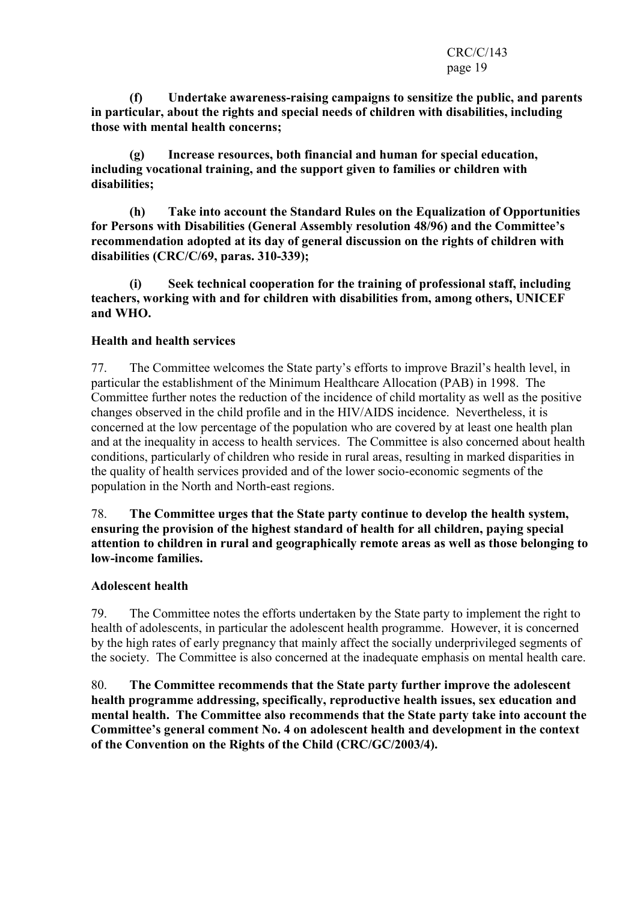**(f) Undertake awareness-raising campaigns to sensitize the public, and parents in particular, about the rights and special needs of children with disabilities, including those with mental health concerns;**

**(g) Increase resources, both financial and human for special education, including vocational training, and the support given to families or children with disabilities;**

**(h) Take into account the Standard Rules on the Equalization of Opportunities for Persons with Disabilities (General Assembly resolution 48/96) and the Committee's recommendation adopted at its day of general discussion on the rights of children with disabilities (CRC/C/69, paras. 310-339);**

**(i) Seek technical cooperation for the training of professional staff, including teachers, working with and for children with disabilities from, among others, UNICEF and WHO.**

**Health and health services**

77. The Committee welcomes the State party's efforts to improve Brazil's health level, in particular the establishment of the Minimum Healthcare Allocation (PAB) in 1998. The Committee further notes the reduction of the incidence of child mortality as well as the positive changes observed in the child profile and in the HIV/AIDS incidence. Nevertheless, it is concerned at the low percentage of the population who are covered by at least one health plan and at the inequality in access to health services. The Committee is also concerned about health conditions, particularly of children who reside in rural areas, resulting in marked disparities in the quality of health services provided and of the lower socio-economic segments of the population in the North and North-east regions.

78. **The Committee urges that the State party continue to develop the health system, ensuring the provision of the highest standard of health for all children, paying special attention to children in rural and geographically remote areas as well as those belonging to low-income families.**

**Adolescent health**

79. The Committee notes the efforts undertaken by the State party to implement the right to health of adolescents, in particular the adolescent health programme. However, it is concerned by the high rates of early pregnancy that mainly affect the socially underprivileged segments of the society. The Committee is also concerned at the inadequate emphasis on mental health care.

80. **The Committee recommends that the State party further improve the adolescent health programme addressing, specifically, reproductive health issues, sex education and mental health. The Committee also recommends that the State party take into account the Committee's general comment No. 4 on adolescent health and development in the context of the Convention on the Rights of the Child (CRC/GC/2003/4).**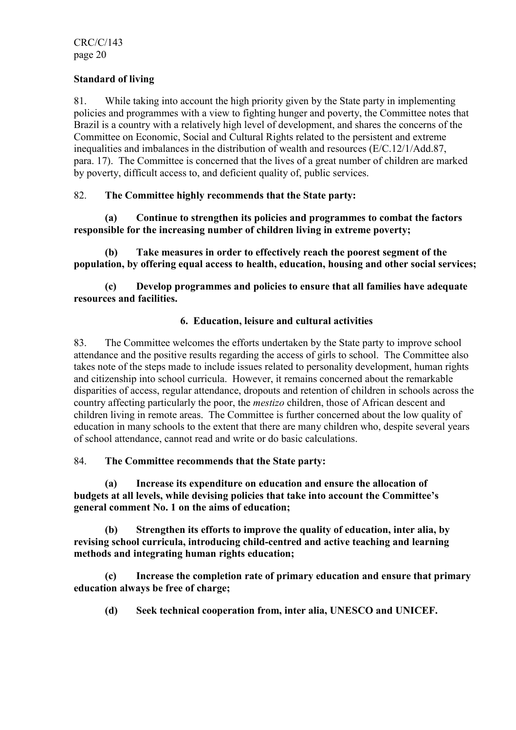**Standard of living**

81. While taking into account the high priority given by the State party in implementing policies and programmes with a view to fighting hunger and poverty, the Committee notes that Brazil is a country with a relatively high level of development, and shares the concerns of the Committee on Economic, Social and Cultural Rights related to the persistent and extreme inequalities and imbalances in the distribution of wealth and resources (E/C.12/1/Add.87, para. 17). The Committee is concerned that the lives of a great number of children are marked by poverty, difficult access to, and deficient quality of, public services.

82. **The Committee highly recommends that the State party:**

**(a) Continue to strengthen its policies and programmes to combat the factors responsible for the increasing number of children living in extreme poverty;**

**(b) Take measures in order to effectively reach the poorest segment of the population, by offering equal access to health, education, housing and other social services;**

**(c) Develop programmes and policies to ensure that all families have adequate resources and facilities.**

### 6. Education, leisure and cultural activities

83. The Committee welcomes the efforts undertaken by the State party to improve school attendance and the positive results regarding the access of girls to school. The Committee also takes note of the steps made to include issues related to personality development, human rights and citizenship into school curricula. However, it remains concerned about the remarkable disparities of access, regular attendance, dropouts and retention of children in schools across the country affecting particularly the poor, the *mestizo* children, those of African descent and children living in remote areas. The Committee is further concerned about the low quality of education in many schools to the extent that there are many children who, despite several years of school attendance, cannot read and write or do basic calculations.

84. **The Committee recommends that the State party:**

**(a) Increase its expenditure on education and ensure the allocation of budgets at all levels, while devising policies that take into account the Committee's general comment No. 1 on the aims of education;**

**(b) Strengthen its efforts to improve the quality of education, inter alia, by revising school curricula, introducing child-centred and active teaching and learning methods and integrating human rights education;**

**(c) Increase the completion rate of primary education and ensure that primary education always be free of charge;**

**(d) Seek technical cooperation from, inter alia, UNESCO and UNICEF.**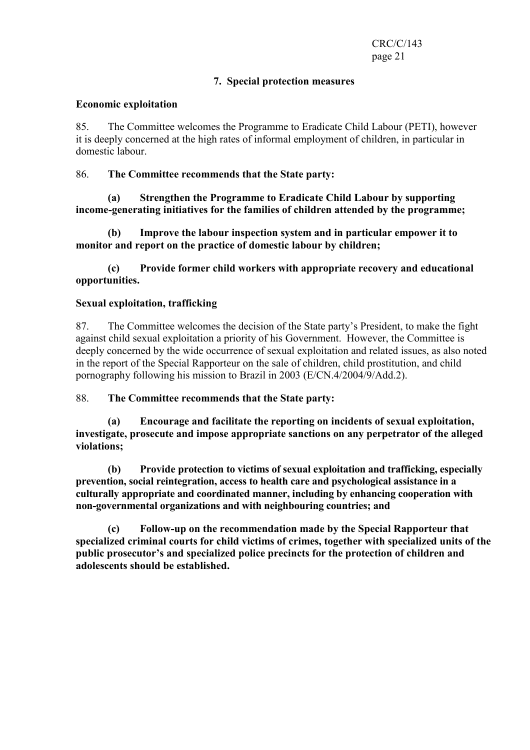### 7. Special protection measures

**Economic exploitation**

85. The Committee welcomes the Programme to Eradicate Child Labour (PETI), however it is deeply concerned at the high rates of informal employment of children, in particular in domestic labour.

86. **The Committee recommends that the State party:**

**(a) Strengthen the Programme to Eradicate Child Labour by supporting income-generating initiatives for the families of children attended by the programme;**

**(b) Improve the labour inspection system and in particular empower it to monitor and report on the practice of domestic labour by children;**

**(c) Provide former child workers with appropriate recovery and educational opportunities.**

**Sexual exploitation, trafficking**

87. The Committee welcomes the decision of the State party's President, to make the fight against child sexual exploitation a priority of his Government. However, the Committee is deeply concerned by the wide occurrence of sexual exploitation and related issues, as also noted in the report of the Special Rapporteur on the sale of children, child prostitution, and child pornography following his mission to Brazil in 2003 (E/CN.4/2004/9/Add.2).

88. **The Committee recommends that the State party:**

**(a) Encourage and facilitate the reporting on incidents of sexual exploitation, investigate, prosecute and impose appropriate sanctions on any perpetrator of the alleged violations;**

**(b) Provide protection to victims of sexual exploitation and trafficking, especially prevention, social reintegration, access to health care and psychological assistance in a culturally appropriate and coordinated manner, including by enhancing cooperation with non-governmental organizations and with neighbouring countries; and**

**(c) Follow-up on the recommendation made by the Special Rapporteur that specialized criminal courts for child victims of crimes, together with specialized units of the public prosecutor's and specialized police precincts for the protection of children and adolescents should be established.**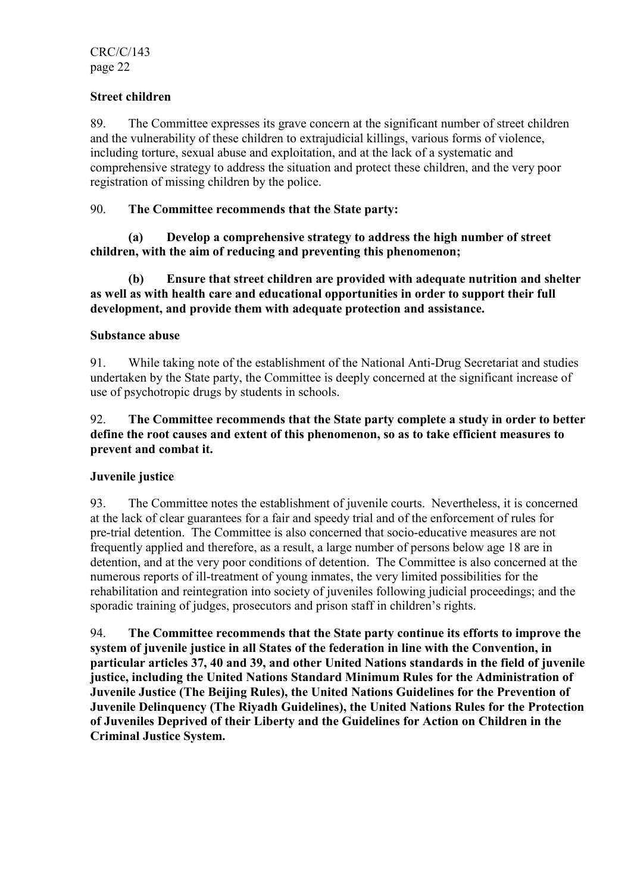### Street children

89. The Committee expresses its grave concern at the significant number of street children and the vulnerability of these children to extrajudicial killings, various forms of violence, including torture, sexual abuse and exploitation, and at the lack of a systematic and comprehensive strategy to address the situation and protect these children, and the very poor registration of missing children by the police.

90. **The Committee recommends that the State party:**

**(a) Develop a comprehensive strategy to address the high number of street children, with the aim of reducing and preventing this phenomenon;**

**(b) Ensure that street children are provided with adequate nutrition and shelter as well as with health care and educational opportunities in order to support their full development, and provide them with adequate protection and assistance.**

### Substance abuse

91. While taking note of the establishment of the National Anti-Drug Secretariat and studies undertaken by the State party, the Committee is deeply concerned at the significant increase of use of psychotropic drugs by students in schools.

92. **The Committee recommends that the State party complete a study in order to better define the root causes and extent of this phenomenon, so as to take efficient measures to prevent and combat it.**

### Juvenile justice

93. The Committee notes the establishment of juvenile courts. Nevertheless, it is concerned at the lack of clear guarantees for a fair and speedy trial and of the enforcement of rules for pre-trial detention. The Committee is also concerned that socio-educative measures are not frequently applied and therefore, as a result, a large number of persons below age 18 are in detention, and at the very poor conditions of detention. The Committee is also concerned at the numerous reports of ill-treatment of young inmates, the very limited possibilities for the rehabilitation and reintegration into society of juveniles following judicial proceedings; and the sporadic training of judges, prosecutors and prison staff in children's rights.

94. **The Committee recommends that the State party continue its efforts to improve the system of juvenile justice in all States of the federation in line with the Convention, in particular articles 37, 40 and 39, and other United Nations standards in the field of juvenile justice, including the United Nations Standard Minimum Rules for the Administration of Juvenile Justice (The Beijing Rules), the United Nations Guidelines for the Prevention of Juvenile Delinquency (The Riyadh Guidelines), the United Nations Rules for the Protection of Juveniles Deprived of their Liberty and the Guidelines for Action on Children in the Criminal Justice System.**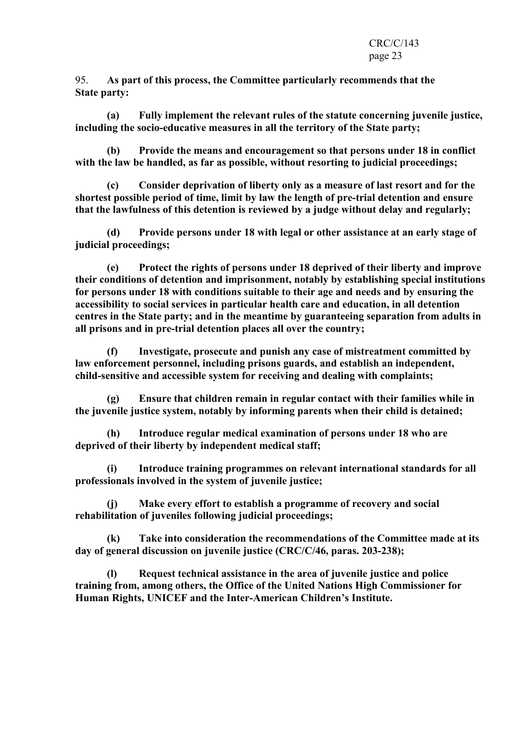95. **As part of this process, the Committee particularly recommends that the State party:**

**(a) Fully implement the relevant rules of the statute concerning juvenile justice, including the socio-educative measures in all the territory of the State party;**

**(b) Provide the means and encouragement so that persons under 18 in conflict with the law be handled, as far as possible, without resorting to judicial proceedings;**

**(c) Consider deprivation of liberty only as a measure of last resort and for the shortest possible period of time, limit by law the length of pre-trial detention and ensure that the lawfulness of this detention is reviewed by a judge without delay and regularly;**

**(d) Provide persons under 18 with legal or other assistance at an early stage of judicial proceedings;**

**(e) Protect the rights of persons under 18 deprived of their liberty and improve their conditions of detention and imprisonment, notably by establishing special institutions for persons under 18 with conditions suitable to their age and needs and by ensuring the accessibility to social services in particular health care and education, in all detention centres in the State party; and in the meantime by guaranteeing separation from adults in all prisons and in pre-trial detention places all over the country;**

**(f) Investigate, prosecute and punish any case of mistreatment committed by law enforcement personnel, including prisons guards, and establish an independent, child-sensitive and accessible system for receiving and dealing with complaints;**

**(g) Ensure that children remain in regular contact with their families while in the juvenile justice system, notably by informing parents when their child is detained;**

**(h) Introduce regular medical examination of persons under 18 who are deprived of their liberty by independent medical staff;**

**(i) Introduce training programmes on relevant international standards for all professionals involved in the system of juvenile justice;**

**(j) Make every effort to establish a programme of recovery and social rehabilitation of juveniles following judicial proceedings;**

**(k) Take into consideration the recommendations of the Committee made at its day of general discussion on juvenile justice (CRC/C/46, paras. 203-238);**

**(l) Request technical assistance in the area of juvenile justice and police training from, among others, the Office of the United Nations High Commissioner for Human Rights, UNICEF and the Inter-American Children's Institute.**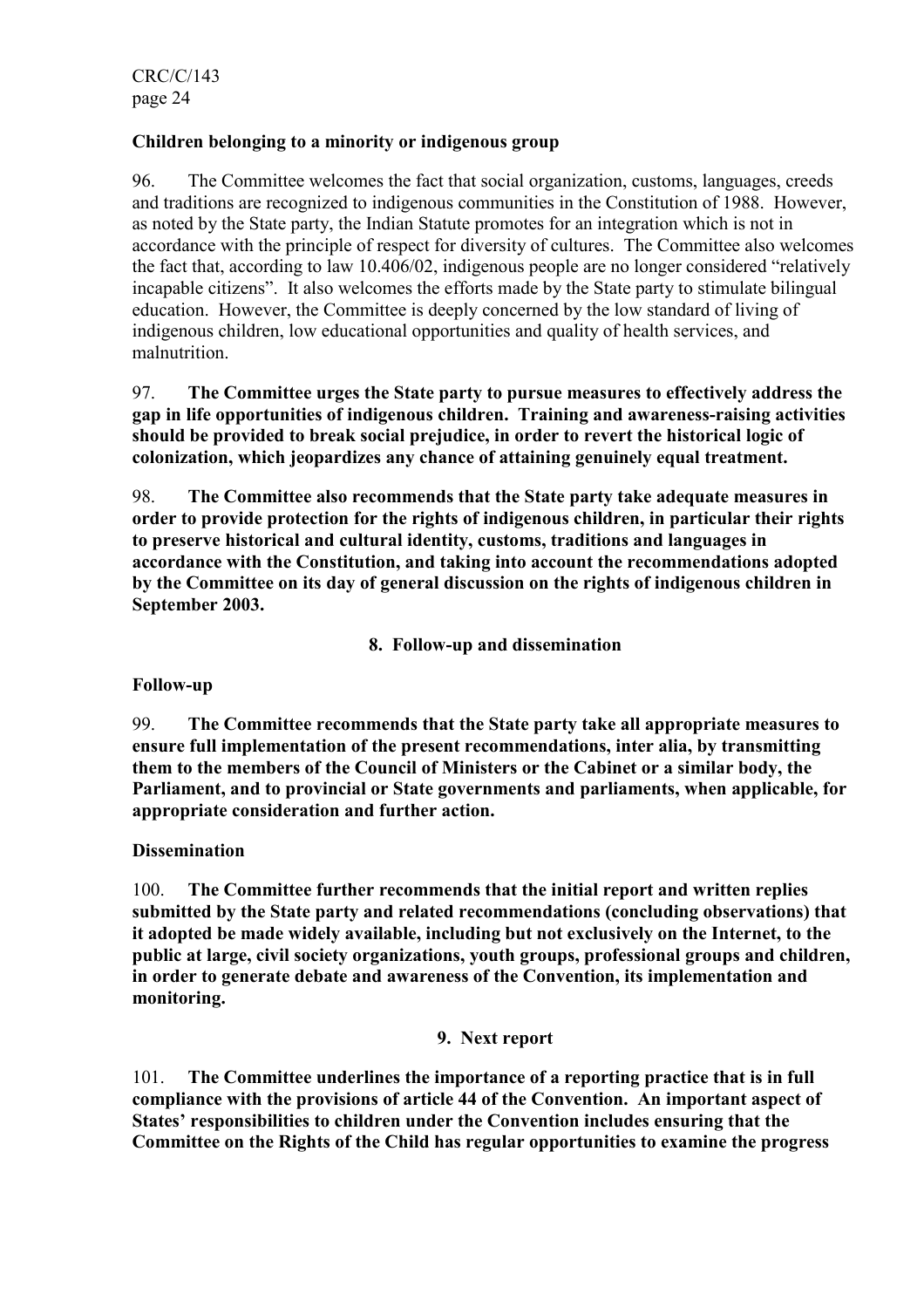**Children belonging to a minority or indigenous group**

96. The Committee welcomes the fact that social organization, customs, languages, creeds and traditions are recognized to indigenous communities in the Constitution of 1988. However, as noted by the State party, the Indian Statute promotes for an integration which is not in accordance with the principle of respect for diversity of cultures. The Committee also welcomes the fact that, according to law 10.406/02, indigenous people are no longer considered "relatively incapable citizens". It also welcomes the efforts made by the State party to stimulate bilingual education. However, the Committee is deeply concerned by the low standard of living of indigenous children, low educational opportunities and quality of health services, and malnutrition.

97. **The Committee urges the State party to pursue measures to effectively address the gap in life opportunities of indigenous children. Training and awareness-raising activities should be provided to break social prejudice, in order to revert the historical logic of colonization, which jeopardizes any chance of attaining genuinely equal treatment.**

98. **The Committee also recommends that the State party take adequate measures in order to provide protection for the rights of indigenous children, in particular their rights to preserve historical and cultural identity, customs, traditions and languages in accordance with the Constitution, and taking into account the recommendations adopted by the Committee on its day of general discussion on the rights of indigenous children in September 2003.**

## 8. Follow-up and dissemination

**Follow-up**

99. **The Committee recommends that the State party take all appropriate measures to ensure full implementation of the present recommendations, inter alia, by transmitting them to the members of the Council of Ministers or the Cabinet or a similar body, the Parliament, and to provincial or State governments and parliaments, when applicable, for appropriate consideration and further action.**

**Dissemination**

100. **The Committee further recommends that the initial report and written replies submitted by the State party and related recommendations (concluding observations) that it adopted be made widely available, including but not exclusively on the Internet, to the public at large, civil society organizations, youth groups, professional groups and children, in order to generate debate and awareness of the Convention, its implementation and monitoring.**

## 9. Next report

101. **The Committee underlines the importance of a reporting practice that is in full compliance with the provisions of article 44 of the Convention. An important aspect of States' responsibilities to children under the Convention includes ensuring that the Committee on the Rights of the Child has regular opportunities to examine the progress**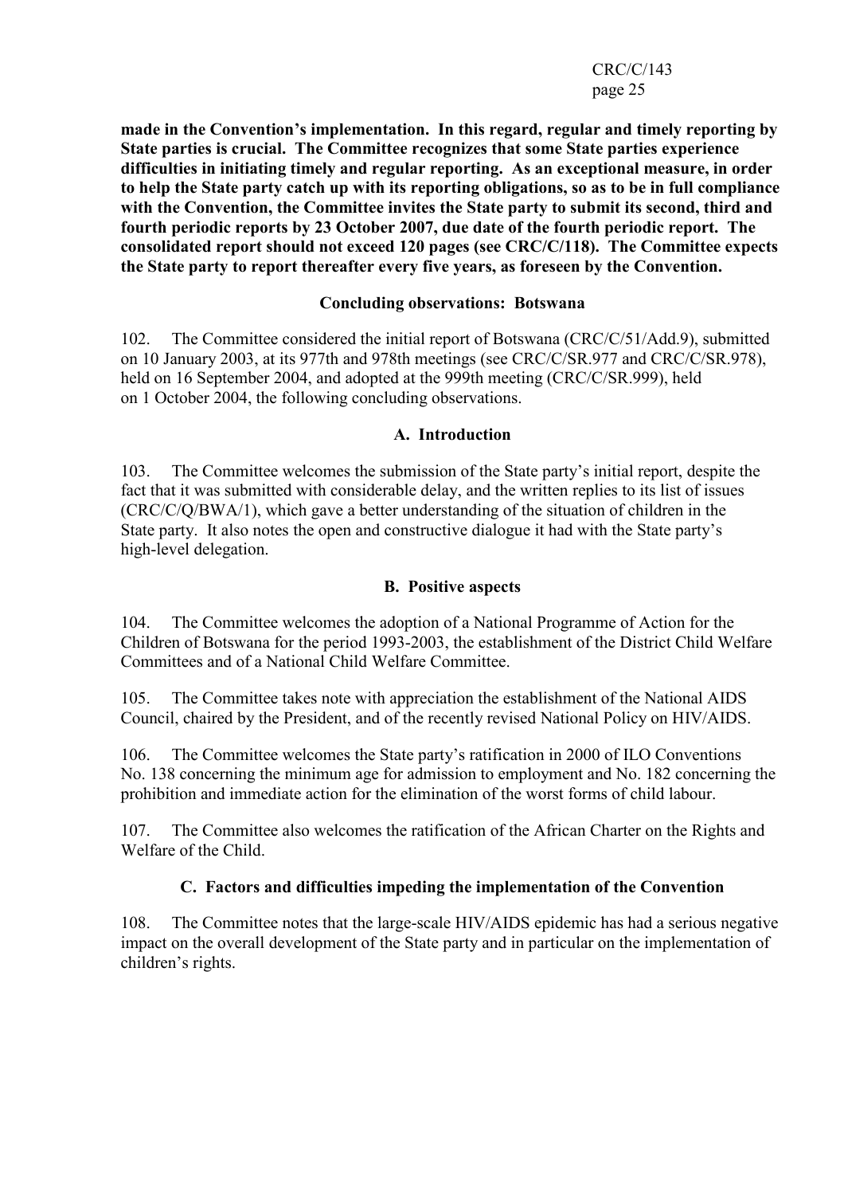**made in the Convention's implementation. In this regard, regular and timely reporting by State parties is crucial. The Committee recognizes that some State parties experience difficulties in initiating timely and regular reporting. As an exceptional measure, in order to help the State party catch up with its reporting obligations, so as to be in full compliance with the Convention, the Committee invites the State party to submit its second, third and fourth periodic reports by 23 October 2007, due date of the fourth periodic report. The consolidated report should not exceed 120 pages (see CRC/C/118). The Committee expects the State party to report thereafter every five years, as foreseen by the Convention.**

## Concluding observations: Botswana

102. The Committee considered the initial report of Botswana (CRC/C/51/Add.9), submitted on 10 January 2003, at its 977th and 978th meetings (see CRC/C/SR.977 and CRC/C/SR.978), held on 16 September 2004, and adopted at the 999th meeting (CRC/C/SR.999), held on 1 October 2004, the following concluding observations.

### A. Introduction

103. The Committee welcomes the submission of the State party's initial report, despite the fact that it was submitted with considerable delay, and the written replies to its list of issues (CRC/C/Q/BWA/1), which gave a better understanding of the situation of children in the State party. It also notes the open and constructive dialogue it had with the State party's high-level delegation.

### B. Positive aspects

104. The Committee welcomes the adoption of a National Programme of Action for the Children of Botswana for the period 1993-2003, the establishment of the District Child Welfare Committees and of a National Child Welfare Committee.

105. The Committee takes note with appreciation the establishment of the National AIDS Council, chaired by the President, and of the recently revised National Policy on HIV/AIDS.

106. The Committee welcomes the State party's ratification in 2000 of ILO Conventions No. 138 concerning the minimum age for admission to employment and No. 182 concerning the prohibition and immediate action for the elimination of the worst forms of child labour.

107. The Committee also welcomes the ratification of the African Charter on the Rights and Welfare of the Child.

### C. Factors and difficulties impeding the implementation of the Convention

108. The Committee notes that the large-scale HIV/AIDS epidemic has had a serious negative impact on the overall development of the State party and in particular on the implementation of children's rights.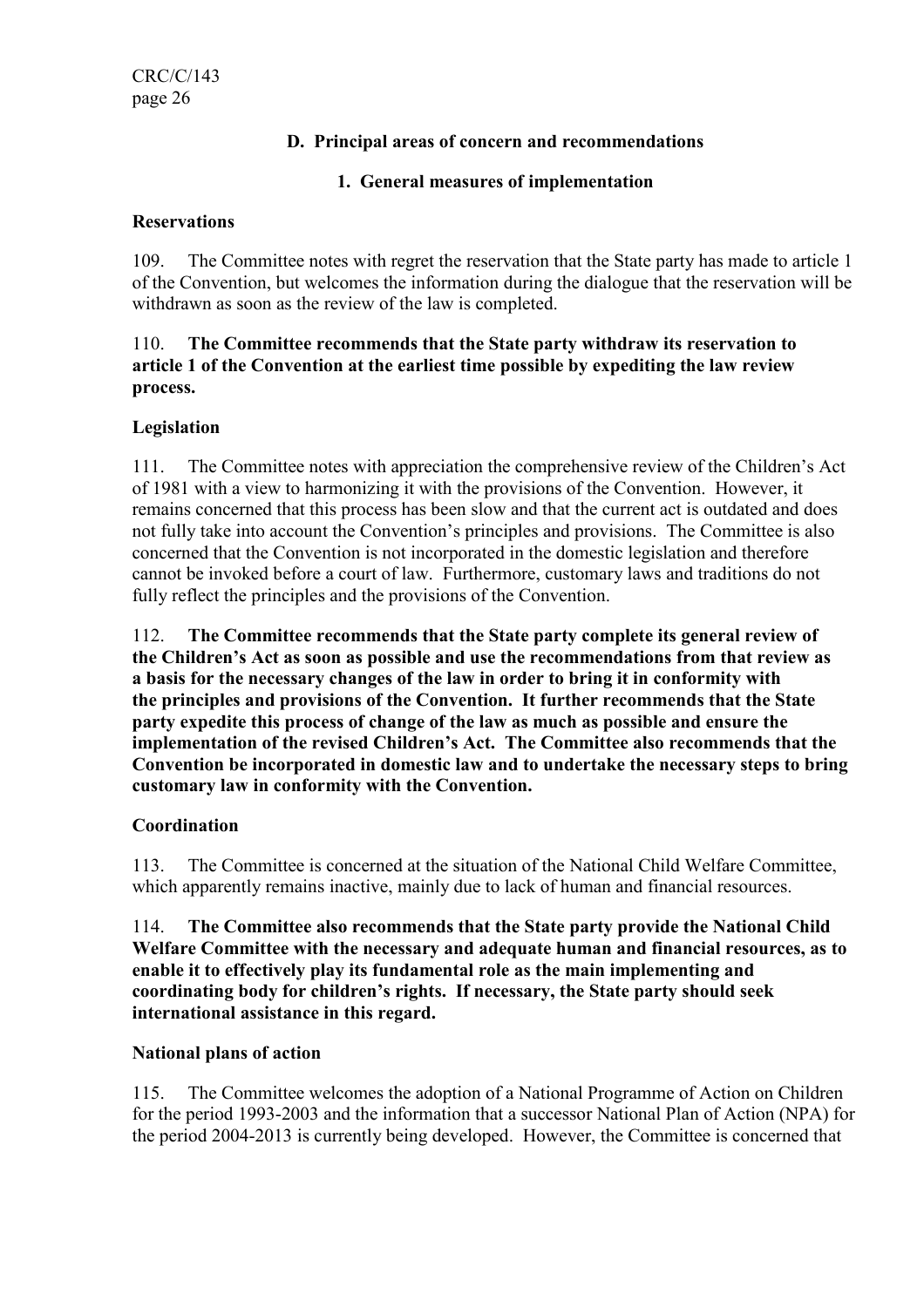### D. Principal areas of concern and recommendations

#### 1. General measures of implementation

**Reservations**

109. The Committee notes with regret the reservation that the State party has made to article 1 of the Convention, but welcomes the information during the dialogue that the reservation will be withdrawn as soon as the review of the law is completed.

110. **The Committee recommends that the State party withdraw its reservation to article 1 of the Convention at the earliest time possible by expediting the law review process.**

**Legislation**

111. The Committee notes with appreciation the comprehensive review of the Children's Act of 1981 with a view to harmonizing it with the provisions of the Convention. However, it remains concerned that this process has been slow and that the current act is outdated and does not fully take into account the Convention's principles and provisions. The Committee is also concerned that the Convention is not incorporated in the domestic legislation and therefore cannot be invoked before a court of law. Furthermore, customary laws and traditions do not fully reflect the principles and the provisions of the Convention.

112. **The Committee recommends that the State party complete its general review of the Children's Act as soon as possible and use the recommendations from that review as a basis for the necessary changes of the law in order to bring it in conformity with the principles and provisions of the Convention. It further recommends that the State party expedite this process of change of the law as much as possible and ensure the implementation of the revised Children's Act. The Committee also recommends that the Convention be incorporated in domestic law and to undertake the necessary steps to bring customary law in conformity with the Convention.**

**Coordination**

113. The Committee is concerned at the situation of the National Child Welfare Committee, which apparently remains inactive, mainly due to lack of human and financial resources.

114. **The Committee also recommends that the State party provide the National Child Welfare Committee with the necessary and adequate human and financial resources, as to enable it to effectively play its fundamental role as the main implementing and coordinating body for children's rights. If necessary, the State party should seek international assistance in this regard.**

**National plans of action**

115. The Committee welcomes the adoption of a National Programme of Action on Children for the period 1993-2003 and the information that a successor National Plan of Action (NPA) for the period 2004-2013 is currently being developed. However, the Committee is concerned that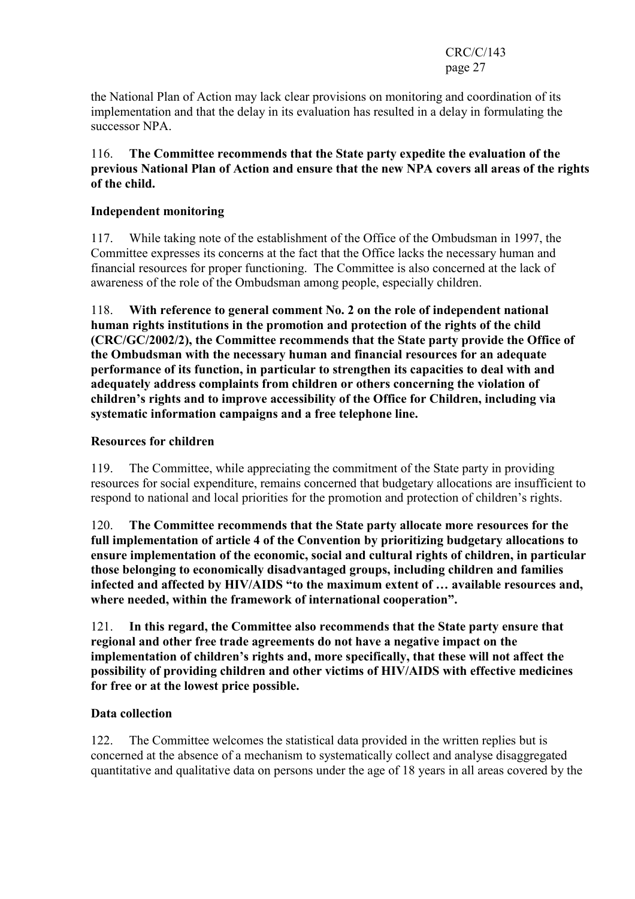the National Plan of Action may lack clear provisions on monitoring and coordination of its implementation and that the delay in its evaluation has resulted in a delay in formulating the successor NPA.

116. **The Committee recommends that the State party expedite the evaluation of the previous National Plan of Action and ensure that the new NPA covers all areas of the rights of the child.**

**Independent monitoring**

117. While taking note of the establishment of the Office of the Ombudsman in 1997, the Committee expresses its concerns at the fact that the Office lacks the necessary human and financial resources for proper functioning. The Committee is also concerned at the lack of awareness of the role of the Ombudsman among people, especially children.

118. **With reference to general comment No. 2 on the role of independent national human rights institutions in the promotion and protection of the rights of the child (CRC/GC/2002/2), the Committee recommends that the State party provide the Office of the Ombudsman with the necessary human and financial resources for an adequate performance of its function, in particular to strengthen its capacities to deal with and adequately address complaints from children or others concerning the violation of children's rights and to improve accessibility of the Office for Children, including via systematic information campaigns and a free telephone line.**

**Resources for children**

119. The Committee, while appreciating the commitment of the State party in providing resources for social expenditure, remains concerned that budgetary allocations are insufficient to respond to national and local priorities for the promotion and protection of children's rights.

120. **The Committee recommends that the State party allocate more resources for the full implementation of article 4 of the Convention by prioritizing budgetary allocations to ensure implementation of the economic, social and cultural rights of children, in particular those belonging to economically disadvantaged groups, including children and families infected and affected by HIV/AIDS "to the maximum extent of … available resources and, where needed, within the framework of international cooperation".**

121. **In this regard, the Committee also recommends that the State party ensure that regional and other free trade agreements do not have a negative impact on the implementation of children's rights and, more specifically, that these will not affect the possibility of providing children and other victims of HIV/AIDS with effective medicines for free or at the lowest price possible.**

**Data collection**

122. The Committee welcomes the statistical data provided in the written replies but is concerned at the absence of a mechanism to systematically collect and analyse disaggregated quantitative and qualitative data on persons under the age of 18 years in all areas covered by the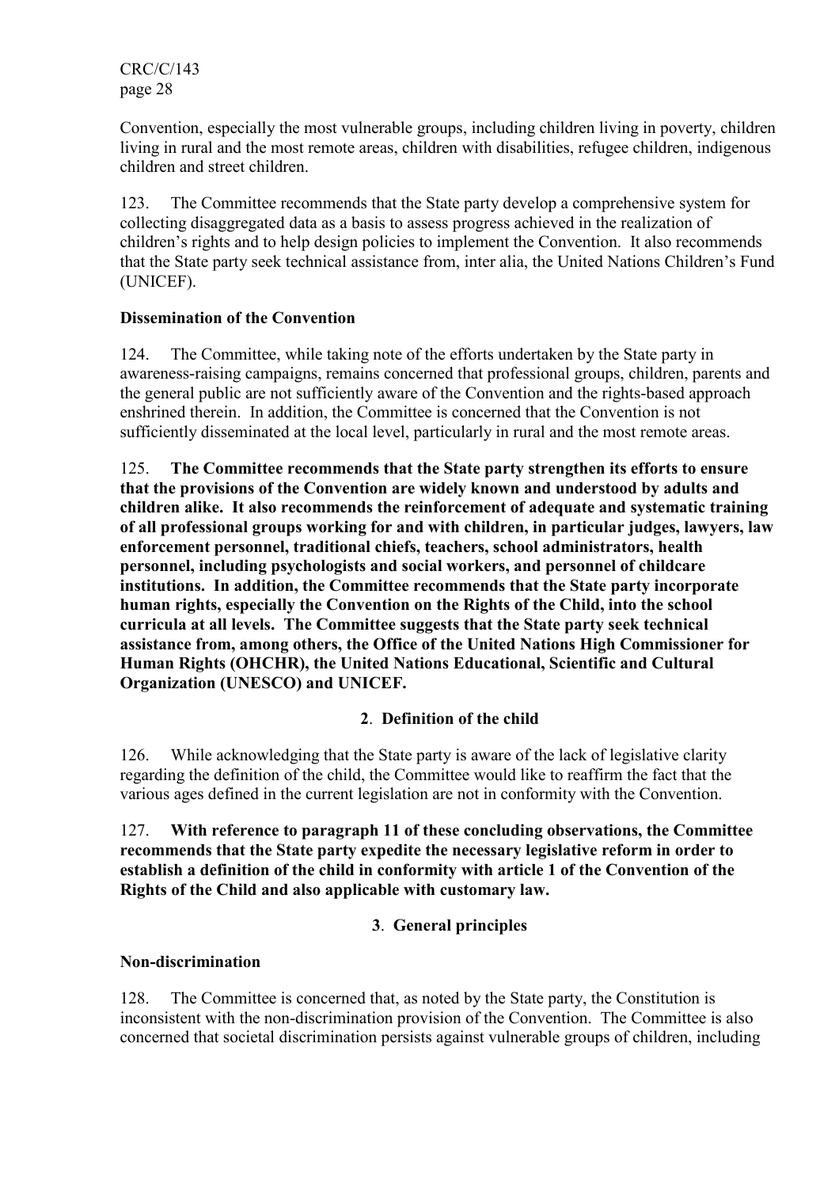Convention, especially the most vulnerable groups, including children living in poverty, children living in rural and the most remote areas, children with disabilities, refugee children, indigenous children and street children.

123. The Committee recommends that the State party develop a comprehensive system for collecting disaggregated data as a basis to assess progress achieved in the realization of children's rights and to help design policies to implement the Convention. It also recommends that the State party seek technical assistance from, inter alia, the United Nations Children's Fund (UNICEF).

**Dissemination of the Convention**

124. The Committee, while taking note of the efforts undertaken by the State party in awareness-raising campaigns, remains concerned that professional groups, children, parents and the general public are not sufficiently aware of the Convention and the rights-based approach enshrined therein. In addition, the Committee is concerned that the Convention is not sufficiently disseminated at the local level, particularly in rural and the most remote areas.

125. **The Committee recommends that the State party strengthen its efforts to ensure that the provisions of the Convention are widely known and understood by adults and children alike. It also recommends the reinforcement of adequate and systematic training of all professional groups working for and with children, in particular judges, lawyers, law enforcement personnel, traditional chiefs, teachers, school administrators, health personnel, including psychologists and social workers, and personnel of childcare institutions. In addition, the Committee recommends that the State party incorporate human rights, especially the Convention on the Rights of the Child, into the school curricula at all levels. The Committee suggests that the State party seek technical assistance from, among others, the Office of the United Nations High Commissioner for Human Rights (OHCHR), the United Nations Educational, Scientific and Cultural Organization (UNESCO) and UNICEF.**

**2. Definition of the child**

126. While acknowledging that the State party is aware of the lack of legislative clarity regarding the definition of the child, the Committee would like to reaffirm the fact that the various ages defined in the current legislation are not in conformity with the Convention.

127. **With reference to paragraph 11 of these concluding observations, the Committee recommends that the State party expedite the necessary legislative reform in order to establish a definition of the child in conformity with article 1 of the Convention of the Rights of the Child and also applicable with customary law.**

**3. General principles**

**Non-discrimination**

128. The Committee is concerned that, as noted by the State party, the Constitution is inconsistent with the non-discrimination provision of the Convention. The Committee is also concerned that societal discrimination persists against vulnerable groups of children, including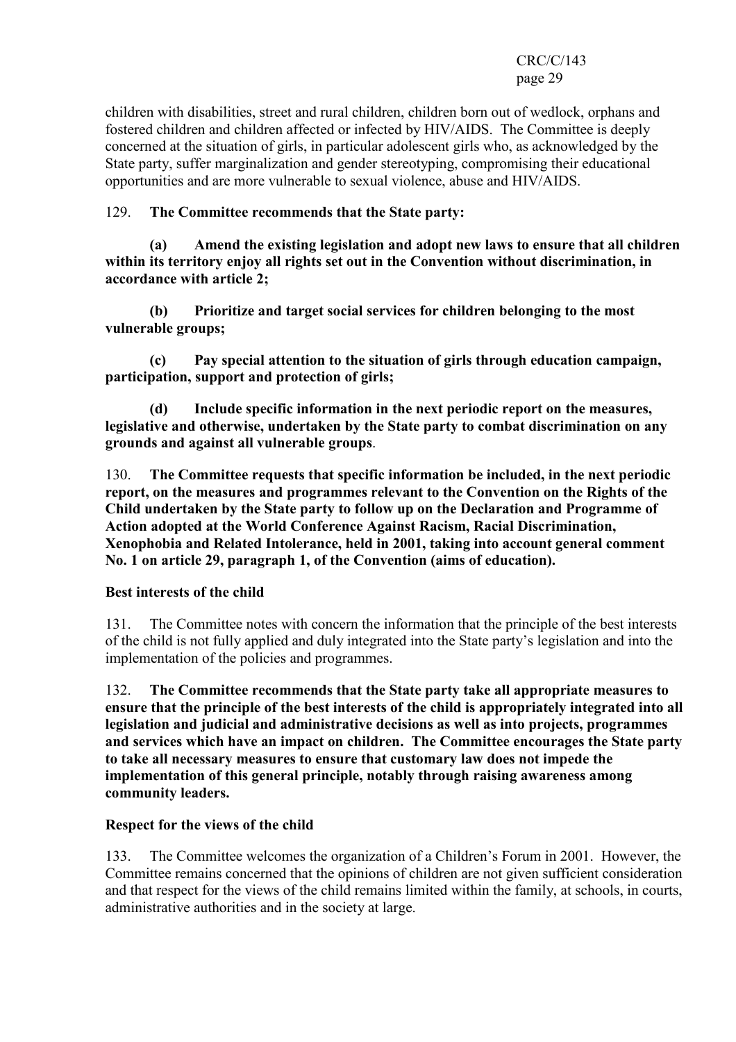children with disabilities, street and rural children, children born out of wedlock, orphans and fostered children and children affected or infected by HIV/AIDS. The Committee is deeply concerned at the situation of girls, in particular adolescent girls who, as acknowledged by the State party, suffer marginalization and gender stereotyping, compromising their educational opportunities and are more vulnerable to sexual violence, abuse and HIV/AIDS.

129. **The Committee recommends that the State party:**

**(a) Amend the existing legislation and adopt new laws to ensure that all children within its territory enjoy all rights set out in the Convention without discrimination, in accordance with article 2;**

**(b) Prioritize and target social services for children belonging to the most vulnerable groups;**

**(c) Pay special attention to the situation of girls through education campaign, participation, support and protection of girls;**

**(d) Include specific information in the next periodic report on the measures, legislative and otherwise, undertaken by the State party to combat discrimination on any grounds and against all vulnerable groups**.

130. **The Committee requests that specific information be included, in the next periodic report, on the measures and programmes relevant to the Convention on the Rights of the Child undertaken by the State party to follow up on the Declaration and Programme of Action adopted at the World Conference Against Racism, Racial Discrimination, Xenophobia and Related Intolerance, held in 2001, taking into account general comment No. 1 on article 29, paragraph 1, of the Convention (aims of education).**

**Best interests of the child**

131. The Committee notes with concern the information that the principle of the best interests of the child is not fully applied and duly integrated into the State party's legislation and into the implementation of the policies and programmes.

132. **The Committee recommends that the State party take all appropriate measures to ensure that the principle of the best interests of the child is appropriately integrated into all legislation and judicial and administrative decisions as well as into projects, programmes and services which have an impact on children. The Committee encourages the State party to take all necessary measures to ensure that customary law does not impede the implementation of this general principle, notably through raising awareness among community leaders.**

**Respect for the views of the child**

133. The Committee welcomes the organization of a Children's Forum in 2001. However, the Committee remains concerned that the opinions of children are not given sufficient consideration and that respect for the views of the child remains limited within the family, at schools, in courts, administrative authorities and in the society at large.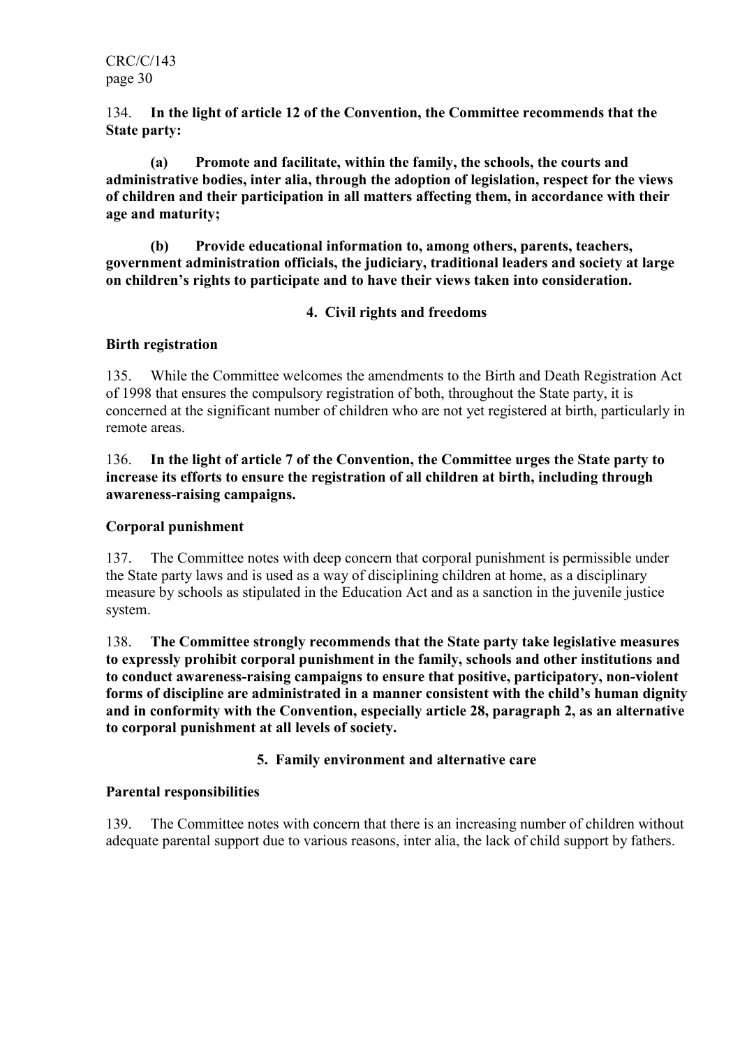134. **In the light of article 12 of the Convention, the Committee recommends that the State party:**

**(a) Promote and facilitate, within the family, the schools, the courts and administrative bodies, inter alia, through the adoption of legislation, respect for the views of children and their participation in all matters affecting them, in accordance with their age and maturity;**

**(b) Provide educational information to, among others, parents, teachers, government administration officials, the judiciary, traditional leaders and society at large on children's rights to participate and to have their views taken into consideration.**

### 4. Civil rights and freedoms

**Birth registration**

135. While the Committee welcomes the amendments to the Birth and Death Registration Act of 1998 that ensures the compulsory registration of both, throughout the State party, it is concerned at the significant number of children who are not yet registered at birth, particularly in remote areas.

136. **In the light of article 7 of the Convention, the Committee urges the State party to increase its efforts to ensure the registration of all children at birth, including through awareness-raising campaigns.**

**Corporal punishment**

137. The Committee notes with deep concern that corporal punishment is permissible under the State party laws and is used as a way of disciplining children at home, as a disciplinary measure by schools as stipulated in the Education Act and as a sanction in the juvenile justice system.

138. **The Committee strongly recommends that the State party take legislative measures to expressly prohibit corporal punishment in the family, schools and other institutions and to conduct awareness-raising campaigns to ensure that positive, participatory, non-violent forms of discipline are administrated in a manner consistent with the child's human dignity and in conformity with the Convention, especially article 28, paragraph 2, as an alternative to corporal punishment at all levels of society.**

### 5. Family environment and alternative care

**Parental responsibilities**

139. The Committee notes with concern that there is an increasing number of children without adequate parental support due to various reasons, inter alia, the lack of child support by fathers.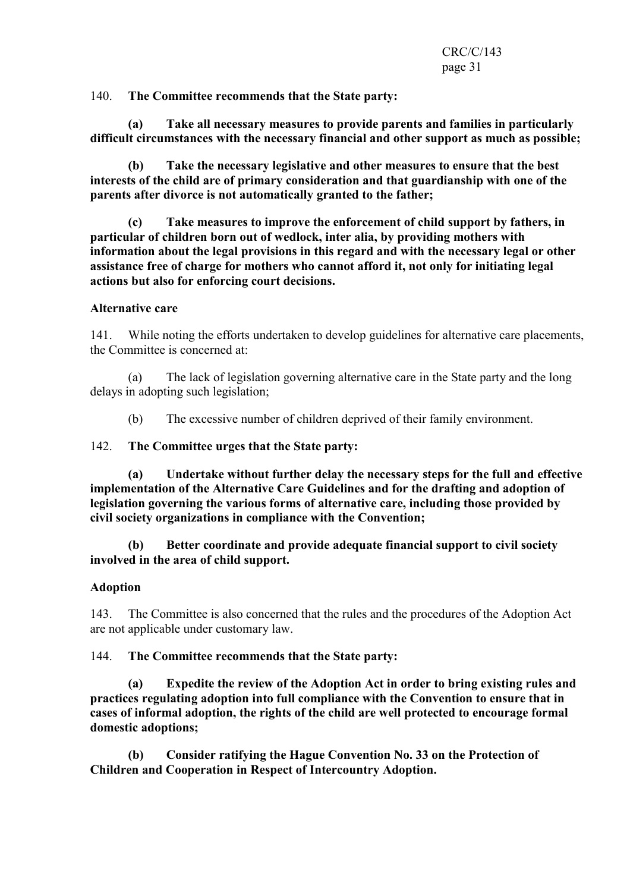140. **The Committee recommends that the State party:**

**(a) Take all necessary measures to provide parents and families in particularly difficult circumstances with the necessary financial and other support as much as possible;**

**(b) Take the necessary legislative and other measures to ensure that the best interests of the child are of primary consideration and that guardianship with one of the parents after divorce is not automatically granted to the father;**

**(c) Take measures to improve the enforcement of child support by fathers, in particular of children born out of wedlock, inter alia, by providing mothers with information about the legal provisions in this regard and with the necessary legal or other assistance free of charge for mothers who cannot afford it, not only for initiating legal actions but also for enforcing court decisions.**

### Alternative care

141. While noting the efforts undertaken to develop guidelines for alternative care placements, the Committee is concerned at:

(a) The lack of legislation governing alternative care in the State party and the long delays in adopting such legislation;

(b) The excessive number of children deprived of their family environment.

142. **The Committee urges that the State party:**

**(a) Undertake without further delay the necessary steps for the full and effective implementation of the Alternative Care Guidelines and for the drafting and adoption of legislation governing the various forms of alternative care, including those provided by civil society organizations in compliance with the Convention;**

**(b) Better coordinate and provide adequate financial support to civil society involved in the area of child support.**

### Adoption

143. The Committee is also concerned that the rules and the procedures of the Adoption Act are not applicable under customary law.

144. **The Committee recommends that the State party:**

**(a) Expedite the review of the Adoption Act in order to bring existing rules and practices regulating adoption into full compliance with the Convention to ensure that in cases of informal adoption, the rights of the child are well protected to encourage formal domestic adoptions;**

**(b) Consider ratifying the Hague Convention No. 33 on the Protection of Children and Cooperation in Respect of Intercountry Adoption.**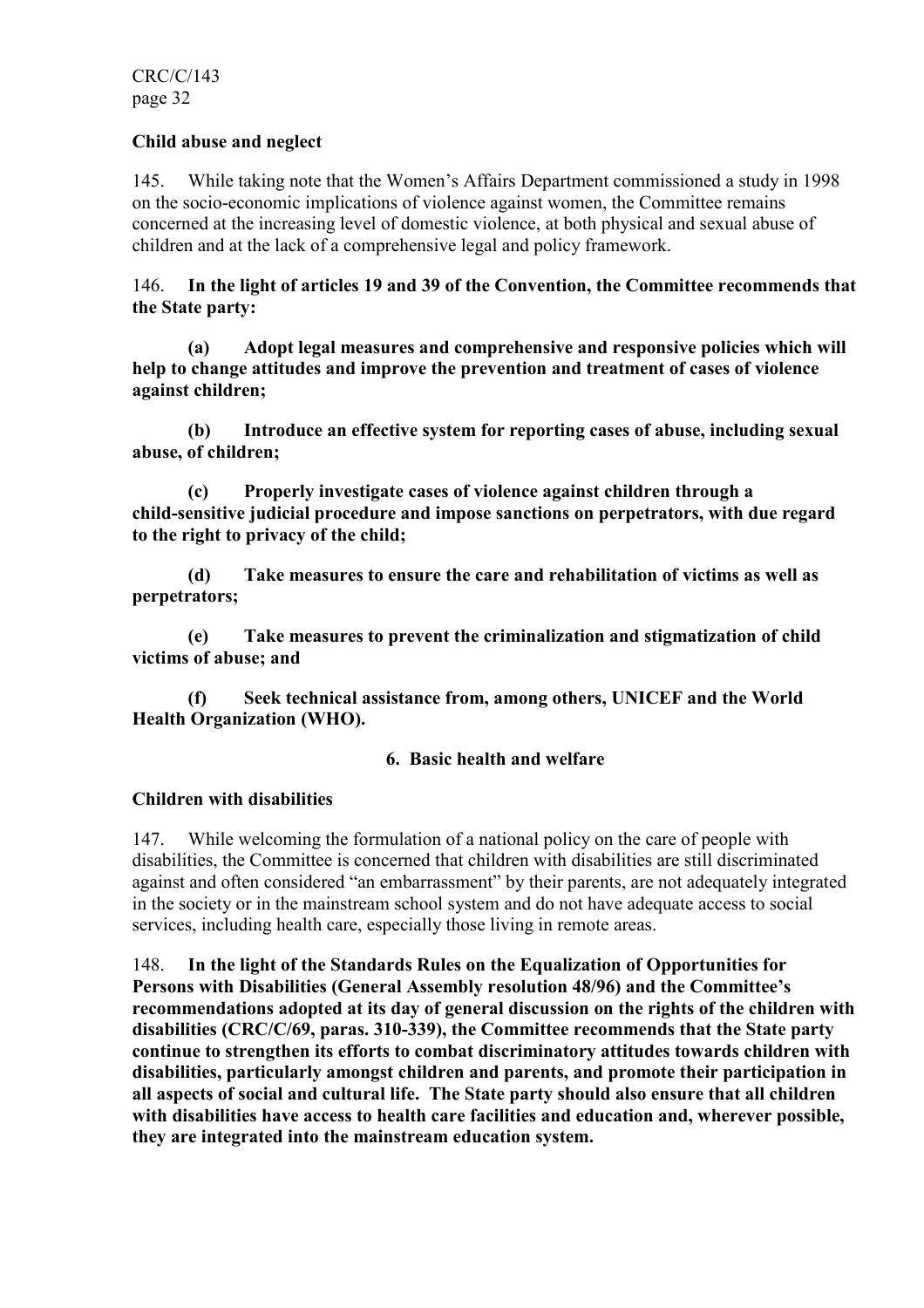**Child abuse and neglect**

145. While taking note that the Women's Affairs Department commissioned a study in 1998 on the socio-economic implications of violence against women, the Committee remains concerned at the increasing level of domestic violence, at both physical and sexual abuse of children and at the lack of a comprehensive legal and policy framework.

146. **In the light of articles 19 and 39 of the Convention, the Committee recommends that the State party:**

**(a) Adopt legal measures and comprehensive and responsive policies which will help to change attitudes and improve the prevention and treatment of cases of violence against children;**

**(b) Introduce an effective system for reporting cases of abuse, including sexual abuse, of children;**

**(c) Properly investigate cases of violence against children through a child-sensitive judicial procedure and impose sanctions on perpetrators, with due regard to the right to privacy of the child;**

**(d) Take measures to ensure the care and rehabilitation of victims as well as perpetrators;**

**(e) Take measures to prevent the criminalization and stigmatization of child victims of abuse; and**

**(f) Seek technical assistance from, among others, UNICEF and the World Health Organization (WHO).**

## 6. Basic health and welfare

**Children with disabilities**

147. While welcoming the formulation of a national policy on the care of people with disabilities, the Committee is concerned that children with disabilities are still discriminated against and often considered "an embarrassment" by their parents, are not adequately integrated in the society or in the mainstream school system and do not have adequate access to social services, including health care, especially those living in remote areas.

148. **In the light of the Standards Rules on the Equalization of Opportunities for Persons with Disabilities (General Assembly resolution 48/96) and the Committee's recommendations adopted at its day of general discussion on the rights of the children with disabilities (CRC/C/69, paras. 310-339), the Committee recommends that the State party continue to strengthen its efforts to combat discriminatory attitudes towards children with disabilities, particularly amongst children and parents, and promote their participation in all aspects of social and cultural life. The State party should also ensure that all children with disabilities have access to health care facilities and education and, wherever possible, they are integrated into the mainstream education system.**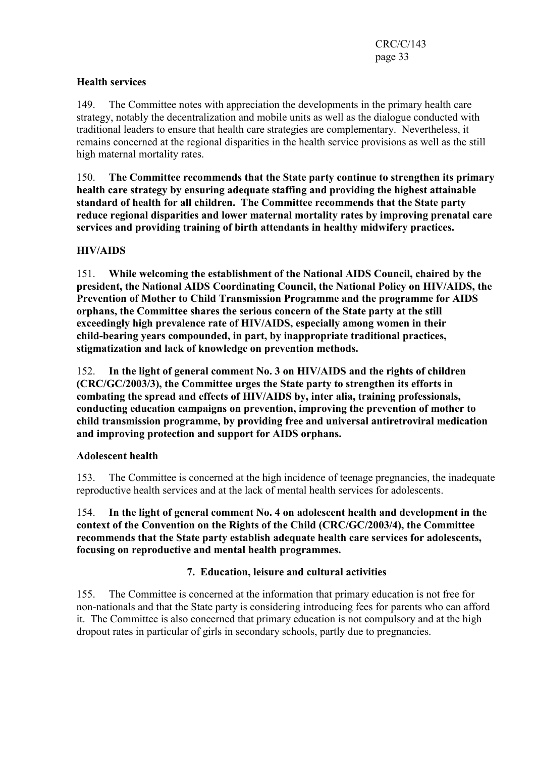**Health services**

149. The Committee notes with appreciation the developments in the primary health care strategy, notably the decentralization and mobile units as well as the dialogue conducted with traditional leaders to ensure that health care strategies are complementary. Nevertheless, it remains concerned at the regional disparities in the health service provisions as well as the still high maternal mortality rates.

150. **The Committee recommends that the State party continue to strengthen its primary health care strategy by ensuring adequate staffing and providing the highest attainable standard of health for all children. The Committee recommends that the State party reduce regional disparities and lower maternal mortality rates by improving prenatal care services and providing training of birth attendants in healthy midwifery practices.**

**HIV/AIDS**

151. **While welcoming the establishment of the National AIDS Council, chaired by the president, the National AIDS Coordinating Council, the National Policy on HIV/AIDS, the Prevention of Mother to Child Transmission Programme and the programme for AIDS orphans, the Committee shares the serious concern of the State party at the still exceedingly high prevalence rate of HIV/AIDS, especially among women in their child-bearing years compounded, in part, by inappropriate traditional practices, stigmatization and lack of knowledge on prevention methods.**

152. **In the light of general comment No. 3 on HIV/AIDS and the rights of children (CRC/GC/2003/3), the Committee urges the State party to strengthen its efforts in combating the spread and effects of HIV/AIDS by, inter alia, training professionals, conducting education campaigns on prevention, improving the prevention of mother to child transmission programme, by providing free and universal antiretroviral medication and improving protection and support for AIDS orphans.**

**Adolescent health**

153. The Committee is concerned at the high incidence of teenage pregnancies, the inadequate reproductive health services and at the lack of mental health services for adolescents.

154. **In the light of general comment No. 4 on adolescent health and development in the context of the Convention on the Rights of the Child (CRC/GC/2003/4), the Committee recommends that the State party establish adequate health care services for adolescents, focusing on reproductive and mental health programmes.**

### 7. Education, leisure and cultural activities

155. The Committee is concerned at the information that primary education is not free for non-nationals and that the State party is considering introducing fees for parents who can afford it. The Committee is also concerned that primary education is not compulsory and at the high dropout rates in particular of girls in secondary schools, partly due to pregnancies.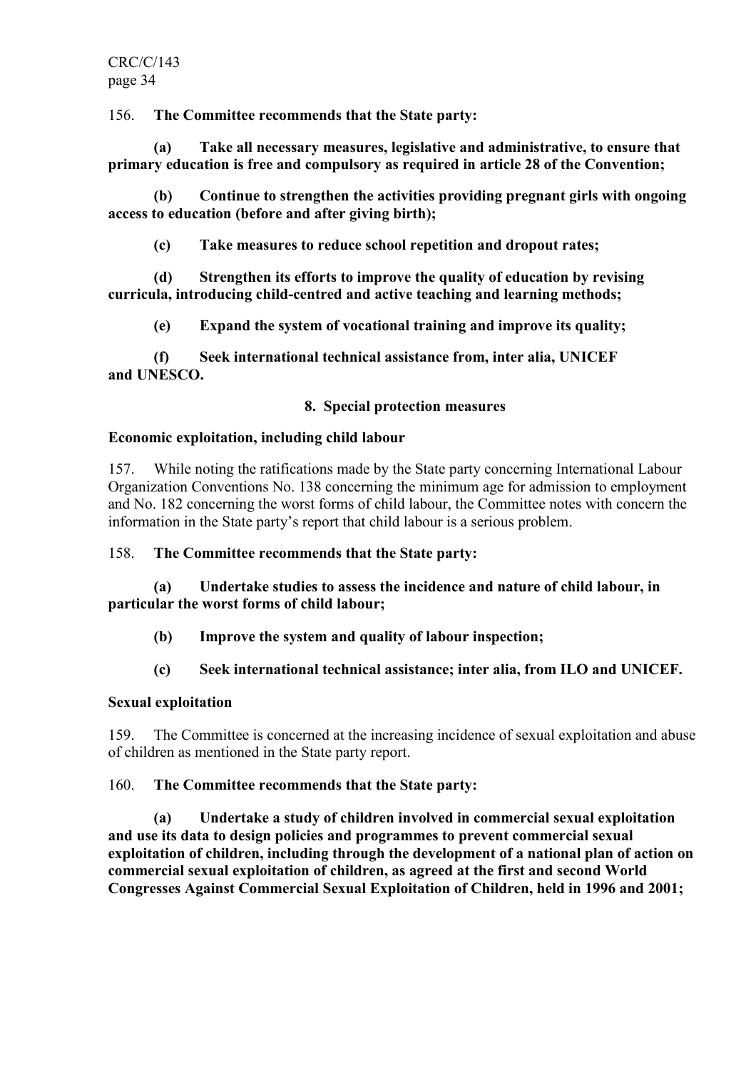156. **The Committee recommends that the State party:**

**(a) Take all necessary measures, legislative and administrative, to ensure that primary education is free and compulsory as required in article 28 of the Convention;**

**(b) Continue to strengthen the activities providing pregnant girls with ongoing access to education (before and after giving birth);**

**(c) Take measures to reduce school repetition and dropout rates;**

**(d) Strengthen its efforts to improve the quality of education by revising curricula, introducing child-centred and active teaching and learning methods;**

**(e) Expand the system of vocational training and improve its quality;**

**(f) Seek international technical assistance from, inter alia, UNICEF and UNESCO.**

## 8. Special protection measures

### Economic exploitation, including child labour

157. While noting the ratifications made by the State party concerning International Labour Organization Conventions No. 138 concerning the minimum age for admission to employment and No. 182 concerning the worst forms of child labour, the Committee notes with concern the information in the State party's report that child labour is a serious problem.

158. **The Committee recommends that the State party:**

**(a) Undertake studies to assess the incidence and nature of child labour, in particular the worst forms of child labour;**

**(b) Improve the system and quality of labour inspection;**

**(c) Seek international technical assistance; inter alia, from ILO and UNICEF.**

### Sexual exploitation

159. The Committee is concerned at the increasing incidence of sexual exploitation and abuse of children as mentioned in the State party report.

160. **The Committee recommends that the State party:**

**(a) Undertake a study of children involved in commercial sexual exploitation and use its data to design policies and programmes to prevent commercial sexual exploitation of children, including through the development of a national plan of action on commercial sexual exploitation of children, as agreed at the first and second World Congresses Against Commercial Sexual Exploitation of Children, held in 1996 and 2001;**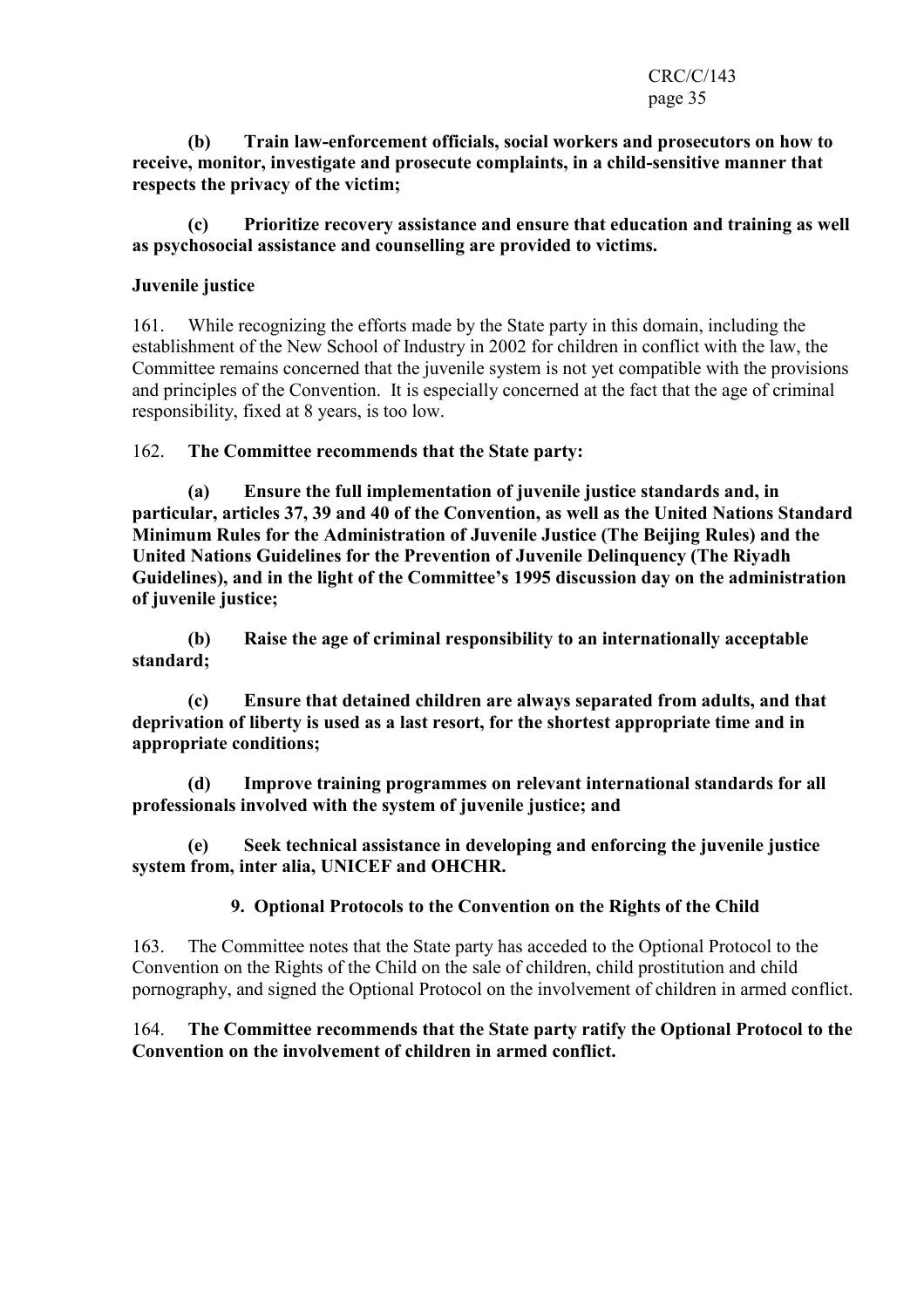**(b) Train law-enforcement officials, social workers and prosecutors on how to receive, monitor, investigate and prosecute complaints, in a child-sensitive manner that respects the privacy of the victim;**

**(c) Prioritize recovery assistance and ensure that education and training as well as psychosocial assistance and counselling are provided to victims.**

**Juvenile justice**

161. While recognizing the efforts made by the State party in this domain, including the establishment of the New School of Industry in 2002 for children in conflict with the law, the Committee remains concerned that the juvenile system is not yet compatible with the provisions and principles of the Convention. It is especially concerned at the fact that the age of criminal responsibility, fixed at 8 years, is too low.

162. **The Committee recommends that the State party:**

**(a) Ensure the full implementation of juvenile justice standards and, in particular, articles 37, 39 and 40 of the Convention, as well as the United Nations Standard Minimum Rules for the Administration of Juvenile Justice (The Beijing Rules) and the United Nations Guidelines for the Prevention of Juvenile Delinquency (The Riyadh Guidelines), and in the light of the Committee's 1995 discussion day on the administration of juvenile justice;**

**(b) Raise the age of criminal responsibility to an internationally acceptable standard;**

**(c) Ensure that detained children are always separated from adults, and that deprivation of liberty is used as a last resort, for the shortest appropriate time and in appropriate conditions;**

**(d) Improve training programmes on relevant international standards for all professionals involved with the system of juvenile justice; and**

**(e) Seek technical assistance in developing and enforcing the juvenile justice system from, inter alia, UNICEF and OHCHR.**

## 9. Optional Protocols to the Convention on the Rights of the Child

163. The Committee notes that the State party has acceded to the Optional Protocol to the Convention on the Rights of the Child on the sale of children, child prostitution and child pornography, and signed the Optional Protocol on the involvement of children in armed conflict.

164. **The Committee recommends that the State party ratify the Optional Protocol to the Convention on the involvement of children in armed conflict.**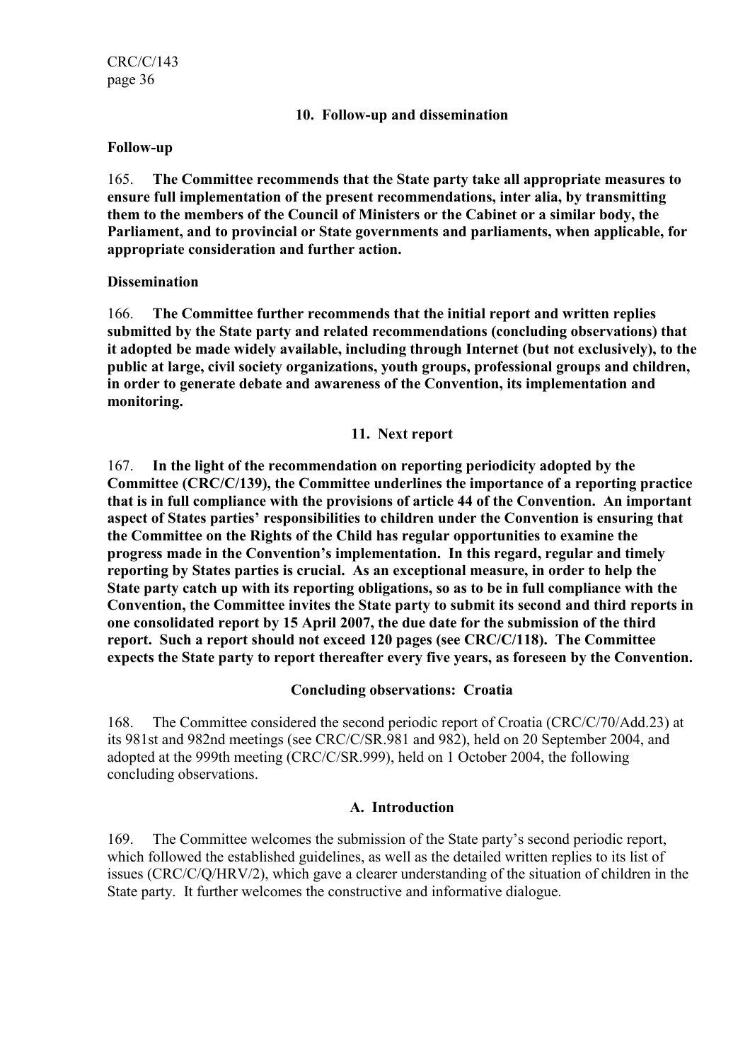### 10. Follow-up and dissemination

**Follow-up**

165. **The Committee recommends that the State party take all appropriate measures to ensure full implementation of the present recommendations, inter alia, by transmitting them to the members of the Council of Ministers or the Cabinet or a similar body, the Parliament, and to provincial or State governments and parliaments, when applicable, for appropriate consideration and further action.**

**Dissemination**

166. **The Committee further recommends that the initial report and written replies submitted by the State party and related recommendations (concluding observations) that it adopted be made widely available, including through Internet (but not exclusively), to the public at large, civil society organizations, youth groups, professional groups and children, in order to generate debate and awareness of the Convention, its implementation and monitoring.**

### 11. Next report

167. **In the light of the recommendation on reporting periodicity adopted by the Committee (CRC/C/139), the Committee underlines the importance of a reporting practice that is in full compliance with the provisions of article 44 of the Convention. An important aspect of States parties' responsibilities to children under the Convention is ensuring that the Committee on the Rights of the Child has regular opportunities to examine the progress made in the Convention's implementation. In this regard, regular and timely reporting by States parties is crucial. As an exceptional measure, in order to help the State party catch up with its reporting obligations, so as to be in full compliance with the Convention, the Committee invites the State party to submit its second and third reports in one consolidated report by 15 April 2007, the due date for the submission of the third report. Such a report should not exceed 120 pages (see CRC/C/118). The Committee expects the State party to report thereafter every five years, as foreseen by the Convention.**

## Concluding observations: Croatia

168. The Committee considered the second periodic report of Croatia (CRC/C/70/Add.23) at its 981st and 982nd meetings (see CRC/C/SR.981 and 982), held on 20 September 2004, and adopted at the 999th meeting (CRC/C/SR.999), held on 1 October 2004, the following concluding observations.

### A. Introduction

169. The Committee welcomes the submission of the State party's second periodic report, which followed the established guidelines, as well as the detailed written replies to its list of issues (CRC/C/Q/HRV/2), which gave a clearer understanding of the situation of children in the State party. It further welcomes the constructive and informative dialogue.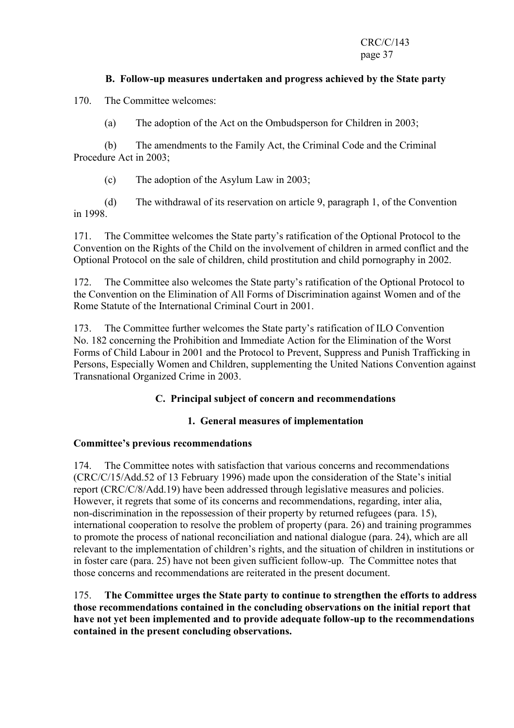### B. Follow-up measures undertaken and progress achieved by the State party

170. The Committee welcomes:

(a) The adoption of the Act on the Ombudsperson for Children in 2003;

(b) The amendments to the Family Act, the Criminal Code and the Criminal Procedure Act in 2003;

(c) The adoption of the Asylum Law in 2003;

(d) The withdrawal of its reservation on article 9, paragraph 1, of the Convention in 1998.

171. The Committee welcomes the State party's ratification of the Optional Protocol to the Convention on the Rights of the Child on the involvement of children in armed conflict and the Optional Protocol on the sale of children, child prostitution and child pornography in 2002.

172. The Committee also welcomes the State party's ratification of the Optional Protocol to the Convention on the Elimination of All Forms of Discrimination against Women and of the Rome Statute of the International Criminal Court in 2001.

173. The Committee further welcomes the State party's ratification of ILO Convention No. 182 concerning the Prohibition and Immediate Action for the Elimination of the Worst Forms of Child Labour in 2001 and the Protocol to Prevent, Suppress and Punish Trafficking in Persons, Especially Women and Children, supplementing the United Nations Convention against Transnational Organized Crime in 2003.

### C. Principal subject of concern and recommendations

#### 1. General measures of implementation

**Committee's previous recommendations**

174. The Committee notes with satisfaction that various concerns and recommendations (CRC/C/15/Add.52 of 13 February 1996) made upon the consideration of the State's initial report (CRC/C/8/Add.19) have been addressed through legislative measures and policies. However, it regrets that some of its concerns and recommendations, regarding, inter alia, non-discrimination in the repossession of their property by returned refugees (para. 15), international cooperation to resolve the problem of property (para. 26) and training programmes to promote the process of national reconciliation and national dialogue (para. 24), which are all relevant to the implementation of children's rights, and the situation of children in institutions or in foster care (para. 25) have not been given sufficient follow-up. The Committee notes that those concerns and recommendations are reiterated in the present document.

175. **The Committee urges the State party to continue to strengthen the efforts to address those recommendations contained in the concluding observations on the initial report that have not yet been implemented and to provide adequate follow-up to the recommendations contained in the present concluding observations.**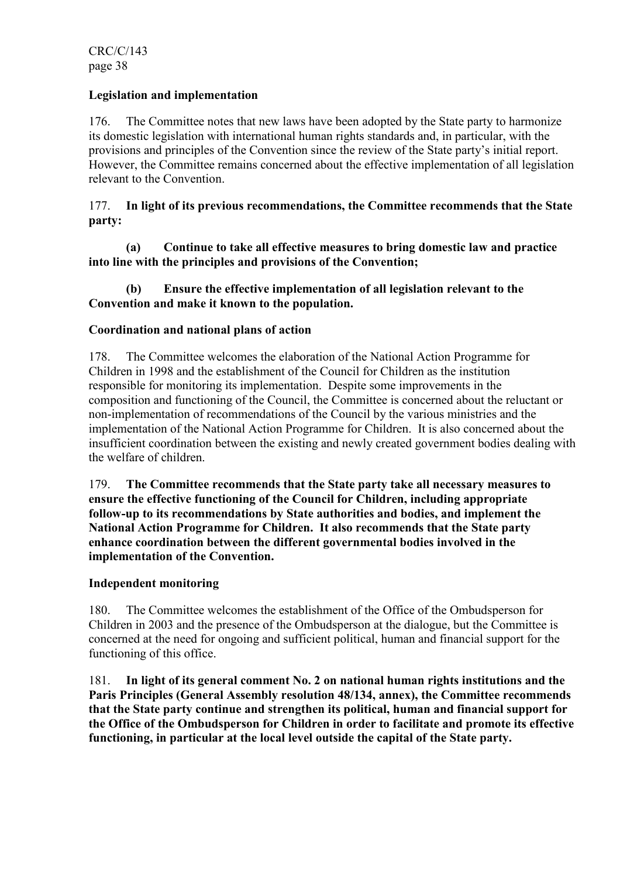**Legislation and implementation**

176. The Committee notes that new laws have been adopted by the State party to harmonize its domestic legislation with international human rights standards and, in particular, with the provisions and principles of the Convention since the review of the State party's initial report. However, the Committee remains concerned about the effective implementation of all legislation relevant to the Convention.

177. **In light of its previous recommendations, the Committee recommends that the State party:**

**(a) Continue to take all effective measures to bring domestic law and practice into line with the principles and provisions of the Convention;**

**(b) Ensure the effective implementation of all legislation relevant to the Convention and make it known to the population.**

**Coordination and national plans of action**

178. The Committee welcomes the elaboration of the National Action Programme for Children in 1998 and the establishment of the Council for Children as the institution responsible for monitoring its implementation. Despite some improvements in the composition and functioning of the Council, the Committee is concerned about the reluctant or non-implementation of recommendations of the Council by the various ministries and the implementation of the National Action Programme for Children. It is also concerned about the insufficient coordination between the existing and newly created government bodies dealing with the welfare of children.

179. **The Committee recommends that the State party take all necessary measures to ensure the effective functioning of the Council for Children, including appropriate follow-up to its recommendations by State authorities and bodies, and implement the National Action Programme for Children. It also recommends that the State party enhance coordination between the different governmental bodies involved in the implementation of the Convention.**

**Independent monitoring**

180. The Committee welcomes the establishment of the Office of the Ombudsperson for Children in 2003 and the presence of the Ombudsperson at the dialogue, but the Committee is concerned at the need for ongoing and sufficient political, human and financial support for the functioning of this office.

181. **In light of its general comment No. 2 on national human rights institutions and the Paris Principles (General Assembly resolution 48/134, annex), the Committee recommends that the State party continue and strengthen its political, human and financial support for the Office of the Ombudsperson for Children in order to facilitate and promote its effective functioning, in particular at the local level outside the capital of the State party.**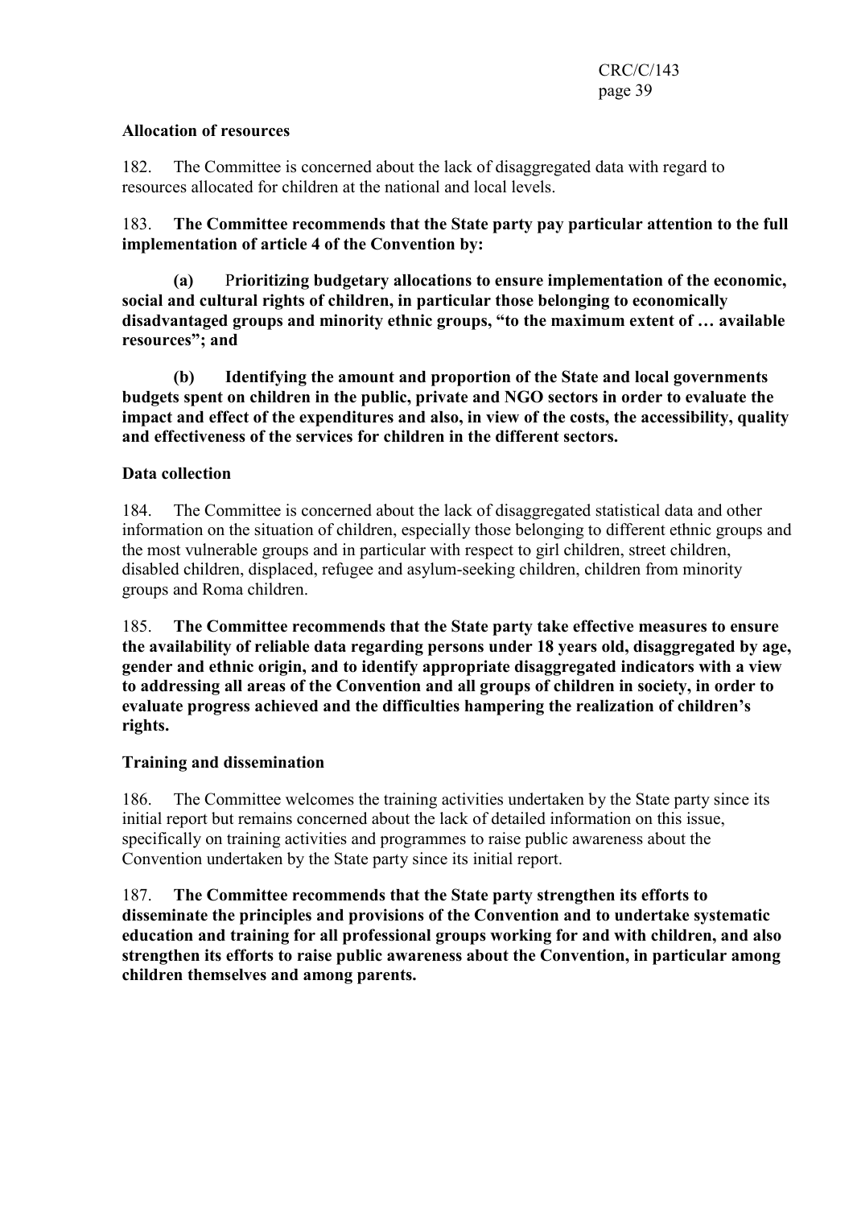**Allocation of resources**

182. The Committee is concerned about the lack of disaggregated data with regard to resources allocated for children at the national and local levels.

183. **The Committee recommends that the State party pay particular attention to the full implementation of article 4 of the Convention by:**

**(a) Prioritizing budgetary allocations to ensure implementation of the economic, social and cultural rights of children, in particular those belonging to economically disadvantaged groups and minority ethnic groups, "to the maximum extent of … available resources"; and**

**(b) Identifying the amount and proportion of the State and local governments budgets spent on children in the public, private and NGO sectors in order to evaluate the impact and effect of the expenditures and also, in view of the costs, the accessibility, quality and effectiveness of the services for children in the different sectors.**

**Data collection**

184. The Committee is concerned about the lack of disaggregated statistical data and other information on the situation of children, especially those belonging to different ethnic groups and the most vulnerable groups and in particular with respect to girl children, street children, disabled children, displaced, refugee and asylum-seeking children, children from minority groups and Roma children.

185. **The Committee recommends that the State party take effective measures to ensure the availability of reliable data regarding persons under 18 years old, disaggregated by age, gender and ethnic origin, and to identify appropriate disaggregated indicators with a view to addressing all areas of the Convention and all groups of children in society, in order to evaluate progress achieved and the difficulties hampering the realization of children's rights.**

**Training and dissemination**

186. The Committee welcomes the training activities undertaken by the State party since its initial report but remains concerned about the lack of detailed information on this issue, specifically on training activities and programmes to raise public awareness about the Convention undertaken by the State party since its initial report.

187. **The Committee recommends that the State party strengthen its efforts to disseminate the principles and provisions of the Convention and to undertake systematic education and training for all professional groups working for and with children, and also strengthen its efforts to raise public awareness about the Convention, in particular among children themselves and among parents.**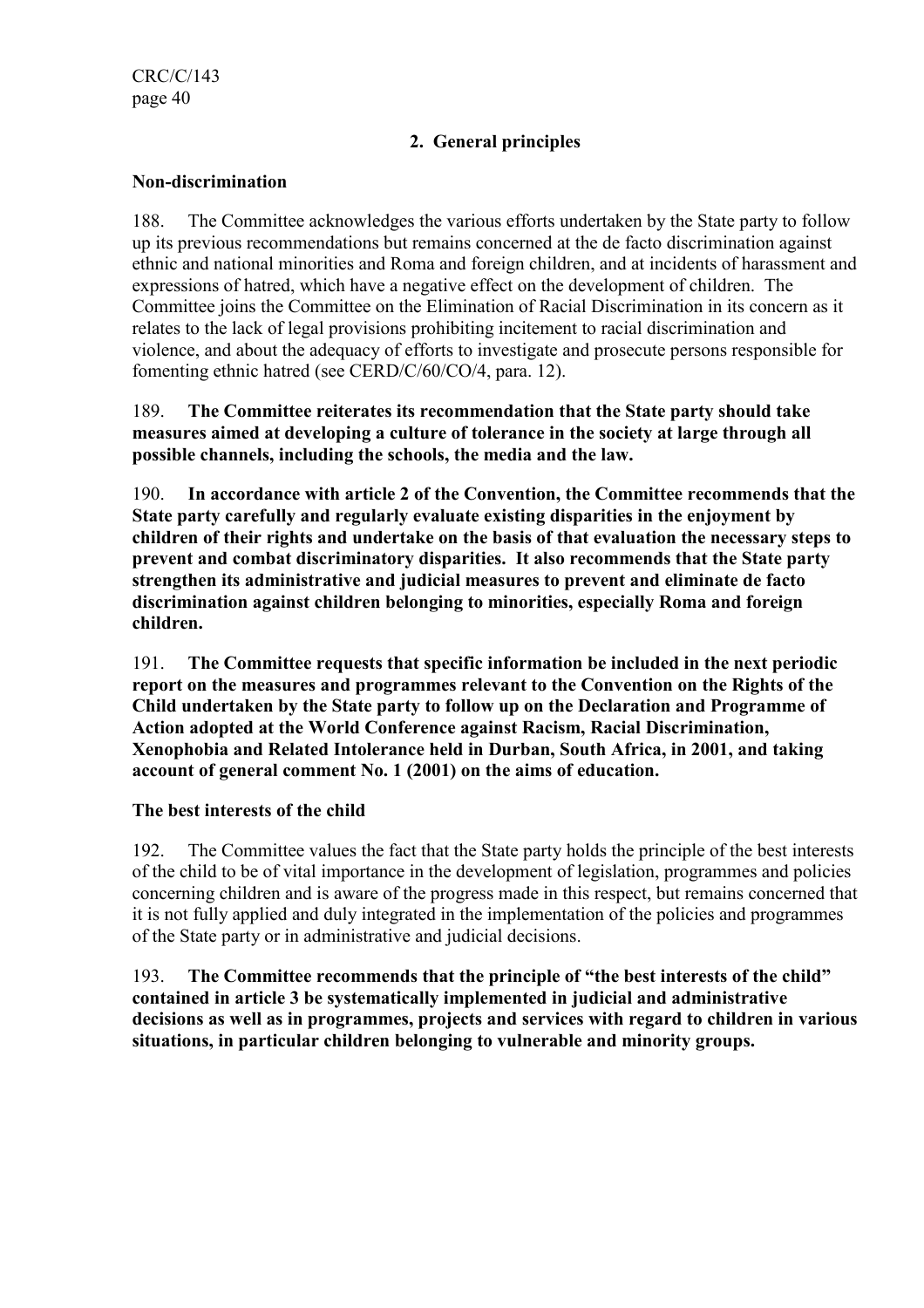### 2. General principles

**Non-discrimination**

188. The Committee acknowledges the various efforts undertaken by the State party to follow up its previous recommendations but remains concerned at the de facto discrimination against ethnic and national minorities and Roma and foreign children, and at incidents of harassment and expressions of hatred, which have a negative effect on the development of children. The Committee joins the Committee on the Elimination of Racial Discrimination in its concern as it relates to the lack of legal provisions prohibiting incitement to racial discrimination and violence, and about the adequacy of efforts to investigate and prosecute persons responsible for fomenting ethnic hatred (see CERD/C/60/CO/4, para. 12).

189. **The Committee reiterates its recommendation that the State party should take measures aimed at developing a culture of tolerance in the society at large through all possible channels, including the schools, the media and the law.**

190. **In accordance with article 2 of the Convention, the Committee recommends that the State party carefully and regularly evaluate existing disparities in the enjoyment by children of their rights and undertake on the basis of that evaluation the necessary steps to prevent and combat discriminatory disparities. It also recommends that the State party strengthen its administrative and judicial measures to prevent and eliminate de facto discrimination against children belonging to minorities, especially Roma and foreign children.**

191. **The Committee requests that specific information be included in the next periodic report on the measures and programmes relevant to the Convention on the Rights of the Child undertaken by the State party to follow up on the Declaration and Programme of Action adopted at the World Conference against Racism, Racial Discrimination, Xenophobia and Related Intolerance held in Durban, South Africa, in 2001, and taking account of general comment No. 1 (2001) on the aims of education.**

**The best interests of the child**

192. The Committee values the fact that the State party holds the principle of the best interests of the child to be of vital importance in the development of legislation, programmes and policies concerning children and is aware of the progress made in this respect, but remains concerned that it is not fully applied and duly integrated in the implementation of the policies and programmes of the State party or in administrative and judicial decisions.

193. **The Committee recommends that the principle of "the best interests of the child" contained in article 3 be systematically implemented in judicial and administrative decisions as well as in programmes, projects and services with regard to children in various situations, in particular children belonging to vulnerable and minority groups.**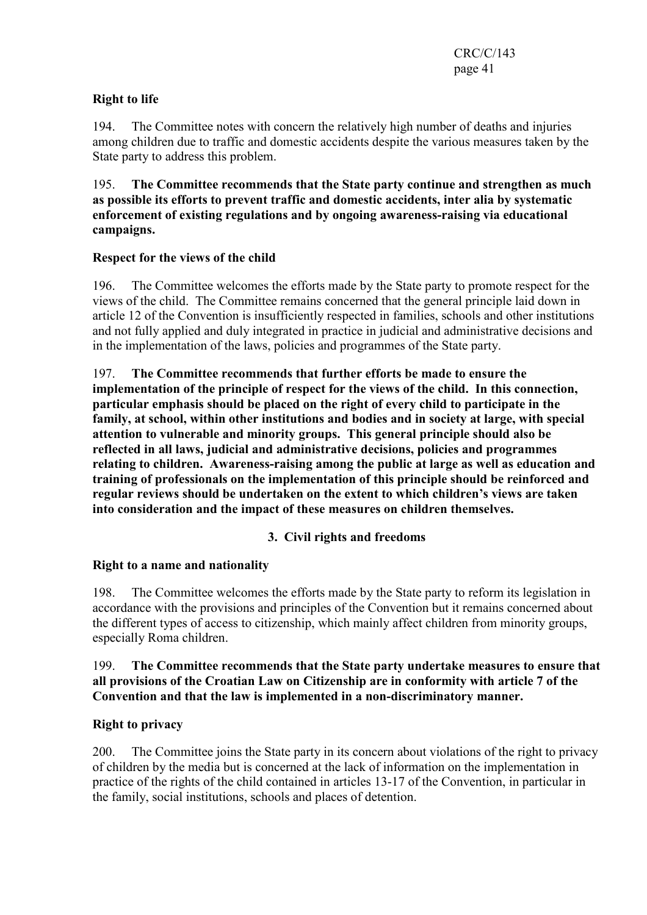**Right to life**

194. The Committee notes with concern the relatively high number of deaths and injuries among children due to traffic and domestic accidents despite the various measures taken by the State party to address this problem.

195. **The Committee recommends that the State party continue and strengthen as much as possible its efforts to prevent traffic and domestic accidents, inter alia by systematic enforcement of existing regulations and by ongoing awareness-raising via educational campaigns.**

**Respect for the views of the child**

196. The Committee welcomes the efforts made by the State party to promote respect for the views of the child. The Committee remains concerned that the general principle laid down in article 12 of the Convention is insufficiently respected in families, schools and other institutions and not fully applied and duly integrated in practice in judicial and administrative decisions and in the implementation of the laws, policies and programmes of the State party.

197. **The Committee recommends that further efforts be made to ensure the implementation of the principle of respect for the views of the child. In this connection, particular emphasis should be placed on the right of every child to participate in the family, at school, within other institutions and bodies and in society at large, with special attention to vulnerable and minority groups. This general principle should also be reflected in all laws, judicial and administrative decisions, policies and programmes relating to children. Awareness-raising among the public at large as well as education and training of professionals on the implementation of this principle should be reinforced and regular reviews should be undertaken on the extent to which children's views are taken into consideration and the impact of these measures on children themselves.**

### 3. Civil rights and freedoms

**Right to a name and nationality**

198. The Committee welcomes the efforts made by the State party to reform its legislation in accordance with the provisions and principles of the Convention but it remains concerned about the different types of access to citizenship, which mainly affect children from minority groups, especially Roma children.

199. **The Committee recommends that the State party undertake measures to ensure that all provisions of the Croatian Law on Citizenship are in conformity with article 7 of the Convention and that the law is implemented in a non-discriminatory manner.**

**Right to privacy**

200. The Committee joins the State party in its concern about violations of the right to privacy of children by the media but is concerned at the lack of information on the implementation in practice of the rights of the child contained in articles 13-17 of the Convention, in particular in the family, social institutions, schools and places of detention.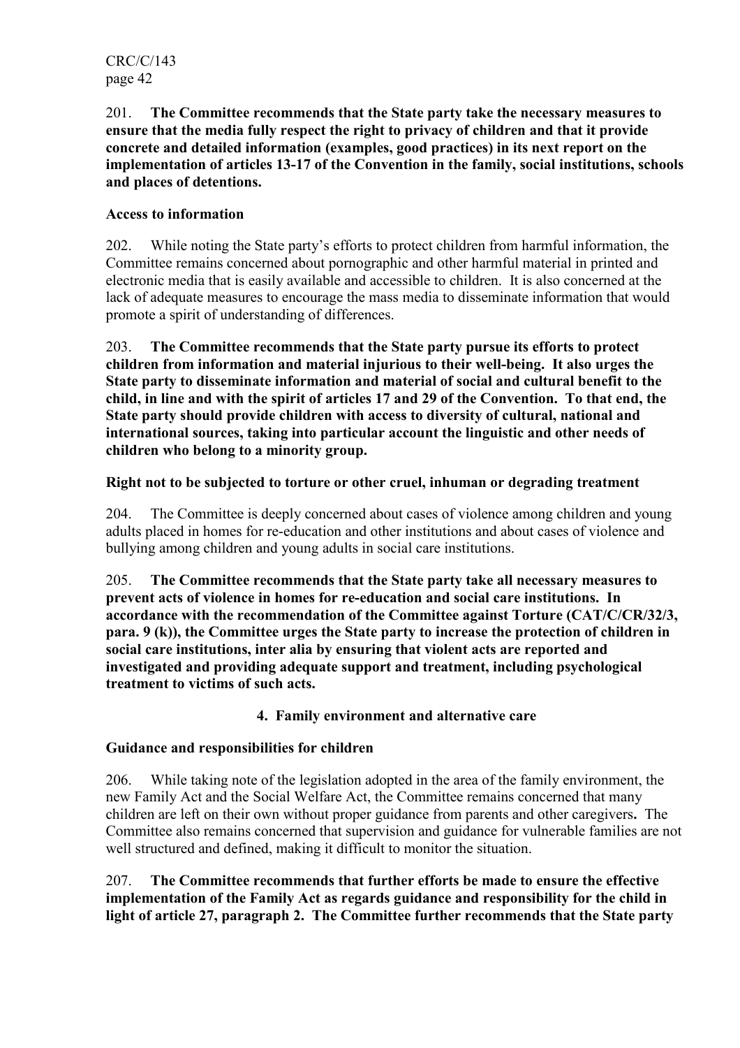201. **The Committee recommends that the State party take the necessary measures to ensure that the media fully respect the right to privacy of children and that it provide concrete and detailed information (examples, good practices) in its next report on the implementation of articles 13-17 of the Convention in the family, social institutions, schools and places of detentions.**

**Access to information**

202. While noting the State party's efforts to protect children from harmful information, the Committee remains concerned about pornographic and other harmful material in printed and electronic media that is easily available and accessible to children. It is also concerned at the lack of adequate measures to encourage the mass media to disseminate information that would promote a spirit of understanding of differences.

203. **The Committee recommends that the State party pursue its efforts to protect children from information and material injurious to their well-being. It also urges the State party to disseminate information and material of social and cultural benefit to the child, in line and with the spirit of articles 17 and 29 of the Convention. To that end, the State party should provide children with access to diversity of cultural, national and international sources, taking into particular account the linguistic and other needs of children who belong to a minority group.**

**Right not to be subjected to torture or other cruel, inhuman or degrading treatment**

204. The Committee is deeply concerned about cases of violence among children and young adults placed in homes for re-education and other institutions and about cases of violence and bullying among children and young adults in social care institutions.

205. **The Committee recommends that the State party take all necessary measures to prevent acts of violence in homes for re-education and social care institutions. In accordance with the recommendation of the Committee against Torture (CAT/C/CR/32/3, para. 9 (k)), the Committee urges the State party to increase the protection of children in social care institutions, inter alia by ensuring that violent acts are reported and investigated and providing adequate support and treatment, including psychological treatment to victims of such acts.**

### 4. Family environment and alternative care

**Guidance and responsibilities for children**

206. While taking note of the legislation adopted in the area of the family environment, the new Family Act and the Social Welfare Act, the Committee remains concerned that many children are left on their own without proper guidance from parents and other caregivers**.** The Committee also remains concerned that supervision and guidance for vulnerable families are not well structured and defined, making it difficult to monitor the situation.

207. **The Committee recommends that further efforts be made to ensure the effective implementation of the Family Act as regards guidance and responsibility for the child in light of article 27, paragraph 2. The Committee further recommends that the State party**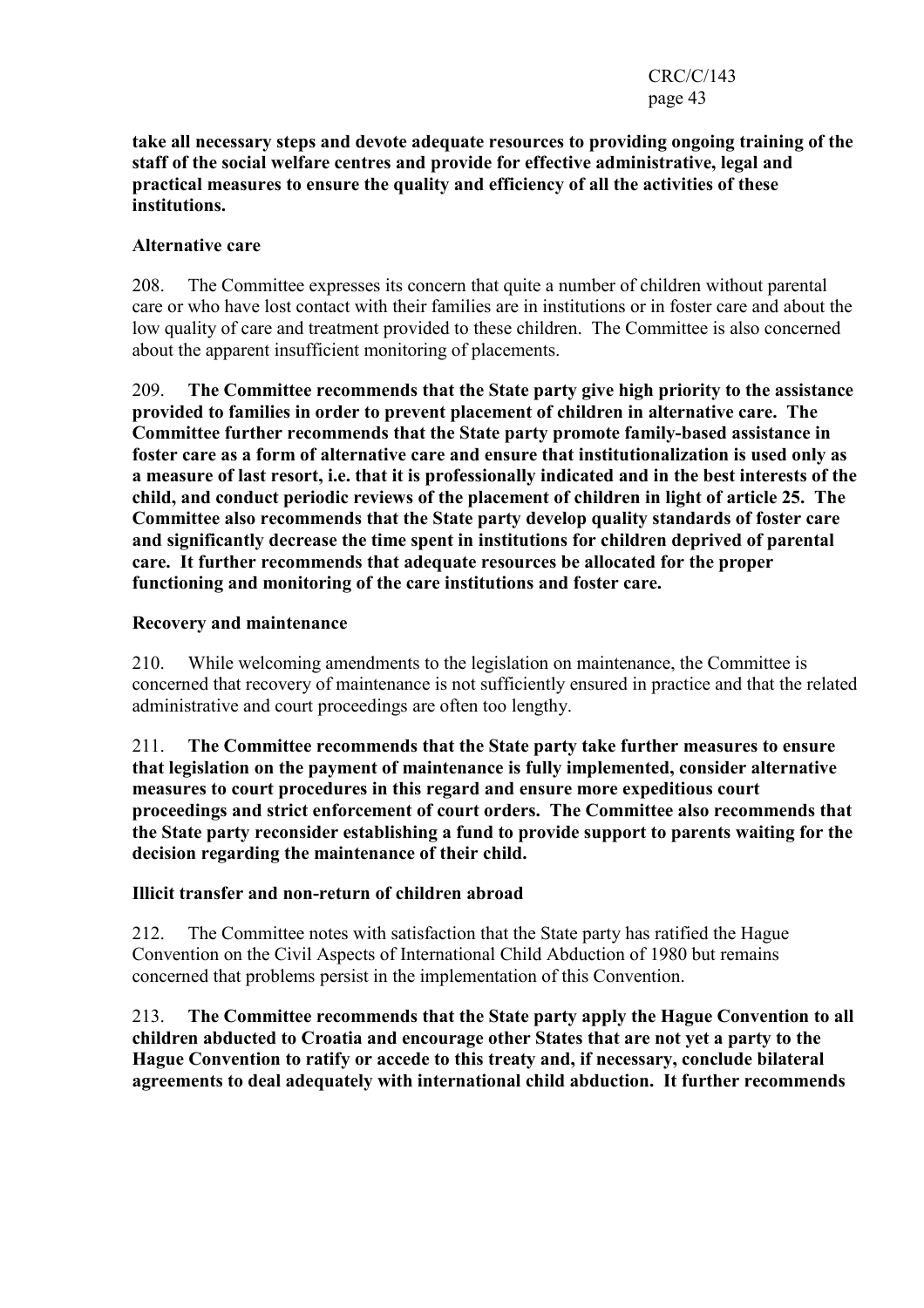**take all necessary steps and devote adequate resources to providing ongoing training of the staff of the social welfare centres and provide for effective administrative, legal and practical measures to ensure the quality and efficiency of all the activities of these institutions.**

**Alternative care**

208. The Committee expresses its concern that quite a number of children without parental care or who have lost contact with their families are in institutions or in foster care and about the low quality of care and treatment provided to these children. The Committee is also concerned about the apparent insufficient monitoring of placements.

209. **The Committee recommends that the State party give high priority to the assistance provided to families in order to prevent placement of children in alternative care. The Committee further recommends that the State party promote family-based assistance in foster care as a form of alternative care and ensure that institutionalization is used only as a measure of last resort, i.e. that it is professionally indicated and in the best interests of the child, and conduct periodic reviews of the placement of children in light of article 25. The Committee also recommends that the State party develop quality standards of foster care and significantly decrease the time spent in institutions for children deprived of parental care. It further recommends that adequate resources be allocated for the proper functioning and monitoring of the care institutions and foster care.**

**Recovery and maintenance**

210. While welcoming amendments to the legislation on maintenance, the Committee is concerned that recovery of maintenance is not sufficiently ensured in practice and that the related administrative and court proceedings are often too lengthy.

211. **The Committee recommends that the State party take further measures to ensure that legislation on the payment of maintenance is fully implemented, consider alternative measures to court procedures in this regard and ensure more expeditious court proceedings and strict enforcement of court orders. The Committee also recommends that the State party reconsider establishing a fund to provide support to parents waiting for the decision regarding the maintenance of their child.**

**Illicit transfer and non-return of children abroad**

212. The Committee notes with satisfaction that the State party has ratified the Hague Convention on the Civil Aspects of International Child Abduction of 1980 but remains concerned that problems persist in the implementation of this Convention.

213. **The Committee recommends that the State party apply the Hague Convention to all children abducted to Croatia and encourage other States that are not yet a party to the Hague Convention to ratify or accede to this treaty and, if necessary, conclude bilateral agreements to deal adequately with international child abduction. It further recommends**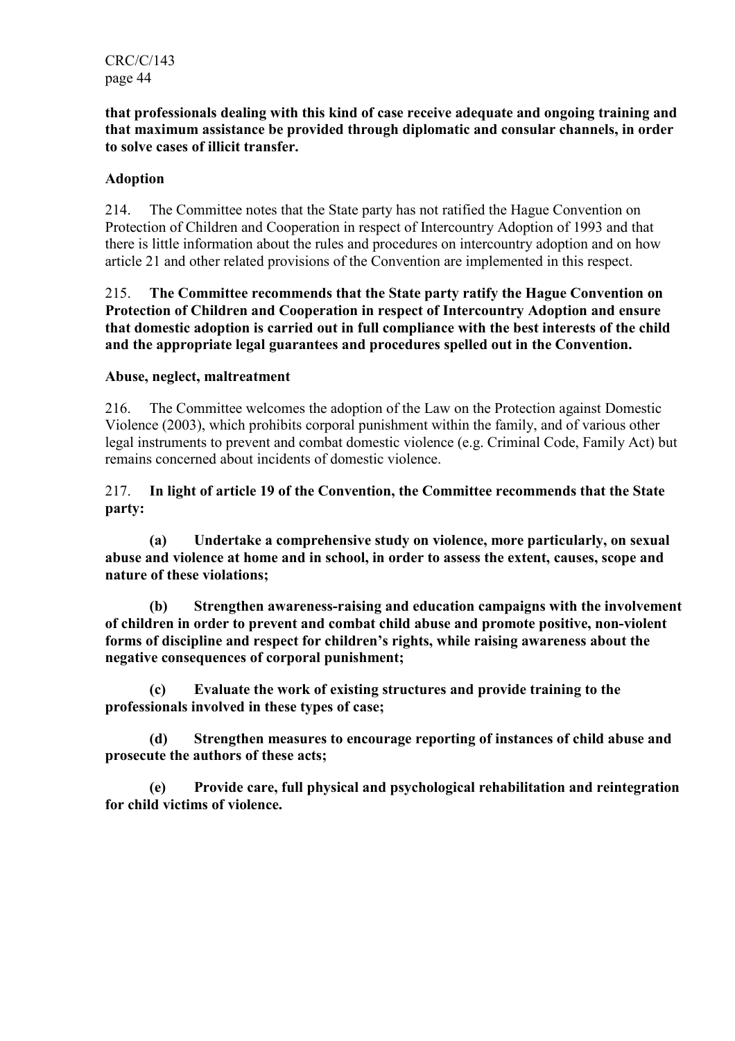**that professionals dealing with this kind of case receive adequate and ongoing training and that maximum assistance be provided through diplomatic and consular channels, in order to solve cases of illicit transfer.**

**Adoption**

214. The Committee notes that the State party has not ratified the Hague Convention on Protection of Children and Cooperation in respect of Intercountry Adoption of 1993 and that there is little information about the rules and procedures on intercountry adoption and on how article 21 and other related provisions of the Convention are implemented in this respect.

215. **The Committee recommends that the State party ratify the Hague Convention on Protection of Children and Cooperation in respect of Intercountry Adoption and ensure that domestic adoption is carried out in full compliance with the best interests of the child and the appropriate legal guarantees and procedures spelled out in the Convention.**

**Abuse, neglect, maltreatment**

216. The Committee welcomes the adoption of the Law on the Protection against Domestic Violence (2003), which prohibits corporal punishment within the family, and of various other legal instruments to prevent and combat domestic violence (e.g. Criminal Code, Family Act) but remains concerned about incidents of domestic violence.

217. **In light of article 19 of the Convention, the Committee recommends that the State party:**

**(a) Undertake a comprehensive study on violence, more particularly, on sexual abuse and violence at home and in school, in order to assess the extent, causes, scope and nature of these violations;**

**(b) Strengthen awareness-raising and education campaigns with the involvement of children in order to prevent and combat child abuse and promote positive, non-violent forms of discipline and respect for children's rights, while raising awareness about the negative consequences of corporal punishment;**

**(c) Evaluate the work of existing structures and provide training to the professionals involved in these types of case;**

**(d) Strengthen measures to encourage reporting of instances of child abuse and prosecute the authors of these acts;**

**(e) Provide care, full physical and psychological rehabilitation and reintegration for child victims of violence.**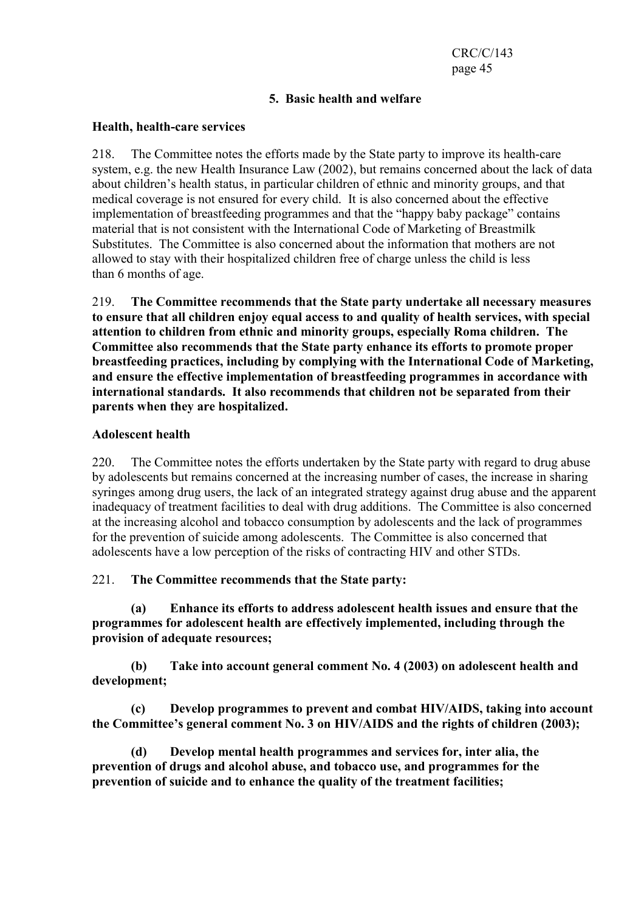### 5. Basic health and welfare

**Health, health-care services**

218. The Committee notes the efforts made by the State party to improve its health-care system, e.g. the new Health Insurance Law (2002), but remains concerned about the lack of data about children's health status, in particular children of ethnic and minority groups, and that medical coverage is not ensured for every child. It is also concerned about the effective implementation of breastfeeding programmes and that the "happy baby package" contains material that is not consistent with the International Code of Marketing of Breastmilk Substitutes. The Committee is also concerned about the information that mothers are not allowed to stay with their hospitalized children free of charge unless the child is less than 6 months of age.

219. **The Committee recommends that the State party undertake all necessary measures to ensure that all children enjoy equal access to and quality of health services, with special attention to children from ethnic and minority groups, especially Roma children. The Committee also recommends that the State party enhance its efforts to promote proper breastfeeding practices, including by complying with the International Code of Marketing, and ensure the effective implementation of breastfeeding programmes in accordance with international standards. It also recommends that children not be separated from their parents when they are hospitalized.**

**Adolescent health**

220. The Committee notes the efforts undertaken by the State party with regard to drug abuse by adolescents but remains concerned at the increasing number of cases, the increase in sharing syringes among drug users, the lack of an integrated strategy against drug abuse and the apparent inadequacy of treatment facilities to deal with drug additions. The Committee is also concerned at the increasing alcohol and tobacco consumption by adolescents and the lack of programmes for the prevention of suicide among adolescents. The Committee is also concerned that adolescents have a low perception of the risks of contracting HIV and other STDs.

221. **The Committee recommends that the State party:**

**(a) Enhance its efforts to address adolescent health issues and ensure that the programmes for adolescent health are effectively implemented, including through the provision of adequate resources;**

**(b) Take into account general comment No. 4 (2003) on adolescent health and development;**

**(c) Develop programmes to prevent and combat HIV/AIDS, taking into account the Committee's general comment No. 3 on HIV/AIDS and the rights of children (2003);**

**(d) Develop mental health programmes and services for, inter alia, the prevention of drugs and alcohol abuse, and tobacco use, and programmes for the prevention of suicide and to enhance the quality of the treatment facilities;**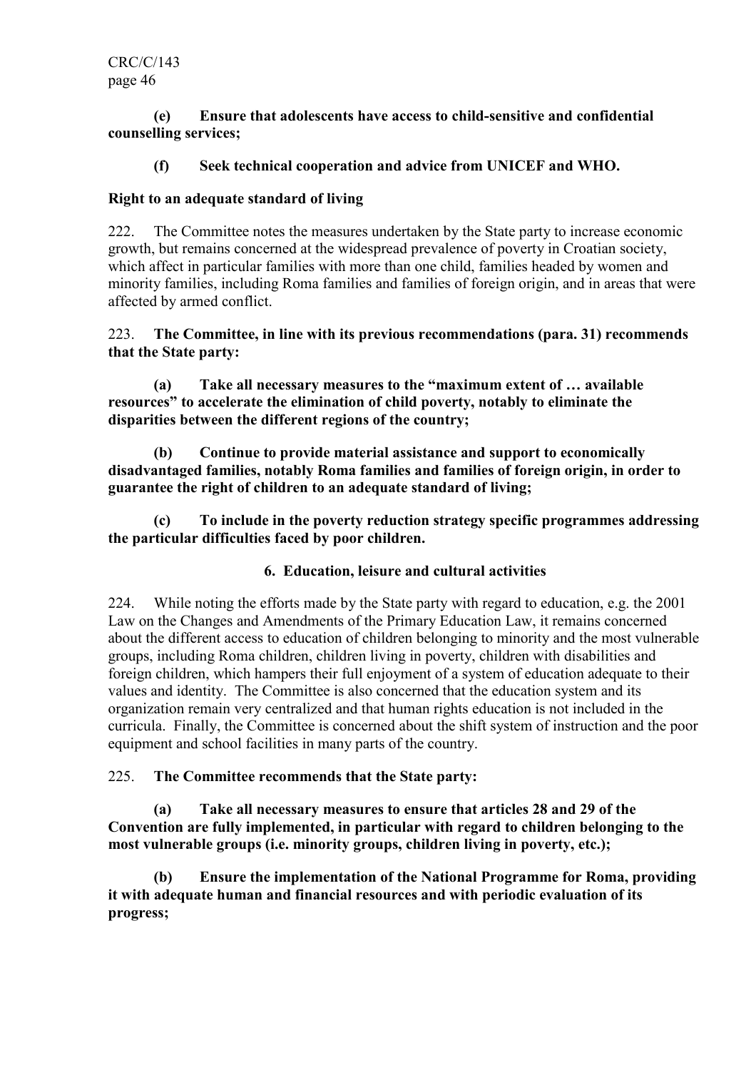**(e) Ensure that adolescents have access to child-sensitive and confidential counselling services;**

**(f) Seek technical cooperation and advice from UNICEF and WHO.**

**Right to an adequate standard of living**

222. The Committee notes the measures undertaken by the State party to increase economic growth, but remains concerned at the widespread prevalence of poverty in Croatian society, which affect in particular families with more than one child, families headed by women and minority families, including Roma families and families of foreign origin, and in areas that were affected by armed conflict.

223. **The Committee, in line with its previous recommendations (para. 31) recommends that the State party:**

**(a) Take all necessary measures to the "maximum extent of … available resources" to accelerate the elimination of child poverty, notably to eliminate the disparities between the different regions of the country;**

**(b) Continue to provide material assistance and support to economically disadvantaged families, notably Roma families and families of foreign origin, in order to guarantee the right of children to an adequate standard of living;**

**(c) To include in the poverty reduction strategy specific programmes addressing the particular difficulties faced by poor children.**

**6. Education, leisure and cultural activities**

224. While noting the efforts made by the State party with regard to education, e.g. the 2001 Law on the Changes and Amendments of the Primary Education Law, it remains concerned about the different access to education of children belonging to minority and the most vulnerable groups, including Roma children, children living in poverty, children with disabilities and foreign children, which hampers their full enjoyment of a system of education adequate to their values and identity. The Committee is also concerned that the education system and its organization remain very centralized and that human rights education is not included in the curricula. Finally, the Committee is concerned about the shift system of instruction and the poor equipment and school facilities in many parts of the country.

225. **The Committee recommends that the State party:**

**(a) Take all necessary measures to ensure that articles 28 and 29 of the Convention are fully implemented, in particular with regard to children belonging to the most vulnerable groups (i.e. minority groups, children living in poverty, etc.);**

**(b) Ensure the implementation of the National Programme for Roma, providing it with adequate human and financial resources and with periodic evaluation of its progress;**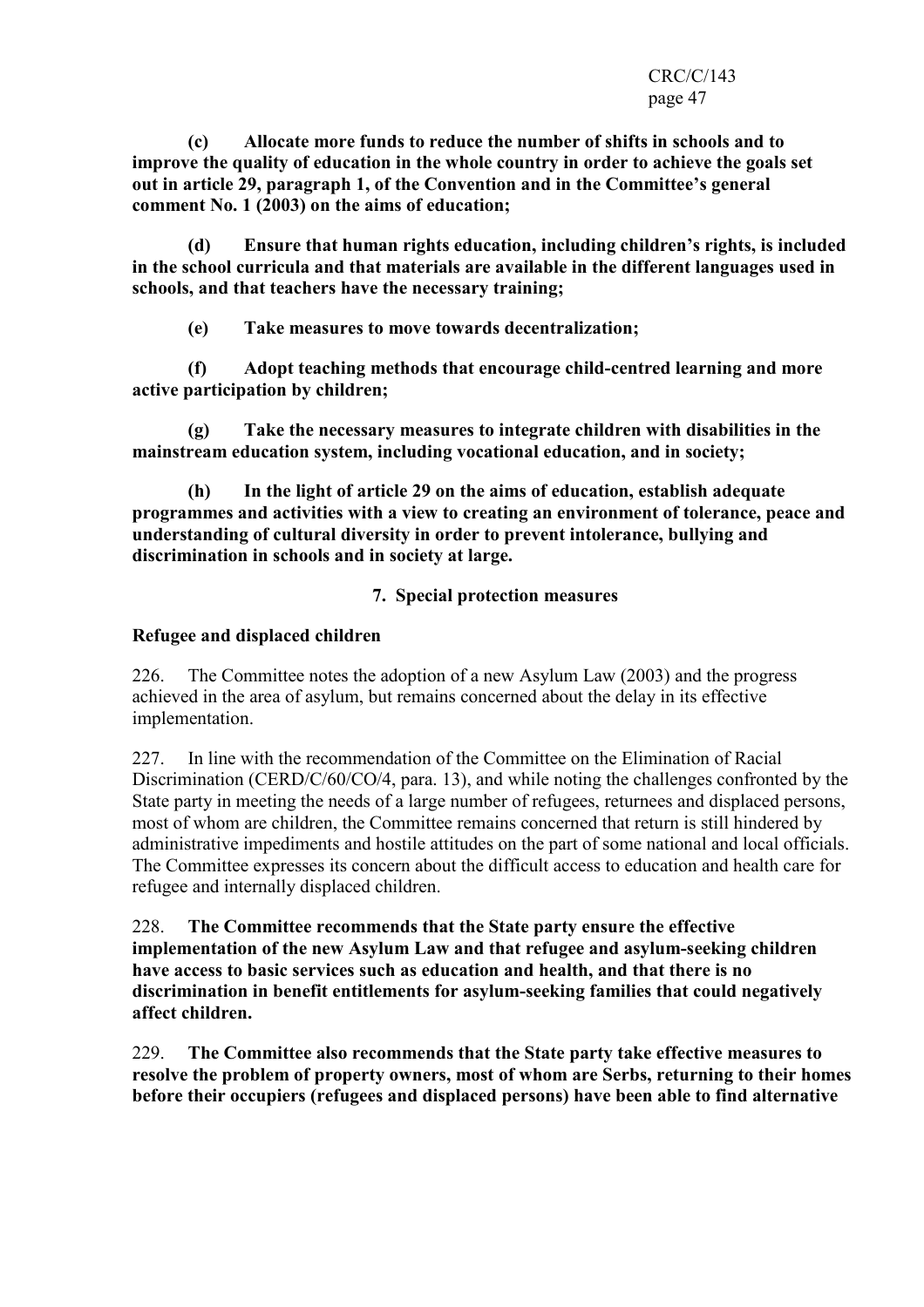**(c) Allocate more funds to reduce the number of shifts in schools and to improve the quality of education in the whole country in order to achieve the goals set out in article 29, paragraph 1, of the Convention and in the Committee's general comment No. 1 (2003) on the aims of education;**

**(d) Ensure that human rights education, including children's rights, is included in the school curricula and that materials are available in the different languages used in schools, and that teachers have the necessary training;**

**(e) Take measures to move towards decentralization;**

**(f) Adopt teaching methods that encourage child-centred learning and more active participation by children;**

**(g) Take the necessary measures to integrate children with disabilities in the mainstream education system, including vocational education, and in society;**

**(h) In the light of article 29 on the aims of education, establish adequate programmes and activities with a view to creating an environment of tolerance, peace and understanding of cultural diversity in order to prevent intolerance, bullying and discrimination in schools and in society at large.**

### 7. Special protection measures

**Refugee and displaced children**

226. The Committee notes the adoption of a new Asylum Law (2003) and the progress achieved in the area of asylum, but remains concerned about the delay in its effective implementation.

227. In line with the recommendation of the Committee on the Elimination of Racial Discrimination (CERD/C/60/CO/4, para. 13), and while noting the challenges confronted by the State party in meeting the needs of a large number of refugees, returnees and displaced persons, most of whom are children, the Committee remains concerned that return is still hindered by administrative impediments and hostile attitudes on the part of some national and local officials. The Committee expresses its concern about the difficult access to education and health care for refugee and internally displaced children.

228. **The Committee recommends that the State party ensure the effective implementation of the new Asylum Law and that refugee and asylum-seeking children have access to basic services such as education and health, and that there is no discrimination in benefit entitlements for asylum-seeking families that could negatively affect children.**

229. **The Committee also recommends that the State party take effective measures to resolve the problem of property owners, most of whom are Serbs, returning to their homes before their occupiers (refugees and displaced persons) have been able to find alternative**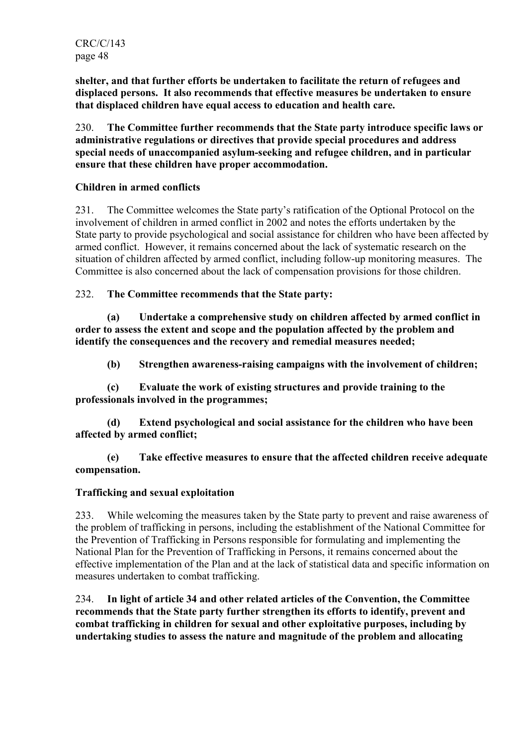**shelter, and that further efforts be undertaken to facilitate the return of refugees and displaced persons. It also recommends that effective measures be undertaken to ensure that displaced children have equal access to education and health care.**

230. **The Committee further recommends that the State party introduce specific laws or administrative regulations or directives that provide special procedures and address special needs of unaccompanied asylum-seeking and refugee children, and in particular ensure that these children have proper accommodation.**

### Children in armed conflicts

231. The Committee welcomes the State party's ratification of the Optional Protocol on the involvement of children in armed conflict in 2002 and notes the efforts undertaken by the State party to provide psychological and social assistance for children who have been affected by armed conflict. However, it remains concerned about the lack of systematic research on the situation of children affected by armed conflict, including follow-up monitoring measures. The Committee is also concerned about the lack of compensation provisions for those children.

232. **The Committee recommends that the State party:**

**(a) Undertake a comprehensive study on children affected by armed conflict in order to assess the extent and scope and the population affected by the problem and identify the consequences and the recovery and remedial measures needed;**

**(b) Strengthen awareness-raising campaigns with the involvement of children;**

**(c) Evaluate the work of existing structures and provide training to the professionals involved in the programmes;**

**(d) Extend psychological and social assistance for the children who have been affected by armed conflict;**

**(e) Take effective measures to ensure that the affected children receive adequate compensation.**

### Trafficking and sexual exploitation

233. While welcoming the measures taken by the State party to prevent and raise awareness of the problem of trafficking in persons, including the establishment of the National Committee for the Prevention of Trafficking in Persons responsible for formulating and implementing the National Plan for the Prevention of Trafficking in Persons, it remains concerned about the effective implementation of the Plan and at the lack of statistical data and specific information on measures undertaken to combat trafficking.

234. **In light of article 34 and other related articles of the Convention, the Committee recommends that the State party further strengthen its efforts to identify, prevent and combat trafficking in children for sexual and other exploitative purposes, including by undertaking studies to assess the nature and magnitude of the problem and allocating**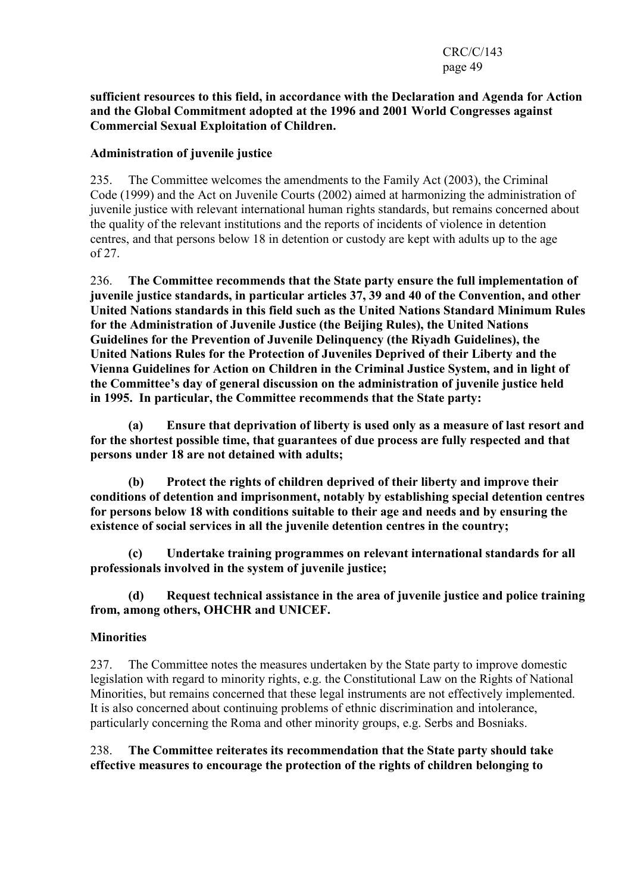**sufficient resources to this field, in accordance with the Declaration and Agenda for Action and the Global Commitment adopted at the 1996 and 2001 World Congresses against Commercial Sexual Exploitation of Children.**

**Administration of juvenile justice**

235. The Committee welcomes the amendments to the Family Act (2003), the Criminal Code (1999) and the Act on Juvenile Courts (2002) aimed at harmonizing the administration of juvenile justice with relevant international human rights standards, but remains concerned about the quality of the relevant institutions and the reports of incidents of violence in detention centres, and that persons below 18 in detention or custody are kept with adults up to the age of 27.

236. **The Committee recommends that the State party ensure the full implementation of juvenile justice standards, in particular articles 37, 39 and 40 of the Convention, and other United Nations standards in this field such as the United Nations Standard Minimum Rules for the Administration of Juvenile Justice (the Beijing Rules), the United Nations Guidelines for the Prevention of Juvenile Delinquency (the Riyadh Guidelines), the United Nations Rules for the Protection of Juveniles Deprived of their Liberty and the Vienna Guidelines for Action on Children in the Criminal Justice System, and in light of the Committee's day of general discussion on the administration of juvenile justice held in 1995. In particular, the Committee recommends that the State party:**

**(a) Ensure that deprivation of liberty is used only as a measure of last resort and for the shortest possible time, that guarantees of due process are fully respected and that persons under 18 are not detained with adults;**

**(b) Protect the rights of children deprived of their liberty and improve their conditions of detention and imprisonment, notably by establishing special detention centres for persons below 18 with conditions suitable to their age and needs and by ensuring the existence of social services in all the juvenile detention centres in the country;**

**(c) Undertake training programmes on relevant international standards for all professionals involved in the system of juvenile justice;**

**(d) Request technical assistance in the area of juvenile justice and police training from, among others, OHCHR and UNICEF.**

**Minorities**

237. The Committee notes the measures undertaken by the State party to improve domestic legislation with regard to minority rights, e.g. the Constitutional Law on the Rights of National Minorities, but remains concerned that these legal instruments are not effectively implemented. It is also concerned about continuing problems of ethnic discrimination and intolerance, particularly concerning the Roma and other minority groups, e.g. Serbs and Bosniaks.

238. **The Committee reiterates its recommendation that the State party should take effective measures to encourage the protection of the rights of children belonging to**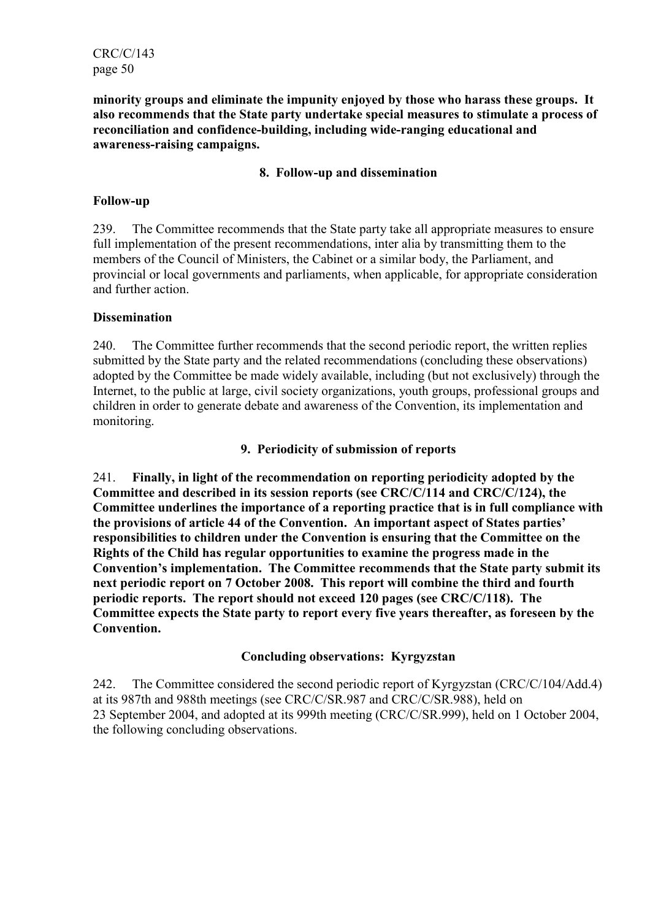**minority groups and eliminate the impunity enjoyed by those who harass these groups. It also recommends that the State party undertake special measures to stimulate a process of reconciliation and confidence-building, including wide-ranging educational and awareness-raising campaigns.**

### 8. Follow-up and dissemination

**Follow-up**

239. The Committee recommends that the State party take all appropriate measures to ensure full implementation of the present recommendations, inter alia by transmitting them to the members of the Council of Ministers, the Cabinet or a similar body, the Parliament, and provincial or local governments and parliaments, when applicable, for appropriate consideration and further action.

**Dissemination**

240. The Committee further recommends that the second periodic report, the written replies submitted by the State party and the related recommendations (concluding these observations) adopted by the Committee be made widely available, including (but not exclusively) through the Internet, to the public at large, civil society organizations, youth groups, professional groups and children in order to generate debate and awareness of the Convention, its implementation and monitoring.

### 9. Periodicity of submission of reports

241. **Finally, in light of the recommendation on reporting periodicity adopted by the Committee and described in its session reports (see CRC/C/114 and CRC/C/124), the Committee underlines the importance of a reporting practice that is in full compliance with the provisions of article 44 of the Convention. An important aspect of States parties' responsibilities to children under the Convention is ensuring that the Committee on the Rights of the Child has regular opportunities to examine the progress made in the Convention's implementation. The Committee recommends that the State party submit its next periodic report on 7 October 2008. This report will combine the third and fourth periodic reports. The report should not exceed 120 pages (see CRC/C/118). The Committee expects the State party to report every five years thereafter, as foreseen by the Convention.**

## Concluding observations: Kyrgyzstan

242. The Committee considered the second periodic report of Kyrgyzstan (CRC/C/104/Add.4) at its 987th and 988th meetings (see CRC/C/SR.987 and CRC/C/SR.988), held on 23 September 2004, and adopted at its 999th meeting (CRC/C/SR.999), held on 1 October 2004, the following concluding observations.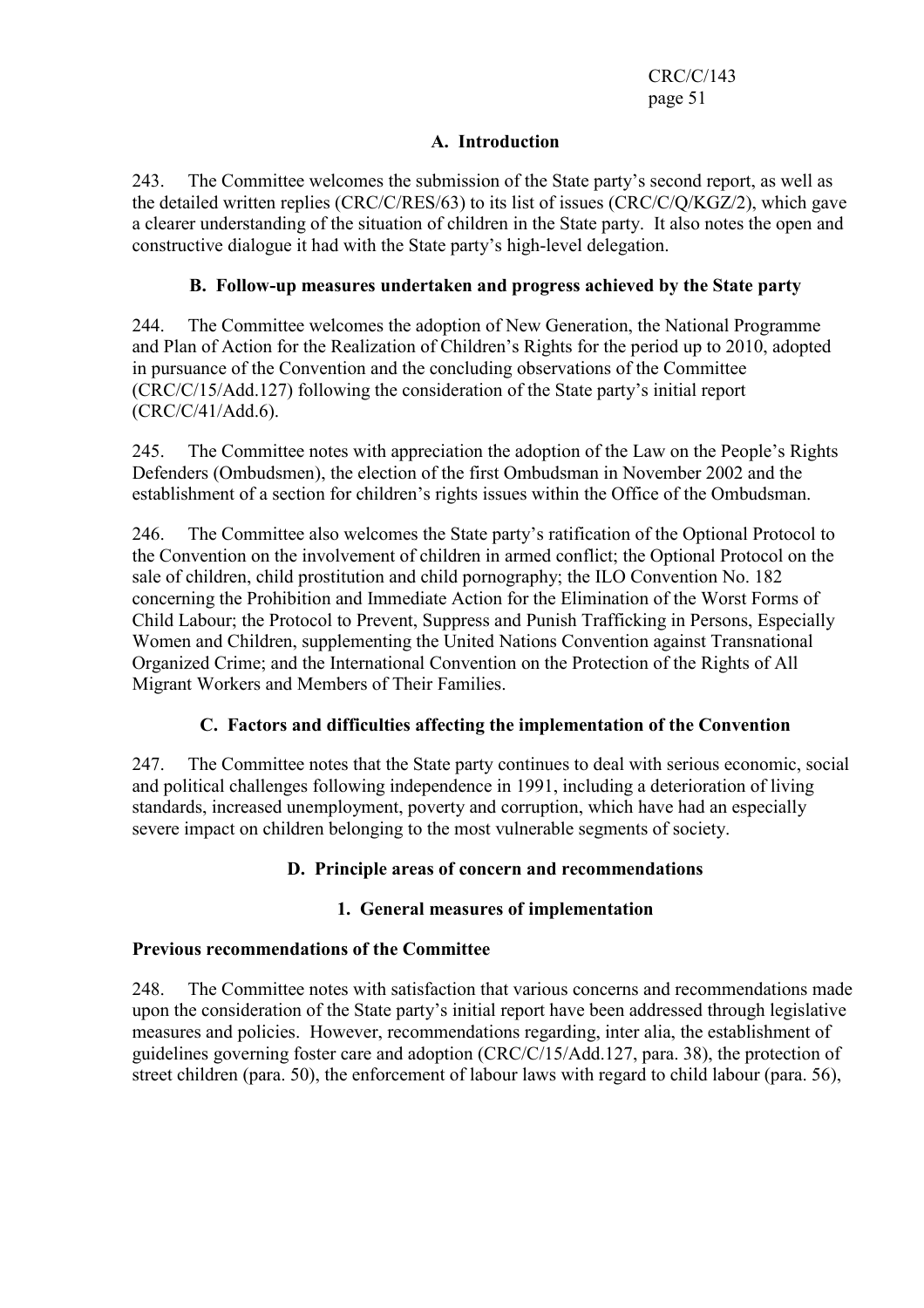### A. Introduction

243. The Committee welcomes the submission of the State party's second report, as well as the detailed written replies (CRC/C/RES/63) to its list of issues (CRC/C/Q/KGZ/2), which gave a clearer understanding of the situation of children in the State party. It also notes the open and constructive dialogue it had with the State party's high-level delegation.

### B. Follow-up measures undertaken and progress achieved by the State party

244. The Committee welcomes the adoption of New Generation, the National Programme and Plan of Action for the Realization of Children's Rights for the period up to 2010, adopted in pursuance of the Convention and the concluding observations of the Committee (CRC/C/15/Add.127) following the consideration of the State party's initial report (CRC/C/41/Add.6).

245. The Committee notes with appreciation the adoption of the Law on the People's Rights Defenders (Ombudsmen), the election of the first Ombudsman in November 2002 and the establishment of a section for children's rights issues within the Office of the Ombudsman.

246. The Committee also welcomes the State party's ratification of the Optional Protocol to the Convention on the involvement of children in armed conflict; the Optional Protocol on the sale of children, child prostitution and child pornography; the ILO Convention No. 182 concerning the Prohibition and Immediate Action for the Elimination of the Worst Forms of Child Labour; the Protocol to Prevent, Suppress and Punish Trafficking in Persons, Especially Women and Children, supplementing the United Nations Convention against Transnational Organized Crime; and the International Convention on the Protection of the Rights of All Migrant Workers and Members of Their Families.

### C. Factors and difficulties affecting the implementation of the Convention

247. The Committee notes that the State party continues to deal with serious economic, social and political challenges following independence in 1991, including a deterioration of living standards, increased unemployment, poverty and corruption, which have had an especially severe impact on children belonging to the most vulnerable segments of society.

### D. Principle areas of concern and recommendations

#### 1. General measures of implementation

**Previous recommendations of the Committee**

248. The Committee notes with satisfaction that various concerns and recommendations made upon the consideration of the State party's initial report have been addressed through legislative measures and policies. However, recommendations regarding, inter alia, the establishment of guidelines governing foster care and adoption (CRC/C/15/Add.127, para. 38), the protection of street children (para. 50), the enforcement of labour laws with regard to child labour (para. 56),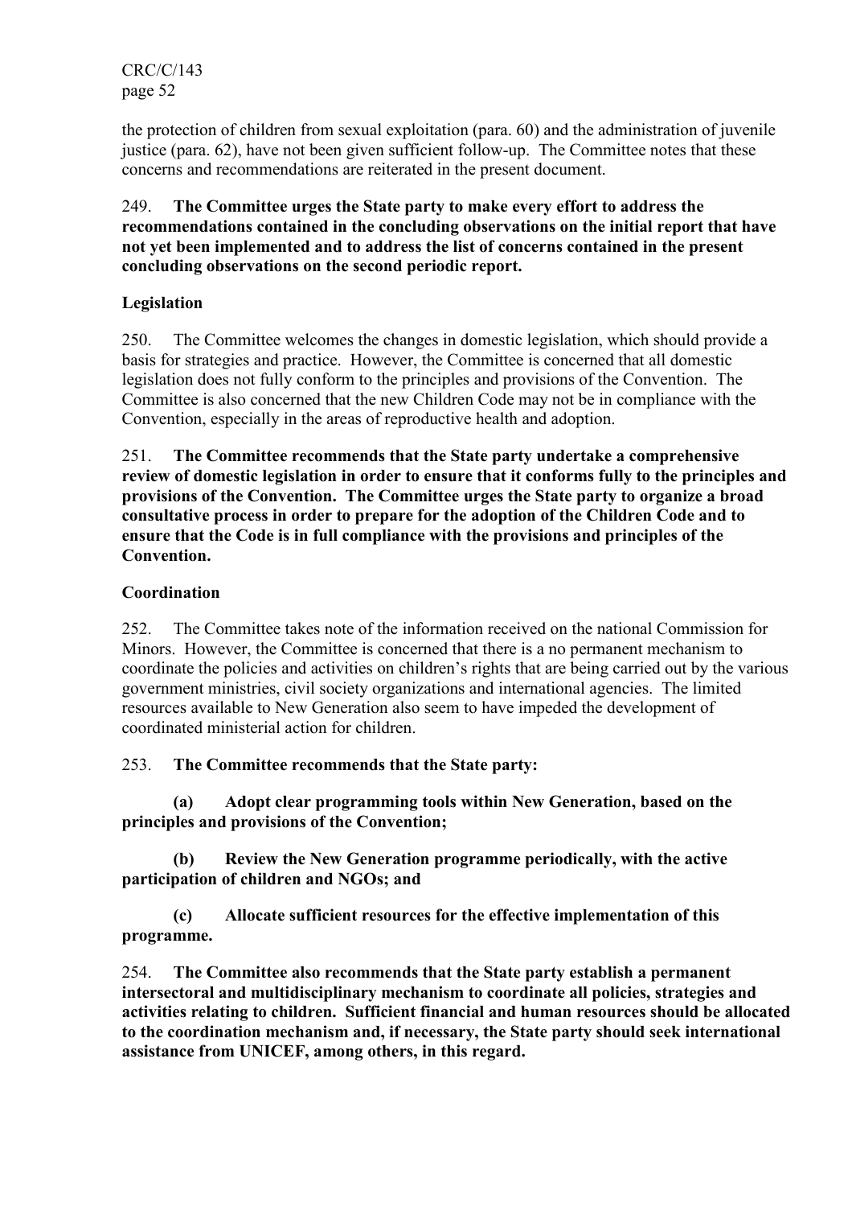the protection of children from sexual exploitation (para. 60) and the administration of juvenile justice (para. 62), have not been given sufficient follow-up. The Committee notes that these concerns and recommendations are reiterated in the present document.

249. **The Committee urges the State party to make every effort to address the recommendations contained in the concluding observations on the initial report that have not yet been implemented and to address the list of concerns contained in the present concluding observations on the second periodic report.**

**Legislation**

250. The Committee welcomes the changes in domestic legislation, which should provide a basis for strategies and practice. However, the Committee is concerned that all domestic legislation does not fully conform to the principles and provisions of the Convention. The Committee is also concerned that the new Children Code may not be in compliance with the Convention, especially in the areas of reproductive health and adoption.

251. **The Committee recommends that the State party undertake a comprehensive review of domestic legislation in order to ensure that it conforms fully to the principles and provisions of the Convention. The Committee urges the State party to organize a broad consultative process in order to prepare for the adoption of the Children Code and to ensure that the Code is in full compliance with the provisions and principles of the Convention.**

**Coordination**

252. The Committee takes note of the information received on the national Commission for Minors. However, the Committee is concerned that there is a no permanent mechanism to coordinate the policies and activities on children's rights that are being carried out by the various government ministries, civil society organizations and international agencies. The limited resources available to New Generation also seem to have impeded the development of coordinated ministerial action for children.

253. **The Committee recommends that the State party:**

**(a) Adopt clear programming tools within New Generation, based on the principles and provisions of the Convention;**

**(b) Review the New Generation programme periodically, with the active participation of children and NGOs; and**

**(c) Allocate sufficient resources for the effective implementation of this programme.**

254. **The Committee also recommends that the State party establish a permanent intersectoral and multidisciplinary mechanism to coordinate all policies, strategies and activities relating to children. Sufficient financial and human resources should be allocated to the coordination mechanism and, if necessary, the State party should seek international assistance from UNICEF, among others, in this regard.**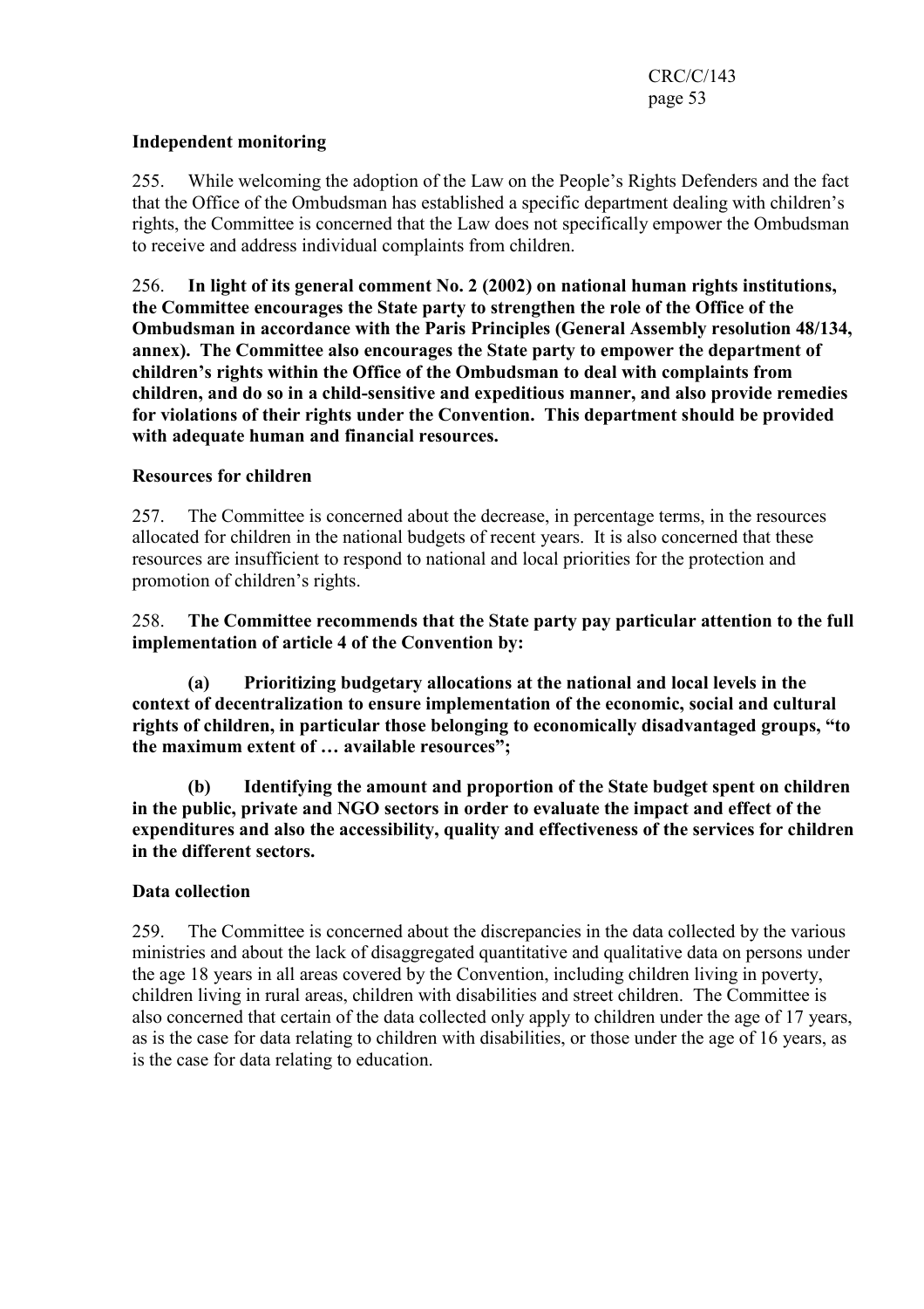**Independent monitoring**

255. While welcoming the adoption of the Law on the People's Rights Defenders and the fact that the Office of the Ombudsman has established a specific department dealing with children's rights, the Committee is concerned that the Law does not specifically empower the Ombudsman to receive and address individual complaints from children.

256. **In light of its general comment No. 2 (2002) on national human rights institutions, the Committee encourages the State party to strengthen the role of the Office of the Ombudsman in accordance with the Paris Principles (General Assembly resolution 48/134, annex). The Committee also encourages the State party to empower the department of children's rights within the Office of the Ombudsman to deal with complaints from children, and do so in a child-sensitive and expeditious manner, and also provide remedies for violations of their rights under the Convention. This department should be provided with adequate human and financial resources.**

**Resources for children**

257. The Committee is concerned about the decrease, in percentage terms, in the resources allocated for children in the national budgets of recent years. It is also concerned that these resources are insufficient to respond to national and local priorities for the protection and promotion of children's rights.

258. **The Committee recommends that the State party pay particular attention to the full implementation of article 4 of the Convention by:**

**(a) Prioritizing budgetary allocations at the national and local levels in the context of decentralization to ensure implementation of the economic, social and cultural rights of children, in particular those belonging to economically disadvantaged groups, "to the maximum extent of … available resources";**

**(b) Identifying the amount and proportion of the State budget spent on children in the public, private and NGO sectors in order to evaluate the impact and effect of the expenditures and also the accessibility, quality and effectiveness of the services for children in the different sectors.**

**Data collection**

259. The Committee is concerned about the discrepancies in the data collected by the various ministries and about the lack of disaggregated quantitative and qualitative data on persons under the age 18 years in all areas covered by the Convention, including children living in poverty, children living in rural areas, children with disabilities and street children. The Committee is also concerned that certain of the data collected only apply to children under the age of 17 years, as is the case for data relating to children with disabilities, or those under the age of 16 years, as is the case for data relating to education.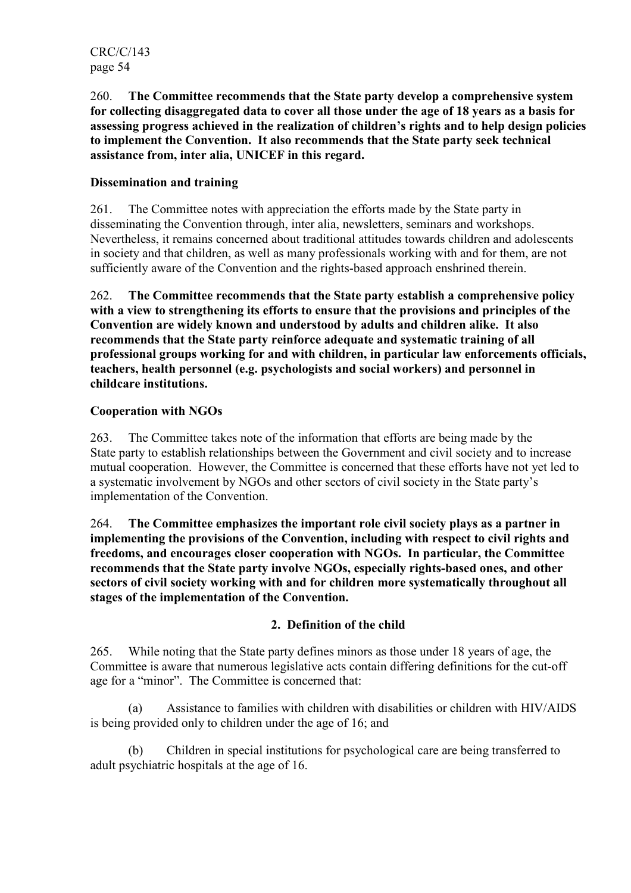260. **The Committee recommends that the State party develop a comprehensive system for collecting disaggregated data to cover all those under the age of 18 years as a basis for assessing progress achieved in the realization of children's rights and to help design policies to implement the Convention. It also recommends that the State party seek technical assistance from, inter alia, UNICEF in this regard.**

**Dissemination and training**

261. The Committee notes with appreciation the efforts made by the State party in disseminating the Convention through, inter alia, newsletters, seminars and workshops. Nevertheless, it remains concerned about traditional attitudes towards children and adolescents in society and that children, as well as many professionals working with and for them, are not sufficiently aware of the Convention and the rights-based approach enshrined therein.

262. **The Committee recommends that the State party establish a comprehensive policy with a view to strengthening its efforts to ensure that the provisions and principles of the Convention are widely known and understood by adults and children alike. It also recommends that the State party reinforce adequate and systematic training of all professional groups working for and with children, in particular law enforcements officials, teachers, health personnel (e.g. psychologists and social workers) and personnel in childcare institutions.**

**Cooperation with NGOs**

263. The Committee takes note of the information that efforts are being made by the State party to establish relationships between the Government and civil society and to increase mutual cooperation. However, the Committee is concerned that these efforts have not yet led to a systematic involvement by NGOs and other sectors of civil society in the State party's implementation of the Convention.

264. **The Committee emphasizes the important role civil society plays as a partner in implementing the provisions of the Convention, including with respect to civil rights and freedoms, and encourages closer cooperation with NGOs. In particular, the Committee recommends that the State party involve NGOs, especially rights-based ones, and other sectors of civil society working with and for children more systematically throughout all stages of the implementation of the Convention.**

## 2. Definition of the child

265. While noting that the State party defines minors as those under 18 years of age, the Committee is aware that numerous legislative acts contain differing definitions for the cut-off age for a "minor". The Committee is concerned that:

(a) Assistance to families with children with disabilities or children with HIV/AIDS is being provided only to children under the age of 16; and

(b) Children in special institutions for psychological care are being transferred to adult psychiatric hospitals at the age of 16.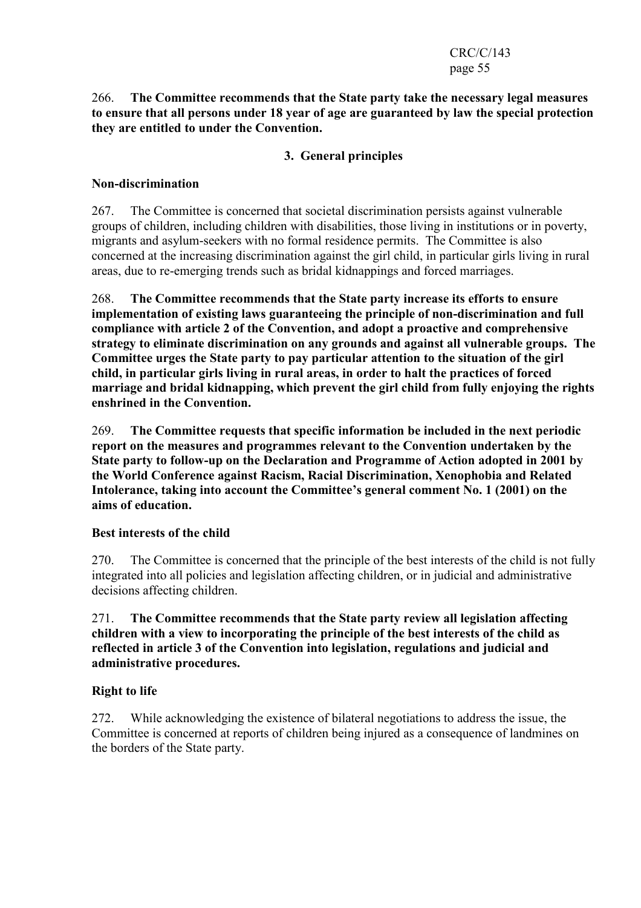266. **The Committee recommends that the State party take the necessary legal measures to ensure that all persons under 18 year of age are guaranteed by law the special protection they are entitled to under the Convention.**

### 3. General principles

**Non-discrimination**

267. The Committee is concerned that societal discrimination persists against vulnerable groups of children, including children with disabilities, those living in institutions or in poverty, migrants and asylum-seekers with no formal residence permits. The Committee is also concerned at the increasing discrimination against the girl child, in particular girls living in rural areas, due to re-emerging trends such as bridal kidnappings and forced marriages.

268. **The Committee recommends that the State party increase its efforts to ensure implementation of existing laws guaranteeing the principle of non-discrimination and full compliance with article 2 of the Convention, and adopt a proactive and comprehensive strategy to eliminate discrimination on any grounds and against all vulnerable groups. The Committee urges the State party to pay particular attention to the situation of the girl child, in particular girls living in rural areas, in order to halt the practices of forced marriage and bridal kidnapping, which prevent the girl child from fully enjoying the rights enshrined in the Convention.**

269. **The Committee requests that specific information be included in the next periodic report on the measures and programmes relevant to the Convention undertaken by the State party to follow-up on the Declaration and Programme of Action adopted in 2001 by the World Conference against Racism, Racial Discrimination, Xenophobia and Related Intolerance, taking into account the Committee's general comment No. 1 (2001) on the aims of education.**

**Best interests of the child**

270. The Committee is concerned that the principle of the best interests of the child is not fully integrated into all policies and legislation affecting children, or in judicial and administrative decisions affecting children.

271. **The Committee recommends that the State party review all legislation affecting children with a view to incorporating the principle of the best interests of the child as reflected in article 3 of the Convention into legislation, regulations and judicial and administrative procedures.**

**Right to life**

272. While acknowledging the existence of bilateral negotiations to address the issue, the Committee is concerned at reports of children being injured as a consequence of landmines on the borders of the State party.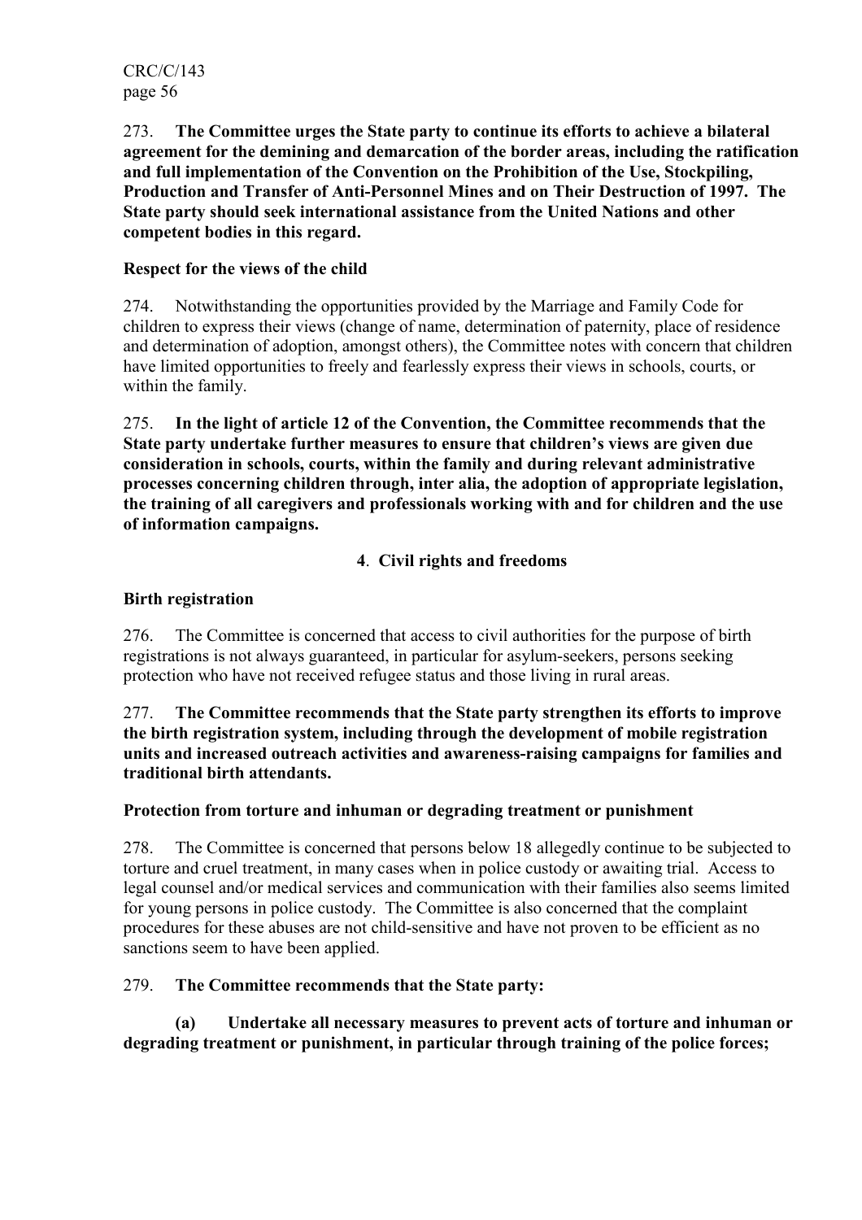273. **The Committee urges the State party to continue its efforts to achieve a bilateral agreement for the demining and demarcation of the border areas, including the ratification and full implementation of the Convention on the Prohibition of the Use, Stockpiling, Production and Transfer of Anti-Personnel Mines and on Their Destruction of 1997. The State party should seek international assistance from the United Nations and other competent bodies in this regard.**

### Respect for the views of the child

274. Notwithstanding the opportunities provided by the Marriage and Family Code for children to express their views (change of name, determination of paternity, place of residence and determination of adoption, amongst others), the Committee notes with concern that children have limited opportunities to freely and fearlessly express their views in schools, courts, or within the family.

275. **In the light of article 12 of the Convention, the Committee recommends that the State party undertake further measures to ensure that children's views are given due consideration in schools, courts, within the family and during relevant administrative processes concerning children through, inter alia, the adoption of appropriate legislation, the training of all caregivers and professionals working with and for children and the use of information campaigns.**

## 4. Civil rights and freedoms

### Birth registration

276. The Committee is concerned that access to civil authorities for the purpose of birth registrations is not always guaranteed, in particular for asylum-seekers, persons seeking protection who have not received refugee status and those living in rural areas.

277. **The Committee recommends that the State party strengthen its efforts to improve the birth registration system, including through the development of mobile registration units and increased outreach activities and awareness-raising campaigns for families and traditional birth attendants.**

### Protection from torture and inhuman or degrading treatment or punishment

278. The Committee is concerned that persons below 18 allegedly continue to be subjected to torture and cruel treatment, in many cases when in police custody or awaiting trial. Access to legal counsel and/or medical services and communication with their families also seems limited for young persons in police custody. The Committee is also concerned that the complaint procedures for these abuses are not child-sensitive and have not proven to be efficient as no sanctions seem to have been applied.

279. **The Committee recommends that the State party:**

**(a) Undertake all necessary measures to prevent acts of torture and inhuman or degrading treatment or punishment, in particular through training of the police forces;**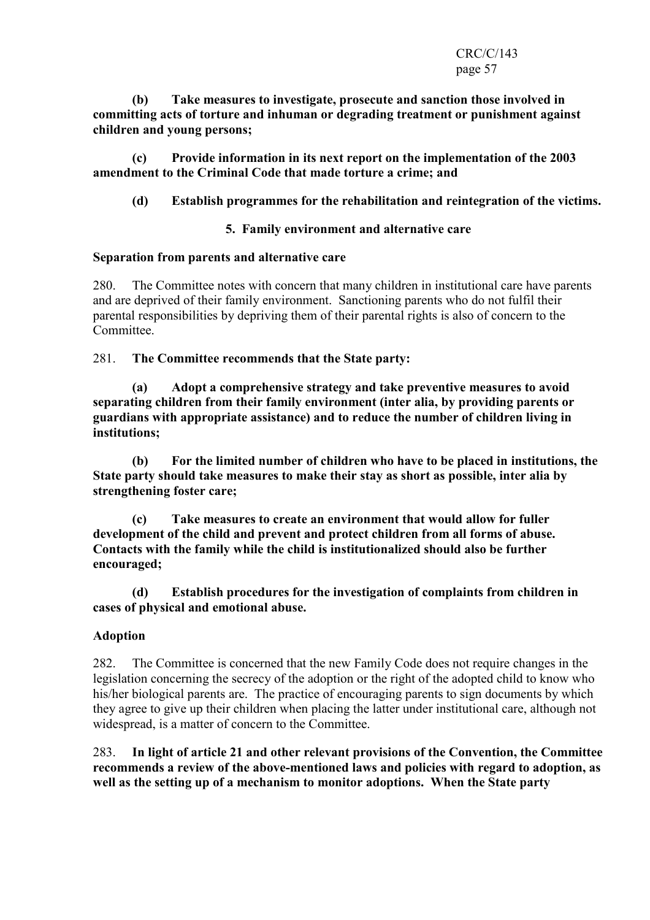**(b) Take measures to investigate, prosecute and sanction those involved in committing acts of torture and inhuman or degrading treatment or punishment against children and young persons;**

**(c) Provide information in its next report on the implementation of the 2003 amendment to the Criminal Code that made torture a crime; and**

**(d) Establish programmes for the rehabilitation and reintegration of the victims.**

### 5. Family environment and alternative care

**Separation from parents and alternative care**

280. The Committee notes with concern that many children in institutional care have parents and are deprived of their family environment. Sanctioning parents who do not fulfil their parental responsibilities by depriving them of their parental rights is also of concern to the Committee.

281. **The Committee recommends that the State party:**

**(a) Adopt a comprehensive strategy and take preventive measures to avoid separating children from their family environment (inter alia, by providing parents or guardians with appropriate assistance) and to reduce the number of children living in institutions;**

**(b) For the limited number of children who have to be placed in institutions, the State party should take measures to make their stay as short as possible, inter alia by strengthening foster care;**

**(c) Take measures to create an environment that would allow for fuller development of the child and prevent and protect children from all forms of abuse. Contacts with the family while the child is institutionalized should also be further encouraged;**

**(d) Establish procedures for the investigation of complaints from children in cases of physical and emotional abuse.**

**Adoption**

282. The Committee is concerned that the new Family Code does not require changes in the legislation concerning the secrecy of the adoption or the right of the adopted child to know who his/her biological parents are. The practice of encouraging parents to sign documents by which they agree to give up their children when placing the latter under institutional care, although not widespread, is a matter of concern to the Committee.

283. **In light of article 21 and other relevant provisions of the Convention, the Committee recommends a review of the above-mentioned laws and policies with regard to adoption, as well as the setting up of a mechanism to monitor adoptions. When the State party**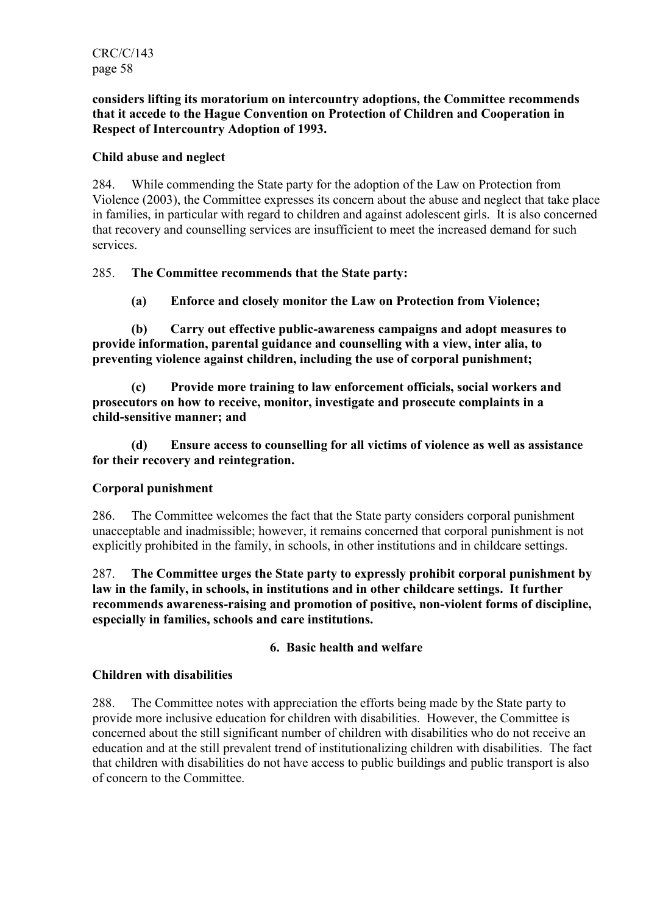**considers lifting its moratorium on intercountry adoptions, the Committee recommends that it accede to the Hague Convention on Protection of Children and Cooperation in Respect of Intercountry Adoption of 1993.**

**Child abuse and neglect**

284. While commending the State party for the adoption of the Law on Protection from Violence (2003), the Committee expresses its concern about the abuse and neglect that take place in families, in particular with regard to children and against adolescent girls. It is also concerned that recovery and counselling services are insufficient to meet the increased demand for such services.

285. **The Committee recommends that the State party:**

**(a) Enforce and closely monitor the Law on Protection from Violence;**

**(b) Carry out effective public-awareness campaigns and adopt measures to provide information, parental guidance and counselling with a view, inter alia, to preventing violence against children, including the use of corporal punishment;**

**(c) Provide more training to law enforcement officials, social workers and prosecutors on how to receive, monitor, investigate and prosecute complaints in a child-sensitive manner; and**

**(d) Ensure access to counselling for all victims of violence as well as assistance for their recovery and reintegration.**

**Corporal punishment**

286. The Committee welcomes the fact that the State party considers corporal punishment unacceptable and inadmissible; however, it remains concerned that corporal punishment is not explicitly prohibited in the family, in schools, in other institutions and in childcare settings.

287. **The Committee urges the State party to expressly prohibit corporal punishment by law in the family, in schools, in institutions and in other childcare settings. It further recommends awareness-raising and promotion of positive, non-violent forms of discipline, especially in families, schools and care institutions.**

## 6. Basic health and welfare

**Children with disabilities**

288. The Committee notes with appreciation the efforts being made by the State party to provide more inclusive education for children with disabilities. However, the Committee is concerned about the still significant number of children with disabilities who do not receive an education and at the still prevalent trend of institutionalizing children with disabilities. The fact that children with disabilities do not have access to public buildings and public transport is also of concern to the Committee.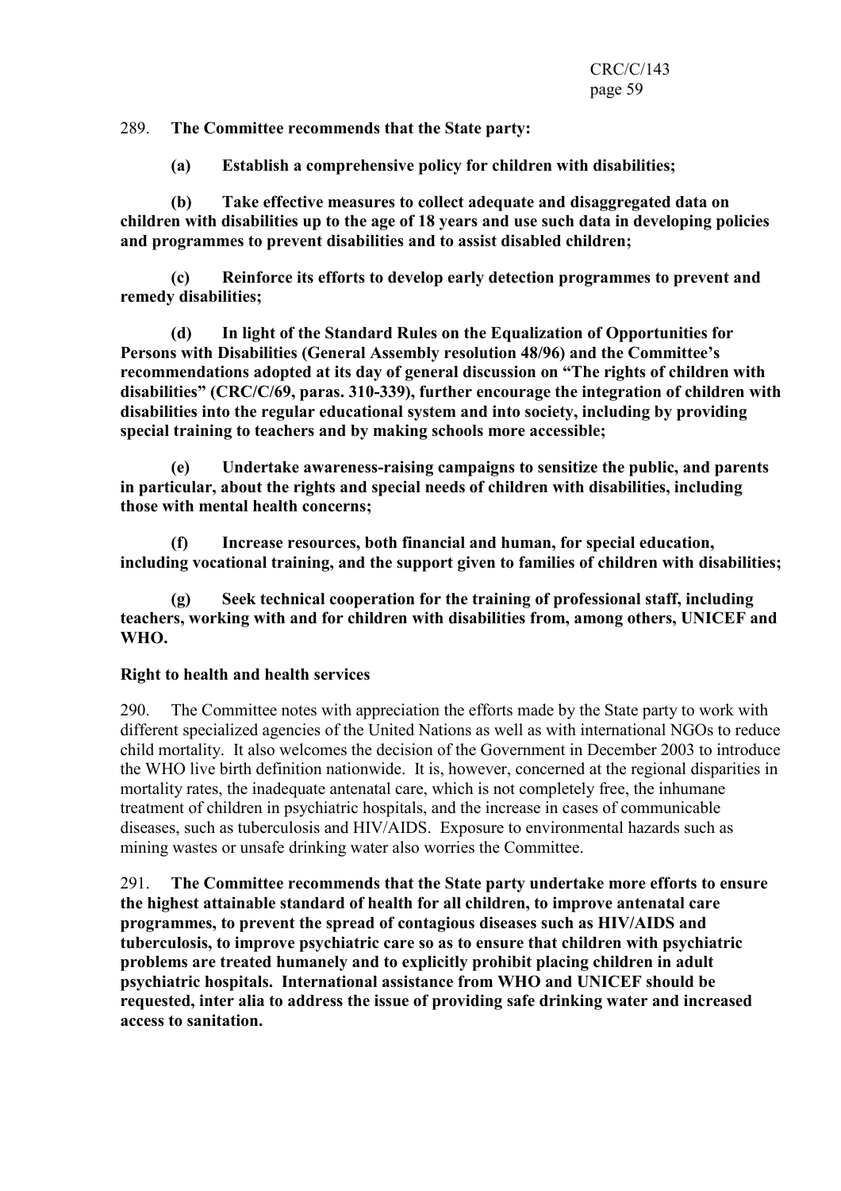289. **The Committee recommends that the State party:**

**(a) Establish a comprehensive policy for children with disabilities;**

**(b) Take effective measures to collect adequate and disaggregated data on children with disabilities up to the age of 18 years and use such data in developing policies and programmes to prevent disabilities and to assist disabled children;**

**(c) Reinforce its efforts to develop early detection programmes to prevent and remedy disabilities;**

**(d) In light of the Standard Rules on the Equalization of Opportunities for Persons with Disabilities (General Assembly resolution 48/96) and the Committee's recommendations adopted at its day of general discussion on "The rights of children with disabilities" (CRC/C/69, paras. 310-339), further encourage the integration of children with disabilities into the regular educational system and into society, including by providing special training to teachers and by making schools more accessible;**

**(e) Undertake awareness-raising campaigns to sensitize the public, and parents in particular, about the rights and special needs of children with disabilities, including those with mental health concerns;**

**(f) Increase resources, both financial and human, for special education, including vocational training, and the support given to families of children with disabilities;**

**(g) Seek technical cooperation for the training of professional staff, including teachers, working with and for children with disabilities from, among others, UNICEF and WHO.**

**Right to health and health services**

290. The Committee notes with appreciation the efforts made by the State party to work with different specialized agencies of the United Nations as well as with international NGOs to reduce child mortality. It also welcomes the decision of the Government in December 2003 to introduce the WHO live birth definition nationwide. It is, however, concerned at the regional disparities in mortality rates, the inadequate antenatal care, which is not completely free, the inhumane treatment of children in psychiatric hospitals, and the increase in cases of communicable diseases, such as tuberculosis and HIV/AIDS. Exposure to environmental hazards such as mining wastes or unsafe drinking water also worries the Committee.

291. **The Committee recommends that the State party undertake more efforts to ensure the highest attainable standard of health for all children, to improve antenatal care programmes, to prevent the spread of contagious diseases such as HIV/AIDS and tuberculosis, to improve psychiatric care so as to ensure that children with psychiatric problems are treated humanely and to explicitly prohibit placing children in adult psychiatric hospitals. International assistance from WHO and UNICEF should be requested, inter alia to address the issue of providing safe drinking water and increased access to sanitation.**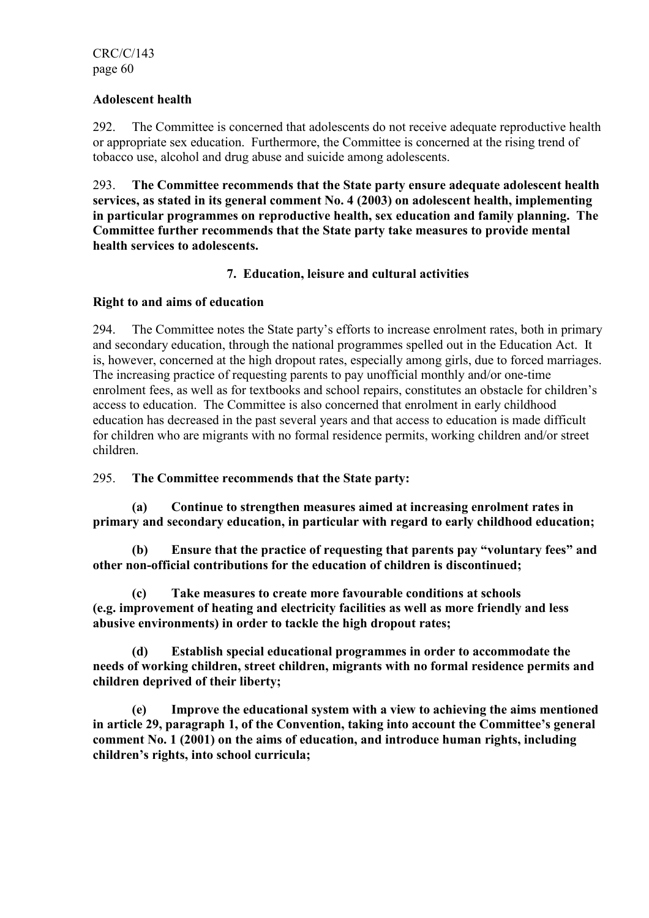**Adolescent health**

292. The Committee is concerned that adolescents do not receive adequate reproductive health or appropriate sex education. Furthermore, the Committee is concerned at the rising trend of tobacco use, alcohol and drug abuse and suicide among adolescents.

293. **The Committee recommends that the State party ensure adequate adolescent health services, as stated in its general comment No. 4 (2003) on adolescent health, implementing in particular programmes on reproductive health, sex education and family planning. The Committee further recommends that the State party take measures to provide mental health services to adolescents.**

### 7. Education, leisure and cultural activities

**Right to and aims of education**

294. The Committee notes the State party's efforts to increase enrolment rates, both in primary and secondary education, through the national programmes spelled out in the Education Act. It is, however, concerned at the high dropout rates, especially among girls, due to forced marriages. The increasing practice of requesting parents to pay unofficial monthly and/or one-time enrolment fees, as well as for textbooks and school repairs, constitutes an obstacle for children's access to education. The Committee is also concerned that enrolment in early childhood education has decreased in the past several years and that access to education is made difficult for children who are migrants with no formal residence permits, working children and/or street children.

295. **The Committee recommends that the State party:**

**(a) Continue to strengthen measures aimed at increasing enrolment rates in primary and secondary education, in particular with regard to early childhood education;**

**(b) Ensure that the practice of requesting that parents pay "voluntary fees" and other non-official contributions for the education of children is discontinued;**

**(c) Take measures to create more favourable conditions at schools (e.g. improvement of heating and electricity facilities as well as more friendly and less abusive environments) in order to tackle the high dropout rates;**

**(d) Establish special educational programmes in order to accommodate the needs of working children, street children, migrants with no formal residence permits and children deprived of their liberty;**

**(e) Improve the educational system with a view to achieving the aims mentioned in article 29, paragraph 1, of the Convention, taking into account the Committee's general comment No. 1 (2001) on the aims of education, and introduce human rights, including children's rights, into school curricula;**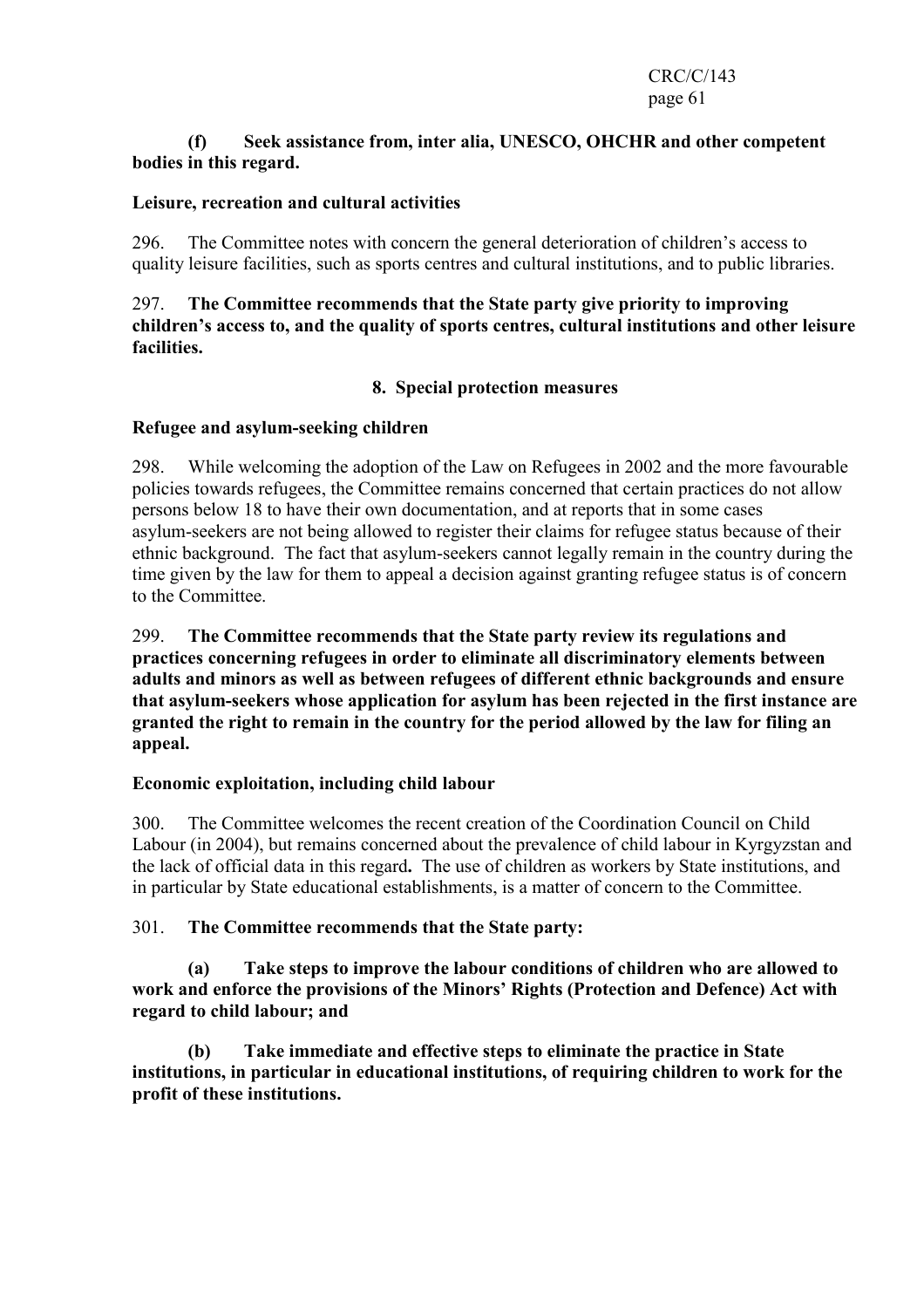**(f) Seek assistance from, inter alia, UNESCO, OHCHR and other competent bodies in this regard.**

**Leisure, recreation and cultural activities**

296. The Committee notes with concern the general deterioration of children's access to quality leisure facilities, such as sports centres and cultural institutions, and to public libraries.

297. **The Committee recommends that the State party give priority to improving children's access to, and the quality of sports centres, cultural institutions and other leisure facilities.**

## 8. Special protection measures

**Refugee and asylum-seeking children**

298. While welcoming the adoption of the Law on Refugees in 2002 and the more favourable policies towards refugees, the Committee remains concerned that certain practices do not allow persons below 18 to have their own documentation, and at reports that in some cases asylum-seekers are not being allowed to register their claims for refugee status because of their ethnic background. The fact that asylum-seekers cannot legally remain in the country during the time given by the law for them to appeal a decision against granting refugee status is of concern to the Committee.

299. **The Committee recommends that the State party review its regulations and practices concerning refugees in order to eliminate all discriminatory elements between adults and minors as well as between refugees of different ethnic backgrounds and ensure that asylum-seekers whose application for asylum has been rejected in the first instance are granted the right to remain in the country for the period allowed by the law for filing an appeal.**

**Economic exploitation, including child labour**

300. The Committee welcomes the recent creation of the Coordination Council on Child Labour (in 2004), but remains concerned about the prevalence of child labour in Kyrgyzstan and the lack of official data in this regard. The use of children as workers by State institutions, and in particular by State educational establishments, is a matter of concern to the Committee.

301. **The Committee recommends that the State party:**

**(a) Take steps to improve the labour conditions of children who are allowed to work and enforce the provisions of the Minors' Rights (Protection and Defence) Act with regard to child labour; and**

**(b) Take immediate and effective steps to eliminate the practice in State institutions, in particular in educational institutions, of requiring children to work for the profit of these institutions.**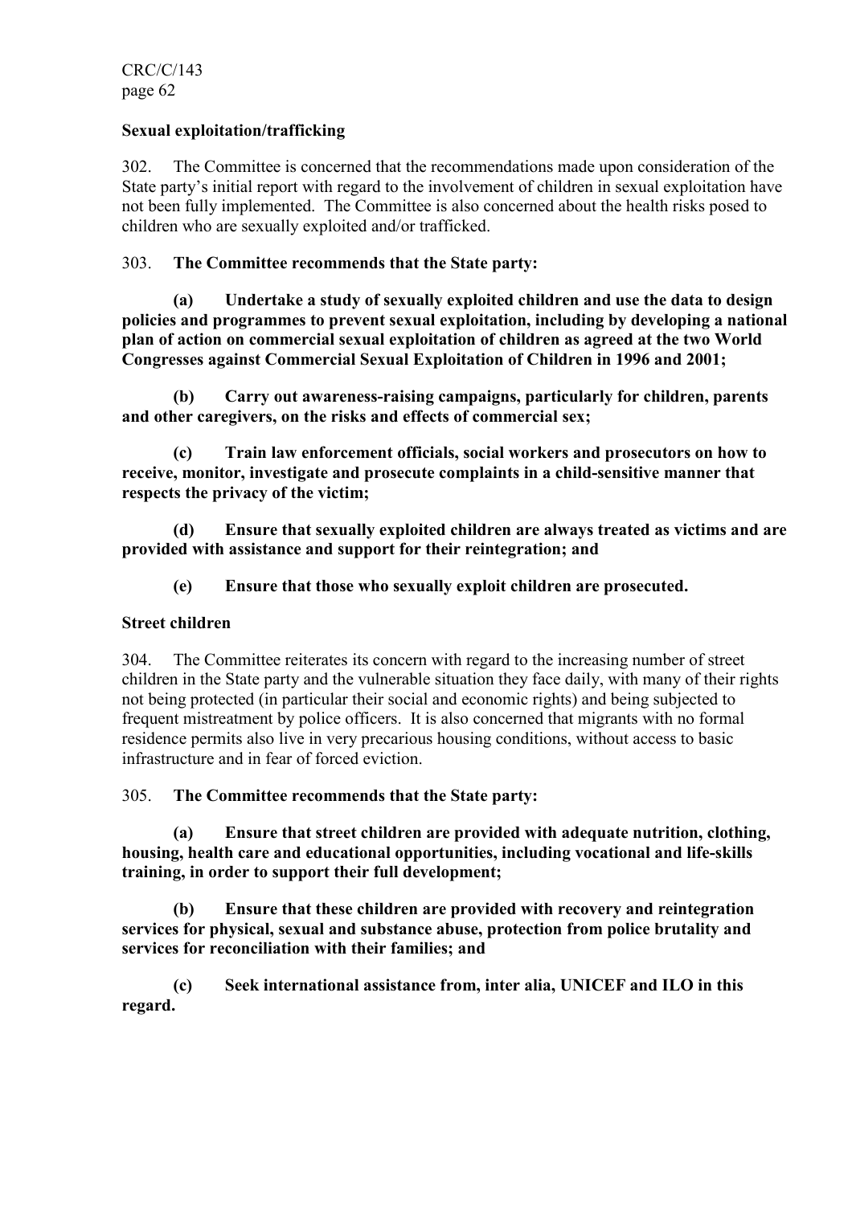**Sexual exploitation/trafficking**

302. The Committee is concerned that the recommendations made upon consideration of the State party's initial report with regard to the involvement of children in sexual exploitation have not been fully implemented. The Committee is also concerned about the health risks posed to children who are sexually exploited and/or trafficked.

303. **The Committee recommends that the State party:**

**(a) Undertake a study of sexually exploited children and use the data to design policies and programmes to prevent sexual exploitation, including by developing a national plan of action on commercial sexual exploitation of children as agreed at the two World Congresses against Commercial Sexual Exploitation of Children in 1996 and 2001;**

**(b) Carry out awareness-raising campaigns, particularly for children, parents and other caregivers, on the risks and effects of commercial sex;**

**(c) Train law enforcement officials, social workers and prosecutors on how to receive, monitor, investigate and prosecute complaints in a child-sensitive manner that respects the privacy of the victim;**

**(d) Ensure that sexually exploited children are always treated as victims and are provided with assistance and support for their reintegration; and**

**(e) Ensure that those who sexually exploit children are prosecuted.**

**Street children**

304. The Committee reiterates its concern with regard to the increasing number of street children in the State party and the vulnerable situation they face daily, with many of their rights not being protected (in particular their social and economic rights) and being subjected to frequent mistreatment by police officers. It is also concerned that migrants with no formal residence permits also live in very precarious housing conditions, without access to basic infrastructure and in fear of forced eviction.

305. **The Committee recommends that the State party:**

**(a) Ensure that street children are provided with adequate nutrition, clothing, housing, health care and educational opportunities, including vocational and life-skills training, in order to support their full development;**

**(b) Ensure that these children are provided with recovery and reintegration services for physical, sexual and substance abuse, protection from police brutality and services for reconciliation with their families; and**

**(c) Seek international assistance from, inter alia, UNICEF and ILO in this regard.**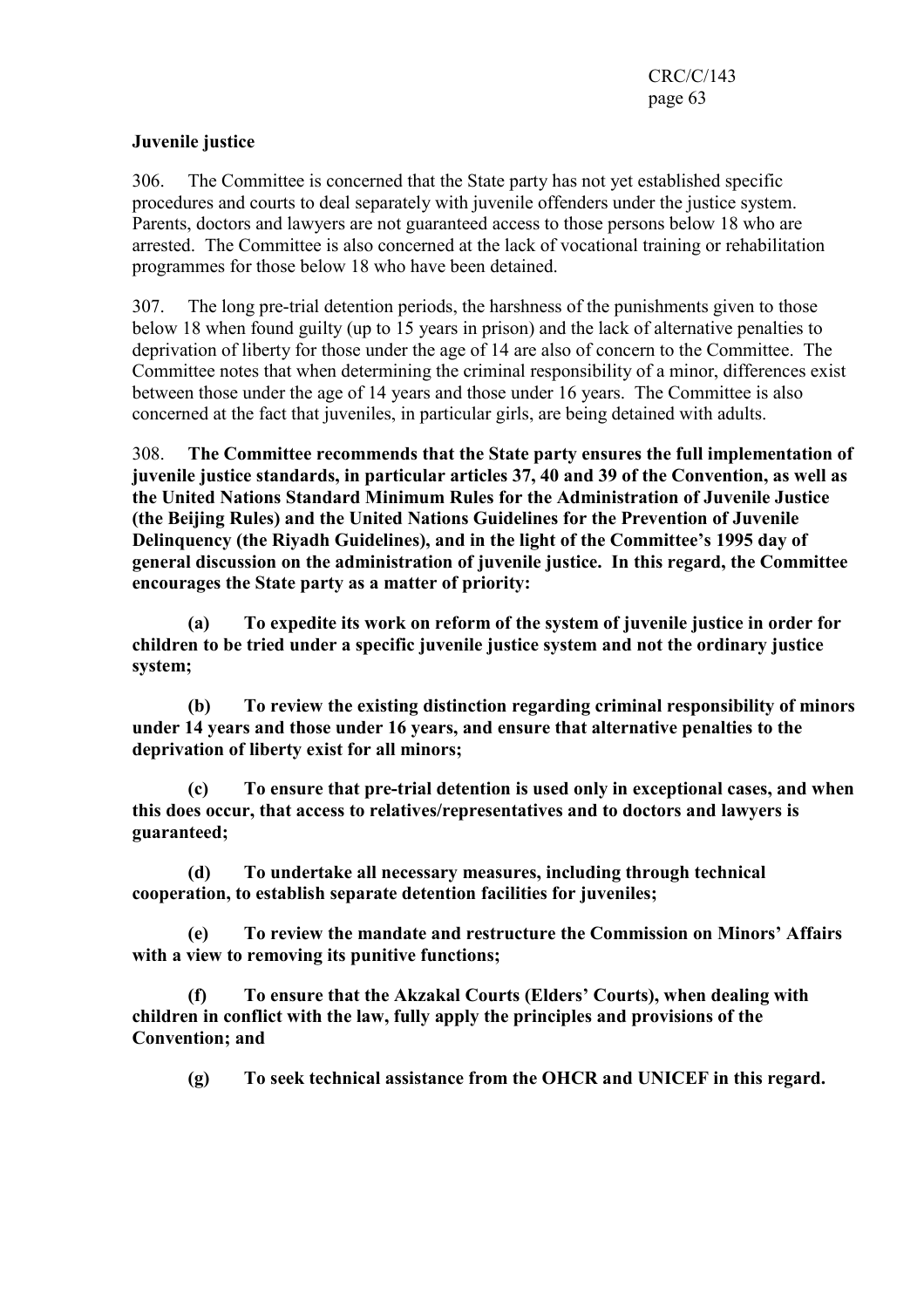**Juvenile justice**

306. The Committee is concerned that the State party has not yet established specific procedures and courts to deal separately with juvenile offenders under the justice system. Parents, doctors and lawyers are not guaranteed access to those persons below 18 who are arrested. The Committee is also concerned at the lack of vocational training or rehabilitation programmes for those below 18 who have been detained.

307. The long pre-trial detention periods, the harshness of the punishments given to those below 18 when found guilty (up to 15 years in prison) and the lack of alternative penalties to deprivation of liberty for those under the age of 14 are also of concern to the Committee. The Committee notes that when determining the criminal responsibility of a minor, differences exist between those under the age of 14 years and those under 16 years. The Committee is also concerned at the fact that juveniles, in particular girls, are being detained with adults.

308. **The Committee recommends that the State party ensures the full implementation of juvenile justice standards, in particular articles 37, 40 and 39 of the Convention, as well as the United Nations Standard Minimum Rules for the Administration of Juvenile Justice (the Beijing Rules) and the United Nations Guidelines for the Prevention of Juvenile Delinquency (the Riyadh Guidelines), and in the light of the Committee's 1995 day of general discussion on the administration of juvenile justice. In this regard, the Committee encourages the State party as a matter of priority:**

**(a) To expedite its work on reform of the system of juvenile justice in order for children to be tried under a specific juvenile justice system and not the ordinary justice system;**

**(b) To review the existing distinction regarding criminal responsibility of minors under 14 years and those under 16 years, and ensure that alternative penalties to the deprivation of liberty exist for all minors;**

**(c) To ensure that pre-trial detention is used only in exceptional cases, and when this does occur, that access to relatives/representatives and to doctors and lawyers is guaranteed;**

**(d) To undertake all necessary measures, including through technical cooperation, to establish separate detention facilities for juveniles;**

**(e) To review the mandate and restructure the Commission on Minors' Affairs with a view to removing its punitive functions;**

**(f) To ensure that the Akzakal Courts (Elders' Courts), when dealing with children in conflict with the law, fully apply the principles and provisions of the Convention; and**

**(g) To seek technical assistance from the OHCR and UNICEF in this regard.**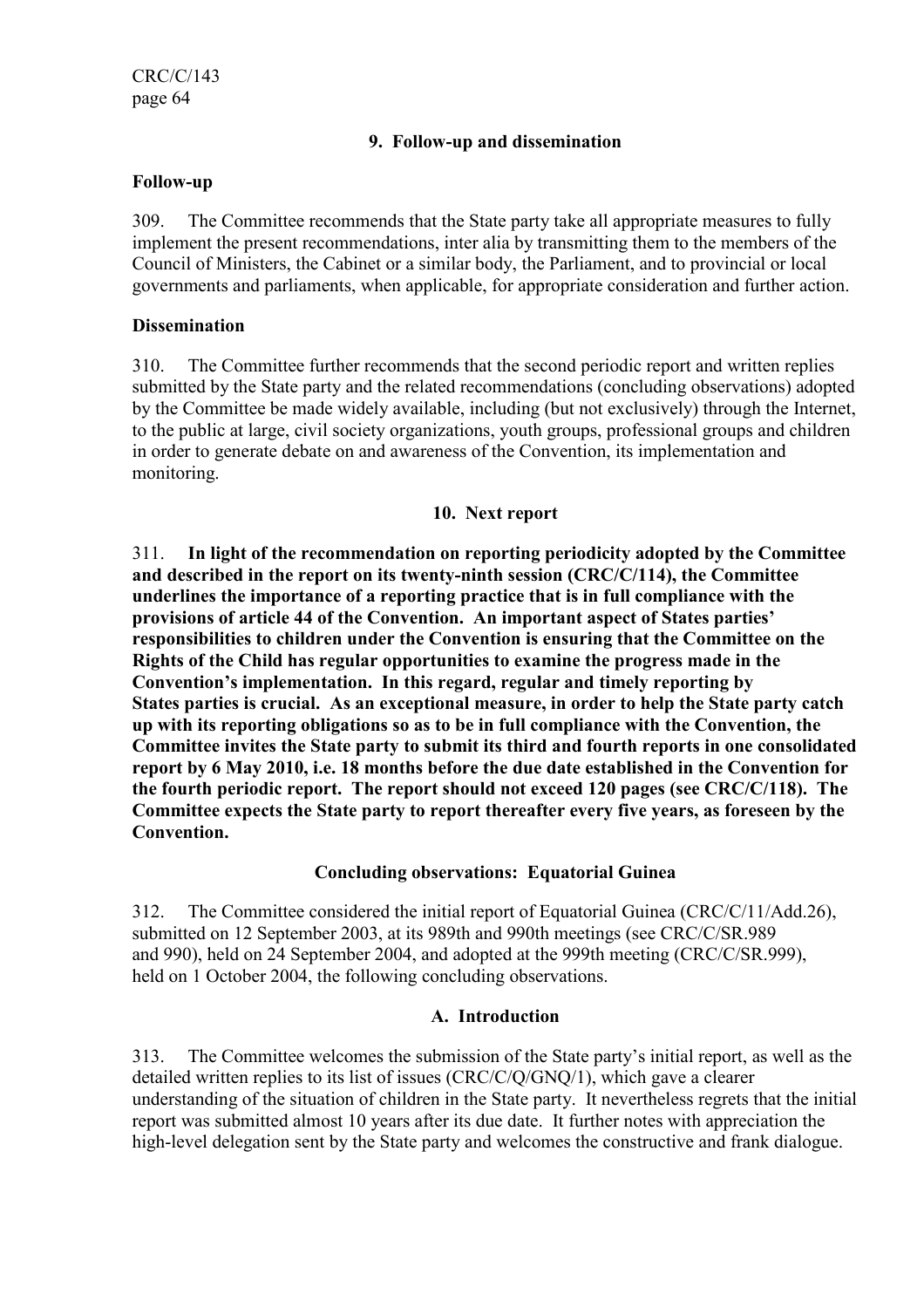### 9. Follow-up and dissemination

**Follow-up**

309. The Committee recommends that the State party take all appropriate measures to fully implement the present recommendations, inter alia by transmitting them to the members of the Council of Ministers, the Cabinet or a similar body, the Parliament, and to provincial or local governments and parliaments, when applicable, for appropriate consideration and further action.

**Dissemination**

310. The Committee further recommends that the second periodic report and written replies submitted by the State party and the related recommendations (concluding observations) adopted by the Committee be made widely available, including (but not exclusively) through the Internet, to the public at large, civil society organizations, youth groups, professional groups and children in order to generate debate on and awareness of the Convention, its implementation and monitoring.

### 10. Next report

311. **In light of the recommendation on reporting periodicity adopted by the Committee and described in the report on its twenty-ninth session (CRC/C/114), the Committee underlines the importance of a reporting practice that is in full compliance with the provisions of article 44 of the Convention. An important aspect of States parties' responsibilities to children under the Convention is ensuring that the Committee on the Rights of the Child has regular opportunities to examine the progress made in the Convention's implementation. In this regard, regular and timely reporting by States parties is crucial. As an exceptional measure, in order to help the State party catch up with its reporting obligations so as to be in full compliance with the Convention, the Committee invites the State party to submit its third and fourth reports in one consolidated report by 6 May 2010, i.e. 18 months before the due date established in the Convention for the fourth periodic report. The report should not exceed 120 pages (see CRC/C/118). The Committee expects the State party to report thereafter every five years, as foreseen by the Convention.**

## Concluding observations: Equatorial Guinea

312. The Committee considered the initial report of Equatorial Guinea (CRC/C/11/Add.26), submitted on 12 September 2003, at its 989th and 990th meetings (see CRC/C/SR.989 and 990), held on 24 September 2004, and adopted at the 999th meeting (CRC/C/SR.999), held on 1 October 2004, the following concluding observations.

### A. Introduction

313. The Committee welcomes the submission of the State party's initial report, as well as the detailed written replies to its list of issues (CRC/C/Q/GNQ/1), which gave a clearer understanding of the situation of children in the State party. It nevertheless regrets that the initial report was submitted almost 10 years after its due date. It further notes with appreciation the high-level delegation sent by the State party and welcomes the constructive and frank dialogue.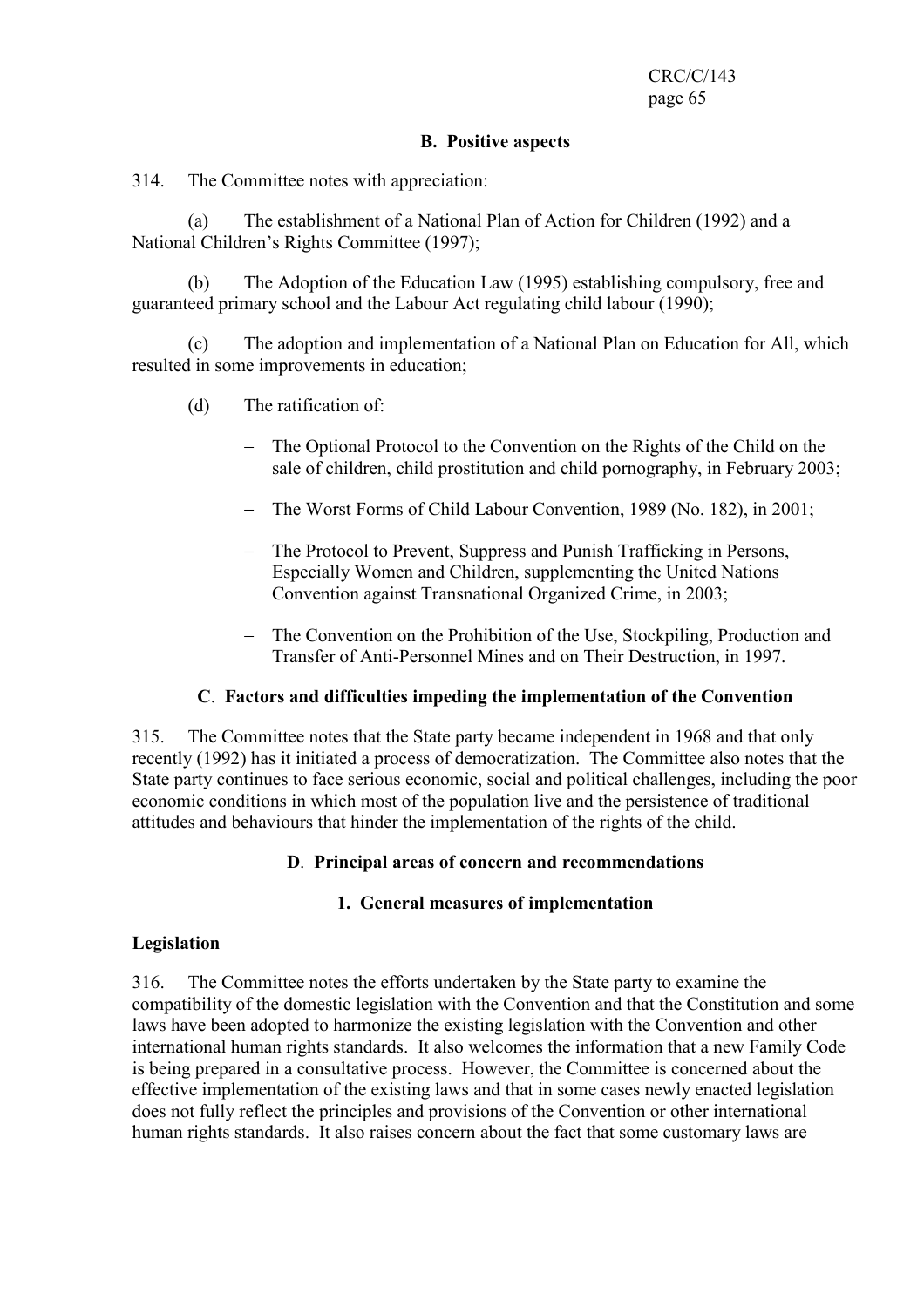### B. Positive aspects

314. The Committee notes with appreciation:

(a) The establishment of a National Plan of Action for Children (1992) and a National Children's Rights Committee (1997);

(b) The Adoption of the Education Law (1995) establishing compulsory, free and guaranteed primary school and the Labour Act regulating child labour (1990);

(c) The adoption and implementation of a National Plan on Education for All, which resulted in some improvements in education;

(d) The ratification of:

- The Optional Protocol to the Convention on the Rights of the Child on the sale of children, child prostitution and child pornography, in February 2003;
- The Worst Forms of Child Labour Convention, 1989 (No. 182), in 2001;
- The Protocol to Prevent, Suppress and Punish Trafficking in Persons, Especially Women and Children, supplementing the United Nations Convention against Transnational Organized Crime, in 2003;
- The Convention on the Prohibition of the Use, Stockpiling, Production and Transfer of Anti-Personnel Mines and on Their Destruction, in 1997.

### C. Factors and difficulties impeding the implementation of the Convention

315. The Committee notes that the State party became independent in 1968 and that only recently (1992) has it initiated a process of democratization. The Committee also notes that the State party continues to face serious economic, social and political challenges, including the poor economic conditions in which most of the population live and the persistence of traditional attitudes and behaviours that hinder the implementation of the rights of the child.

### D. Principal areas of concern and recommendations

#### 1. General measures of implementation

**Legislation**

316. The Committee notes the efforts undertaken by the State party to examine the compatibility of the domestic legislation with the Convention and that the Constitution and some laws have been adopted to harmonize the existing legislation with the Convention and other international human rights standards. It also welcomes the information that a new Family Code is being prepared in a consultative process. However, the Committee is concerned about the effective implementation of the existing laws and that in some cases newly enacted legislation does not fully reflect the principles and provisions of the Convention or other international human rights standards. It also raises concern about the fact that some customary laws are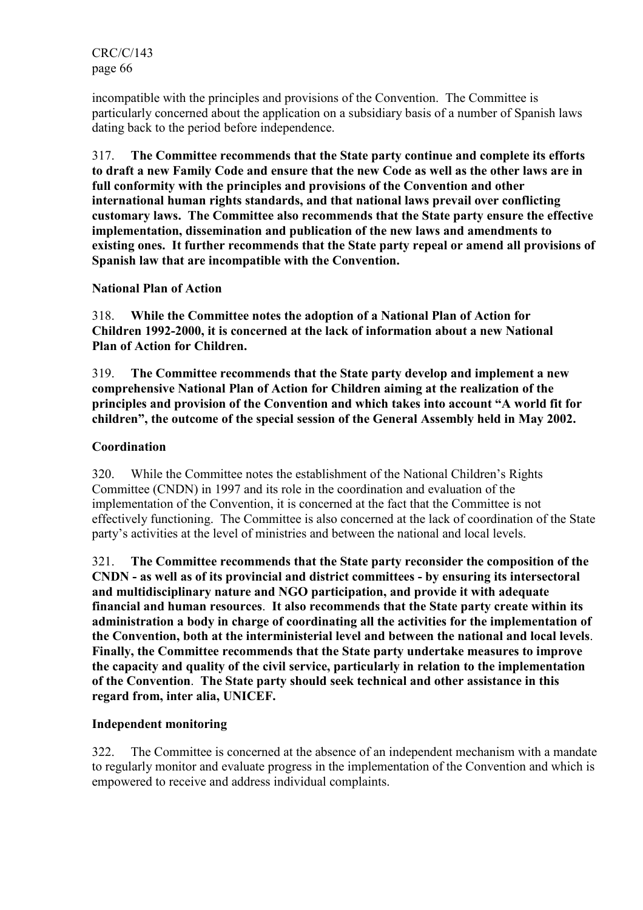incompatible with the principles and provisions of the Convention. The Committee is particularly concerned about the application on a subsidiary basis of a number of Spanish laws dating back to the period before independence.

317. **The Committee recommends that the State party continue and complete its efforts to draft a new Family Code and ensure that the new Code as well as the other laws are in full conformity with the principles and provisions of the Convention and other international human rights standards, and that national laws prevail over conflicting customary laws. The Committee also recommends that the State party ensure the effective implementation, dissemination and publication of the new laws and amendments to existing ones. It further recommends that the State party repeal or amend all provisions of Spanish law that are incompatible with the Convention.**

**National Plan of Action**

318. **While the Committee notes the adoption of a National Plan of Action for Children 1992-2000, it is concerned at the lack of information about a new National Plan of Action for Children.**

319. **The Committee recommends that the State party develop and implement a new comprehensive National Plan of Action for Children aiming at the realization of the principles and provision of the Convention and which takes into account "A world fit for children", the outcome of the special session of the General Assembly held in May 2002.**

**Coordination**

320. While the Committee notes the establishment of the National Children's Rights Committee (CNDN) in 1997 and its role in the coordination and evaluation of the implementation of the Convention, it is concerned at the fact that the Committee is not effectively functioning. The Committee is also concerned at the lack of coordination of the State party's activities at the level of ministries and between the national and local levels.

321. **The Committee recommends that the State party reconsider the composition of the CNDN - as well as of its provincial and district committees - by ensuring its intersectoral and multidisciplinary nature and NGO participation, and provide it with adequate financial and human resources**. **It also recommends that the State party create within its administration a body in charge of coordinating all the activities for the implementation of the Convention, both at the interministerial level and between the national and local levels**. **Finally, the Committee recommends that the State party undertake measures to improve the capacity and quality of the civil service, particularly in relation to the implementation of the Convention**. **The State party should seek technical and other assistance in this regard from, inter alia, UNICEF.**

**Independent monitoring**

322. The Committee is concerned at the absence of an independent mechanism with a mandate to regularly monitor and evaluate progress in the implementation of the Convention and which is empowered to receive and address individual complaints.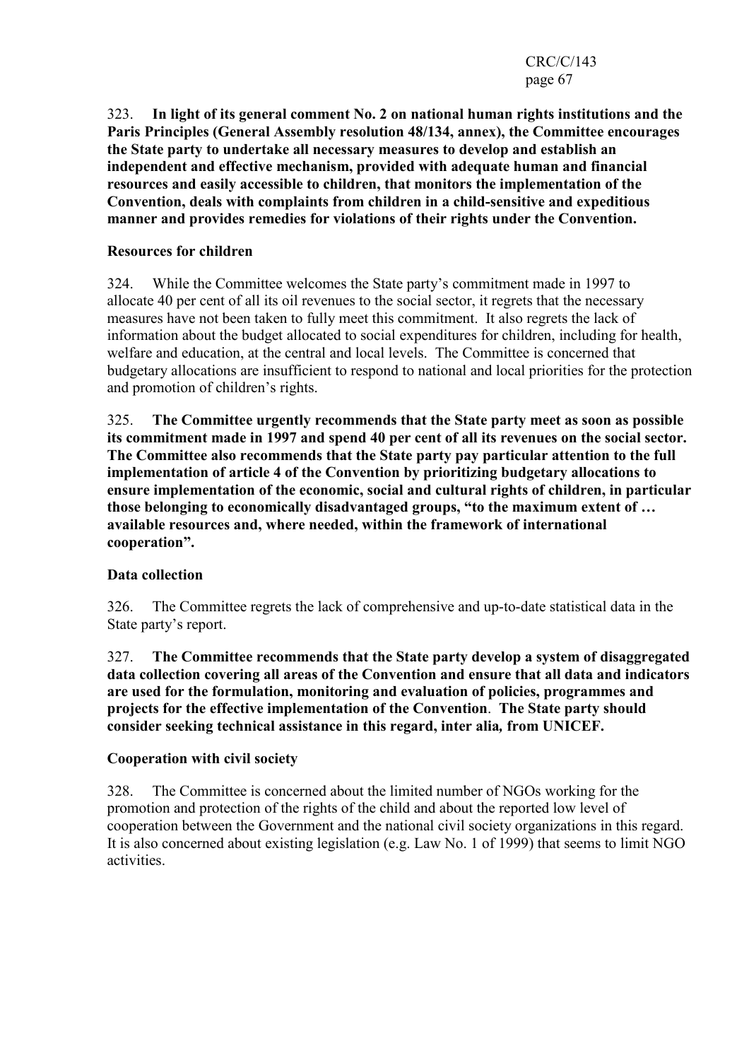323. **In light of its general comment No. 2 on national human rights institutions and the Paris Principles (General Assembly resolution 48/134, annex), the Committee encourages the State party to undertake all necessary measures to develop and establish an independent and effective mechanism, provided with adequate human and financial resources and easily accessible to children, that monitors the implementation of the Convention, deals with complaints from children in a child-sensitive and expeditious manner and provides remedies for violations of their rights under the Convention.**

**Resources for children**

324. While the Committee welcomes the State party's commitment made in 1997 to allocate 40 per cent of all its oil revenues to the social sector, it regrets that the necessary measures have not been taken to fully meet this commitment. It also regrets the lack of information about the budget allocated to social expenditures for children, including for health, welfare and education, at the central and local levels. The Committee is concerned that budgetary allocations are insufficient to respond to national and local priorities for the protection and promotion of children's rights.

325. **The Committee urgently recommends that the State party meet as soon as possible its commitment made in 1997 and spend 40 per cent of all its revenues on the social sector. The Committee also recommends that the State party pay particular attention to the full implementation of article 4 of the Convention by prioritizing budgetary allocations to ensure implementation of the economic, social and cultural rights of children, in particular those belonging to economically disadvantaged groups, "to the maximum extent of … available resources and, where needed, within the framework of international cooperation".**

**Data collection**

326. The Committee regrets the lack of comprehensive and up-to-date statistical data in the State party's report.

327. **The Committee recommends that the State party develop a system of disaggregated data collection covering all areas of the Convention and ensure that all data and indicators are used for the formulation, monitoring and evaluation of policies, programmes and projects for the effective implementation of the Convention**. **The State party should consider seeking technical assistance in this regard, inter alia*,* from UNICEF.**

**Cooperation with civil society**

328. The Committee is concerned about the limited number of NGOs working for the promotion and protection of the rights of the child and about the reported low level of cooperation between the Government and the national civil society organizations in this regard. It is also concerned about existing legislation (e.g. Law No. 1 of 1999) that seems to limit NGO activities.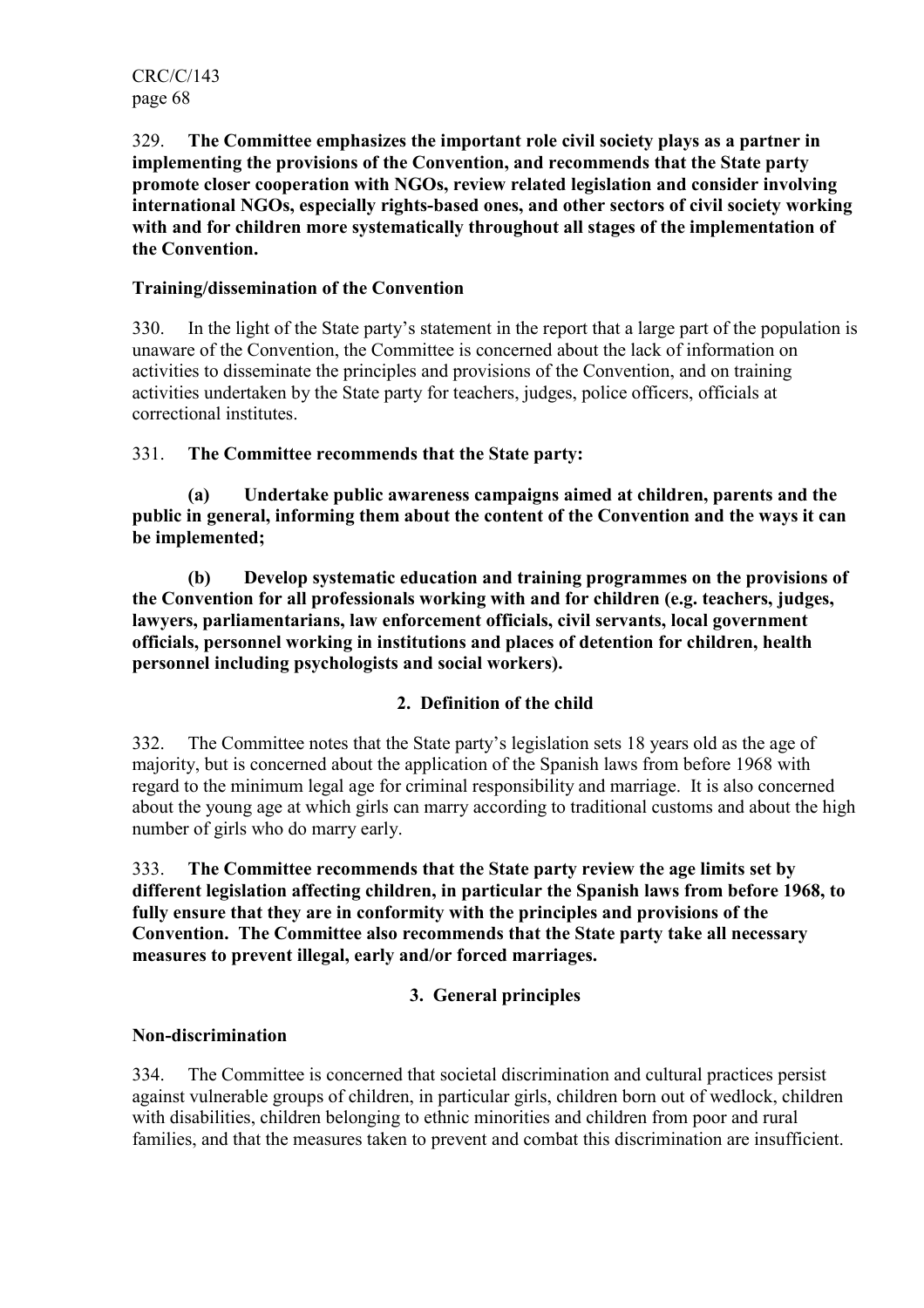329. **The Committee emphasizes the important role civil society plays as a partner in implementing the provisions of the Convention, and recommends that the State party promote closer cooperation with NGOs, review related legislation and consider involving international NGOs, especially rights-based ones, and other sectors of civil society working with and for children more systematically throughout all stages of the implementation of the Convention.**

### Training/dissemination of the Convention

330. In the light of the State party's statement in the report that a large part of the population is unaware of the Convention, the Committee is concerned about the lack of information on activities to disseminate the principles and provisions of the Convention, and on training activities undertaken by the State party for teachers, judges, police officers, officials at correctional institutes.

331. **The Committee recommends that the State party:**

**(a) Undertake public awareness campaigns aimed at children, parents and the public in general, informing them about the content of the Convention and the ways it can be implemented;**

**(b) Develop systematic education and training programmes on the provisions of the Convention for all professionals working with and for children (e.g. teachers, judges, lawyers, parliamentarians, law enforcement officials, civil servants, local government officials, personnel working in institutions and places of detention for children, health personnel including psychologists and social workers).**

## 2. Definition of the child

332. The Committee notes that the State party's legislation sets 18 years old as the age of majority, but is concerned about the application of the Spanish laws from before 1968 with regard to the minimum legal age for criminal responsibility and marriage. It is also concerned about the young age at which girls can marry according to traditional customs and about the high number of girls who do marry early.

333. **The Committee recommends that the State party review the age limits set by different legislation affecting children, in particular the Spanish laws from before 1968, to fully ensure that they are in conformity with the principles and provisions of the Convention. The Committee also recommends that the State party take all necessary measures to prevent illegal, early and/or forced marriages.**

## 3. General principles

### Non-discrimination

334. The Committee is concerned that societal discrimination and cultural practices persist against vulnerable groups of children, in particular girls, children born out of wedlock, children with disabilities, children belonging to ethnic minorities and children from poor and rural families, and that the measures taken to prevent and combat this discrimination are insufficient.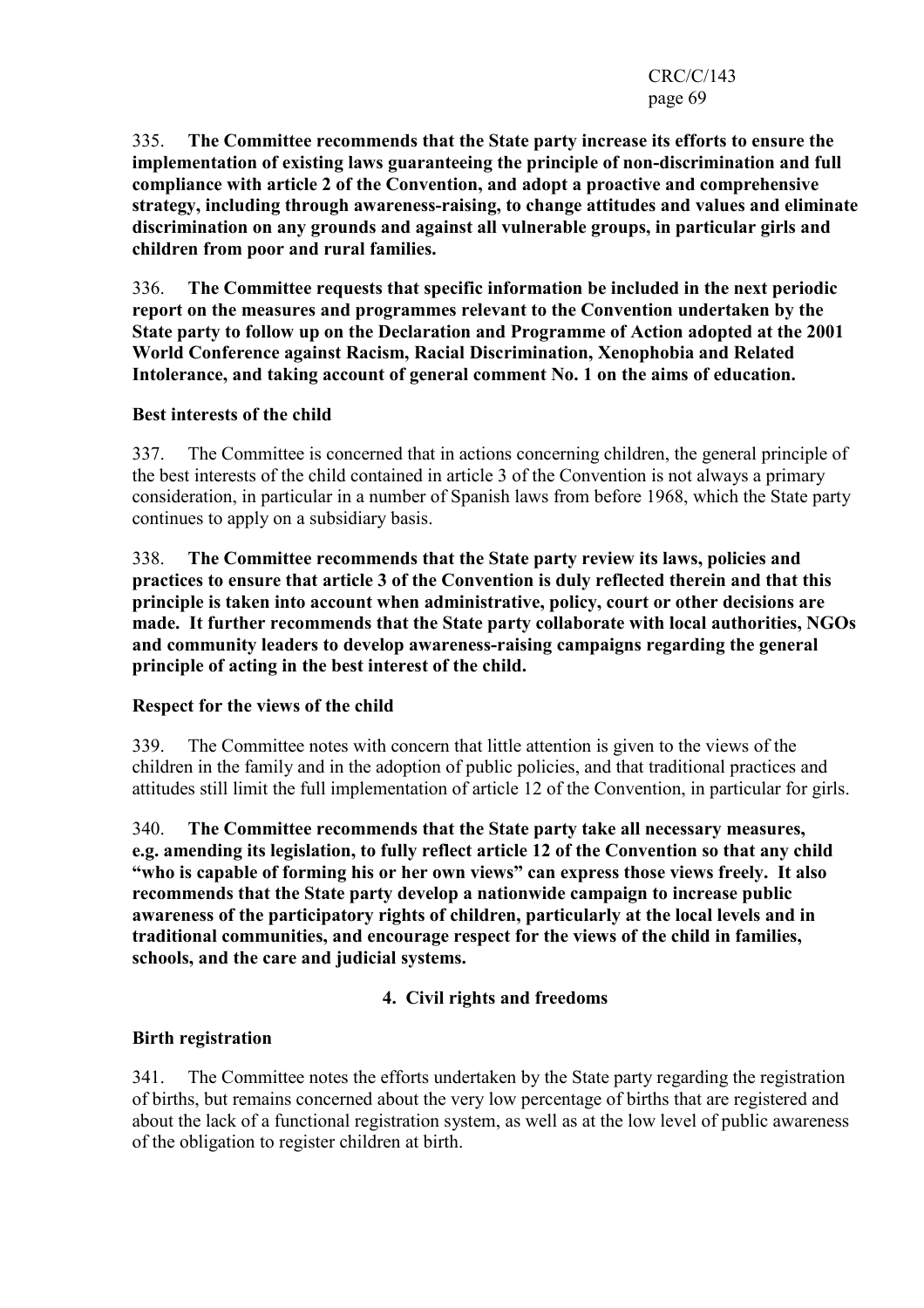335. **The Committee recommends that the State party increase its efforts to ensure the implementation of existing laws guaranteeing the principle of non-discrimination and full compliance with article 2 of the Convention, and adopt a proactive and comprehensive strategy, including through awareness-raising, to change attitudes and values and eliminate discrimination on any grounds and against all vulnerable groups, in particular girls and children from poor and rural families.**

336. **The Committee requests that specific information be included in the next periodic report on the measures and programmes relevant to the Convention undertaken by the State party to follow up on the Declaration and Programme of Action adopted at the 2001 World Conference against Racism, Racial Discrimination, Xenophobia and Related Intolerance, and taking account of general comment No. 1 on the aims of education.**

**Best interests of the child**

337. The Committee is concerned that in actions concerning children, the general principle of the best interests of the child contained in article 3 of the Convention is not always a primary consideration, in particular in a number of Spanish laws from before 1968, which the State party continues to apply on a subsidiary basis.

338. **The Committee recommends that the State party review its laws, policies and practices to ensure that article 3 of the Convention is duly reflected therein and that this principle is taken into account when administrative, policy, court or other decisions are made. It further recommends that the State party collaborate with local authorities, NGOs and community leaders to develop awareness-raising campaigns regarding the general principle of acting in the best interest of the child.**

**Respect for the views of the child**

339. The Committee notes with concern that little attention is given to the views of the children in the family and in the adoption of public policies, and that traditional practices and attitudes still limit the full implementation of article 12 of the Convention, in particular for girls.

340. **The Committee recommends that the State party take all necessary measures, e.g. amending its legislation, to fully reflect article 12 of the Convention so that any child "who is capable of forming his or her own views" can express those views freely. It also recommends that the State party develop a nationwide campaign to increase public awareness of the participatory rights of children, particularly at the local levels and in traditional communities, and encourage respect for the views of the child in families, schools, and the care and judicial systems.**

## 4. Civil rights and freedoms

**Birth registration**

341. The Committee notes the efforts undertaken by the State party regarding the registration of births, but remains concerned about the very low percentage of births that are registered and about the lack of a functional registration system, as well as at the low level of public awareness of the obligation to register children at birth.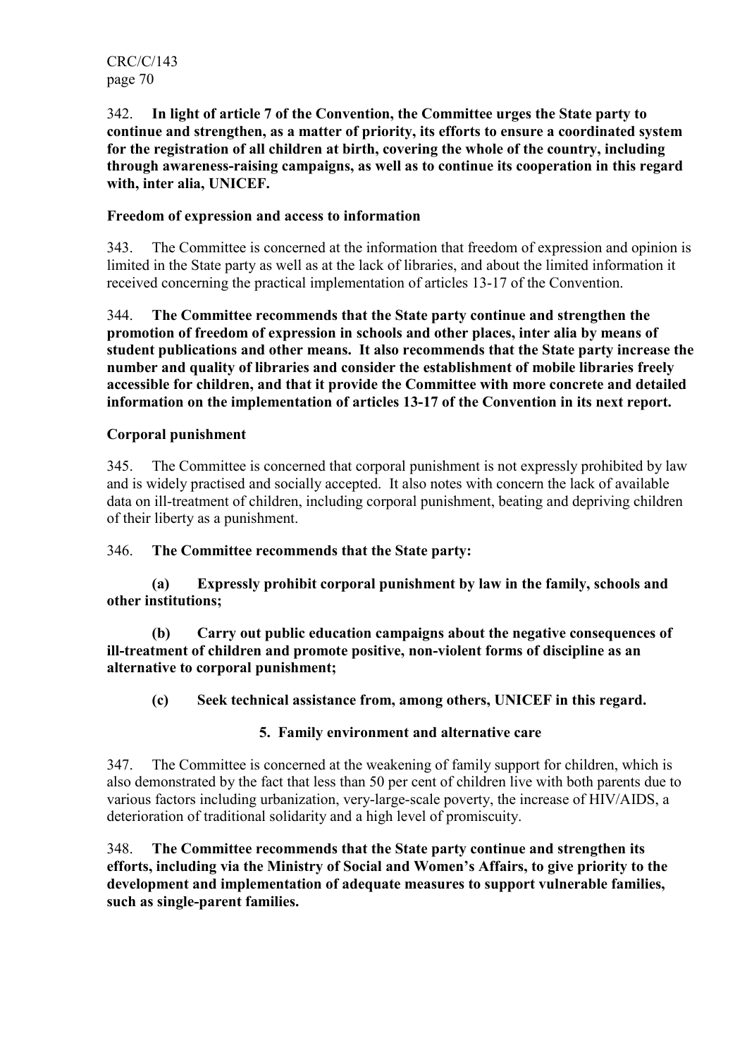342. **In light of article 7 of the Convention, the Committee urges the State party to continue and strengthen, as a matter of priority, its efforts to ensure a coordinated system for the registration of all children at birth, covering the whole of the country, including through awareness-raising campaigns, as well as to continue its cooperation in this regard with, inter alia, UNICEF.**

**Freedom of expression and access to information**

343. The Committee is concerned at the information that freedom of expression and opinion is limited in the State party as well as at the lack of libraries, and about the limited information it received concerning the practical implementation of articles 13-17 of the Convention.

344. **The Committee recommends that the State party continue and strengthen the promotion of freedom of expression in schools and other places, inter alia by means of student publications and other means. It also recommends that the State party increase the number and quality of libraries and consider the establishment of mobile libraries freely accessible for children, and that it provide the Committee with more concrete and detailed information on the implementation of articles 13-17 of the Convention in its next report.**

**Corporal punishment**

345. The Committee is concerned that corporal punishment is not expressly prohibited by law and is widely practised and socially accepted. It also notes with concern the lack of available data on ill-treatment of children, including corporal punishment, beating and depriving children of their liberty as a punishment.

346. **The Committee recommends that the State party:**

**(a) Expressly prohibit corporal punishment by law in the family, schools and other institutions;**

**(b) Carry out public education campaigns about the negative consequences of ill-treatment of children and promote positive, non-violent forms of discipline as an alternative to corporal punishment;**

**(c) Seek technical assistance from, among others, UNICEF in this regard.**

## 5. Family environment and alternative care

347. The Committee is concerned at the weakening of family support for children, which is also demonstrated by the fact that less than 50 per cent of children live with both parents due to various factors including urbanization, very-large-scale poverty, the increase of HIV/AIDS, a deterioration of traditional solidarity and a high level of promiscuity.

348. **The Committee recommends that the State party continue and strengthen its efforts, including via the Ministry of Social and Women's Affairs, to give priority to the development and implementation of adequate measures to support vulnerable families, such as single-parent families.**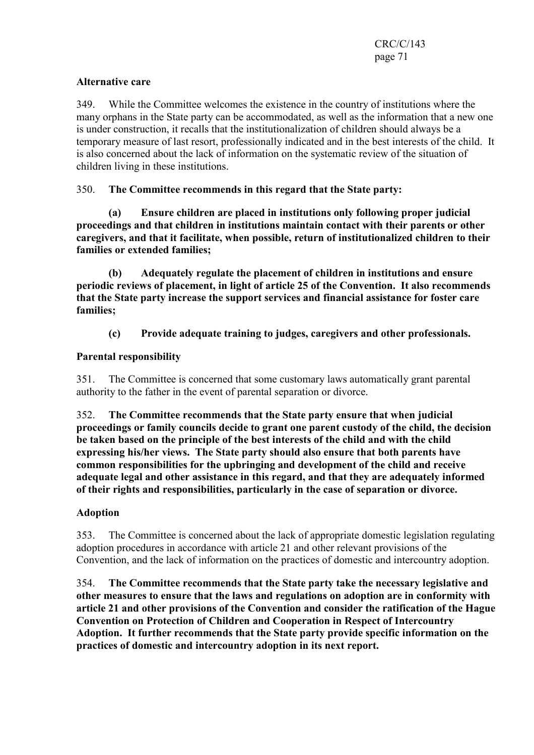**Alternative care**

349. While the Committee welcomes the existence in the country of institutions where the many orphans in the State party can be accommodated, as well as the information that a new one is under construction, it recalls that the institutionalization of children should always be a temporary measure of last resort, professionally indicated and in the best interests of the child. It is also concerned about the lack of information on the systematic review of the situation of children living in these institutions.

350. **The Committee recommends in this regard that the State party:**

**(a) Ensure children are placed in institutions only following proper judicial proceedings and that children in institutions maintain contact with their parents or other caregivers, and that it facilitate, when possible, return of institutionalized children to their families or extended families;**

**(b) Adequately regulate the placement of children in institutions and ensure periodic reviews of placement, in light of article 25 of the Convention. It also recommends that the State party increase the support services and financial assistance for foster care families;**

**(c) Provide adequate training to judges, caregivers and other professionals.**

**Parental responsibility**

351. The Committee is concerned that some customary laws automatically grant parental authority to the father in the event of parental separation or divorce.

352. **The Committee recommends that the State party ensure that when judicial proceedings or family councils decide to grant one parent custody of the child, the decision be taken based on the principle of the best interests of the child and with the child expressing his/her views. The State party should also ensure that both parents have common responsibilities for the upbringing and development of the child and receive adequate legal and other assistance in this regard, and that they are adequately informed of their rights and responsibilities, particularly in the case of separation or divorce.**

**Adoption**

353. The Committee is concerned about the lack of appropriate domestic legislation regulating adoption procedures in accordance with article 21 and other relevant provisions of the Convention, and the lack of information on the practices of domestic and intercountry adoption.

354. **The Committee recommends that the State party take the necessary legislative and other measures to ensure that the laws and regulations on adoption are in conformity with article 21 and other provisions of the Convention and consider the ratification of the Hague Convention on Protection of Children and Cooperation in Respect of Intercountry Adoption. It further recommends that the State party provide specific information on the practices of domestic and intercountry adoption in its next report.**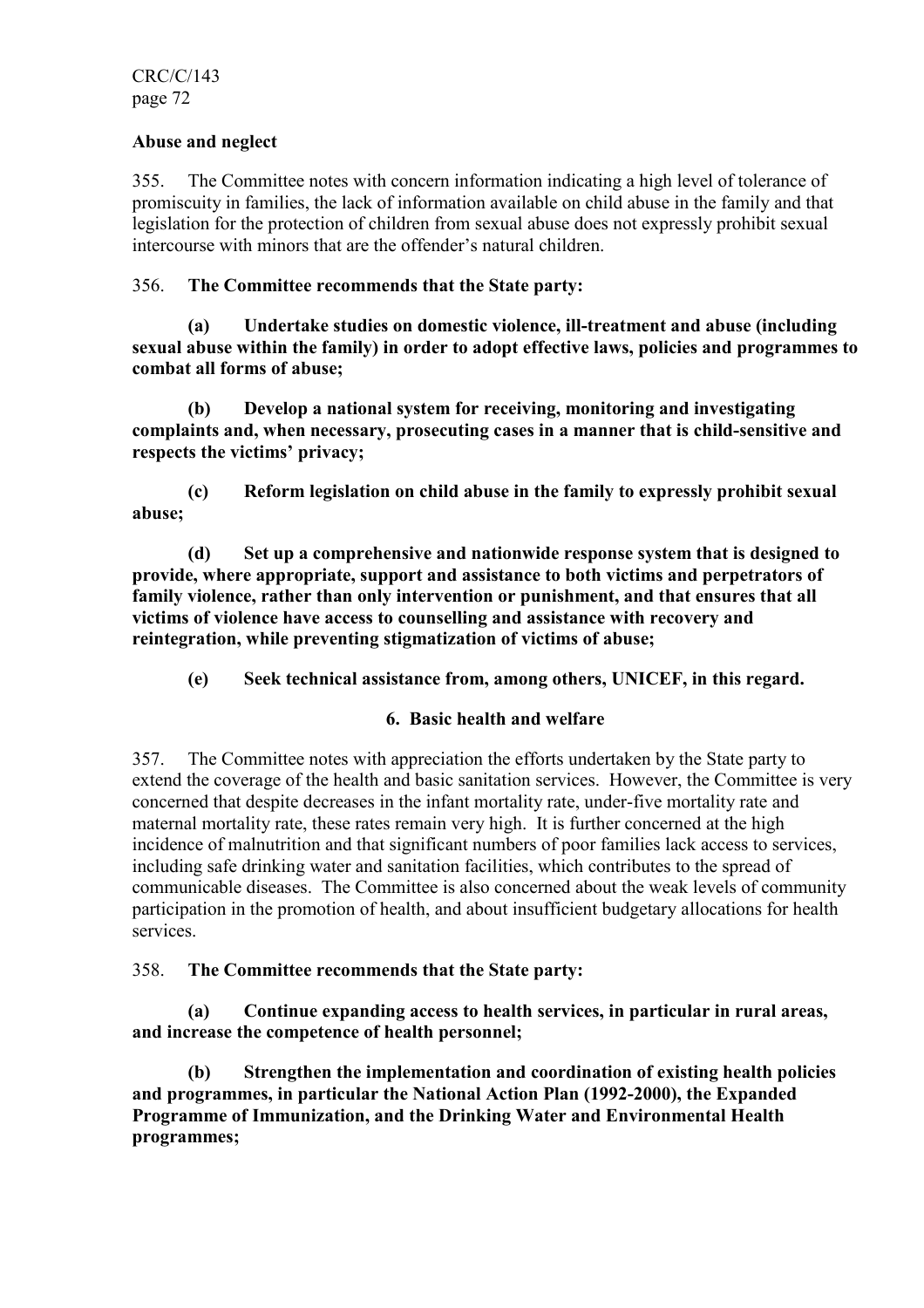**Abuse and neglect**

355. The Committee notes with concern information indicating a high level of tolerance of promiscuity in families, the lack of information available on child abuse in the family and that legislation for the protection of children from sexual abuse does not expressly prohibit sexual intercourse with minors that are the offender's natural children.

356. **The Committee recommends that the State party:**

**(a) Undertake studies on domestic violence, ill-treatment and abuse (including sexual abuse within the family) in order to adopt effective laws, policies and programmes to combat all forms of abuse;**

**(b) Develop a national system for receiving, monitoring and investigating complaints and, when necessary, prosecuting cases in a manner that is child-sensitive and respects the victims' privacy;**

**(c) Reform legislation on child abuse in the family to expressly prohibit sexual abuse;**

**(d) Set up a comprehensive and nationwide response system that is designed to provide, where appropriate, support and assistance to both victims and perpetrators of family violence, rather than only intervention or punishment, and that ensures that all victims of violence have access to counselling and assistance with recovery and reintegration, while preventing stigmatization of victims of abuse;**

**(e) Seek technical assistance from, among others, UNICEF, in this regard.**

### 6. Basic health and welfare

357. The Committee notes with appreciation the efforts undertaken by the State party to extend the coverage of the health and basic sanitation services. However, the Committee is very concerned that despite decreases in the infant mortality rate, under-five mortality rate and maternal mortality rate, these rates remain very high. It is further concerned at the high incidence of malnutrition and that significant numbers of poor families lack access to services, including safe drinking water and sanitation facilities, which contributes to the spread of communicable diseases. The Committee is also concerned about the weak levels of community participation in the promotion of health, and about insufficient budgetary allocations for health services.

358. **The Committee recommends that the State party:**

**(a) Continue expanding access to health services, in particular in rural areas, and increase the competence of health personnel;**

**(b) Strengthen the implementation and coordination of existing health policies and programmes, in particular the National Action Plan (1992-2000), the Expanded Programme of Immunization, and the Drinking Water and Environmental Health programmes;**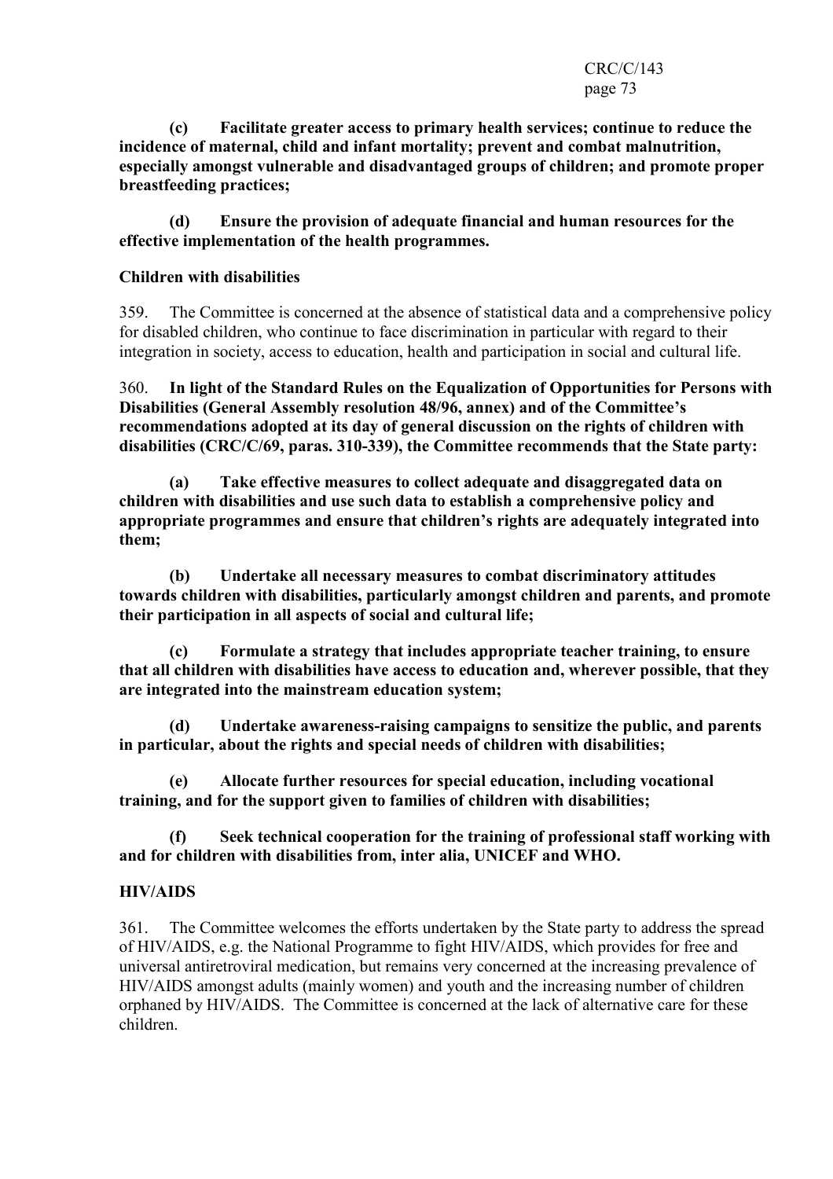**(c) Facilitate greater access to primary health services; continue to reduce the incidence of maternal, child and infant mortality; prevent and combat malnutrition, especially amongst vulnerable and disadvantaged groups of children; and promote proper breastfeeding practices;**

**(d) Ensure the provision of adequate financial and human resources for the effective implementation of the health programmes.**

### Children with disabilities

359. The Committee is concerned at the absence of statistical data and a comprehensive policy for disabled children, who continue to face discrimination in particular with regard to their integration in society, access to education, health and participation in social and cultural life.

360. **In light of the Standard Rules on the Equalization of Opportunities for Persons with Disabilities (General Assembly resolution 48/96, annex) and of the Committee's recommendations adopted at its day of general discussion on the rights of children with disabilities (CRC/C/69, paras. 310-339), the Committee recommends that the State party:**

**(a) Take effective measures to collect adequate and disaggregated data on children with disabilities and use such data to establish a comprehensive policy and appropriate programmes and ensure that children's rights are adequately integrated into them;**

**(b) Undertake all necessary measures to combat discriminatory attitudes towards children with disabilities, particularly amongst children and parents, and promote their participation in all aspects of social and cultural life;**

**(c) Formulate a strategy that includes appropriate teacher training, to ensure that all children with disabilities have access to education and, wherever possible, that they are integrated into the mainstream education system;**

**(d) Undertake awareness-raising campaigns to sensitize the public, and parents in particular, about the rights and special needs of children with disabilities;**

**(e) Allocate further resources for special education, including vocational training, and for the support given to families of children with disabilities;**

**(f) Seek technical cooperation for the training of professional staff working with and for children with disabilities from, inter alia, UNICEF and WHO.**

### HIV/AIDS

361. The Committee welcomes the efforts undertaken by the State party to address the spread of HIV/AIDS, e.g. the National Programme to fight HIV/AIDS, which provides for free and universal antiretroviral medication, but remains very concerned at the increasing prevalence of HIV/AIDS amongst adults (mainly women) and youth and the increasing number of children orphaned by HIV/AIDS. The Committee is concerned at the lack of alternative care for these children.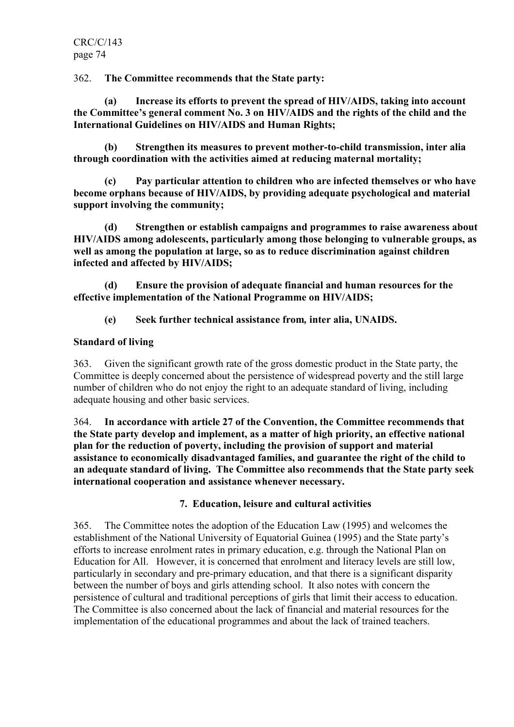362. **The Committee recommends that the State party:**

**(a) Increase its efforts to prevent the spread of HIV/AIDS, taking into account the Committee's general comment No. 3 on HIV/AIDS and the rights of the child and the International Guidelines on HIV/AIDS and Human Rights;**

**(b) Strengthen its measures to prevent mother-to-child transmission, inter alia through coordination with the activities aimed at reducing maternal mortality;**

**(c) Pay particular attention to children who are infected themselves or who have become orphans because of HIV/AIDS, by providing adequate psychological and material support involving the community;**

**(d) Strengthen or establish campaigns and programmes to raise awareness about HIV/AIDS among adolescents, particularly among those belonging to vulnerable groups, as well as among the population at large, so as to reduce discrimination against children infected and affected by HIV/AIDS;**

**(d) Ensure the provision of adequate financial and human resources for the effective implementation of the National Programme on HIV/AIDS;**

**(e) Seek further technical assistance from, inter alia, UNAIDS.**

**Standard of living**

363. Given the significant growth rate of the gross domestic product in the State party, the Committee is deeply concerned about the persistence of widespread poverty and the still large number of children who do not enjoy the right to an adequate standard of living, including adequate housing and other basic services.

364. **In accordance with article 27 of the Convention, the Committee recommends that the State party develop and implement, as a matter of high priority, an effective national plan for the reduction of poverty, including the provision of support and material assistance to economically disadvantaged families, and guarantee the right of the child to an adequate standard of living. The Committee also recommends that the State party seek international cooperation and assistance whenever necessary.**

**7. Education, leisure and cultural activities**

365. The Committee notes the adoption of the Education Law (1995) and welcomes the establishment of the National University of Equatorial Guinea (1995) and the State party's efforts to increase enrolment rates in primary education, e.g. through the National Plan on Education for All. However, it is concerned that enrolment and literacy levels are still low, particularly in secondary and pre-primary education, and that there is a significant disparity between the number of boys and girls attending school. It also notes with concern the persistence of cultural and traditional perceptions of girls that limit their access to education. The Committee is also concerned about the lack of financial and material resources for the implementation of the educational programmes and about the lack of trained teachers.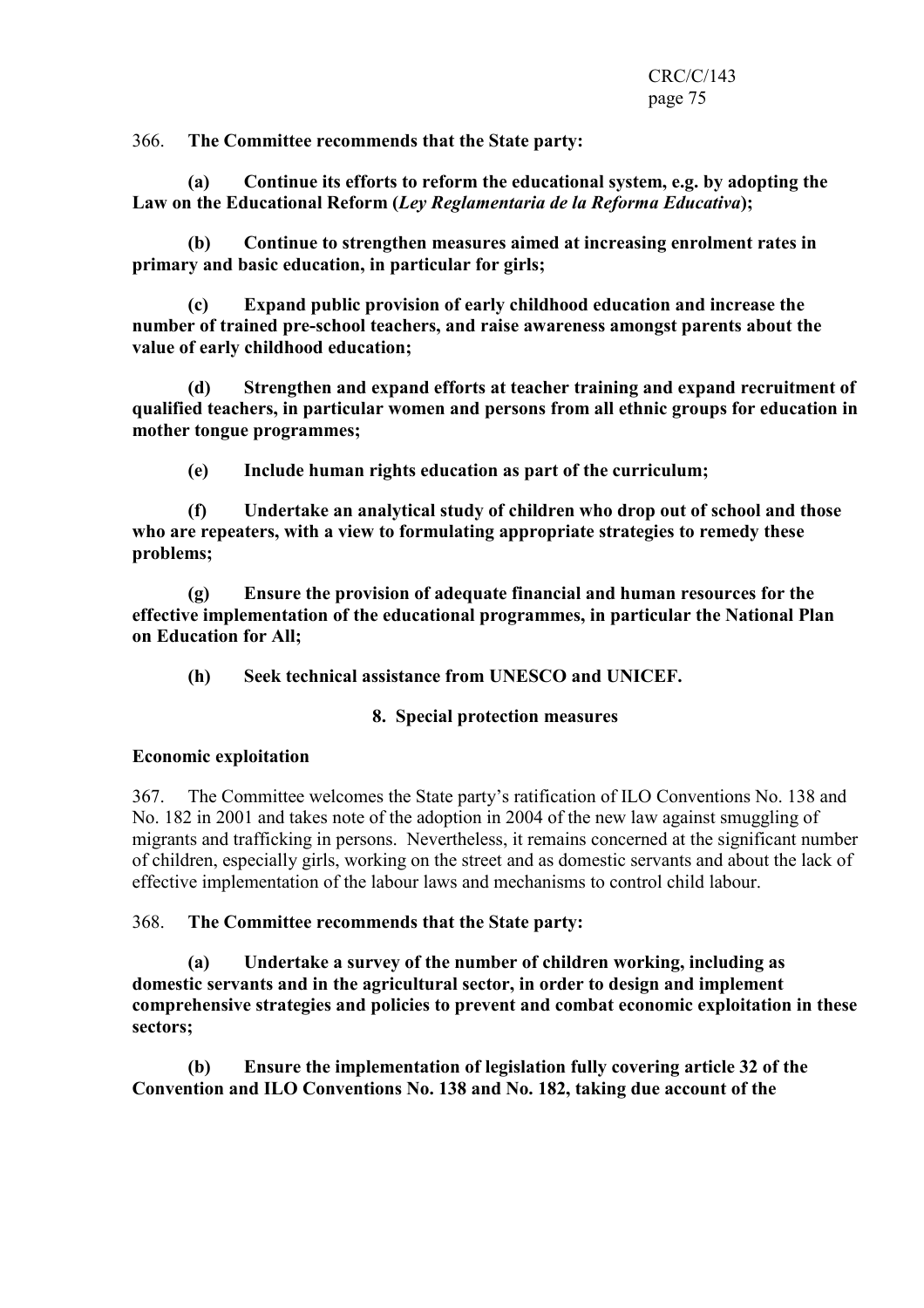366. **The Committee recommends that the State party:**

**(a) Continue its efforts to reform the educational system, e.g. by adopting the Law on the Educational Reform (*Ley Reglamentaria de la Reforma Educativa*);**

**(b) Continue to strengthen measures aimed at increasing enrolment rates in primary and basic education, in particular for girls;**

**(c) Expand public provision of early childhood education and increase the number of trained pre-school teachers, and raise awareness amongst parents about the value of early childhood education;**

**(d) Strengthen and expand efforts at teacher training and expand recruitment of qualified teachers, in particular women and persons from all ethnic groups for education in mother tongue programmes;**

**(e) Include human rights education as part of the curriculum;**

**(f) Undertake an analytical study of children who drop out of school and those who are repeaters, with a view to formulating appropriate strategies to remedy these problems;**

**(g) Ensure the provision of adequate financial and human resources for the effective implementation of the educational programmes, in particular the National Plan on Education for All;**

**(h) Seek technical assistance from UNESCO and UNICEF.**

### 8. Special protection measures

#### Economic exploitation

367. The Committee welcomes the State party's ratification of ILO Conventions No. 138 and No. 182 in 2001 and takes note of the adoption in 2004 of the new law against smuggling of migrants and trafficking in persons. Nevertheless, it remains concerned at the significant number of children, especially girls, working on the street and as domestic servants and about the lack of effective implementation of the labour laws and mechanisms to control child labour.

368. **The Committee recommends that the State party:**

**(a) Undertake a survey of the number of children working, including as domestic servants and in the agricultural sector, in order to design and implement comprehensive strategies and policies to prevent and combat economic exploitation in these sectors;**

**(b) Ensure the implementation of legislation fully covering article 32 of the Convention and ILO Conventions No. 138 and No. 182, taking due account of the**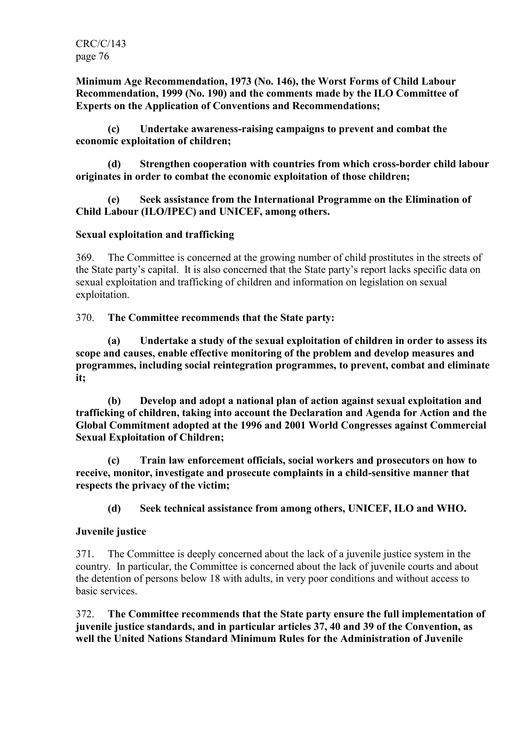**Minimum Age Recommendation, 1973 (No. 146), the Worst Forms of Child Labour Recommendation, 1999 (No. 190) and the comments made by the ILO Committee of Experts on the Application of Conventions and Recommendations;**

**(c) Undertake awareness-raising campaigns to prevent and combat the economic exploitation of children;**

**(d) Strengthen cooperation with countries from which cross-border child labour originates in order to combat the economic exploitation of those children;**

**(e) Seek assistance from the International Programme on the Elimination of Child Labour (ILO/IPEC) and UNICEF, among others.**

**Sexual exploitation and trafficking**

369. The Committee is concerned at the growing number of child prostitutes in the streets of the State party's capital. It is also concerned that the State party's report lacks specific data on sexual exploitation and trafficking of children and information on legislation on sexual exploitation.

370. **The Committee recommends that the State party:**

**(a) Undertake a study of the sexual exploitation of children in order to assess its scope and causes, enable effective monitoring of the problem and develop measures and programmes, including social reintegration programmes, to prevent, combat and eliminate it;**

**(b) Develop and adopt a national plan of action against sexual exploitation and trafficking of children, taking into account the Declaration and Agenda for Action and the Global Commitment adopted at the 1996 and 2001 World Congresses against Commercial Sexual Exploitation of Children;**

**(c) Train law enforcement officials, social workers and prosecutors on how to receive, monitor, investigate and prosecute complaints in a child-sensitive manner that respects the privacy of the victim;**

**(d) Seek technical assistance from among others, UNICEF, ILO and WHO.**

**Juvenile justice**

371. The Committee is deeply concerned about the lack of a juvenile justice system in the country. In particular, the Committee is concerned about the lack of juvenile courts and about the detention of persons below 18 with adults, in very poor conditions and without access to basic services.

372. **The Committee recommends that the State party ensure the full implementation of juvenile justice standards, and in particular articles 37, 40 and 39 of the Convention, as well the United Nations Standard Minimum Rules for the Administration of Juvenile**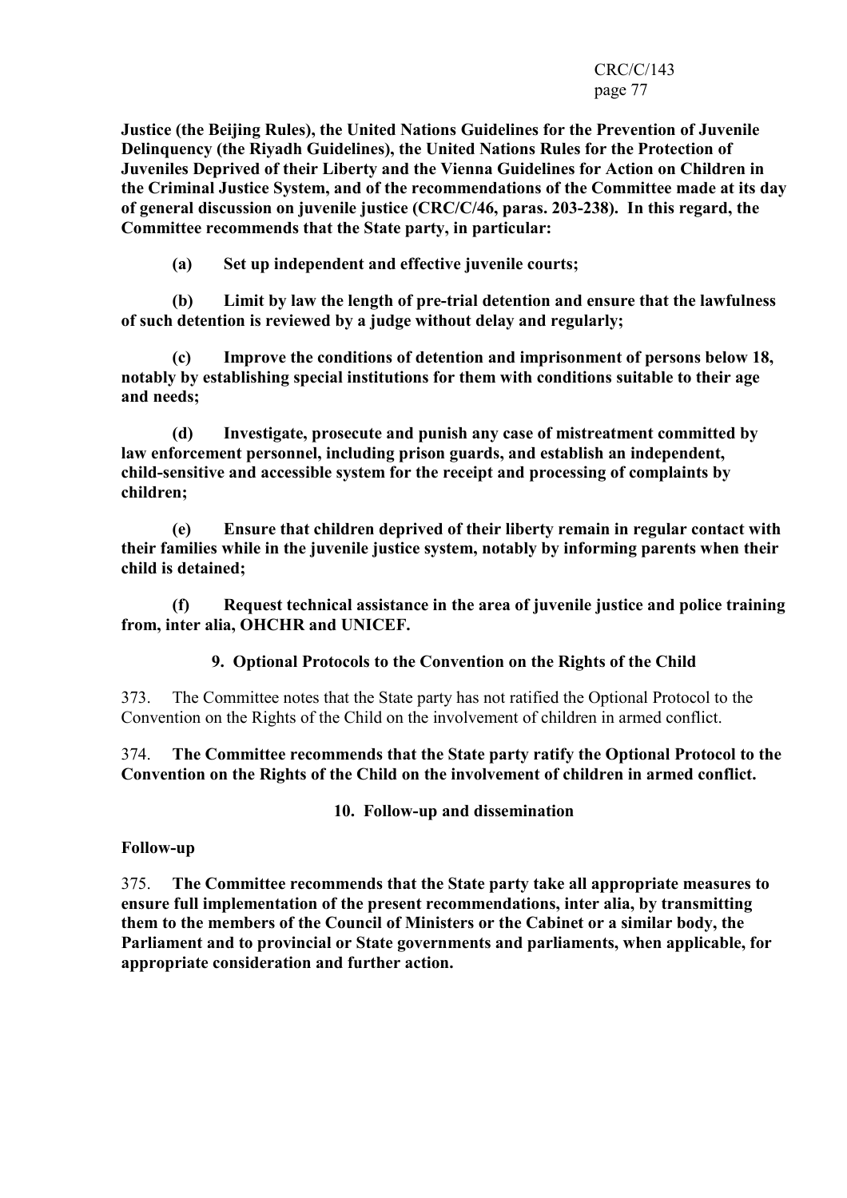**Justice (the Beijing Rules), the United Nations Guidelines for the Prevention of Juvenile Delinquency (the Riyadh Guidelines), the United Nations Rules for the Protection of Juveniles Deprived of their Liberty and the Vienna Guidelines for Action on Children in the Criminal Justice System, and of the recommendations of the Committee made at its day of general discussion on juvenile justice (CRC/C/46, paras. 203-238). In this regard, the Committee recommends that the State party, in particular:**

**(a) Set up independent and effective juvenile courts;**

**(b) Limit by law the length of pre-trial detention and ensure that the lawfulness of such detention is reviewed by a judge without delay and regularly;**

**(c) Improve the conditions of detention and imprisonment of persons below 18, notably by establishing special institutions for them with conditions suitable to their age and needs;**

**(d) Investigate, prosecute and punish any case of mistreatment committed by law enforcement personnel, including prison guards, and establish an independent, child-sensitive and accessible system for the receipt and processing of complaints by children;**

**(e) Ensure that children deprived of their liberty remain in regular contact with their families while in the juvenile justice system, notably by informing parents when their child is detained;**

**(f) Request technical assistance in the area of juvenile justice and police training from, inter alia, OHCHR and UNICEF.**

### 9. Optional Protocols to the Convention on the Rights of the Child

373. The Committee notes that the State party has not ratified the Optional Protocol to the Convention on the Rights of the Child on the involvement of children in armed conflict.

374. **The Committee recommends that the State party ratify the Optional Protocol to the Convention on the Rights of the Child on the involvement of children in armed conflict.**

### 10. Follow-up and dissemination

**Follow-up**

375. **The Committee recommends that the State party take all appropriate measures to ensure full implementation of the present recommendations, inter alia, by transmitting them to the members of the Council of Ministers or the Cabinet or a similar body, the Parliament and to provincial or State governments and parliaments, when applicable, for appropriate consideration and further action.**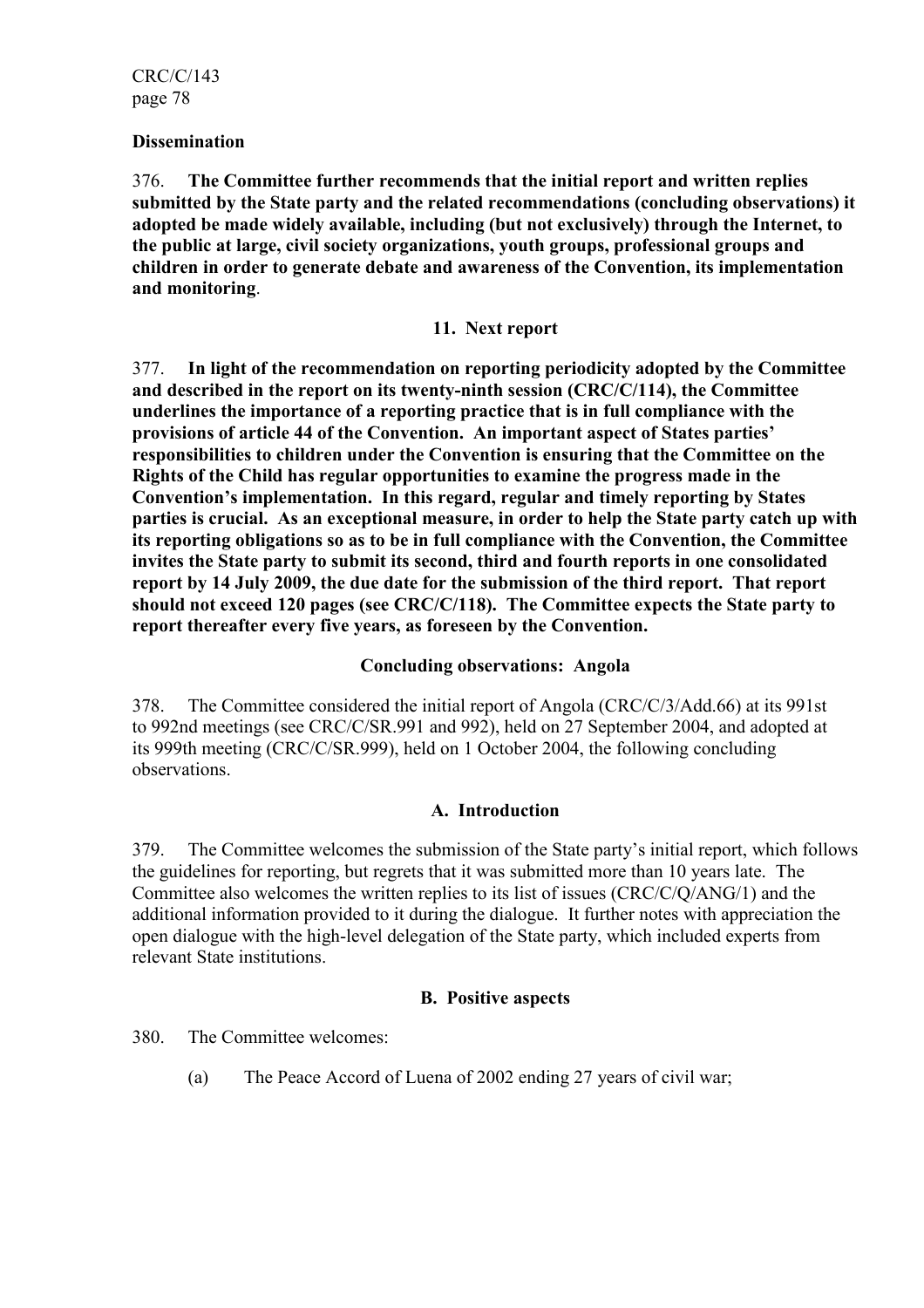**Dissemination**

376. **The Committee further recommends that the initial report and written replies submitted by the State party and the related recommendations (concluding observations) it adopted be made widely available, including (but not exclusively) through the Internet, to the public at large, civil society organizations, youth groups, professional groups and children in order to generate debate and awareness of the Convention, its implementation and monitoring**.

### 11. Next report

377. **In light of the recommendation on reporting periodicity adopted by the Committee and described in the report on its twenty-ninth session (CRC/C/114), the Committee underlines the importance of a reporting practice that is in full compliance with the provisions of article 44 of the Convention. An important aspect of States parties' responsibilities to children under the Convention is ensuring that the Committee on the Rights of the Child has regular opportunities to examine the progress made in the Convention's implementation. In this regard, regular and timely reporting by States parties is crucial. As an exceptional measure, in order to help the State party catch up with its reporting obligations so as to be in full compliance with the Convention, the Committee invites the State party to submit its second, third and fourth reports in one consolidated report by 14 July 2009, the due date for the submission of the third report. That report should not exceed 120 pages (see CRC/C/118). The Committee expects the State party to report thereafter every five years, as foreseen by the Convention.**

## Concluding observations: Angola

378. The Committee considered the initial report of Angola (CRC/C/3/Add.66) at its 991st to 992nd meetings (see CRC/C/SR.991 and 992), held on 27 September 2004, and adopted at its 999th meeting (CRC/C/SR.999), held on 1 October 2004, the following concluding observations.

### A. Introduction

379. The Committee welcomes the submission of the State party's initial report, which follows the guidelines for reporting, but regrets that it was submitted more than 10 years late. The Committee also welcomes the written replies to its list of issues (CRC/C/Q/ANG/1) and the additional information provided to it during the dialogue. It further notes with appreciation the open dialogue with the high-level delegation of the State party, which included experts from relevant State institutions.

### B. Positive aspects

380. The Committee welcomes:

(a) The Peace Accord of Luena of 2002 ending 27 years of civil war;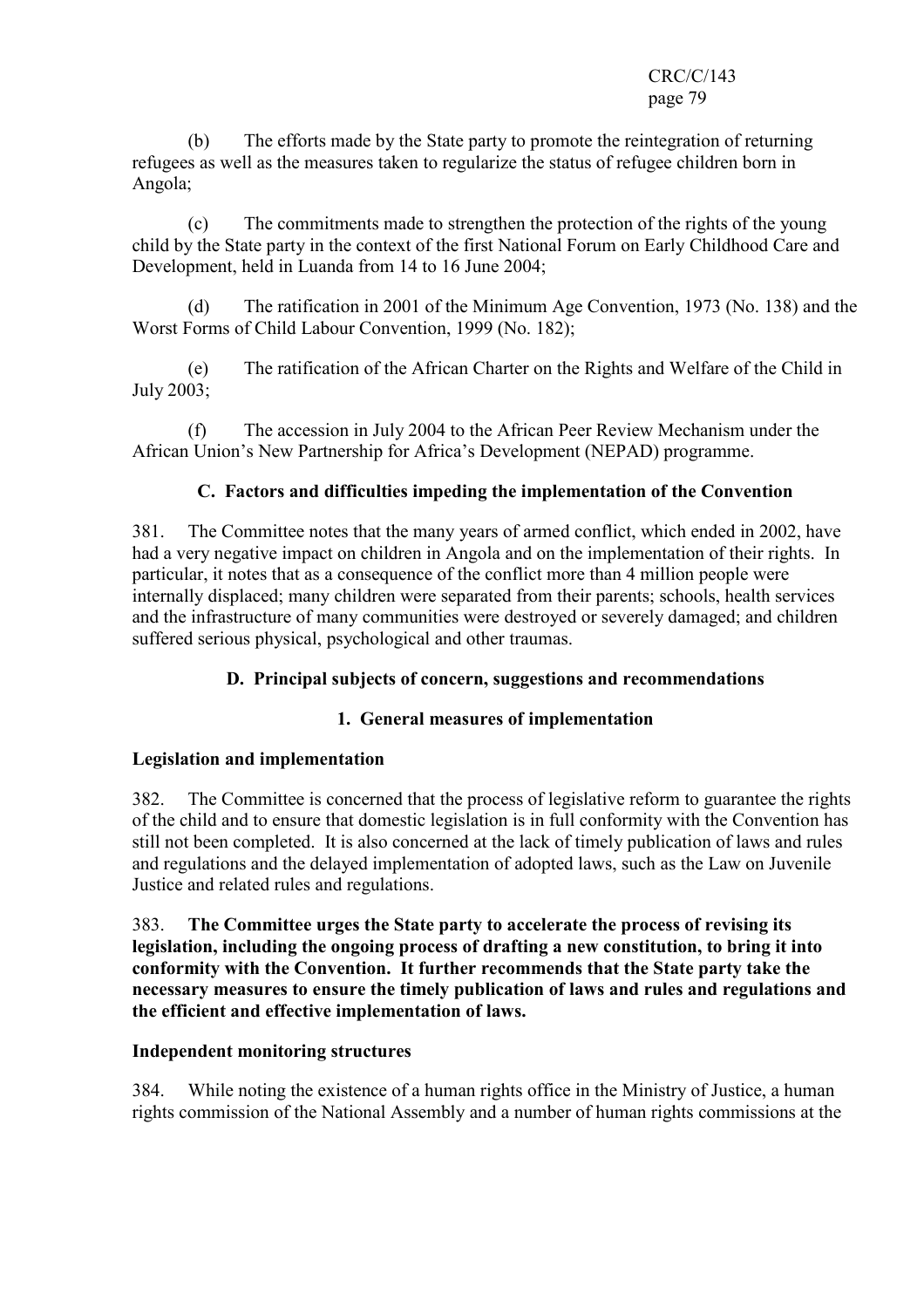(b) The efforts made by the State party to promote the reintegration of returning refugees as well as the measures taken to regularize the status of refugee children born in Angola;

(c) The commitments made to strengthen the protection of the rights of the young child by the State party in the context of the first National Forum on Early Childhood Care and Development, held in Luanda from 14 to 16 June 2004;

(d) The ratification in 2001 of the Minimum Age Convention, 1973 (No. 138) and the Worst Forms of Child Labour Convention, 1999 (No. 182);

(e) The ratification of the African Charter on the Rights and Welfare of the Child in July 2003;

(f) The accession in July 2004 to the African Peer Review Mechanism under the African Union's New Partnership for Africa's Development (NEPAD) programme.

## C. Factors and difficulties impeding the implementation of the Convention

381. The Committee notes that the many years of armed conflict, which ended in 2002, have had a very negative impact on children in Angola and on the implementation of their rights. In particular, it notes that as a consequence of the conflict more than 4 million people were internally displaced; many children were separated from their parents; schools, health services and the infrastructure of many communities were destroyed or severely damaged; and children suffered serious physical, psychological and other traumas.

## D. Principal subjects of concern, suggestions and recommendations

### 1. General measures of implementation

#### Legislation and implementation

382. The Committee is concerned that the process of legislative reform to guarantee the rights of the child and to ensure that domestic legislation is in full conformity with the Convention has still not been completed. It is also concerned at the lack of timely publication of laws and rules and regulations and the delayed implementation of adopted laws, such as the Law on Juvenile Justice and related rules and regulations.

383. **The Committee urges the State party to accelerate the process of revising its legislation, including the ongoing process of drafting a new constitution, to bring it into conformity with the Convention. It further recommends that the State party take the necessary measures to ensure the timely publication of laws and rules and regulations and the efficient and effective implementation of laws.**

#### Independent monitoring structures

384. While noting the existence of a human rights office in the Ministry of Justice, a human rights commission of the National Assembly and a number of human rights commissions at the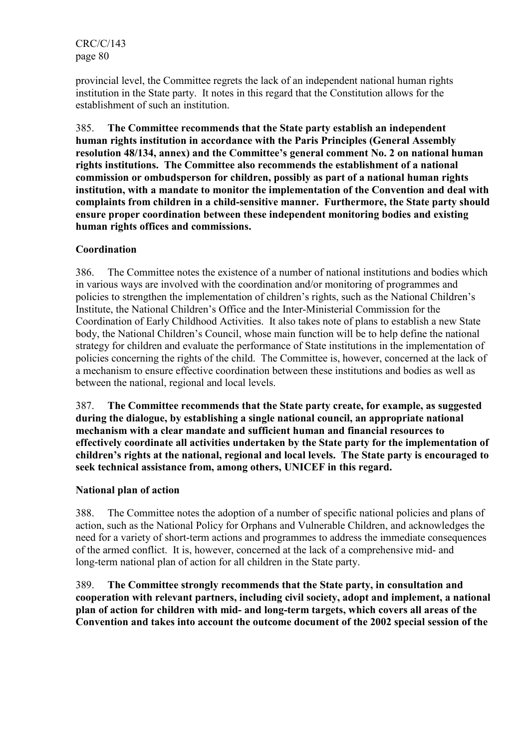provincial level, the Committee regrets the lack of an independent national human rights institution in the State party. It notes in this regard that the Constitution allows for the establishment of such an institution.

385. **The Committee recommends that the State party establish an independent human rights institution in accordance with the Paris Principles (General Assembly resolution 48/134, annex) and the Committee's general comment No. 2 on national human rights institutions. The Committee also recommends the establishment of a national commission or ombudsperson for children, possibly as part of a national human rights institution, with a mandate to monitor the implementation of the Convention and deal with complaints from children in a child-sensitive manner. Furthermore, the State party should ensure proper coordination between these independent monitoring bodies and existing human rights offices and commissions.**

### Coordination

386. The Committee notes the existence of a number of national institutions and bodies which in various ways are involved with the coordination and/or monitoring of programmes and policies to strengthen the implementation of children's rights, such as the National Children's Institute, the National Children's Office and the Inter-Ministerial Commission for the Coordination of Early Childhood Activities. It also takes note of plans to establish a new State body, the National Children's Council, whose main function will be to help define the national strategy for children and evaluate the performance of State institutions in the implementation of policies concerning the rights of the child. The Committee is, however, concerned at the lack of a mechanism to ensure effective coordination between these institutions and bodies as well as between the national, regional and local levels.

387. **The Committee recommends that the State party create, for example, as suggested during the dialogue, by establishing a single national council, an appropriate national mechanism with a clear mandate and sufficient human and financial resources to effectively coordinate all activities undertaken by the State party for the implementation of children's rights at the national, regional and local levels. The State party is encouraged to seek technical assistance from, among others, UNICEF in this regard.**

### National plan of action

388. The Committee notes the adoption of a number of specific national policies and plans of action, such as the National Policy for Orphans and Vulnerable Children, and acknowledges the need for a variety of short-term actions and programmes to address the immediate consequences of the armed conflict. It is, however, concerned at the lack of a comprehensive mid- and long-term national plan of action for all children in the State party.

389. **The Committee strongly recommends that the State party, in consultation and cooperation with relevant partners, including civil society, adopt and implement, a national plan of action for children with mid- and long-term targets, which covers all areas of the Convention and takes into account the outcome document of the 2002 special session of the**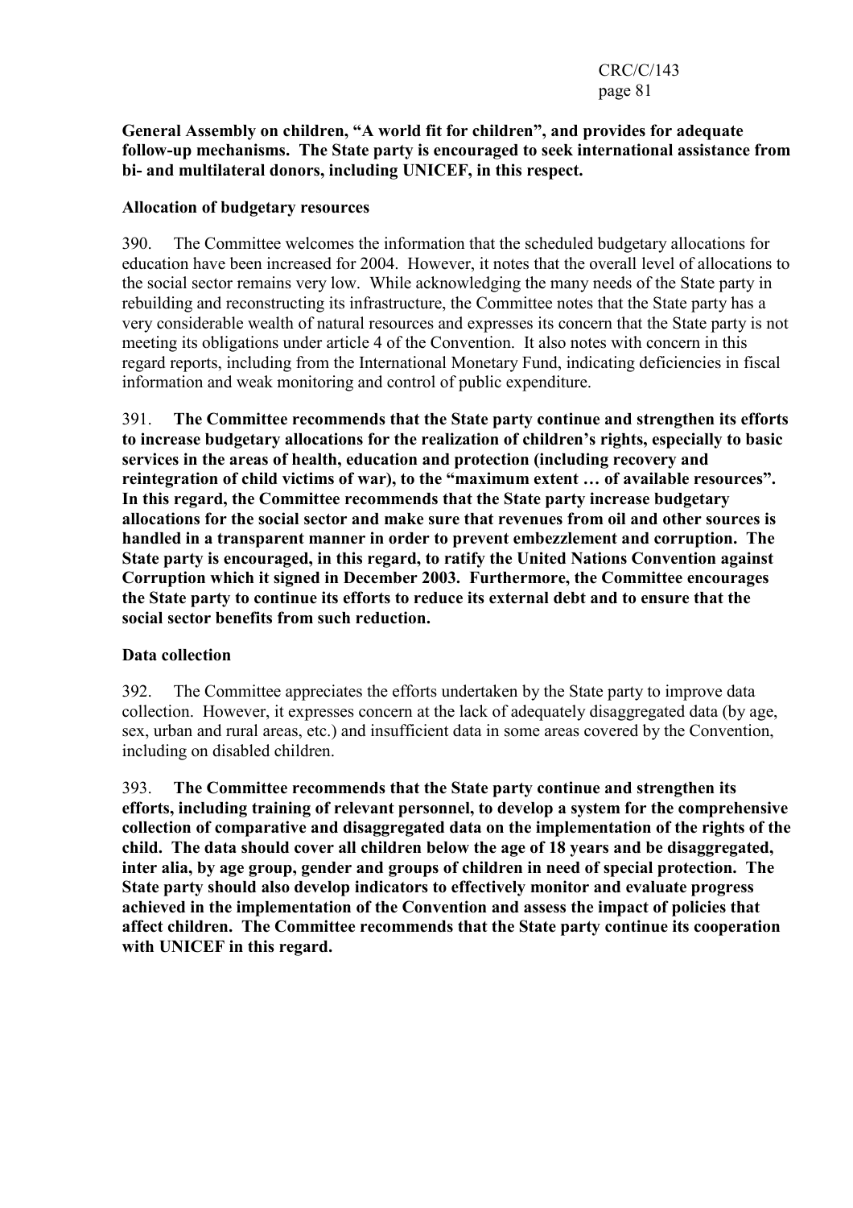**General Assembly on children, "A world fit for children", and provides for adequate follow-up mechanisms. The State party is encouraged to seek international assistance from bi- and multilateral donors, including UNICEF, in this respect.**

**Allocation of budgetary resources**

390. The Committee welcomes the information that the scheduled budgetary allocations for education have been increased for 2004. However, it notes that the overall level of allocations to the social sector remains very low. While acknowledging the many needs of the State party in rebuilding and reconstructing its infrastructure, the Committee notes that the State party has a very considerable wealth of natural resources and expresses its concern that the State party is not meeting its obligations under article 4 of the Convention. It also notes with concern in this regard reports, including from the International Monetary Fund, indicating deficiencies in fiscal information and weak monitoring and control of public expenditure.

391. **The Committee recommends that the State party continue and strengthen its efforts to increase budgetary allocations for the realization of children's rights, especially to basic services in the areas of health, education and protection (including recovery and reintegration of child victims of war), to the "maximum extent … of available resources". In this regard, the Committee recommends that the State party increase budgetary allocations for the social sector and make sure that revenues from oil and other sources is handled in a transparent manner in order to prevent embezzlement and corruption. The State party is encouraged, in this regard, to ratify the United Nations Convention against Corruption which it signed in December 2003. Furthermore, the Committee encourages the State party to continue its efforts to reduce its external debt and to ensure that the social sector benefits from such reduction.**

**Data collection**

392. The Committee appreciates the efforts undertaken by the State party to improve data collection. However, it expresses concern at the lack of adequately disaggregated data (by age, sex, urban and rural areas, etc.) and insufficient data in some areas covered by the Convention, including on disabled children.

393. **The Committee recommends that the State party continue and strengthen its efforts, including training of relevant personnel, to develop a system for the comprehensive collection of comparative and disaggregated data on the implementation of the rights of the child. The data should cover all children below the age of 18 years and be disaggregated, inter alia, by age group, gender and groups of children in need of special protection. The State party should also develop indicators to effectively monitor and evaluate progress achieved in the implementation of the Convention and assess the impact of policies that affect children. The Committee recommends that the State party continue its cooperation with UNICEF in this regard.**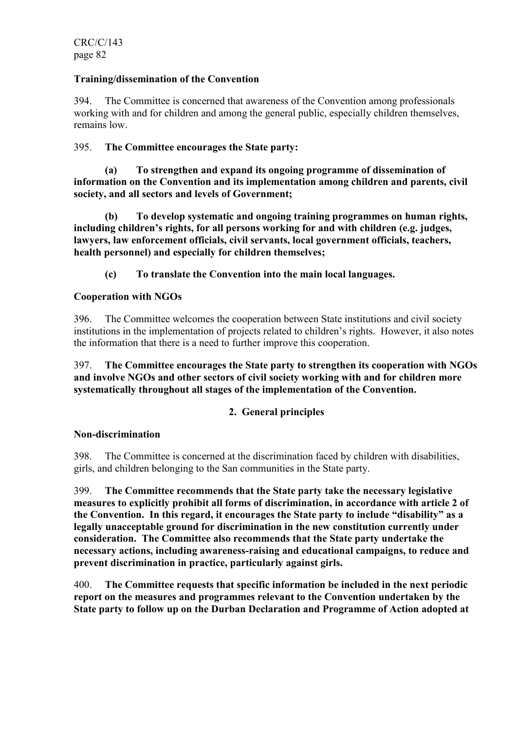**Training/dissemination of the Convention**

394. The Committee is concerned that awareness of the Convention among professionals working with and for children and among the general public, especially children themselves, remains low.

395. **The Committee encourages the State party:**

**(a) To strengthen and expand its ongoing programme of dissemination of information on the Convention and its implementation among children and parents, civil society, and all sectors and levels of Government;**

**(b) To develop systematic and ongoing training programmes on human rights, including children's rights, for all persons working for and with children (e.g. judges, lawyers, law enforcement officials, civil servants, local government officials, teachers, health personnel) and especially for children themselves;**

**(c) To translate the Convention into the main local languages.**

**Cooperation with NGOs**

396. The Committee welcomes the cooperation between State institutions and civil society institutions in the implementation of projects related to children's rights. However, it also notes the information that there is a need to further improve this cooperation.

397. **The Committee encourages the State party to strengthen its cooperation with NGOs and involve NGOs and other sectors of civil society working with and for children more systematically throughout all stages of the implementation of the Convention.**

## 2. General principles

**Non-discrimination**

398. The Committee is concerned at the discrimination faced by children with disabilities, girls, and children belonging to the San communities in the State party.

399. **The Committee recommends that the State party take the necessary legislative measures to explicitly prohibit all forms of discrimination, in accordance with article 2 of the Convention. In this regard, it encourages the State party to include "disability" as a legally unacceptable ground for discrimination in the new constitution currently under consideration. The Committee also recommends that the State party undertake the necessary actions, including awareness-raising and educational campaigns, to reduce and prevent discrimination in practice, particularly against girls.**

400. **The Committee requests that specific information be included in the next periodic report on the measures and programmes relevant to the Convention undertaken by the State party to follow up on the Durban Declaration and Programme of Action adopted at**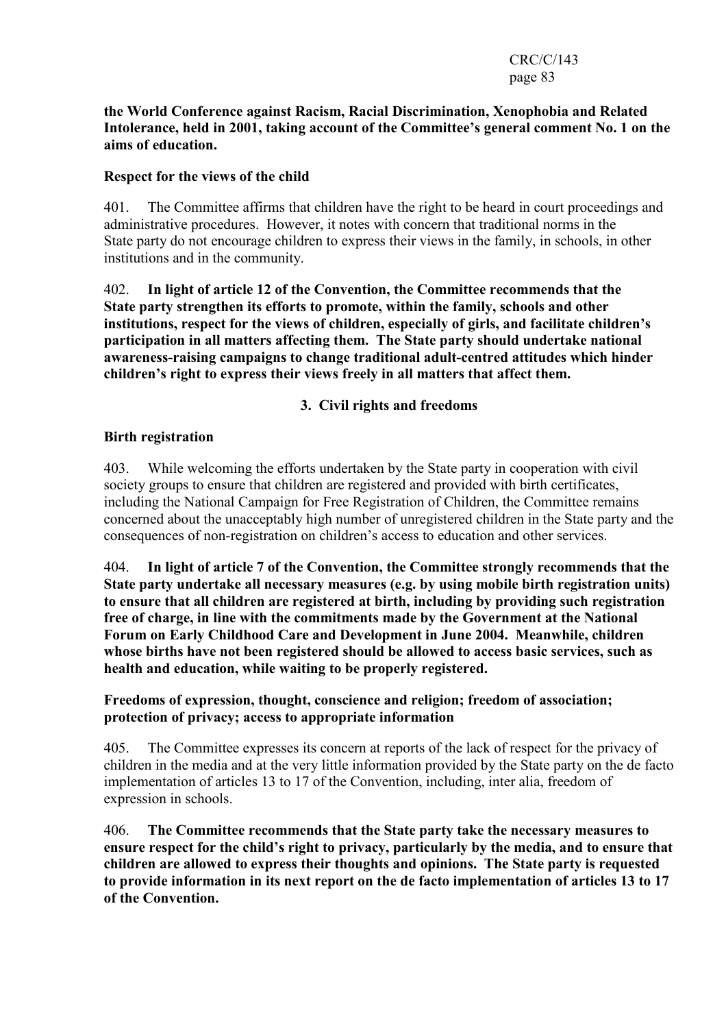**the World Conference against Racism, Racial Discrimination, Xenophobia and Related Intolerance, held in 2001, taking account of the Committee's general comment No. 1 on the aims of education.**

**Respect for the views of the child**

401. The Committee affirms that children have the right to be heard in court proceedings and administrative procedures. However, it notes with concern that traditional norms in the State party do not encourage children to express their views in the family, in schools, in other institutions and in the community.

402. **In light of article 12 of the Convention, the Committee recommends that the State party strengthen its efforts to promote, within the family, schools and other institutions, respect for the views of children, especially of girls, and facilitate children's participation in all matters affecting them. The State party should undertake national awareness-raising campaigns to change traditional adult-centred attitudes which hinder children's right to express their views freely in all matters that affect them.**

### 3. Civil rights and freedoms

**Birth registration**

403. While welcoming the efforts undertaken by the State party in cooperation with civil society groups to ensure that children are registered and provided with birth certificates, including the National Campaign for Free Registration of Children, the Committee remains concerned about the unacceptably high number of unregistered children in the State party and the consequences of non-registration on children's access to education and other services.

404. **In light of article 7 of the Convention, the Committee strongly recommends that the State party undertake all necessary measures (e.g. by using mobile birth registration units) to ensure that all children are registered at birth, including by providing such registration free of charge, in line with the commitments made by the Government at the National Forum on Early Childhood Care and Development in June 2004. Meanwhile, children whose births have not been registered should be allowed to access basic services, such as health and education, while waiting to be properly registered.**

**Freedoms of expression, thought, conscience and religion; freedom of association; protection of privacy; access to appropriate information**

405. The Committee expresses its concern at reports of the lack of respect for the privacy of children in the media and at the very little information provided by the State party on the de facto implementation of articles 13 to 17 of the Convention, including, inter alia, freedom of expression in schools.

406. **The Committee recommends that the State party take the necessary measures to ensure respect for the child's right to privacy, particularly by the media, and to ensure that children are allowed to express their thoughts and opinions. The State party is requested to provide information in its next report on the de facto implementation of articles 13 to 17 of the Convention.**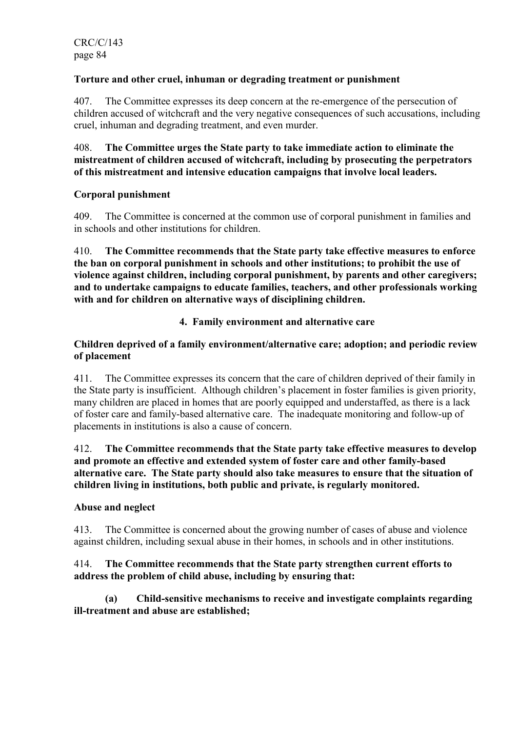**Torture and other cruel, inhuman or degrading treatment or punishment**

407. The Committee expresses its deep concern at the re-emergence of the persecution of children accused of witchcraft and the very negative consequences of such accusations, including cruel, inhuman and degrading treatment, and even murder.

408. **The Committee urges the State party to take immediate action to eliminate the mistreatment of children accused of witchcraft, including by prosecuting the perpetrators of this mistreatment and intensive education campaigns that involve local leaders.**

**Corporal punishment**

409. The Committee is concerned at the common use of corporal punishment in families and in schools and other institutions for children.

410. **The Committee recommends that the State party take effective measures to enforce the ban on corporal punishment in schools and other institutions; to prohibit the use of violence against children, including corporal punishment, by parents and other caregivers; and to undertake campaigns to educate families, teachers, and other professionals working with and for children on alternative ways of disciplining children.**

**4. Family environment and alternative care**

**Children deprived of a family environment/alternative care; adoption; and periodic review of placement**

411. The Committee expresses its concern that the care of children deprived of their family in the State party is insufficient. Although children's placement in foster families is given priority, many children are placed in homes that are poorly equipped and understaffed, as there is a lack of foster care and family-based alternative care. The inadequate monitoring and follow-up of placements in institutions is also a cause of concern.

412. **The Committee recommends that the State party take effective measures to develop and promote an effective and extended system of foster care and other family-based alternative care. The State party should also take measures to ensure that the situation of children living in institutions, both public and private, is regularly monitored.**

**Abuse and neglect**

413. The Committee is concerned about the growing number of cases of abuse and violence against children, including sexual abuse in their homes, in schools and in other institutions.

414. **The Committee recommends that the State party strengthen current efforts to address the problem of child abuse, including by ensuring that:**

**(a) Child-sensitive mechanisms to receive and investigate complaints regarding ill-treatment and abuse are established;**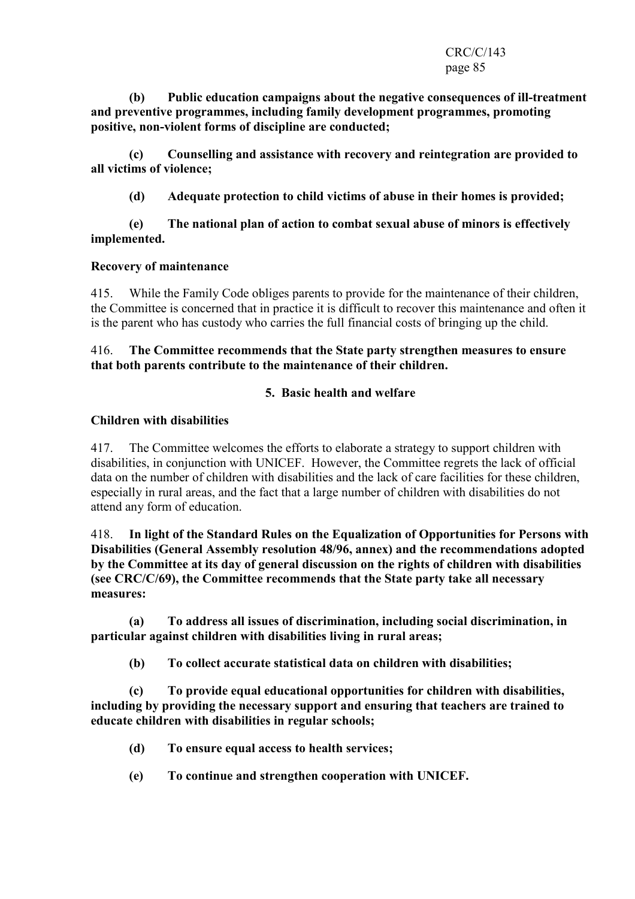**(b) Public education campaigns about the negative consequences of ill-treatment and preventive programmes, including family development programmes, promoting positive, non-violent forms of discipline are conducted;**

**(c) Counselling and assistance with recovery and reintegration are provided to all victims of violence;**

**(d) Adequate protection to child victims of abuse in their homes is provided;**

**(e) The national plan of action to combat sexual abuse of minors is effectively implemented.**

**Recovery of maintenance**

415. While the Family Code obliges parents to provide for the maintenance of their children, the Committee is concerned that in practice it is difficult to recover this maintenance and often it is the parent who has custody who carries the full financial costs of bringing up the child.

416. **The Committee recommends that the State party strengthen measures to ensure that both parents contribute to the maintenance of their children.**

### 5. Basic health and welfare

**Children with disabilities**

417. The Committee welcomes the efforts to elaborate a strategy to support children with disabilities, in conjunction with UNICEF. However, the Committee regrets the lack of official data on the number of children with disabilities and the lack of care facilities for these children, especially in rural areas, and the fact that a large number of children with disabilities do not attend any form of education.

418. **In light of the Standard Rules on the Equalization of Opportunities for Persons with Disabilities (General Assembly resolution 48/96, annex) and the recommendations adopted by the Committee at its day of general discussion on the rights of children with disabilities (see CRC/C/69), the Committee recommends that the State party take all necessary measures:**

**(a) To address all issues of discrimination, including social discrimination, in particular against children with disabilities living in rural areas;**

**(b) To collect accurate statistical data on children with disabilities;**

**(c) To provide equal educational opportunities for children with disabilities, including by providing the necessary support and ensuring that teachers are trained to educate children with disabilities in regular schools;**

**(d) To ensure equal access to health services;**

**(e) To continue and strengthen cooperation with UNICEF.**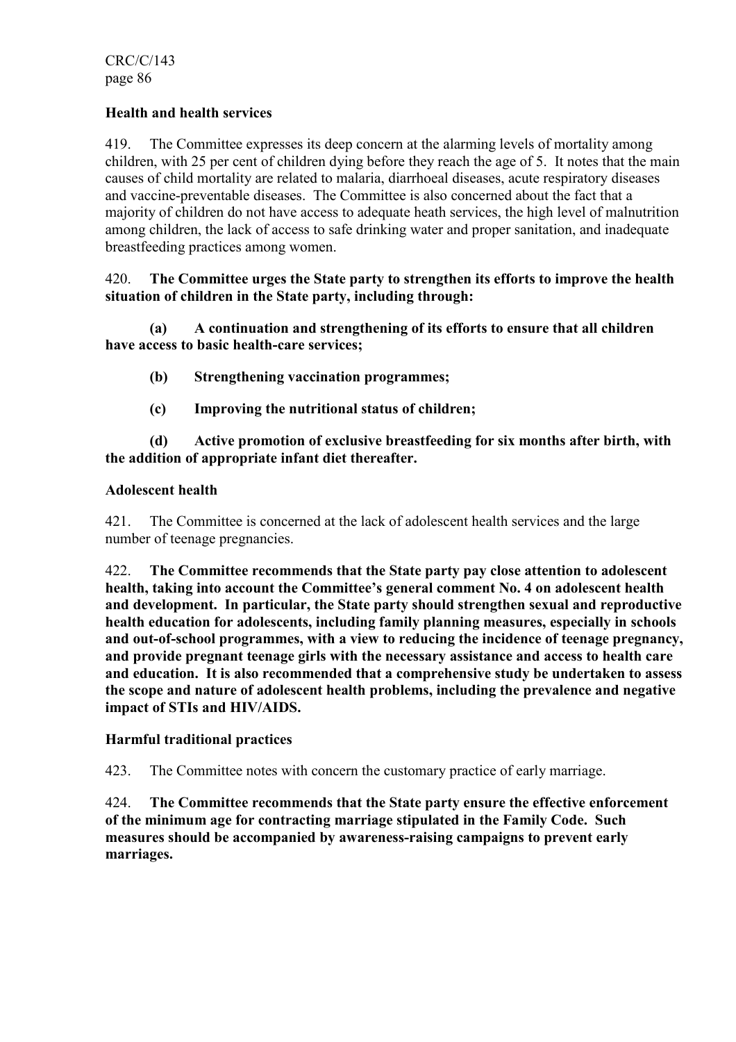### Health and health services

419. The Committee expresses its deep concern at the alarming levels of mortality among children, with 25 per cent of children dying before they reach the age of 5. It notes that the main causes of child mortality are related to malaria, diarrhoeal diseases, acute respiratory diseases and vaccine-preventable diseases. The Committee is also concerned about the fact that a majority of children do not have access to adequate heath services, the high level of malnutrition among children, the lack of access to safe drinking water and proper sanitation, and inadequate breastfeeding practices among women.

420. **The Committee urges the State party to strengthen its efforts to improve the health situation of children in the State party, including through:**

**(a) A continuation and strengthening of its efforts to ensure that all children have access to basic health-care services;**

**(b) Strengthening vaccination programmes;**

**(c) Improving the nutritional status of children;**

**(d) Active promotion of exclusive breastfeeding for six months after birth, with the addition of appropriate infant diet thereafter.**

### Adolescent health

421. The Committee is concerned at the lack of adolescent health services and the large number of teenage pregnancies.

422. **The Committee recommends that the State party pay close attention to adolescent health, taking into account the Committee's general comment No. 4 on adolescent health and development. In particular, the State party should strengthen sexual and reproductive health education for adolescents, including family planning measures, especially in schools and out-of-school programmes, with a view to reducing the incidence of teenage pregnancy, and provide pregnant teenage girls with the necessary assistance and access to health care and education. It is also recommended that a comprehensive study be undertaken to assess the scope and nature of adolescent health problems, including the prevalence and negative impact of STIs and HIV/AIDS.**

### Harmful traditional practices

423. The Committee notes with concern the customary practice of early marriage.

424. **The Committee recommends that the State party ensure the effective enforcement of the minimum age for contracting marriage stipulated in the Family Code. Such measures should be accompanied by awareness-raising campaigns to prevent early marriages.**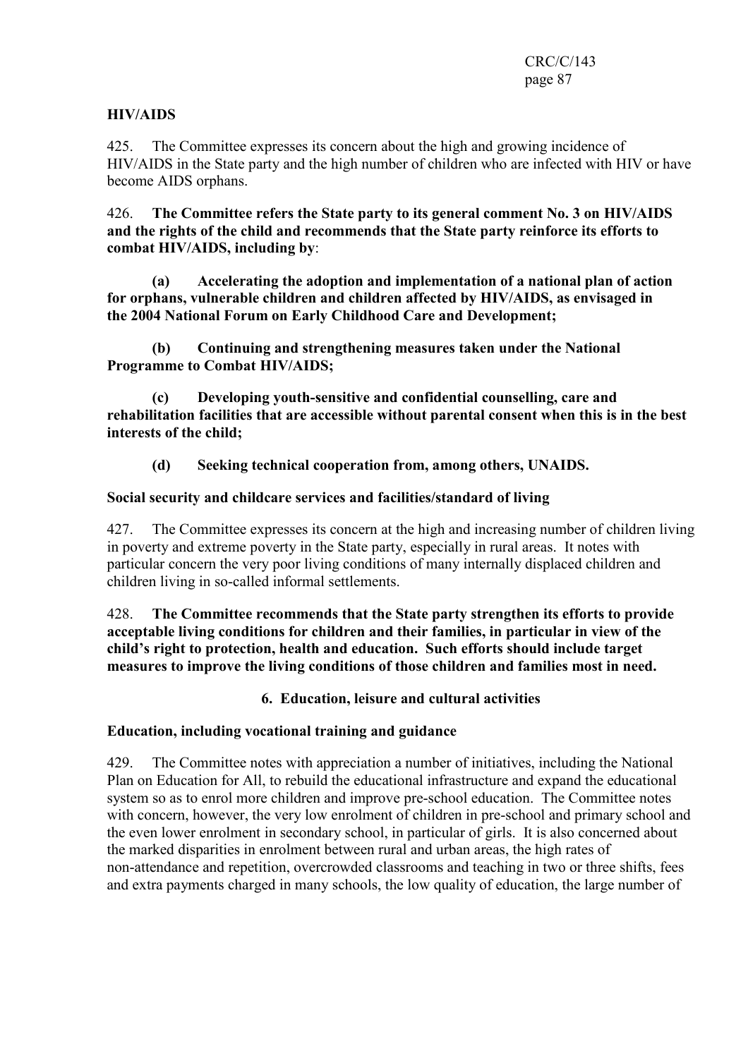**HIV/AIDS**

425. The Committee expresses its concern about the high and growing incidence of HIV/AIDS in the State party and the high number of children who are infected with HIV or have become AIDS orphans.

426. **The Committee refers the State party to its general comment No. 3 on HIV/AIDS and the rights of the child and recommends that the State party reinforce its efforts to combat HIV/AIDS, including by**:

**(a) Accelerating the adoption and implementation of a national plan of action for orphans, vulnerable children and children affected by HIV/AIDS, as envisaged in the 2004 National Forum on Early Childhood Care and Development;**

**(b) Continuing and strengthening measures taken under the National Programme to Combat HIV/AIDS;**

**(c) Developing youth-sensitive and confidential counselling, care and rehabilitation facilities that are accessible without parental consent when this is in the best interests of the child;**

**(d) Seeking technical cooperation from, among others, UNAIDS.**

**Social security and childcare services and facilities/standard of living**

427. The Committee expresses its concern at the high and increasing number of children living in poverty and extreme poverty in the State party, especially in rural areas. It notes with particular concern the very poor living conditions of many internally displaced children and children living in so-called informal settlements.

428. **The Committee recommends that the State party strengthen its efforts to provide acceptable living conditions for children and their families, in particular in view of the child's right to protection, health and education. Such efforts should include target measures to improve the living conditions of those children and families most in need.**

### 6. Education, leisure and cultural activities

**Education, including vocational training and guidance**

429. The Committee notes with appreciation a number of initiatives, including the National Plan on Education for All, to rebuild the educational infrastructure and expand the educational system so as to enrol more children and improve pre-school education. The Committee notes with concern, however, the very low enrolment of children in pre-school and primary school and the even lower enrolment in secondary school, in particular of girls. It is also concerned about the marked disparities in enrolment between rural and urban areas, the high rates of non-attendance and repetition, overcrowded classrooms and teaching in two or three shifts, fees and extra payments charged in many schools, the low quality of education, the large number of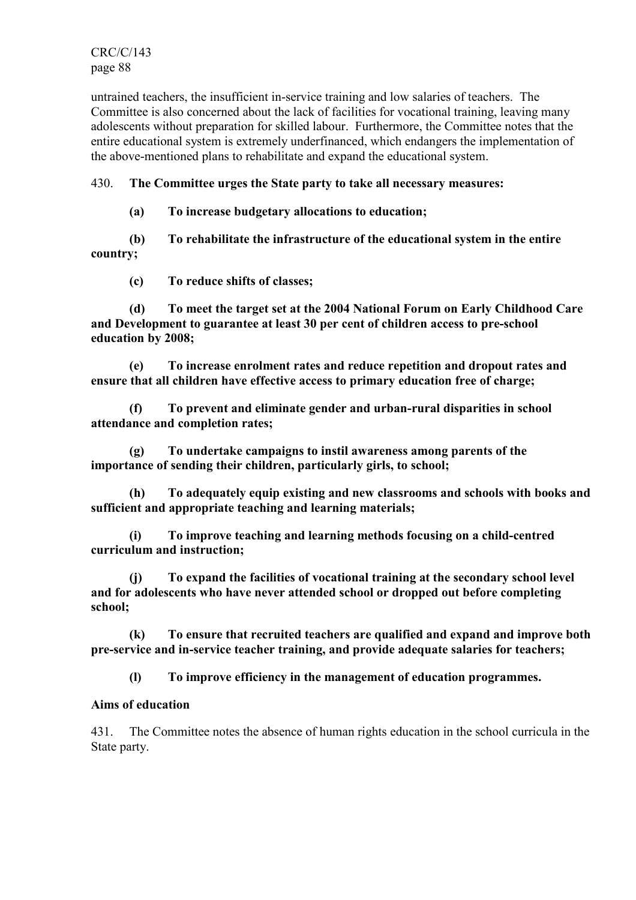untrained teachers, the insufficient in-service training and low salaries of teachers. The Committee is also concerned about the lack of facilities for vocational training, leaving many adolescents without preparation for skilled labour. Furthermore, the Committee notes that the entire educational system is extremely underfinanced, which endangers the implementation of the above-mentioned plans to rehabilitate and expand the educational system.

430. **The Committee urges the State party to take all necessary measures:**

**(a) To increase budgetary allocations to education;**

**(b) To rehabilitate the infrastructure of the educational system in the entire country;**

**(c) To reduce shifts of classes;**

**(d) To meet the target set at the 2004 National Forum on Early Childhood Care and Development to guarantee at least 30 per cent of children access to pre-school education by 2008;**

**(e) To increase enrolment rates and reduce repetition and dropout rates and ensure that all children have effective access to primary education free of charge;**

**(f) To prevent and eliminate gender and urban-rural disparities in school attendance and completion rates;**

**(g) To undertake campaigns to instil awareness among parents of the importance of sending their children, particularly girls, to school;**

**(h) To adequately equip existing and new classrooms and schools with books and sufficient and appropriate teaching and learning materials;**

**(i) To improve teaching and learning methods focusing on a child-centred curriculum and instruction;**

**(j) To expand the facilities of vocational training at the secondary school level and for adolescents who have never attended school or dropped out before completing school;**

**(k) To ensure that recruited teachers are qualified and expand and improve both pre-service and in-service teacher training, and provide adequate salaries for teachers;**

**(l) To improve efficiency in the management of education programmes.**

**Aims of education**

431. The Committee notes the absence of human rights education in the school curricula in the State party.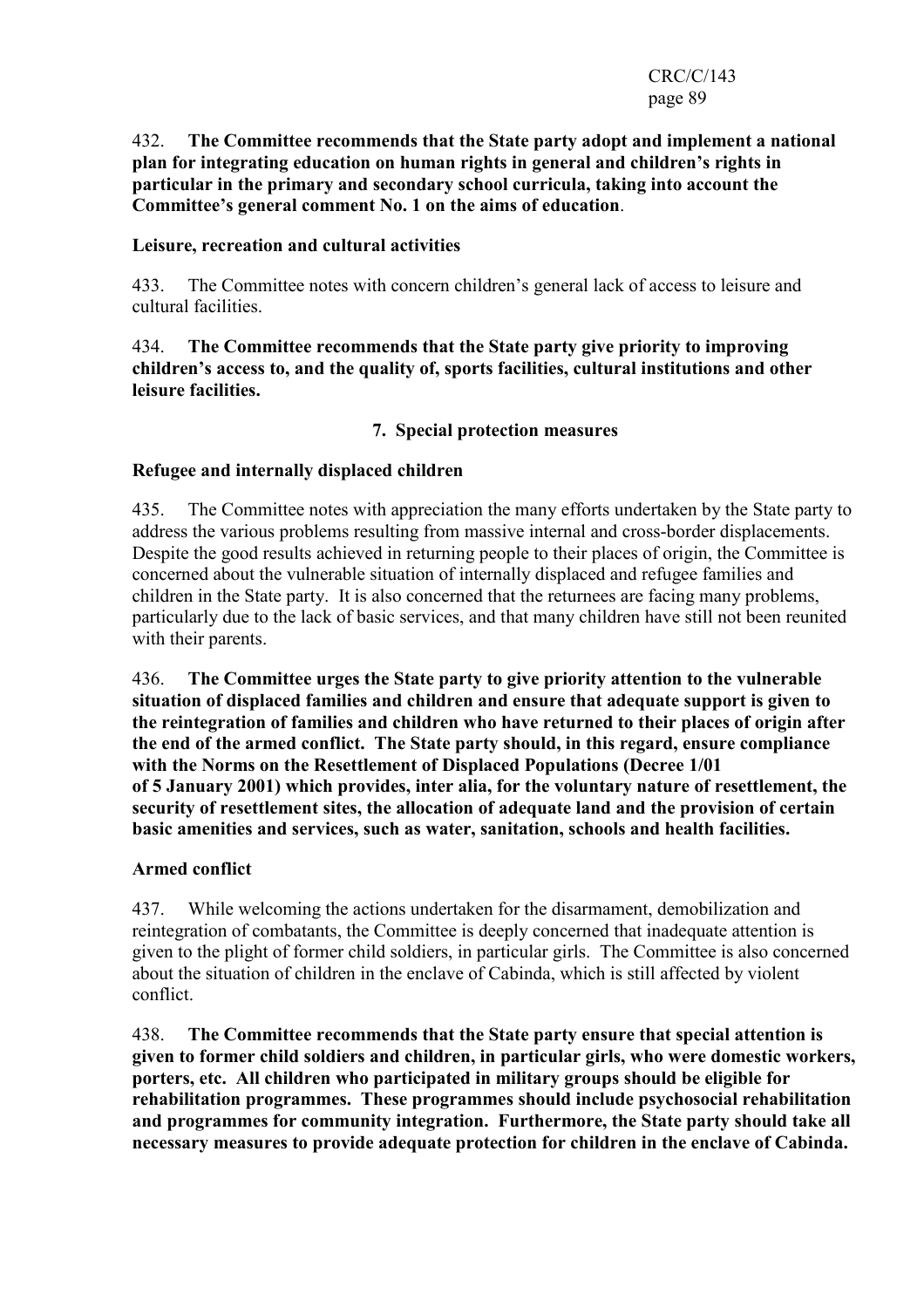432. **The Committee recommends that the State party adopt and implement a national plan for integrating education on human rights in general and children's rights in particular in the primary and secondary school curricula, taking into account the Committee's general comment No. 1 on the aims of education**.

**Leisure, recreation and cultural activities**

433. The Committee notes with concern children's general lack of access to leisure and cultural facilities.

434. **The Committee recommends that the State party give priority to improving children's access to, and the quality of, sports facilities, cultural institutions and other leisure facilities.**

## 7. Special protection measures

**Refugee and internally displaced children**

435. The Committee notes with appreciation the many efforts undertaken by the State party to address the various problems resulting from massive internal and cross-border displacements. Despite the good results achieved in returning people to their places of origin, the Committee is concerned about the vulnerable situation of internally displaced and refugee families and children in the State party. It is also concerned that the returnees are facing many problems, particularly due to the lack of basic services, and that many children have still not been reunited with their parents.

436. **The Committee urges the State party to give priority attention to the vulnerable situation of displaced families and children and ensure that adequate support is given to the reintegration of families and children who have returned to their places of origin after the end of the armed conflict. The State party should, in this regard, ensure compliance with the Norms on the Resettlement of Displaced Populations (Decree 1/01 of 5 January 2001) which provides, inter alia, for the voluntary nature of resettlement, the security of resettlement sites, the allocation of adequate land and the provision of certain basic amenities and services, such as water, sanitation, schools and health facilities.**

**Armed conflict**

437. While welcoming the actions undertaken for the disarmament, demobilization and reintegration of combatants, the Committee is deeply concerned that inadequate attention is given to the plight of former child soldiers, in particular girls. The Committee is also concerned about the situation of children in the enclave of Cabinda, which is still affected by violent conflict.

438. **The Committee recommends that the State party ensure that special attention is given to former child soldiers and children, in particular girls, who were domestic workers, porters, etc. All children who participated in military groups should be eligible for rehabilitation programmes. These programmes should include psychosocial rehabilitation and programmes for community integration. Furthermore, the State party should take all necessary measures to provide adequate protection for children in the enclave of Cabinda.**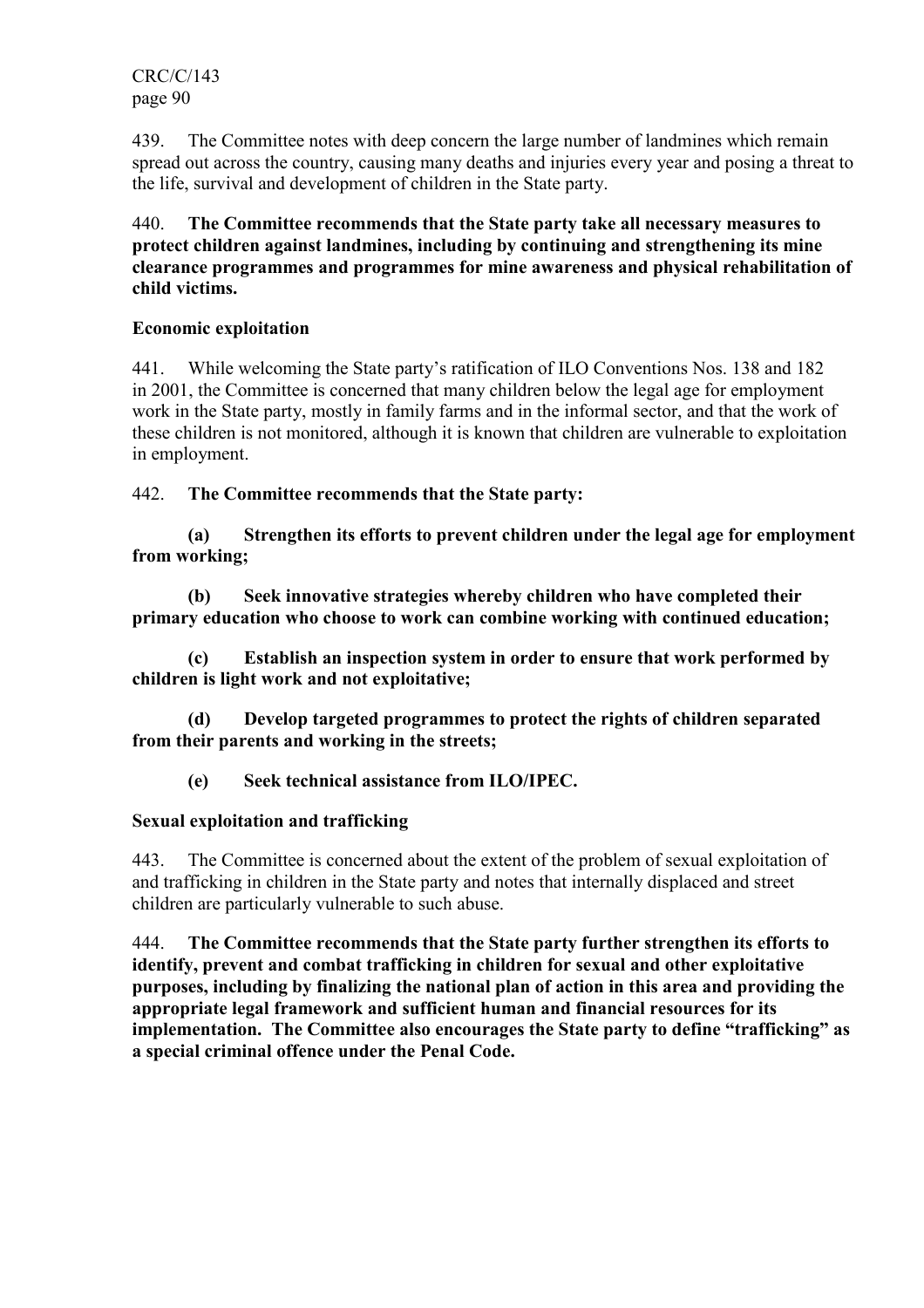439. The Committee notes with deep concern the large number of landmines which remain spread out across the country, causing many deaths and injuries every year and posing a threat to the life, survival and development of children in the State party.

440. **The Committee recommends that the State party take all necessary measures to protect children against landmines, including by continuing and strengthening its mine clearance programmes and programmes for mine awareness and physical rehabilitation of child victims.**

**Economic exploitation**

441. While welcoming the State party's ratification of ILO Conventions Nos. 138 and 182 in 2001, the Committee is concerned that many children below the legal age for employment work in the State party, mostly in family farms and in the informal sector, and that the work of these children is not monitored, although it is known that children are vulnerable to exploitation in employment.

442. **The Committee recommends that the State party:**

**(a) Strengthen its efforts to prevent children under the legal age for employment from working;**

**(b) Seek innovative strategies whereby children who have completed their primary education who choose to work can combine working with continued education;**

**(c) Establish an inspection system in order to ensure that work performed by children is light work and not exploitative;**

**(d) Develop targeted programmes to protect the rights of children separated from their parents and working in the streets;**

**(e) Seek technical assistance from ILO/IPEC.**

**Sexual exploitation and trafficking**

443. The Committee is concerned about the extent of the problem of sexual exploitation of and trafficking in children in the State party and notes that internally displaced and street children are particularly vulnerable to such abuse.

444. **The Committee recommends that the State party further strengthen its efforts to identify, prevent and combat trafficking in children for sexual and other exploitative purposes, including by finalizing the national plan of action in this area and providing the appropriate legal framework and sufficient human and financial resources for its implementation. The Committee also encourages the State party to define "trafficking" as a special criminal offence under the Penal Code.**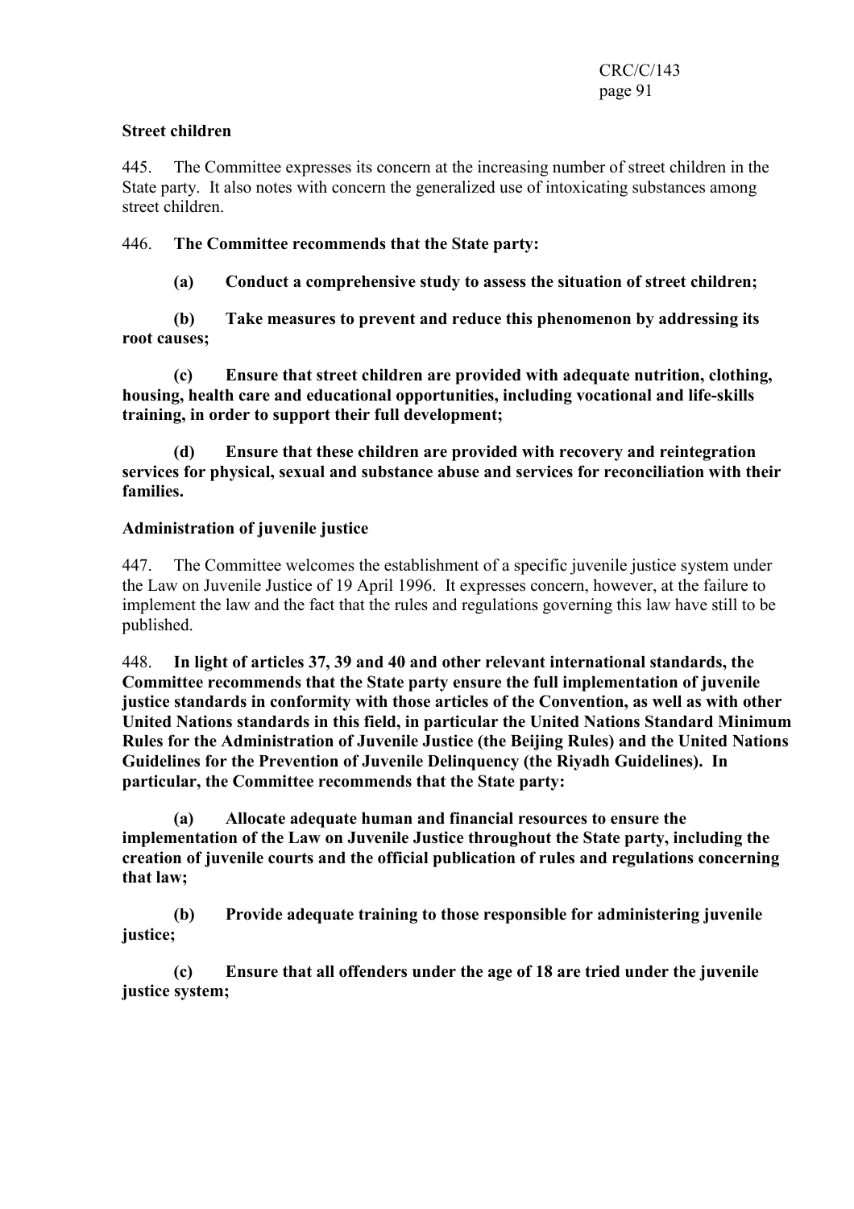**Street children**

445. The Committee expresses its concern at the increasing number of street children in the State party. It also notes with concern the generalized use of intoxicating substances among street children.

446. **The Committee recommends that the State party:**

**(a) Conduct a comprehensive study to assess the situation of street children;**

**(b) Take measures to prevent and reduce this phenomenon by addressing its root causes;**

**(c) Ensure that street children are provided with adequate nutrition, clothing, housing, health care and educational opportunities, including vocational and life-skills training, in order to support their full development;**

**(d) Ensure that these children are provided with recovery and reintegration services for physical, sexual and substance abuse and services for reconciliation with their families.**

**Administration of juvenile justice**

447. The Committee welcomes the establishment of a specific juvenile justice system under the Law on Juvenile Justice of 19 April 1996. It expresses concern, however, at the failure to implement the law and the fact that the rules and regulations governing this law have still to be published.

448. **In light of articles 37, 39 and 40 and other relevant international standards, the Committee recommends that the State party ensure the full implementation of juvenile justice standards in conformity with those articles of the Convention, as well as with other United Nations standards in this field, in particular the United Nations Standard Minimum Rules for the Administration of Juvenile Justice (the Beijing Rules) and the United Nations Guidelines for the Prevention of Juvenile Delinquency (the Riyadh Guidelines). In particular, the Committee recommends that the State party:**

**(a) Allocate adequate human and financial resources to ensure the implementation of the Law on Juvenile Justice throughout the State party, including the creation of juvenile courts and the official publication of rules and regulations concerning that law;**

**(b) Provide adequate training to those responsible for administering juvenile justice;**

**(c) Ensure that all offenders under the age of 18 are tried under the juvenile justice system;**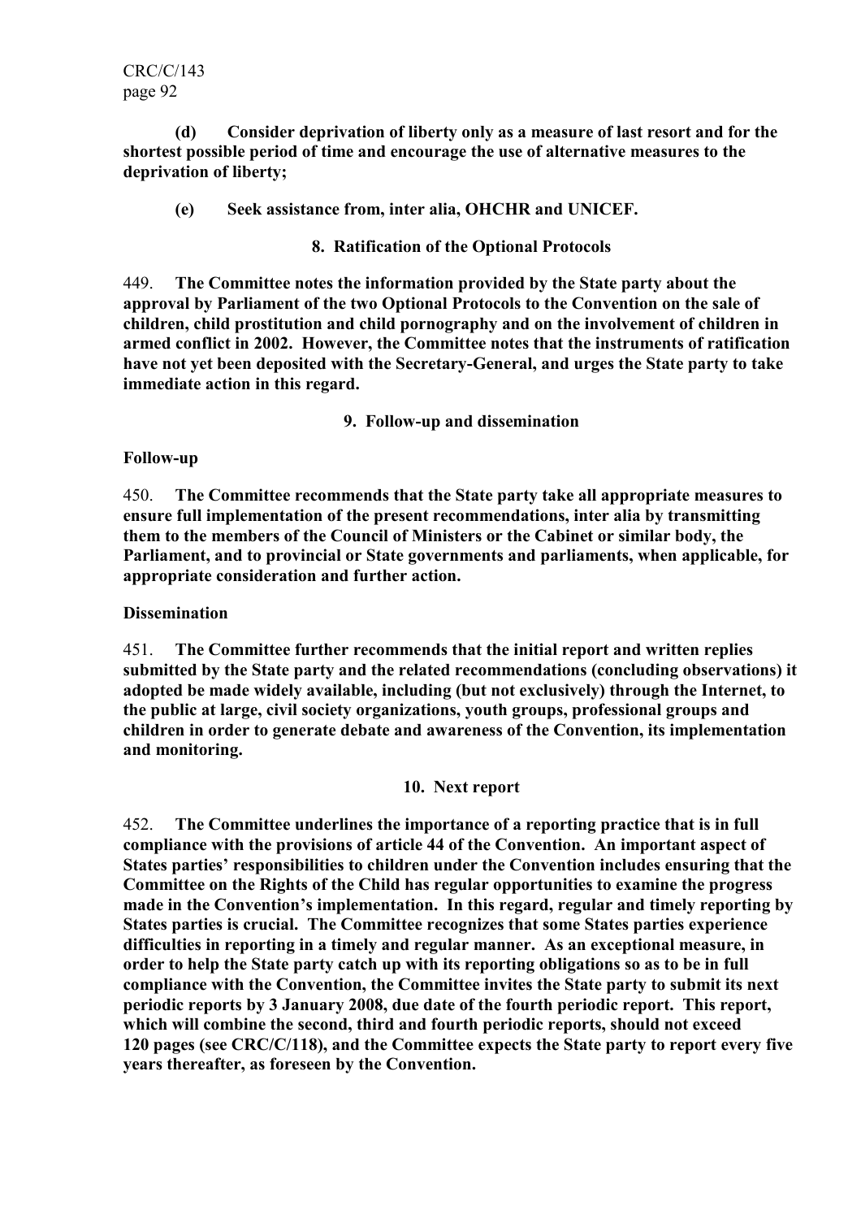**(d) Consider deprivation of liberty only as a measure of last resort and for the shortest possible period of time and encourage the use of alternative measures to the deprivation of liberty;**

**(e) Seek assistance from, inter alia, OHCHR and UNICEF.**

### 8. Ratification of the Optional Protocols

449. **The Committee notes the information provided by the State party about the approval by Parliament of the two Optional Protocols to the Convention on the sale of children, child prostitution and child pornography and on the involvement of children in armed conflict in 2002. However, the Committee notes that the instruments of ratification have not yet been deposited with the Secretary-General, and urges the State party to take immediate action in this regard.**

### 9. Follow-up and dissemination

**Follow-up**

450. **The Committee recommends that the State party take all appropriate measures to ensure full implementation of the present recommendations, inter alia by transmitting them to the members of the Council of Ministers or the Cabinet or similar body, the Parliament, and to provincial or State governments and parliaments, when applicable, for appropriate consideration and further action.**

**Dissemination**

451. **The Committee further recommends that the initial report and written replies submitted by the State party and the related recommendations (concluding observations) it adopted be made widely available, including (but not exclusively) through the Internet, to the public at large, civil society organizations, youth groups, professional groups and children in order to generate debate and awareness of the Convention, its implementation and monitoring.**

### 10. Next report

452. **The Committee underlines the importance of a reporting practice that is in full compliance with the provisions of article 44 of the Convention. An important aspect of States parties' responsibilities to children under the Convention includes ensuring that the Committee on the Rights of the Child has regular opportunities to examine the progress made in the Convention's implementation. In this regard, regular and timely reporting by States parties is crucial. The Committee recognizes that some States parties experience difficulties in reporting in a timely and regular manner. As an exceptional measure, in order to help the State party catch up with its reporting obligations so as to be in full compliance with the Convention, the Committee invites the State party to submit its next periodic reports by 3 January 2008, due date of the fourth periodic report. This report, which will combine the second, third and fourth periodic reports, should not exceed 120 pages (see CRC/C/118), and the Committee expects the State party to report every five years thereafter, as foreseen by the Convention.**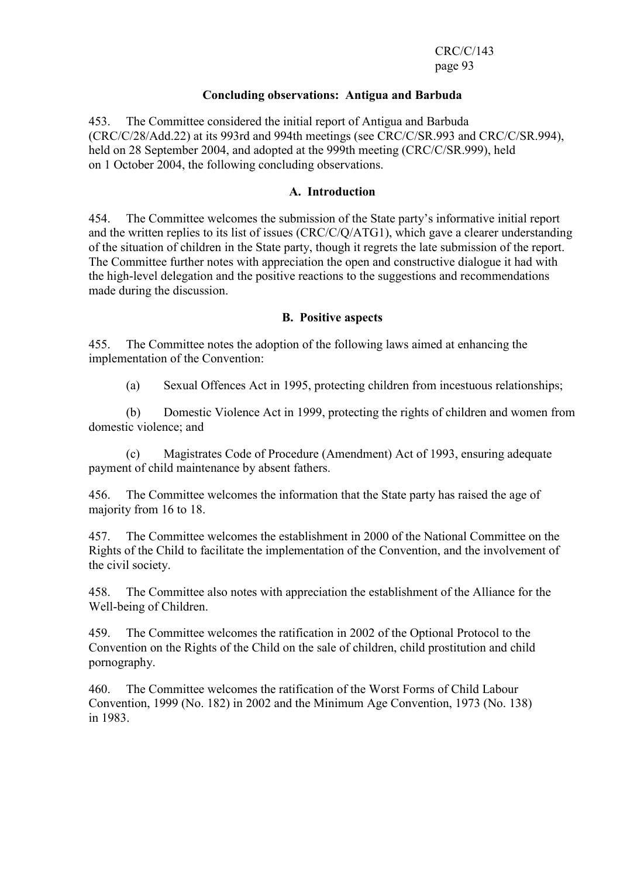## Concluding observations: Antigua and Barbuda

453. The Committee considered the initial report of Antigua and Barbuda (CRC/C/28/Add.22) at its 993rd and 994th meetings (see CRC/C/SR.993 and CRC/C/SR.994), held on 28 September 2004, and adopted at the 999th meeting (CRC/C/SR.999), held on 1 October 2004, the following concluding observations.

### A. Introduction

454. The Committee welcomes the submission of the State party's informative initial report and the written replies to its list of issues (CRC/C/Q/ATG1), which gave a clearer understanding of the situation of children in the State party, though it regrets the late submission of the report. The Committee further notes with appreciation the open and constructive dialogue it had with the high-level delegation and the positive reactions to the suggestions and recommendations made during the discussion.

### B. Positive aspects

455. The Committee notes the adoption of the following laws aimed at enhancing the implementation of the Convention:

(a) Sexual Offences Act in 1995, protecting children from incestuous relationships;

(b) Domestic Violence Act in 1999, protecting the rights of children and women from domestic violence; and

(c) Magistrates Code of Procedure (Amendment) Act of 1993, ensuring adequate payment of child maintenance by absent fathers.

456. The Committee welcomes the information that the State party has raised the age of majority from 16 to 18.

457. The Committee welcomes the establishment in 2000 of the National Committee on the Rights of the Child to facilitate the implementation of the Convention, and the involvement of the civil society.

458. The Committee also notes with appreciation the establishment of the Alliance for the Well-being of Children.

459. The Committee welcomes the ratification in 2002 of the Optional Protocol to the Convention on the Rights of the Child on the sale of children, child prostitution and child pornography.

460. The Committee welcomes the ratification of the Worst Forms of Child Labour Convention, 1999 (No. 182) in 2002 and the Minimum Age Convention, 1973 (No. 138) in 1983.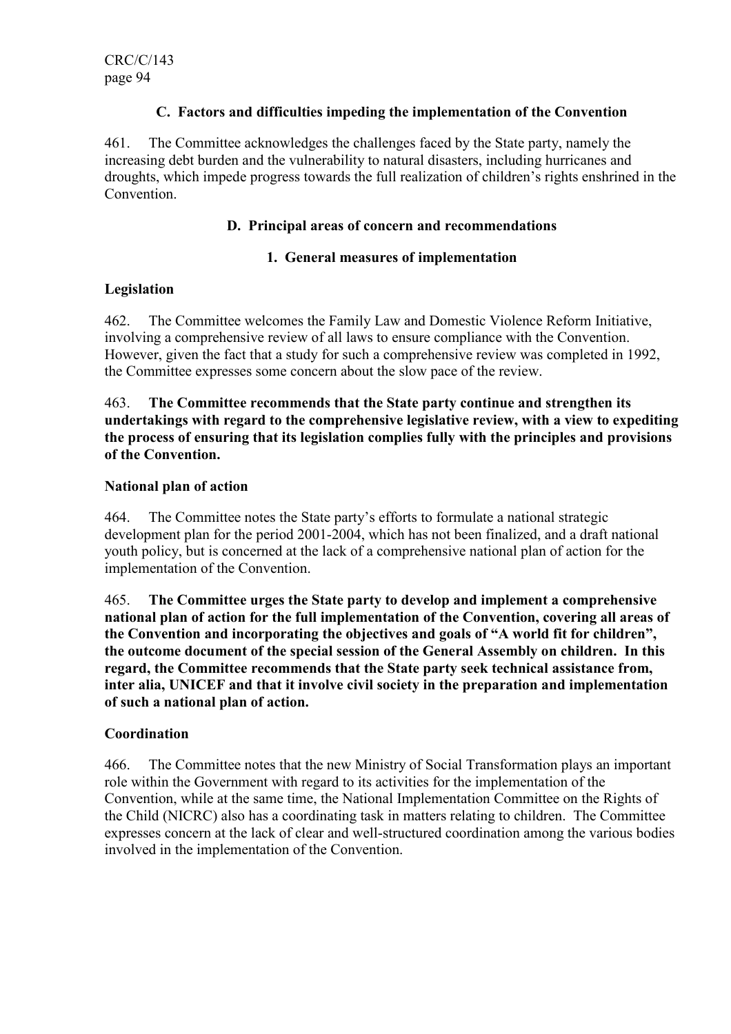### C. Factors and difficulties impeding the implementation of the Convention

461. The Committee acknowledges the challenges faced by the State party, namely the increasing debt burden and the vulnerability to natural disasters, including hurricanes and droughts, which impede progress towards the full realization of children's rights enshrined in the Convention.

### D. Principal areas of concern and recommendations

#### 1. General measures of implementation

**Legislation**

462. The Committee welcomes the Family Law and Domestic Violence Reform Initiative, involving a comprehensive review of all laws to ensure compliance with the Convention. However, given the fact that a study for such a comprehensive review was completed in 1992, the Committee expresses some concern about the slow pace of the review.

463. **The Committee recommends that the State party continue and strengthen its undertakings with regard to the comprehensive legislative review, with a view to expediting the process of ensuring that its legislation complies fully with the principles and provisions of the Convention.**

**National plan of action**

464. The Committee notes the State party's efforts to formulate a national strategic development plan for the period 2001-2004, which has not been finalized, and a draft national youth policy, but is concerned at the lack of a comprehensive national plan of action for the implementation of the Convention.

465. **The Committee urges the State party to develop and implement a comprehensive national plan of action for the full implementation of the Convention, covering all areas of the Convention and incorporating the objectives and goals of "A world fit for children", the outcome document of the special session of the General Assembly on children. In this regard, the Committee recommends that the State party seek technical assistance from, inter alia, UNICEF and that it involve civil society in the preparation and implementation of such a national plan of action.**

**Coordination**

466. The Committee notes that the new Ministry of Social Transformation plays an important role within the Government with regard to its activities for the implementation of the Convention, while at the same time, the National Implementation Committee on the Rights of the Child (NICRC) also has a coordinating task in matters relating to children. The Committee expresses concern at the lack of clear and well-structured coordination among the various bodies involved in the implementation of the Convention.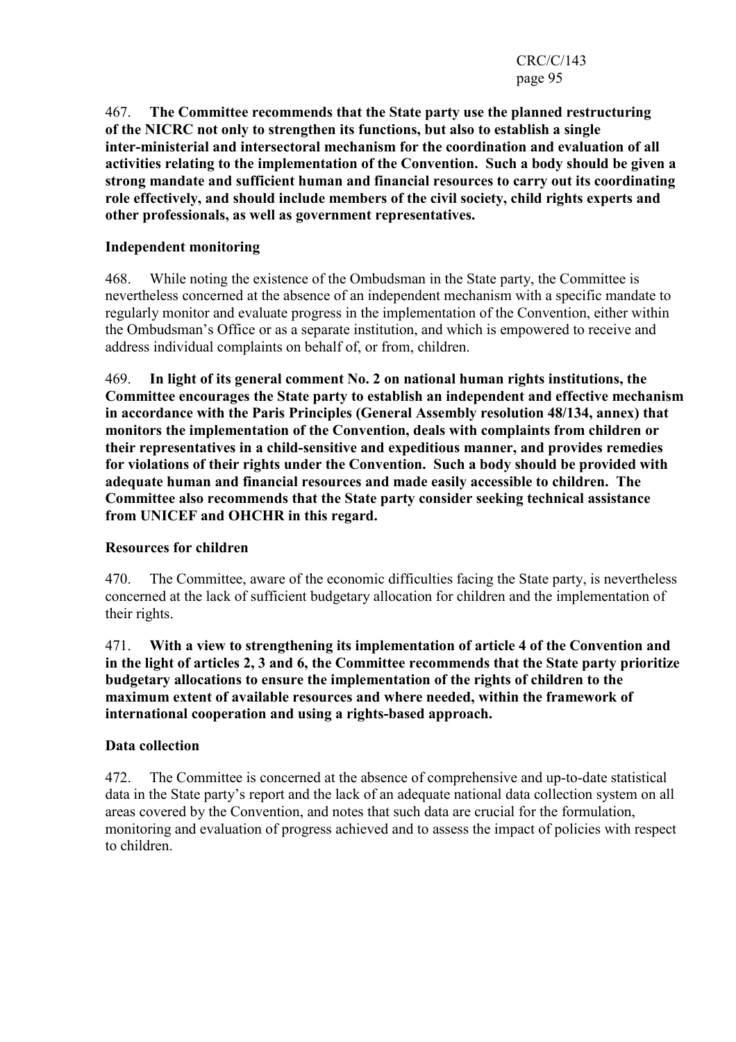467. **The Committee recommends that the State party use the planned restructuring of the NICRC not only to strengthen its functions, but also to establish a single inter-ministerial and intersectoral mechanism for the coordination and evaluation of all activities relating to the implementation of the Convention. Such a body should be given a strong mandate and sufficient human and financial resources to carry out its coordinating role effectively, and should include members of the civil society, child rights experts and other professionals, as well as government representatives.**

**Independent monitoring**

468. While noting the existence of the Ombudsman in the State party, the Committee is nevertheless concerned at the absence of an independent mechanism with a specific mandate to regularly monitor and evaluate progress in the implementation of the Convention, either within the Ombudsman's Office or as a separate institution, and which is empowered to receive and address individual complaints on behalf of, or from, children.

469. **In light of its general comment No. 2 on national human rights institutions, the Committee encourages the State party to establish an independent and effective mechanism in accordance with the Paris Principles (General Assembly resolution 48/134, annex) that monitors the implementation of the Convention, deals with complaints from children or their representatives in a child-sensitive and expeditious manner, and provides remedies for violations of their rights under the Convention. Such a body should be provided with adequate human and financial resources and made easily accessible to children. The Committee also recommends that the State party consider seeking technical assistance from UNICEF and OHCHR in this regard.**

**Resources for children**

470. The Committee, aware of the economic difficulties facing the State party, is nevertheless concerned at the lack of sufficient budgetary allocation for children and the implementation of their rights.

471. **With a view to strengthening its implementation of article 4 of the Convention and in the light of articles 2, 3 and 6, the Committee recommends that the State party prioritize budgetary allocations to ensure the implementation of the rights of children to the maximum extent of available resources and where needed, within the framework of international cooperation and using a rights-based approach.**

**Data collection**

472. The Committee is concerned at the absence of comprehensive and up-to-date statistical data in the State party's report and the lack of an adequate national data collection system on all areas covered by the Convention, and notes that such data are crucial for the formulation, monitoring and evaluation of progress achieved and to assess the impact of policies with respect to children.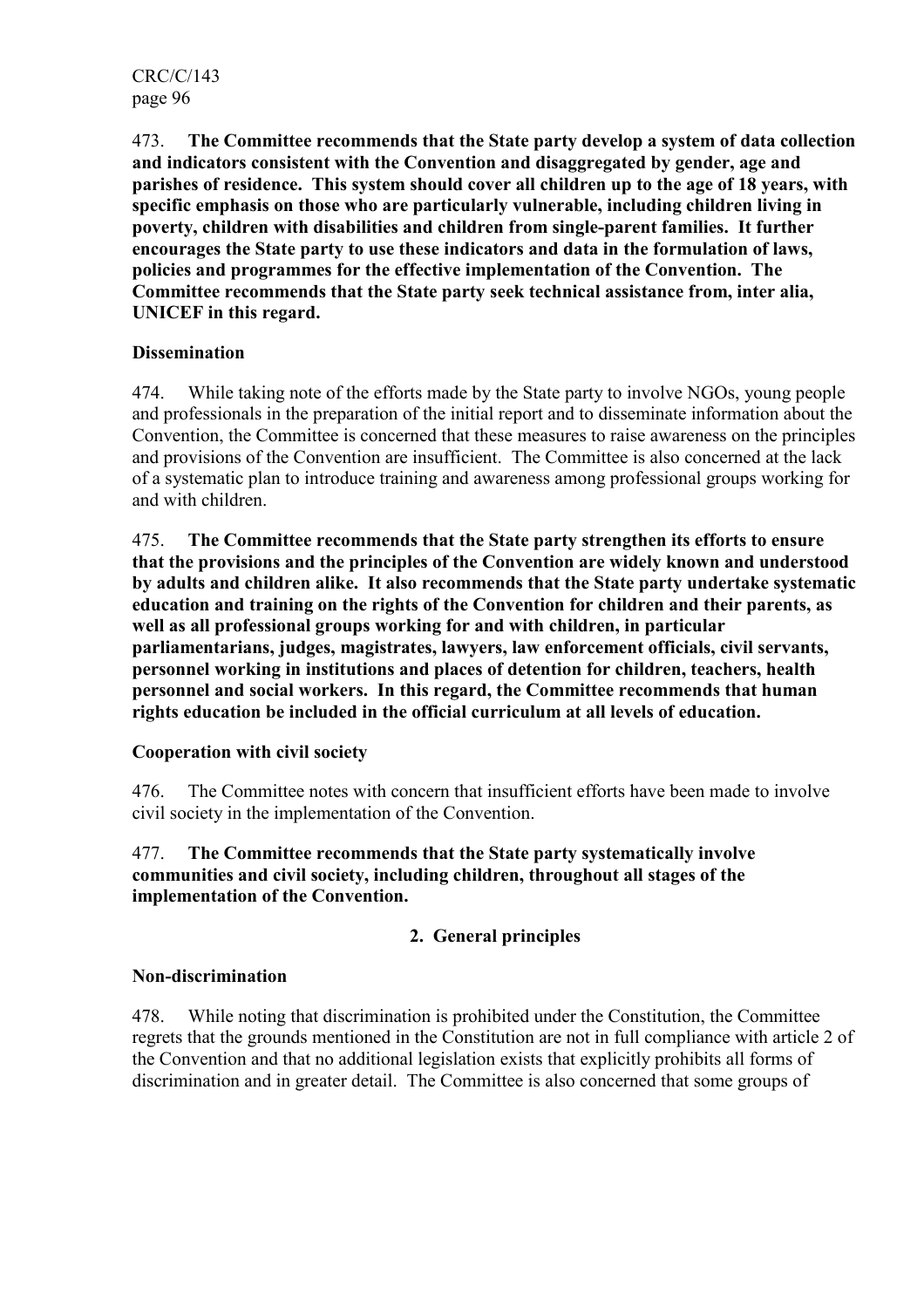473. **The Committee recommends that the State party develop a system of data collection and indicators consistent with the Convention and disaggregated by gender, age and parishes of residence. This system should cover all children up to the age of 18 years, with specific emphasis on those who are particularly vulnerable, including children living in poverty, children with disabilities and children from single-parent families. It further encourages the State party to use these indicators and data in the formulation of laws, policies and programmes for the effective implementation of the Convention. The Committee recommends that the State party seek technical assistance from, inter alia, UNICEF in this regard.**

**Dissemination**

474. While taking note of the efforts made by the State party to involve NGOs, young people and professionals in the preparation of the initial report and to disseminate information about the Convention, the Committee is concerned that these measures to raise awareness on the principles and provisions of the Convention are insufficient. The Committee is also concerned at the lack of a systematic plan to introduce training and awareness among professional groups working for and with children.

475. **The Committee recommends that the State party strengthen its efforts to ensure that the provisions and the principles of the Convention are widely known and understood by adults and children alike. It also recommends that the State party undertake systematic education and training on the rights of the Convention for children and their parents, as well as all professional groups working for and with children, in particular parliamentarians, judges, magistrates, lawyers, law enforcement officials, civil servants, personnel working in institutions and places of detention for children, teachers, health personnel and social workers. In this regard, the Committee recommends that human rights education be included in the official curriculum at all levels of education.**

**Cooperation with civil society**

476. The Committee notes with concern that insufficient efforts have been made to involve civil society in the implementation of the Convention.

477. **The Committee recommends that the State party systematically involve communities and civil society, including children, throughout all stages of the implementation of the Convention.**

## 2. General principles

**Non-discrimination**

478. While noting that discrimination is prohibited under the Constitution, the Committee regrets that the grounds mentioned in the Constitution are not in full compliance with article 2 of the Convention and that no additional legislation exists that explicitly prohibits all forms of discrimination and in greater detail. The Committee is also concerned that some groups of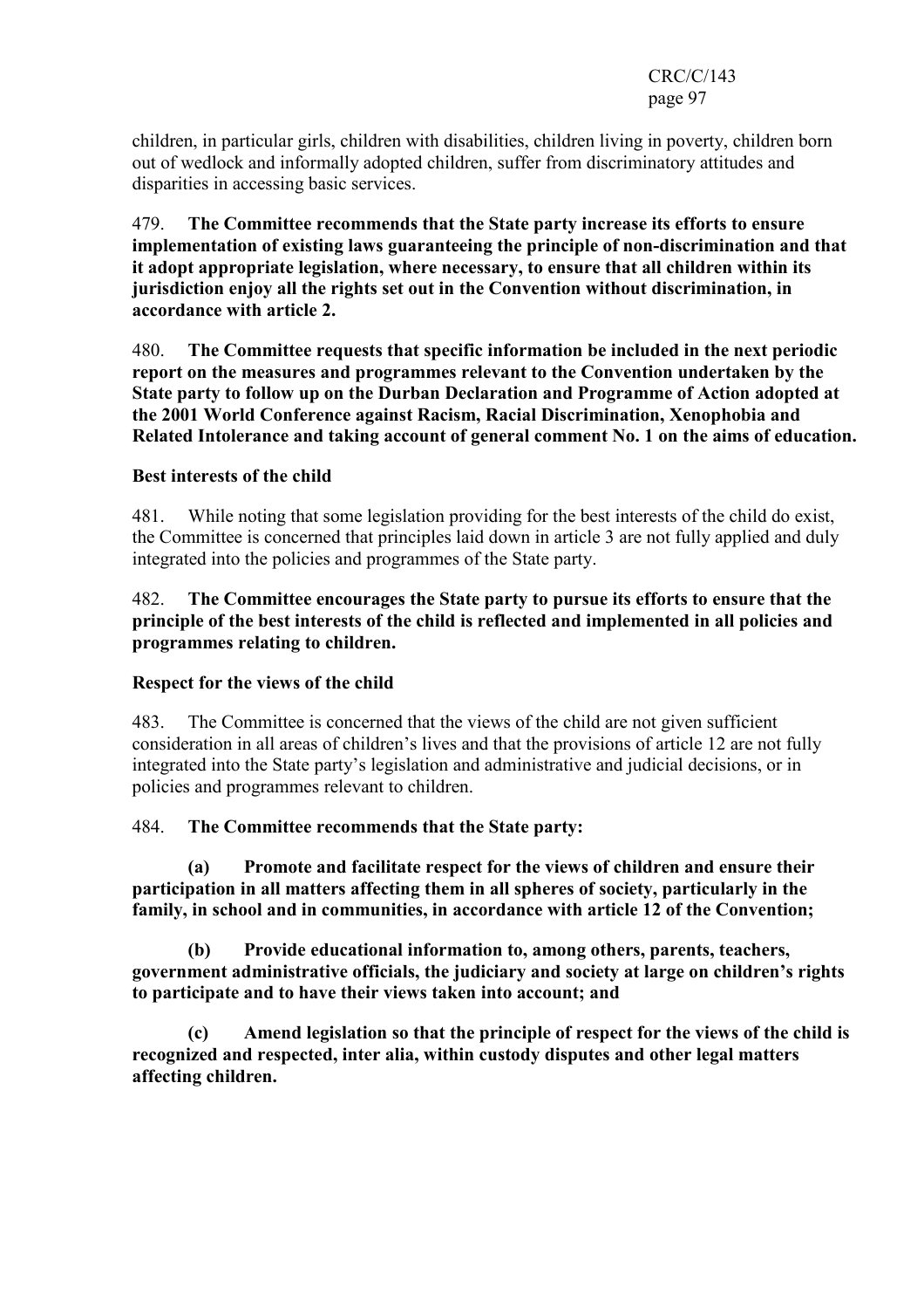children, in particular girls, children with disabilities, children living in poverty, children born out of wedlock and informally adopted children, suffer from discriminatory attitudes and disparities in accessing basic services.

479. **The Committee recommends that the State party increase its efforts to ensure implementation of existing laws guaranteeing the principle of non-discrimination and that it adopt appropriate legislation, where necessary, to ensure that all children within its jurisdiction enjoy all the rights set out in the Convention without discrimination, in accordance with article 2.**

480. **The Committee requests that specific information be included in the next periodic report on the measures and programmes relevant to the Convention undertaken by the State party to follow up on the Durban Declaration and Programme of Action adopted at the 2001 World Conference against Racism, Racial Discrimination, Xenophobia and Related Intolerance and taking account of general comment No. 1 on the aims of education.**

**Best interests of the child**

481. While noting that some legislation providing for the best interests of the child do exist, the Committee is concerned that principles laid down in article 3 are not fully applied and duly integrated into the policies and programmes of the State party.

482. **The Committee encourages the State party to pursue its efforts to ensure that the principle of the best interests of the child is reflected and implemented in all policies and programmes relating to children.**

**Respect for the views of the child**

483. The Committee is concerned that the views of the child are not given sufficient consideration in all areas of children's lives and that the provisions of article 12 are not fully integrated into the State party's legislation and administrative and judicial decisions, or in policies and programmes relevant to children.

484. **The Committee recommends that the State party:**

**(a) Promote and facilitate respect for the views of children and ensure their participation in all matters affecting them in all spheres of society, particularly in the family, in school and in communities, in accordance with article 12 of the Convention;**

**(b) Provide educational information to, among others, parents, teachers, government administrative officials, the judiciary and society at large on children's rights to participate and to have their views taken into account; and**

**(c) Amend legislation so that the principle of respect for the views of the child is recognized and respected, inter alia, within custody disputes and other legal matters affecting children.**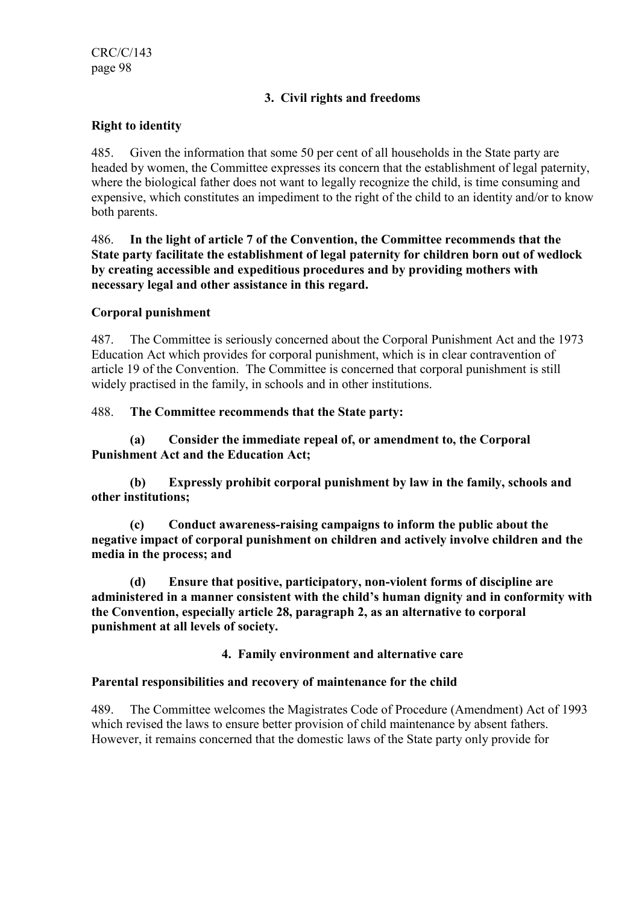### 3. Civil rights and freedoms

**Right to identity**

485. Given the information that some 50 per cent of all households in the State party are headed by women, the Committee expresses its concern that the establishment of legal paternity, where the biological father does not want to legally recognize the child, is time consuming and expensive, which constitutes an impediment to the right of the child to an identity and/or to know both parents.

486. **In the light of article 7 of the Convention, the Committee recommends that the State party facilitate the establishment of legal paternity for children born out of wedlock by creating accessible and expeditious procedures and by providing mothers with necessary legal and other assistance in this regard.**

**Corporal punishment**

487. The Committee is seriously concerned about the Corporal Punishment Act and the 1973 Education Act which provides for corporal punishment, which is in clear contravention of article 19 of the Convention. The Committee is concerned that corporal punishment is still widely practised in the family, in schools and in other institutions.

488. **The Committee recommends that the State party:**

**(a) Consider the immediate repeal of, or amendment to, the Corporal Punishment Act and the Education Act;**

**(b) Expressly prohibit corporal punishment by law in the family, schools and other institutions;**

**(c) Conduct awareness-raising campaigns to inform the public about the negative impact of corporal punishment on children and actively involve children and the media in the process; and**

**(d) Ensure that positive, participatory, non-violent forms of discipline are administered in a manner consistent with the child's human dignity and in conformity with the Convention, especially article 28, paragraph 2, as an alternative to corporal punishment at all levels of society.**

### 4. Family environment and alternative care

**Parental responsibilities and recovery of maintenance for the child**

489. The Committee welcomes the Magistrates Code of Procedure (Amendment) Act of 1993 which revised the laws to ensure better provision of child maintenance by absent fathers. However, it remains concerned that the domestic laws of the State party only provide for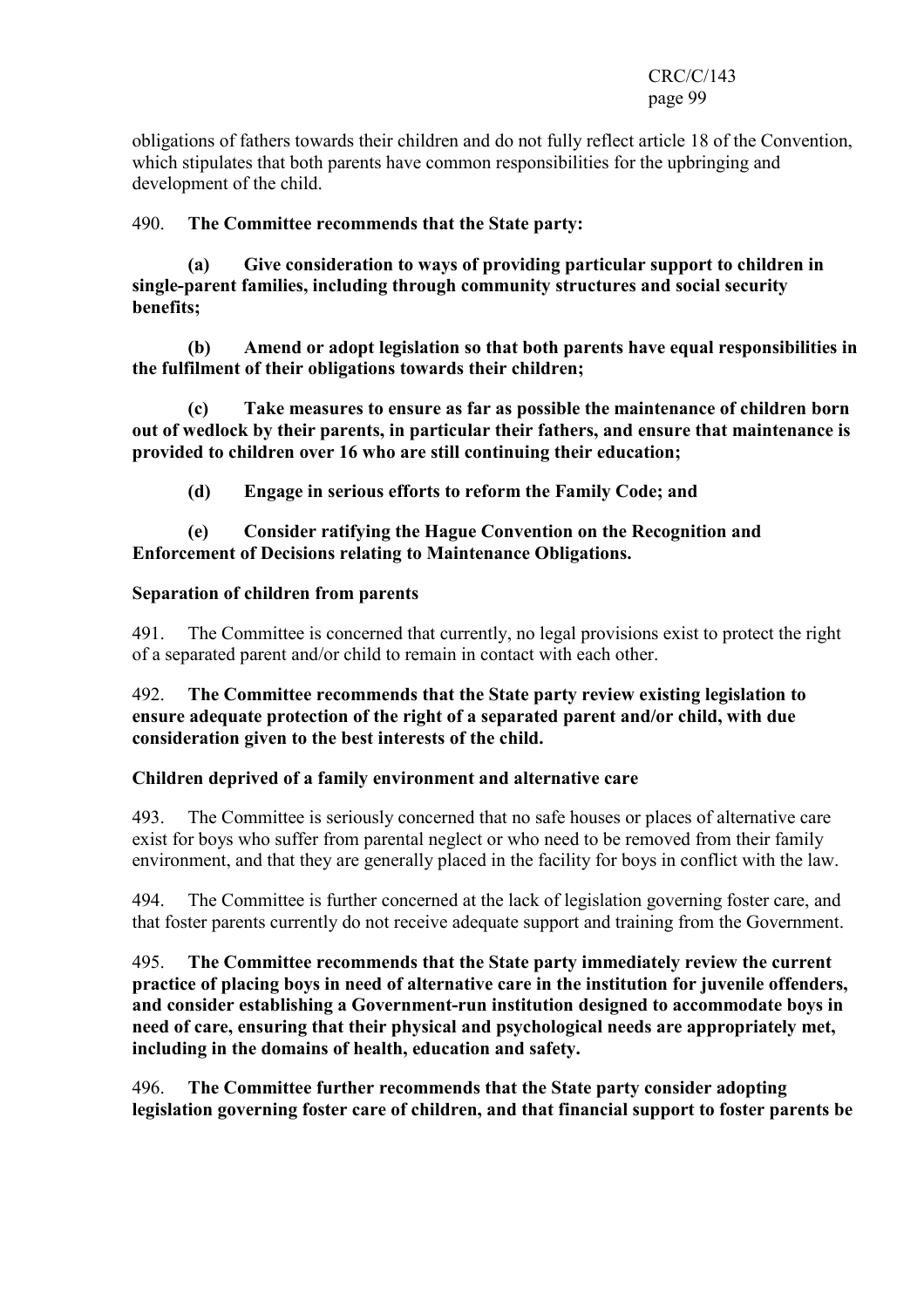obligations of fathers towards their children and do not fully reflect article 18 of the Convention, which stipulates that both parents have common responsibilities for the upbringing and development of the child.

490. **The Committee recommends that the State party:**

**(a) Give consideration to ways of providing particular support to children in single-parent families, including through community structures and social security benefits;**

**(b) Amend or adopt legislation so that both parents have equal responsibilities in the fulfilment of their obligations towards their children;**

**(c) Take measures to ensure as far as possible the maintenance of children born out of wedlock by their parents, in particular their fathers, and ensure that maintenance is provided to children over 16 who are still continuing their education;**

**(d) Engage in serious efforts to reform the Family Code; and**

**(e) Consider ratifying the Hague Convention on the Recognition and Enforcement of Decisions relating to Maintenance Obligations.**

**Separation of children from parents**

491. The Committee is concerned that currently, no legal provisions exist to protect the right of a separated parent and/or child to remain in contact with each other.

492. **The Committee recommends that the State party review existing legislation to ensure adequate protection of the right of a separated parent and/or child, with due consideration given to the best interests of the child.**

**Children deprived of a family environment and alternative care**

493. The Committee is seriously concerned that no safe houses or places of alternative care exist for boys who suffer from parental neglect or who need to be removed from their family environment, and that they are generally placed in the facility for boys in conflict with the law.

494. The Committee is further concerned at the lack of legislation governing foster care, and that foster parents currently do not receive adequate support and training from the Government.

495. **The Committee recommends that the State party immediately review the current practice of placing boys in need of alternative care in the institution for juvenile offenders, and consider establishing a Government-run institution designed to accommodate boys in need of care, ensuring that their physical and psychological needs are appropriately met, including in the domains of health, education and safety.**

496. **The Committee further recommends that the State party consider adopting legislation governing foster care of children, and that financial support to foster parents be**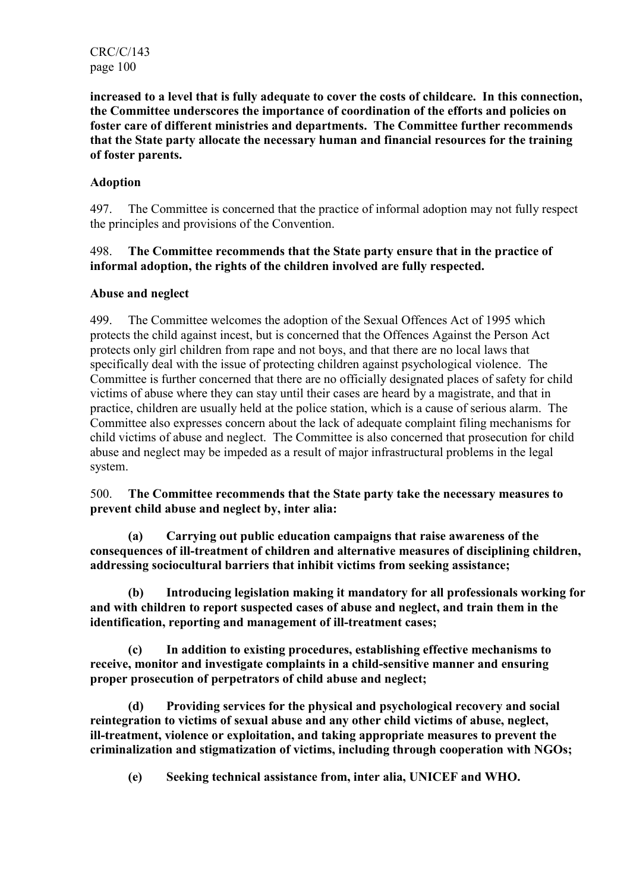**increased to a level that is fully adequate to cover the costs of childcare. In this connection, the Committee underscores the importance of coordination of the efforts and policies on foster care of different ministries and departments. The Committee further recommends that the State party allocate the necessary human and financial resources for the training of foster parents.**

**Adoption**

497. The Committee is concerned that the practice of informal adoption may not fully respect the principles and provisions of the Convention.

498. **The Committee recommends that the State party ensure that in the practice of informal adoption, the rights of the children involved are fully respected.**

**Abuse and neglect**

499. The Committee welcomes the adoption of the Sexual Offences Act of 1995 which protects the child against incest, but is concerned that the Offences Against the Person Act protects only girl children from rape and not boys, and that there are no local laws that specifically deal with the issue of protecting children against psychological violence. The Committee is further concerned that there are no officially designated places of safety for child victims of abuse where they can stay until their cases are heard by a magistrate, and that in practice, children are usually held at the police station, which is a cause of serious alarm. The Committee also expresses concern about the lack of adequate complaint filing mechanisms for child victims of abuse and neglect. The Committee is also concerned that prosecution for child abuse and neglect may be impeded as a result of major infrastructural problems in the legal system.

500. **The Committee recommends that the State party take the necessary measures to prevent child abuse and neglect by, inter alia:**

**(a) Carrying out public education campaigns that raise awareness of the consequences of ill-treatment of children and alternative measures of disciplining children, addressing sociocultural barriers that inhibit victims from seeking assistance;**

**(b) Introducing legislation making it mandatory for all professionals working for and with children to report suspected cases of abuse and neglect, and train them in the identification, reporting and management of ill-treatment cases;**

**(c) In addition to existing procedures, establishing effective mechanisms to receive, monitor and investigate complaints in a child-sensitive manner and ensuring proper prosecution of perpetrators of child abuse and neglect;**

**(d) Providing services for the physical and psychological recovery and social reintegration to victims of sexual abuse and any other child victims of abuse, neglect, ill-treatment, violence or exploitation, and taking appropriate measures to prevent the criminalization and stigmatization of victims, including through cooperation with NGOs;**

**(e) Seeking technical assistance from, inter alia, UNICEF and WHO.**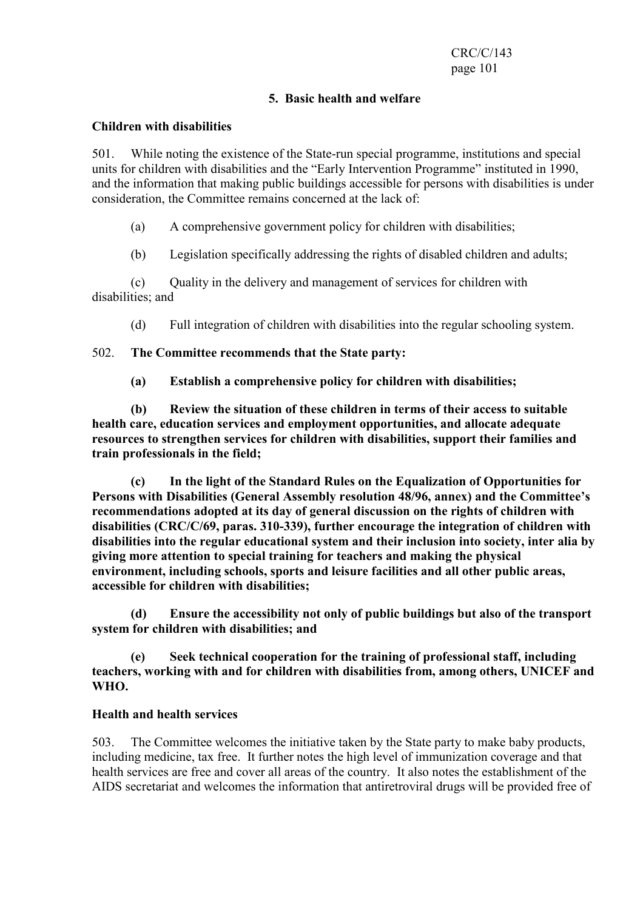### 5. Basic health and welfare

**Children with disabilities**

501. While noting the existence of the State-run special programme, institutions and special units for children with disabilities and the "Early Intervention Programme" instituted in 1990, and the information that making public buildings accessible for persons with disabilities is under consideration, the Committee remains concerned at the lack of:

(a) A comprehensive government policy for children with disabilities;

(b) Legislation specifically addressing the rights of disabled children and adults;

(c) Quality in the delivery and management of services for children with disabilities; and

(d) Full integration of children with disabilities into the regular schooling system.

502. **The Committee recommends that the State party:**

**(a) Establish a comprehensive policy for children with disabilities;**

**(b) Review the situation of these children in terms of their access to suitable health care, education services and employment opportunities, and allocate adequate resources to strengthen services for children with disabilities, support their families and train professionals in the field;**

**(c) In the light of the Standard Rules on the Equalization of Opportunities for Persons with Disabilities (General Assembly resolution 48/96, annex) and the Committee's recommendations adopted at its day of general discussion on the rights of children with disabilities (CRC/C/69, paras. 310-339), further encourage the integration of children with disabilities into the regular educational system and their inclusion into society, inter alia by giving more attention to special training for teachers and making the physical environment, including schools, sports and leisure facilities and all other public areas, accessible for children with disabilities;**

**(d) Ensure the accessibility not only of public buildings but also of the transport system for children with disabilities; and**

**(e) Seek technical cooperation for the training of professional staff, including teachers, working with and for children with disabilities from, among others, UNICEF and WHO.**

**Health and health services**

503. The Committee welcomes the initiative taken by the State party to make baby products, including medicine, tax free. It further notes the high level of immunization coverage and that health services are free and cover all areas of the country. It also notes the establishment of the AIDS secretariat and welcomes the information that antiretroviral drugs will be provided free of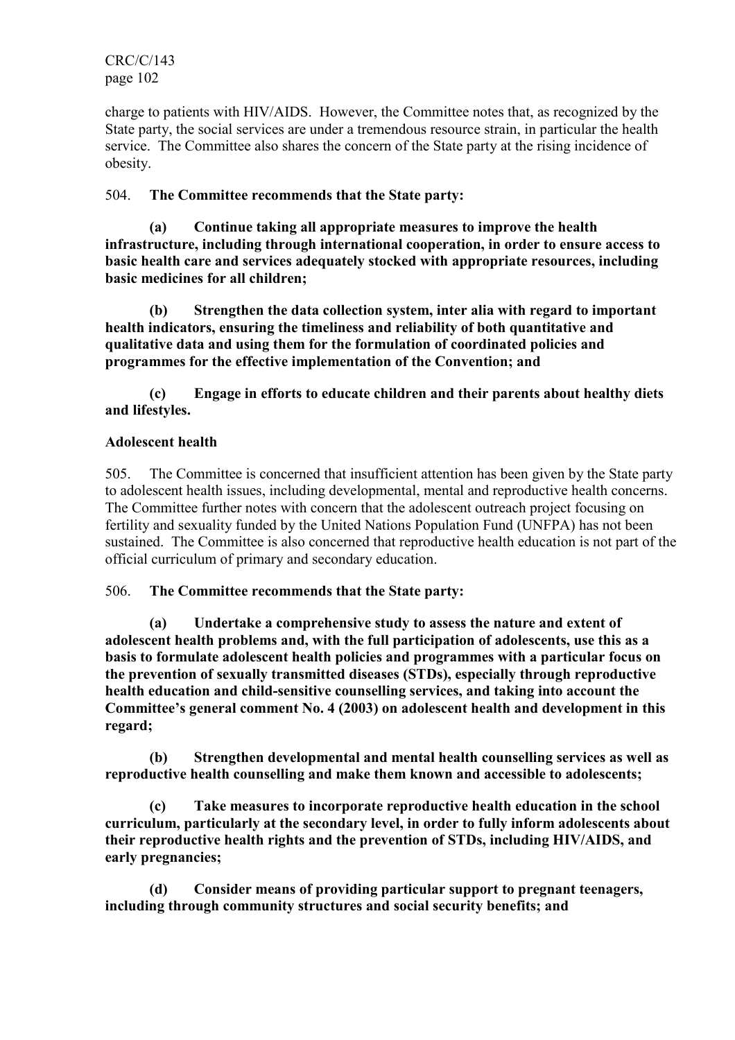charge to patients with HIV/AIDS. However, the Committee notes that, as recognized by the State party, the social services are under a tremendous resource strain, in particular the health service. The Committee also shares the concern of the State party at the rising incidence of obesity.

504. **The Committee recommends that the State party:**

**(a) Continue taking all appropriate measures to improve the health infrastructure, including through international cooperation, in order to ensure access to basic health care and services adequately stocked with appropriate resources, including basic medicines for all children;**

**(b) Strengthen the data collection system, inter alia with regard to important health indicators, ensuring the timeliness and reliability of both quantitative and qualitative data and using them for the formulation of coordinated policies and programmes for the effective implementation of the Convention; and**

**(c) Engage in efforts to educate children and their parents about healthy diets and lifestyles.**

**Adolescent health**

505. The Committee is concerned that insufficient attention has been given by the State party to adolescent health issues, including developmental, mental and reproductive health concerns. The Committee further notes with concern that the adolescent outreach project focusing on fertility and sexuality funded by the United Nations Population Fund (UNFPA) has not been sustained. The Committee is also concerned that reproductive health education is not part of the official curriculum of primary and secondary education.

506. **The Committee recommends that the State party:**

**(a) Undertake a comprehensive study to assess the nature and extent of adolescent health problems and, with the full participation of adolescents, use this as a basis to formulate adolescent health policies and programmes with a particular focus on the prevention of sexually transmitted diseases (STDs), especially through reproductive health education and child-sensitive counselling services, and taking into account the Committee's general comment No. 4 (2003) on adolescent health and development in this regard;**

**(b) Strengthen developmental and mental health counselling services as well as reproductive health counselling and make them known and accessible to adolescents;**

**(c) Take measures to incorporate reproductive health education in the school curriculum, particularly at the secondary level, in order to fully inform adolescents about their reproductive health rights and the prevention of STDs, including HIV/AIDS, and early pregnancies;**

**(d) Consider means of providing particular support to pregnant teenagers, including through community structures and social security benefits; and**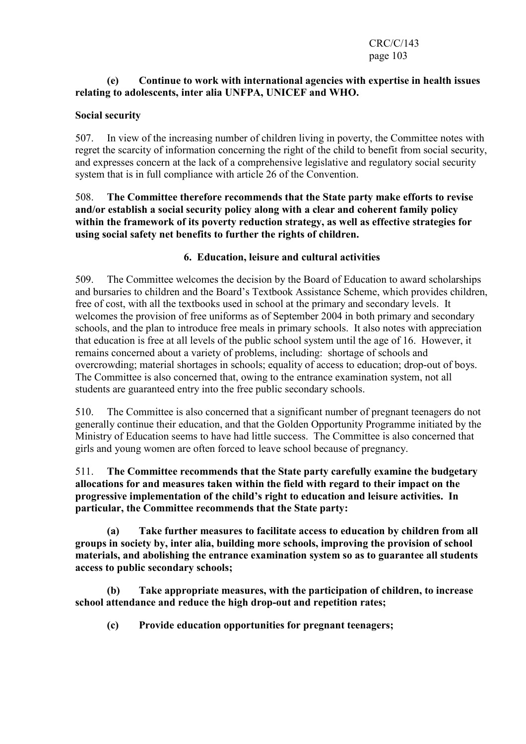**(e) Continue to work with international agencies with expertise in health issues relating to adolescents, inter alia UNFPA, UNICEF and WHO.**

**Social security**

507. In view of the increasing number of children living in poverty, the Committee notes with regret the scarcity of information concerning the right of the child to benefit from social security, and expresses concern at the lack of a comprehensive legislative and regulatory social security system that is in full compliance with article 26 of the Convention.

508. **The Committee therefore recommends that the State party make efforts to revise and/or establish a social security policy along with a clear and coherent family policy within the framework of its poverty reduction strategy, as well as effective strategies for using social safety net benefits to further the rights of children.**

**6. Education, leisure and cultural activities**

509. The Committee welcomes the decision by the Board of Education to award scholarships and bursaries to children and the Board's Textbook Assistance Scheme, which provides children, free of cost, with all the textbooks used in school at the primary and secondary levels. It welcomes the provision of free uniforms as of September 2004 in both primary and secondary schools, and the plan to introduce free meals in primary schools. It also notes with appreciation that education is free at all levels of the public school system until the age of 16. However, it remains concerned about a variety of problems, including: shortage of schools and overcrowding; material shortages in schools; equality of access to education; drop-out of boys. The Committee is also concerned that, owing to the entrance examination system, not all students are guaranteed entry into the free public secondary schools.

510. The Committee is also concerned that a significant number of pregnant teenagers do not generally continue their education, and that the Golden Opportunity Programme initiated by the Ministry of Education seems to have had little success. The Committee is also concerned that girls and young women are often forced to leave school because of pregnancy.

511. **The Committee recommends that the State party carefully examine the budgetary allocations for and measures taken within the field with regard to their impact on the progressive implementation of the child's right to education and leisure activities. In particular, the Committee recommends that the State party:**

**(a) Take further measures to facilitate access to education by children from all groups in society by, inter alia, building more schools, improving the provision of school materials, and abolishing the entrance examination system so as to guarantee all students access to public secondary schools;**

**(b) Take appropriate measures, with the participation of children, to increase school attendance and reduce the high drop-out and repetition rates;**

**(c) Provide education opportunities for pregnant teenagers;**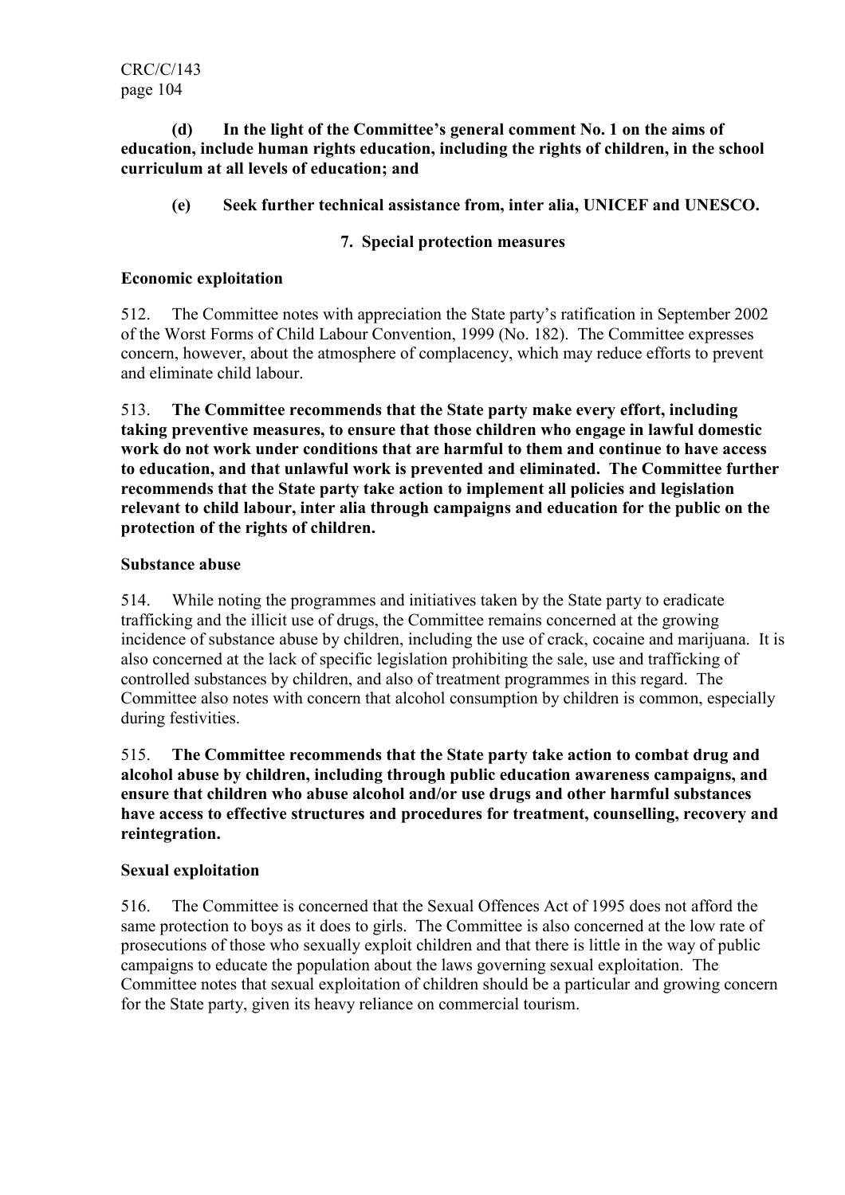**(d) In the light of the Committee's general comment No. 1 on the aims of education, include human rights education, including the rights of children, in the school curriculum at all levels of education; and**

**(e) Seek further technical assistance from, inter alia, UNICEF and UNESCO.**

### 7. Special protection measures

#### Economic exploitation

512. The Committee notes with appreciation the State party's ratification in September 2002 of the Worst Forms of Child Labour Convention, 1999 (No. 182). The Committee expresses concern, however, about the atmosphere of complacency, which may reduce efforts to prevent and eliminate child labour.

513. **The Committee recommends that the State party make every effort, including taking preventive measures, to ensure that those children who engage in lawful domestic work do not work under conditions that are harmful to them and continue to have access to education, and that unlawful work is prevented and eliminated. The Committee further recommends that the State party take action to implement all policies and legislation relevant to child labour, inter alia through campaigns and education for the public on the protection of the rights of children.**

#### Substance abuse

514. While noting the programmes and initiatives taken by the State party to eradicate trafficking and the illicit use of drugs, the Committee remains concerned at the growing incidence of substance abuse by children, including the use of crack, cocaine and marijuana. It is also concerned at the lack of specific legislation prohibiting the sale, use and trafficking of controlled substances by children, and also of treatment programmes in this regard. The Committee also notes with concern that alcohol consumption by children is common, especially during festivities.

515. **The Committee recommends that the State party take action to combat drug and alcohol abuse by children, including through public education awareness campaigns, and ensure that children who abuse alcohol and/or use drugs and other harmful substances have access to effective structures and procedures for treatment, counselling, recovery and reintegration.**

#### Sexual exploitation

516. The Committee is concerned that the Sexual Offences Act of 1995 does not afford the same protection to boys as it does to girls. The Committee is also concerned at the low rate of prosecutions of those who sexually exploit children and that there is little in the way of public campaigns to educate the population about the laws governing sexual exploitation. The Committee notes that sexual exploitation of children should be a particular and growing concern for the State party, given its heavy reliance on commercial tourism.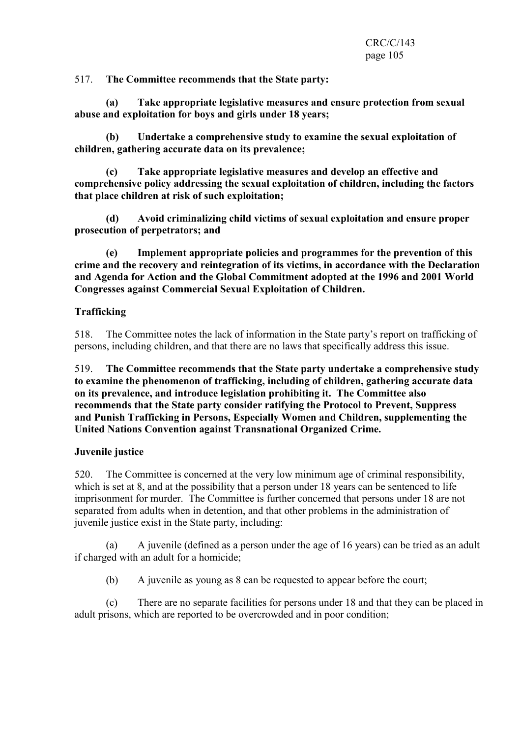517. **The Committee recommends that the State party:**

**(a) Take appropriate legislative measures and ensure protection from sexual abuse and exploitation for boys and girls under 18 years;**

**(b) Undertake a comprehensive study to examine the sexual exploitation of children, gathering accurate data on its prevalence;**

**(c) Take appropriate legislative measures and develop an effective and comprehensive policy addressing the sexual exploitation of children, including the factors that place children at risk of such exploitation;**

**(d) Avoid criminalizing child victims of sexual exploitation and ensure proper prosecution of perpetrators; and**

**(e) Implement appropriate policies and programmes for the prevention of this crime and the recovery and reintegration of its victims, in accordance with the Declaration and Agenda for Action and the Global Commitment adopted at the 1996 and 2001 World Congresses against Commercial Sexual Exploitation of Children.**

**Trafficking**

518. The Committee notes the lack of information in the State party's report on trafficking of persons, including children, and that there are no laws that specifically address this issue.

519. **The Committee recommends that the State party undertake a comprehensive study to examine the phenomenon of trafficking, including of children, gathering accurate data on its prevalence, and introduce legislation prohibiting it. The Committee also recommends that the State party consider ratifying the Protocol to Prevent, Suppress and Punish Trafficking in Persons, Especially Women and Children, supplementing the United Nations Convention against Transnational Organized Crime.**

**Juvenile justice**

520. The Committee is concerned at the very low minimum age of criminal responsibility, which is set at 8, and at the possibility that a person under 18 years can be sentenced to life imprisonment for murder. The Committee is further concerned that persons under 18 are not separated from adults when in detention, and that other problems in the administration of juvenile justice exist in the State party, including:

(a) A juvenile (defined as a person under the age of 16 years) can be tried as an adult if charged with an adult for a homicide;

(b) A juvenile as young as 8 can be requested to appear before the court;

(c) There are no separate facilities for persons under 18 and that they can be placed in adult prisons, which are reported to be overcrowded and in poor condition;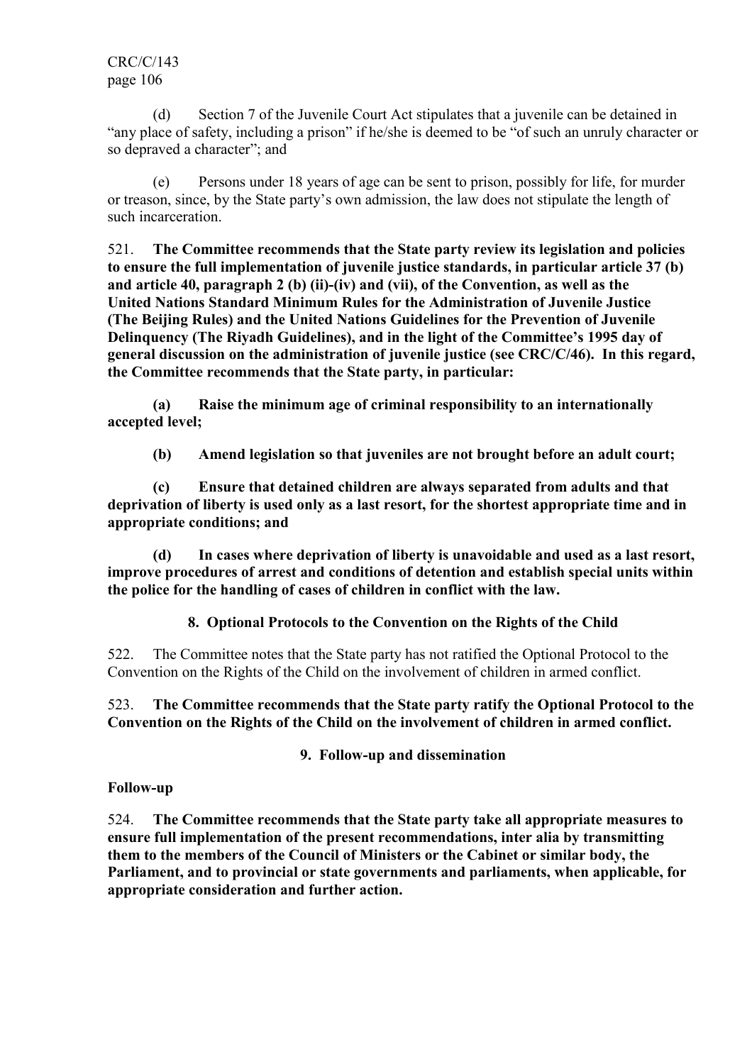(d) Section 7 of the Juvenile Court Act stipulates that a juvenile can be detained in "any place of safety, including a prison" if he/she is deemed to be "of such an unruly character or so depraved a character"; and

(e) Persons under 18 years of age can be sent to prison, possibly for life, for murder or treason, since, by the State party's own admission, the law does not stipulate the length of such incarceration.

521. **The Committee recommends that the State party review its legislation and policies to ensure the full implementation of juvenile justice standards, in particular article 37 (b) and article 40, paragraph 2 (b) (ii)-(iv) and (vii), of the Convention, as well as the United Nations Standard Minimum Rules for the Administration of Juvenile Justice (The Beijing Rules) and the United Nations Guidelines for the Prevention of Juvenile Delinquency (The Riyadh Guidelines), and in the light of the Committee's 1995 day of general discussion on the administration of juvenile justice (see CRC/C/46). In this regard, the Committee recommends that the State party, in particular:**

**(a) Raise the minimum age of criminal responsibility to an internationally accepted level;**

**(b) Amend legislation so that juveniles are not brought before an adult court;**

**(c) Ensure that detained children are always separated from adults and that deprivation of liberty is used only as a last resort, for the shortest appropriate time and in appropriate conditions; and**

**(d) In cases where deprivation of liberty is unavoidable and used as a last resort, improve procedures of arrest and conditions of detention and establish special units within the police for the handling of cases of children in conflict with the law.**

### 8. Optional Protocols to the Convention on the Rights of the Child

522. The Committee notes that the State party has not ratified the Optional Protocol to the Convention on the Rights of the Child on the involvement of children in armed conflict.

523. **The Committee recommends that the State party ratify the Optional Protocol to the Convention on the Rights of the Child on the involvement of children in armed conflict.**

### 9. Follow-up and dissemination

**Follow-up**

524. **The Committee recommends that the State party take all appropriate measures to ensure full implementation of the present recommendations, inter alia by transmitting them to the members of the Council of Ministers or the Cabinet or similar body, the Parliament, and to provincial or state governments and parliaments, when applicable, for appropriate consideration and further action.**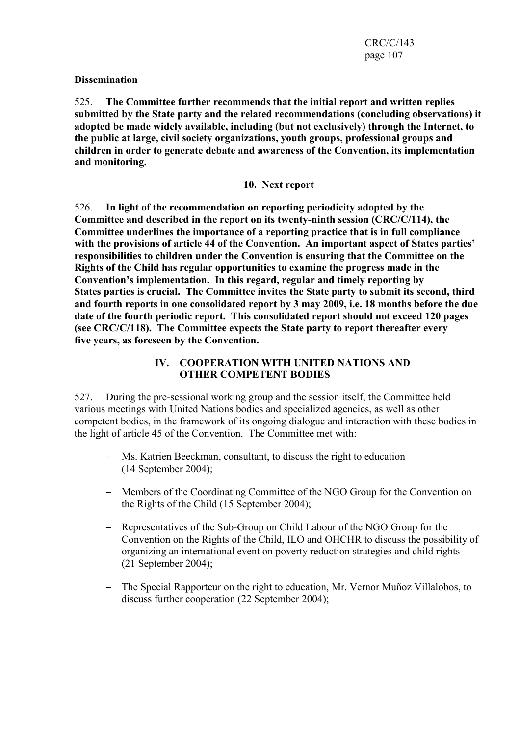**Dissemination**

525. **The Committee further recommends that the initial report and written replies submitted by the State party and the related recommendations (concluding observations) it adopted be made widely available, including (but not exclusively) through the Internet, to the public at large, civil society organizations, youth groups, professional groups and children in order to generate debate and awareness of the Convention, its implementation and monitoring.**

### 10. Next report

526. **In light of the recommendation on reporting periodicity adopted by the Committee and described in the report on its twenty-ninth session (CRC/C/114), the Committee underlines the importance of a reporting practice that is in full compliance with the provisions of article 44 of the Convention. An important aspect of States parties' responsibilities to children under the Convention is ensuring that the Committee on the Rights of the Child has regular opportunities to examine the progress made in the Convention's implementation. In this regard, regular and timely reporting by States parties is crucial. The Committee invites the State party to submit its second, third and fourth reports in one consolidated report by 3 may 2009, i.e. 18 months before the due date of the fourth periodic report. This consolidated report should not exceed 120 pages (see CRC/C/118). The Committee expects the State party to report thereafter every five years, as foreseen by the Convention.**

## IV. COOPERATION WITH UNITED NATIONS AND OTHER COMPETENT BODIES

527. During the pre-sessional working group and the session itself, the Committee held various meetings with United Nations bodies and specialized agencies, as well as other competent bodies, in the framework of its ongoing dialogue and interaction with these bodies in the light of article 45 of the Convention. The Committee met with:

- Ms. Katrien Beeckman, consultant, to discuss the right to education (14 September 2004);
- Members of the Coordinating Committee of the NGO Group for the Convention on the Rights of the Child (15 September 2004);
- Representatives of the Sub-Group on Child Labour of the NGO Group for the Convention on the Rights of the Child, ILO and OHCHR to discuss the possibility of organizing an international event on poverty reduction strategies and child rights (21 September 2004);
- The Special Rapporteur on the right to education, Mr. Vernor Muñoz Villalobos, to discuss further cooperation (22 September 2004);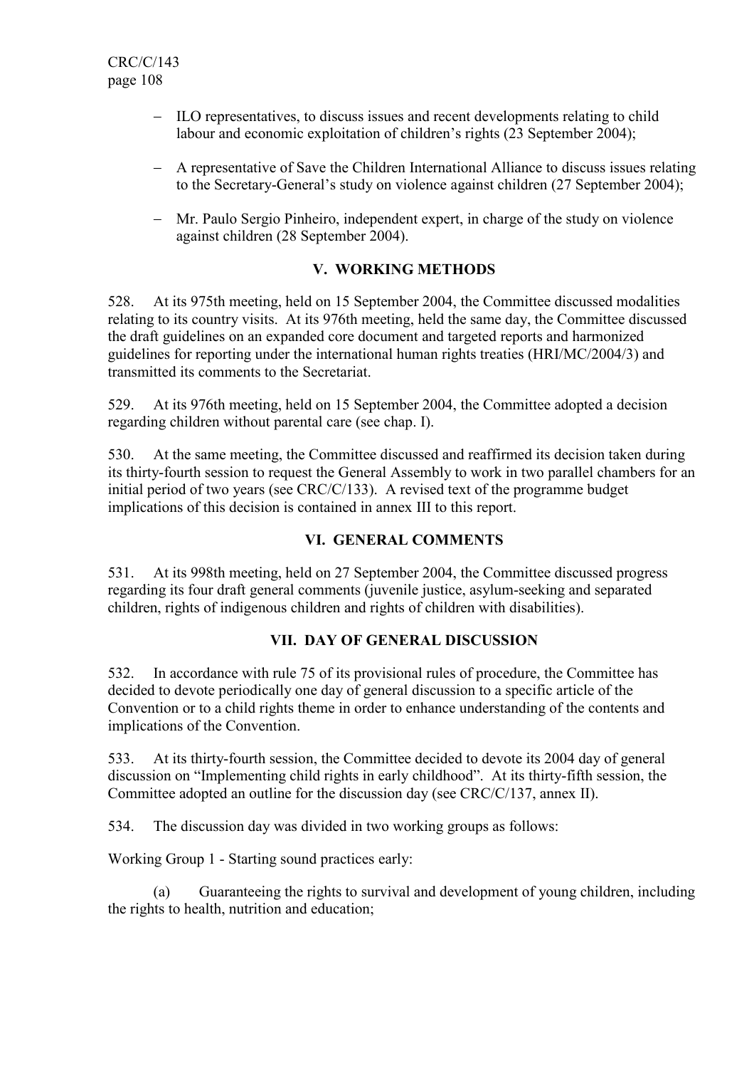- ILO representatives, to discuss issues and recent developments relating to child labour and economic exploitation of children's rights (23 September 2004);
- A representative of Save the Children International Alliance to discuss issues relating to the Secretary-General's study on violence against children (27 September 2004);
- Mr. Paulo Sergio Pinheiro, independent expert, in charge of the study on violence against children (28 September 2004).

## V. WORKING METHODS

528. At its 975th meeting, held on 15 September 2004, the Committee discussed modalities relating to its country visits. At its 976th meeting, held the same day, the Committee discussed the draft guidelines on an expanded core document and targeted reports and harmonized guidelines for reporting under the international human rights treaties (HRI/MC/2004/3) and transmitted its comments to the Secretariat.

529. At its 976th meeting, held on 15 September 2004, the Committee adopted a decision regarding children without parental care (see chap. I).

530. At the same meeting, the Committee discussed and reaffirmed its decision taken during its thirty-fourth session to request the General Assembly to work in two parallel chambers for an initial period of two years (see CRC/C/133). A revised text of the programme budget implications of this decision is contained in annex III to this report.

## VI. GENERAL COMMENTS

531. At its 998th meeting, held on 27 September 2004, the Committee discussed progress regarding its four draft general comments (juvenile justice, asylum-seeking and separated children, rights of indigenous children and rights of children with disabilities).

## VII. DAY OF GENERAL DISCUSSION

532. In accordance with rule 75 of its provisional rules of procedure, the Committee has decided to devote periodically one day of general discussion to a specific article of the Convention or to a child rights theme in order to enhance understanding of the contents and implications of the Convention.

533. At its thirty-fourth session, the Committee decided to devote its 2004 day of general discussion on "Implementing child rights in early childhood". At its thirty-fifth session, the Committee adopted an outline for the discussion day (see CRC/C/137, annex II).

534. The discussion day was divided in two working groups as follows:

Working Group 1 - Starting sound practices early:

(a) Guaranteeing the rights to survival and development of young children, including the rights to health, nutrition and education;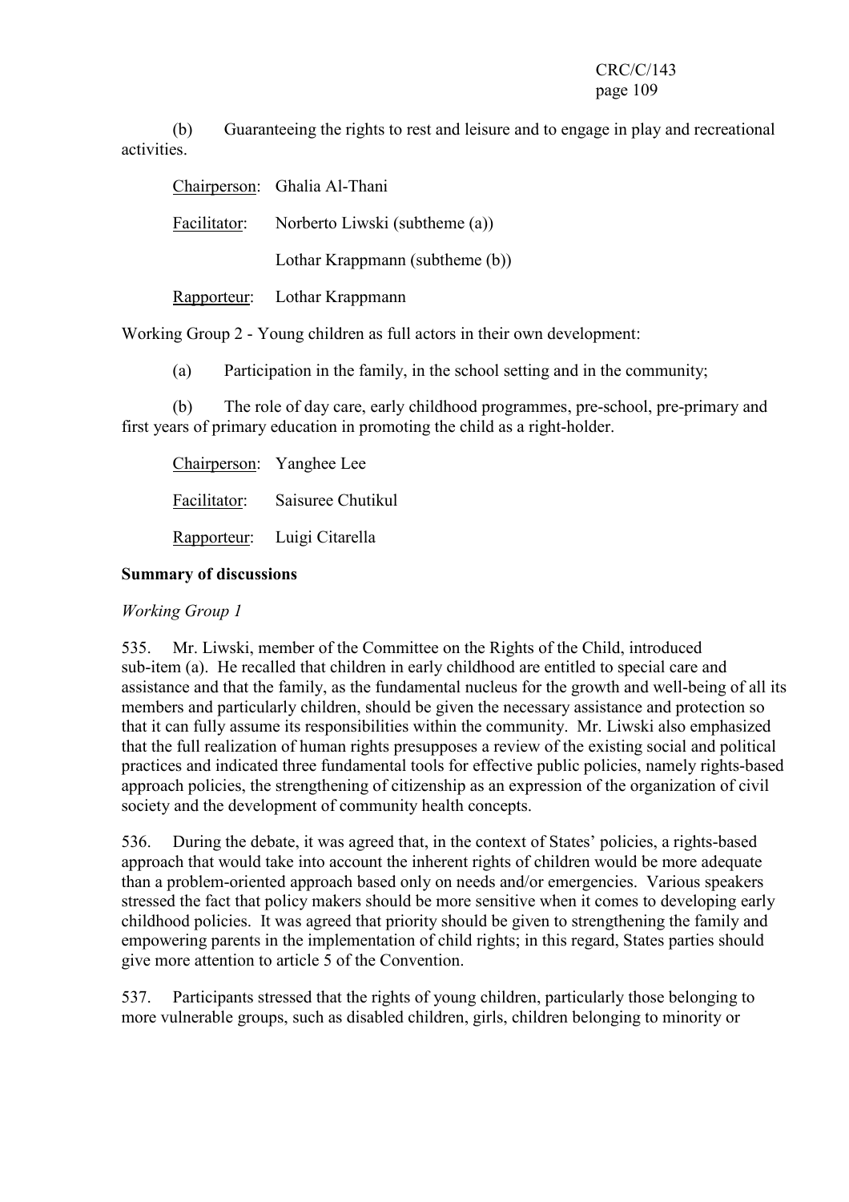(b) Guaranteeing the rights to rest and leisure and to engage in play and recreational activities.

Chairperson: Ghalia Al-Thani

Facilitator: Norberto Liwski (subtheme (a))

Lothar Krappmann (subtheme (b))

Rapporteur: Lothar Krappmann

Working Group 2 - Young children as full actors in their own development:

(a) Participation in the family, in the school setting and in the community;

(b) The role of day care, early childhood programmes, pre-school, pre-primary and first years of primary education in promoting the child as a right-holder.

Chairperson: Yanghee Lee

Facilitator: Saisuree Chutikul

Rapporteur: Luigi Citarella

**Summary of discussions**

*Working Group 1*

535. Mr. Liwski, member of the Committee on the Rights of the Child, introduced sub-item (a). He recalled that children in early childhood are entitled to special care and assistance and that the family, as the fundamental nucleus for the growth and well-being of all its members and particularly children, should be given the necessary assistance and protection so that it can fully assume its responsibilities within the community. Mr. Liwski also emphasized that the full realization of human rights presupposes a review of the existing social and political practices and indicated three fundamental tools for effective public policies, namely rights-based approach policies, the strengthening of citizenship as an expression of the organization of civil society and the development of community health concepts.

536. During the debate, it was agreed that, in the context of States' policies, a rights-based approach that would take into account the inherent rights of children would be more adequate than a problem-oriented approach based only on needs and/or emergencies. Various speakers stressed the fact that policy makers should be more sensitive when it comes to developing early childhood policies. It was agreed that priority should be given to strengthening the family and empowering parents in the implementation of child rights; in this regard, States parties should give more attention to article 5 of the Convention.

537. Participants stressed that the rights of young children, particularly those belonging to more vulnerable groups, such as disabled children, girls, children belonging to minority or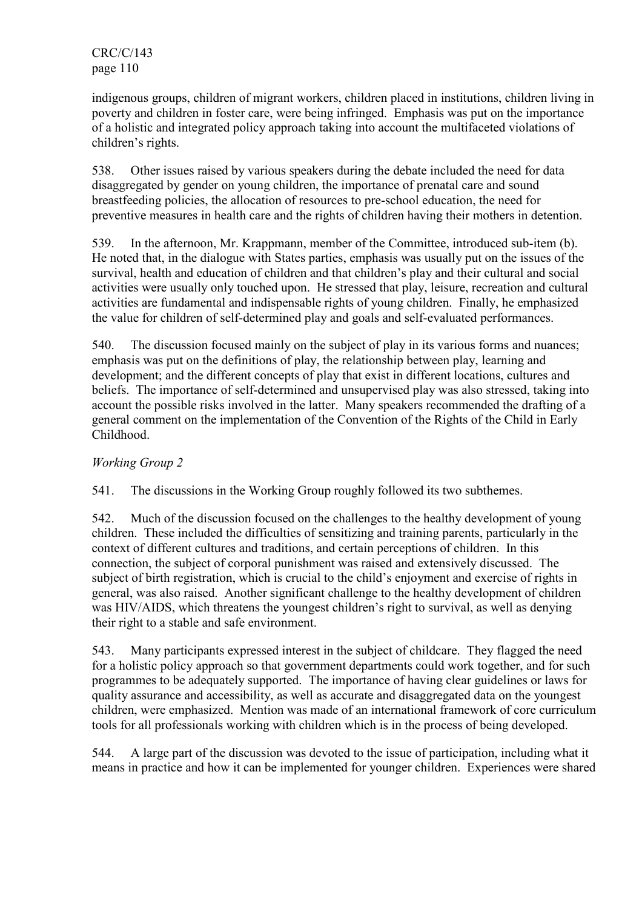indigenous groups, children of migrant workers, children placed in institutions, children living in poverty and children in foster care, were being infringed. Emphasis was put on the importance of a holistic and integrated policy approach taking into account the multifaceted violations of children's rights.

538. Other issues raised by various speakers during the debate included the need for data disaggregated by gender on young children, the importance of prenatal care and sound breastfeeding policies, the allocation of resources to pre-school education, the need for preventive measures in health care and the rights of children having their mothers in detention.

539. In the afternoon, Mr. Krappmann, member of the Committee, introduced sub-item (b). He noted that, in the dialogue with States parties, emphasis was usually put on the issues of the survival, health and education of children and that children's play and their cultural and social activities were usually only touched upon. He stressed that play, leisure, recreation and cultural activities are fundamental and indispensable rights of young children. Finally, he emphasized the value for children of self-determined play and goals and self-evaluated performances.

540. The discussion focused mainly on the subject of play in its various forms and nuances; emphasis was put on the definitions of play, the relationship between play, learning and development; and the different concepts of play that exist in different locations, cultures and beliefs. The importance of self-determined and unsupervised play was also stressed, taking into account the possible risks involved in the latter. Many speakers recommended the drafting of a general comment on the implementation of the Convention of the Rights of the Child in Early Childhood.

*Working Group 2*

541. The discussions in the Working Group roughly followed its two subthemes.

542. Much of the discussion focused on the challenges to the healthy development of young children. These included the difficulties of sensitizing and training parents, particularly in the context of different cultures and traditions, and certain perceptions of children. In this connection, the subject of corporal punishment was raised and extensively discussed. The subject of birth registration, which is crucial to the child's enjoyment and exercise of rights in general, was also raised. Another significant challenge to the healthy development of children was HIV/AIDS, which threatens the youngest children's right to survival, as well as denying their right to a stable and safe environment.

543. Many participants expressed interest in the subject of childcare. They flagged the need for a holistic policy approach so that government departments could work together, and for such programmes to be adequately supported. The importance of having clear guidelines or laws for quality assurance and accessibility, as well as accurate and disaggregated data on the youngest children, were emphasized. Mention was made of an international framework of core curriculum tools for all professionals working with children which is in the process of being developed.

544. A large part of the discussion was devoted to the issue of participation, including what it means in practice and how it can be implemented for younger children. Experiences were shared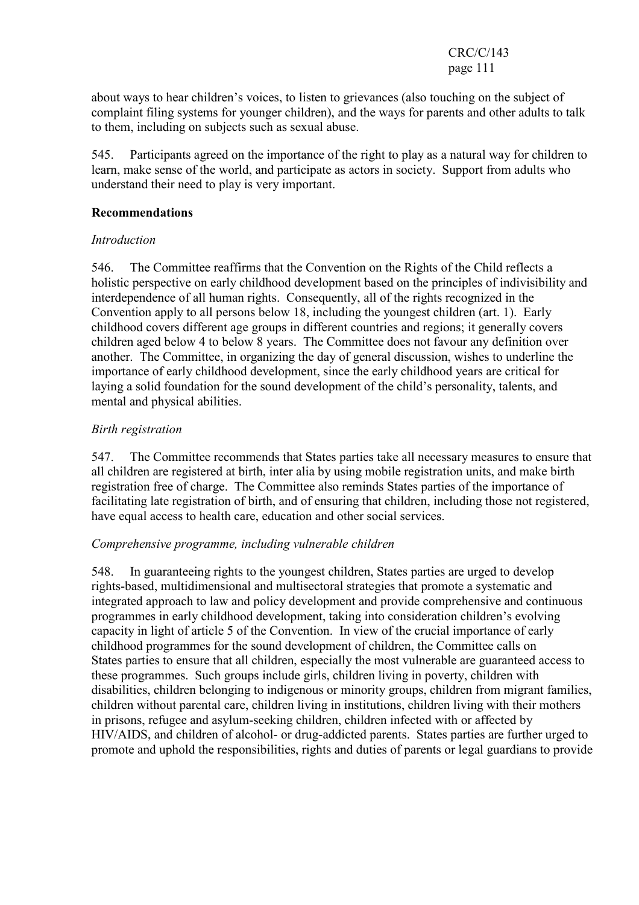about ways to hear children's voices, to listen to grievances (also touching on the subject of complaint filing systems for younger children), and the ways for parents and other adults to talk to them, including on subjects such as sexual abuse.

545. Participants agreed on the importance of the right to play as a natural way for children to learn, make sense of the world, and participate as actors in society. Support from adults who understand their need to play is very important.

**Recommendations**

*Introduction*

546. The Committee reaffirms that the Convention on the Rights of the Child reflects a holistic perspective on early childhood development based on the principles of indivisibility and interdependence of all human rights. Consequently, all of the rights recognized in the Convention apply to all persons below 18, including the youngest children (art. 1). Early childhood covers different age groups in different countries and regions; it generally covers children aged below 4 to below 8 years. The Committee does not favour any definition over another. The Committee, in organizing the day of general discussion, wishes to underline the importance of early childhood development, since the early childhood years are critical for laying a solid foundation for the sound development of the child's personality, talents, and mental and physical abilities.

*Birth registration*

547. The Committee recommends that States parties take all necessary measures to ensure that all children are registered at birth, inter alia by using mobile registration units, and make birth registration free of charge. The Committee also reminds States parties of the importance of facilitating late registration of birth, and of ensuring that children, including those not registered, have equal access to health care, education and other social services.

*Comprehensive programme, including vulnerable children*

548. In guaranteeing rights to the youngest children, States parties are urged to develop rights-based, multidimensional and multisectoral strategies that promote a systematic and integrated approach to law and policy development and provide comprehensive and continuous programmes in early childhood development, taking into consideration children's evolving capacity in light of article 5 of the Convention. In view of the crucial importance of early childhood programmes for the sound development of children, the Committee calls on States parties to ensure that all children, especially the most vulnerable are guaranteed access to these programmes. Such groups include girls, children living in poverty, children with disabilities, children belonging to indigenous or minority groups, children from migrant families, children without parental care, children living in institutions, children living with their mothers in prisons, refugee and asylum-seeking children, children infected with or affected by HIV/AIDS, and children of alcohol- or drug-addicted parents. States parties are further urged to promote and uphold the responsibilities, rights and duties of parents or legal guardians to provide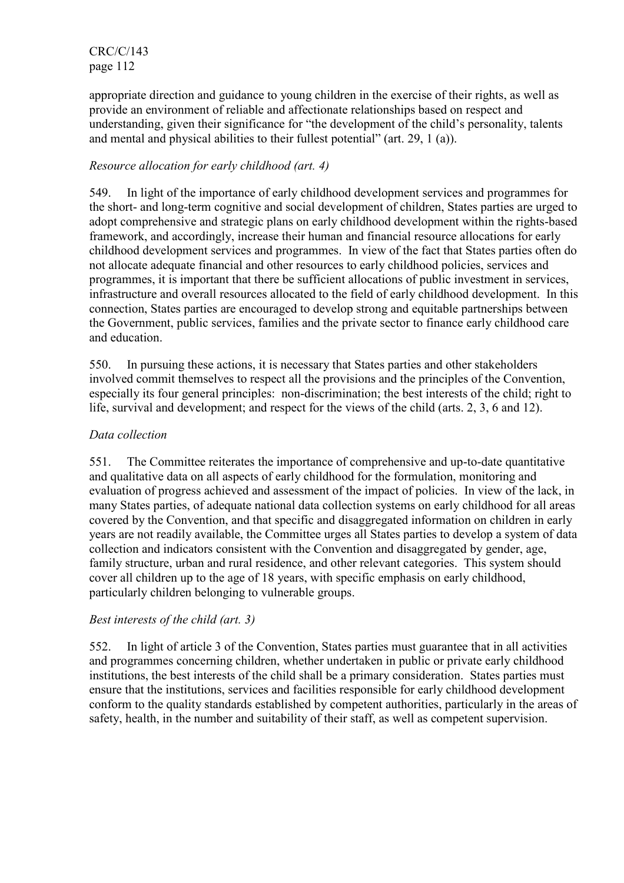appropriate direction and guidance to young children in the exercise of their rights, as well as provide an environment of reliable and affectionate relationships based on respect and understanding, given their significance for "the development of the child's personality, talents and mental and physical abilities to their fullest potential" (art. 29, 1 (a)).

*Resource allocation for early childhood (art. 4)*

549. In light of the importance of early childhood development services and programmes for the short- and long-term cognitive and social development of children, States parties are urged to adopt comprehensive and strategic plans on early childhood development within the rights-based framework, and accordingly, increase their human and financial resource allocations for early childhood development services and programmes. In view of the fact that States parties often do not allocate adequate financial and other resources to early childhood policies, services and programmes, it is important that there be sufficient allocations of public investment in services, infrastructure and overall resources allocated to the field of early childhood development. In this connection, States parties are encouraged to develop strong and equitable partnerships between the Government, public services, families and the private sector to finance early childhood care and education.

550. In pursuing these actions, it is necessary that States parties and other stakeholders involved commit themselves to respect all the provisions and the principles of the Convention, especially its four general principles: non-discrimination; the best interests of the child; right to life, survival and development; and respect for the views of the child (arts. 2, 3, 6 and 12).

*Data collection*

551. The Committee reiterates the importance of comprehensive and up-to-date quantitative and qualitative data on all aspects of early childhood for the formulation, monitoring and evaluation of progress achieved and assessment of the impact of policies. In view of the lack, in many States parties, of adequate national data collection systems on early childhood for all areas covered by the Convention, and that specific and disaggregated information on children in early years are not readily available, the Committee urges all States parties to develop a system of data collection and indicators consistent with the Convention and disaggregated by gender, age, family structure, urban and rural residence, and other relevant categories. This system should cover all children up to the age of 18 years, with specific emphasis on early childhood, particularly children belonging to vulnerable groups.

*Best interests of the child (art. 3)*

552. In light of article 3 of the Convention, States parties must guarantee that in all activities and programmes concerning children, whether undertaken in public or private early childhood institutions, the best interests of the child shall be a primary consideration. States parties must ensure that the institutions, services and facilities responsible for early childhood development conform to the quality standards established by competent authorities, particularly in the areas of safety, health, in the number and suitability of their staff, as well as competent supervision.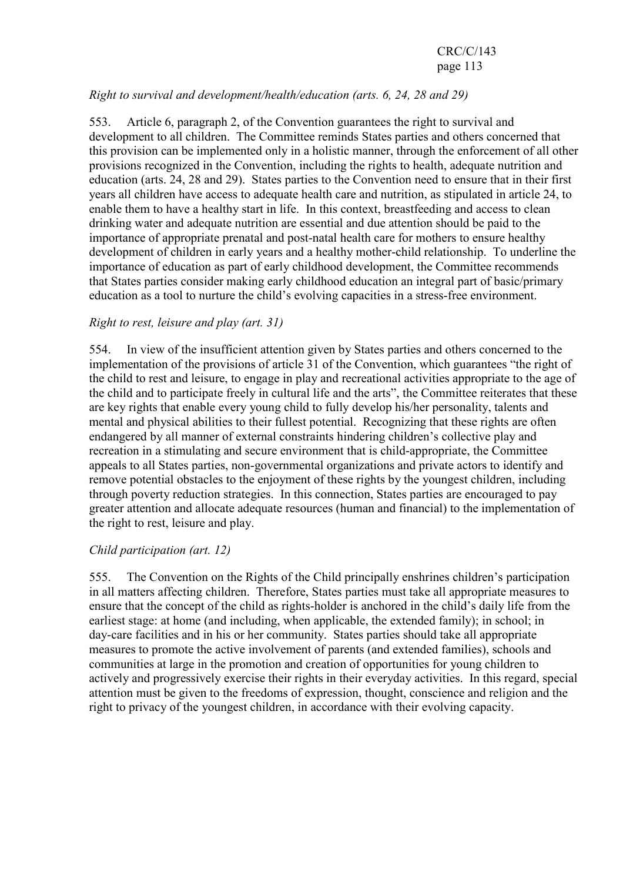*Right to survival and development/health/education (arts. 6, 24, 28 and 29)*

553. Article 6, paragraph 2, of the Convention guarantees the right to survival and development to all children. The Committee reminds States parties and others concerned that this provision can be implemented only in a holistic manner, through the enforcement of all other provisions recognized in the Convention, including the rights to health, adequate nutrition and education (arts. 24, 28 and 29). States parties to the Convention need to ensure that in their first years all children have access to adequate health care and nutrition, as stipulated in article 24, to enable them to have a healthy start in life. In this context, breastfeeding and access to clean drinking water and adequate nutrition are essential and due attention should be paid to the importance of appropriate prenatal and post-natal health care for mothers to ensure healthy development of children in early years and a healthy mother-child relationship. To underline the importance of education as part of early childhood development, the Committee recommends that States parties consider making early childhood education an integral part of basic/primary education as a tool to nurture the child's evolving capacities in a stress-free environment.

*Right to rest, leisure and play (art. 31)*

554. In view of the insufficient attention given by States parties and others concerned to the implementation of the provisions of article 31 of the Convention, which guarantees "the right of the child to rest and leisure, to engage in play and recreational activities appropriate to the age of the child and to participate freely in cultural life and the arts", the Committee reiterates that these are key rights that enable every young child to fully develop his/her personality, talents and mental and physical abilities to their fullest potential. Recognizing that these rights are often endangered by all manner of external constraints hindering children's collective play and recreation in a stimulating and secure environment that is child-appropriate, the Committee appeals to all States parties, non-governmental organizations and private actors to identify and remove potential obstacles to the enjoyment of these rights by the youngest children, including through poverty reduction strategies. In this connection, States parties are encouraged to pay greater attention and allocate adequate resources (human and financial) to the implementation of the right to rest, leisure and play.

*Child participation (art. 12)*

555. The Convention on the Rights of the Child principally enshrines children's participation in all matters affecting children. Therefore, States parties must take all appropriate measures to ensure that the concept of the child as rights-holder is anchored in the child's daily life from the earliest stage: at home (and including, when applicable, the extended family); in school; in day-care facilities and in his or her community. States parties should take all appropriate measures to promote the active involvement of parents (and extended families), schools and communities at large in the promotion and creation of opportunities for young children to actively and progressively exercise their rights in their everyday activities. In this regard, special attention must be given to the freedoms of expression, thought, conscience and religion and the right to privacy of the youngest children, in accordance with their evolving capacity.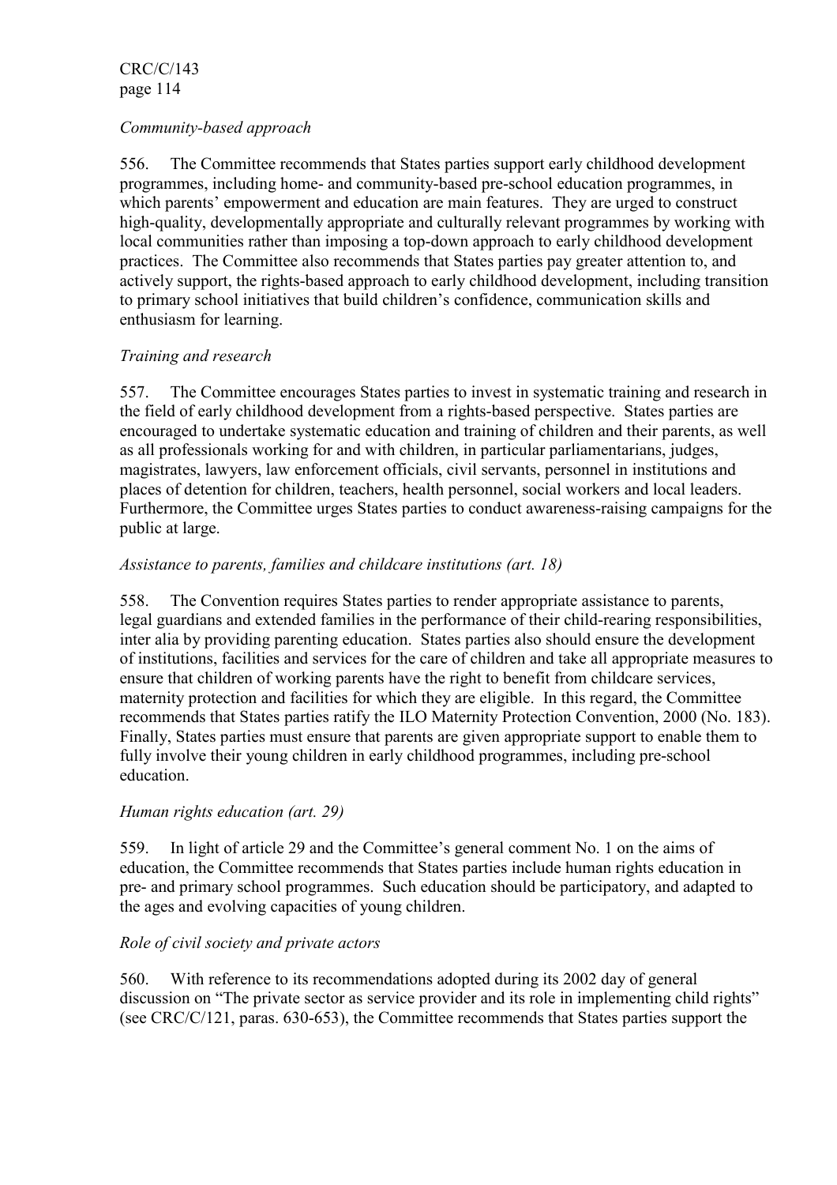*Community-based approach*

556. The Committee recommends that States parties support early childhood development programmes, including home- and community-based pre-school education programmes, in which parents' empowerment and education are main features. They are urged to construct high-quality, developmentally appropriate and culturally relevant programmes by working with local communities rather than imposing a top-down approach to early childhood development practices. The Committee also recommends that States parties pay greater attention to, and actively support, the rights-based approach to early childhood development, including transition to primary school initiatives that build children's confidence, communication skills and enthusiasm for learning.

*Training and research*

557. The Committee encourages States parties to invest in systematic training and research in the field of early childhood development from a rights-based perspective. States parties are encouraged to undertake systematic education and training of children and their parents, as well as all professionals working for and with children, in particular parliamentarians, judges, magistrates, lawyers, law enforcement officials, civil servants, personnel in institutions and places of detention for children, teachers, health personnel, social workers and local leaders. Furthermore, the Committee urges States parties to conduct awareness-raising campaigns for the public at large.

*Assistance to parents, families and childcare institutions (art. 18)*

558. The Convention requires States parties to render appropriate assistance to parents, legal guardians and extended families in the performance of their child-rearing responsibilities, inter alia by providing parenting education. States parties also should ensure the development of institutions, facilities and services for the care of children and take all appropriate measures to ensure that children of working parents have the right to benefit from childcare services, maternity protection and facilities for which they are eligible. In this regard, the Committee recommends that States parties ratify the ILO Maternity Protection Convention, 2000 (No. 183). Finally, States parties must ensure that parents are given appropriate support to enable them to fully involve their young children in early childhood programmes, including pre-school education.

*Human rights education (art. 29)*

559. In light of article 29 and the Committee's general comment No. 1 on the aims of education, the Committee recommends that States parties include human rights education in pre- and primary school programmes. Such education should be participatory, and adapted to the ages and evolving capacities of young children.

*Role of civil society and private actors*

560. With reference to its recommendations adopted during its 2002 day of general discussion on "The private sector as service provider and its role in implementing child rights" (see CRC/C/121, paras. 630-653), the Committee recommends that States parties support the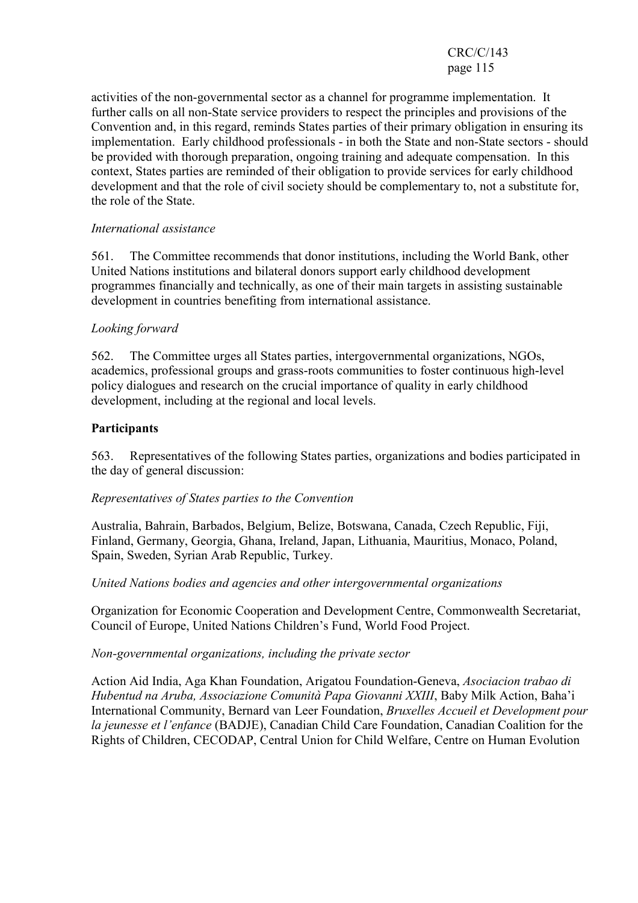activities of the non-governmental sector as a channel for programme implementation. It further calls on all non-State service providers to respect the principles and provisions of the Convention and, in this regard, reminds States parties of their primary obligation in ensuring its implementation. Early childhood professionals - in both the State and non-State sectors - should be provided with thorough preparation, ongoing training and adequate compensation. In this context, States parties are reminded of their obligation to provide services for early childhood development and that the role of civil society should be complementary to, not a substitute for, the role of the State.

*International assistance*

561. The Committee recommends that donor institutions, including the World Bank, other United Nations institutions and bilateral donors support early childhood development programmes financially and technically, as one of their main targets in assisting sustainable development in countries benefiting from international assistance.

*Looking forward*

562. The Committee urges all States parties, intergovernmental organizations, NGOs, academics, professional groups and grass-roots communities to foster continuous high-level policy dialogues and research on the crucial importance of quality in early childhood development, including at the regional and local levels.

**Participants**

563. Representatives of the following States parties, organizations and bodies participated in the day of general discussion:

*Representatives of States parties to the Convention*

Australia, Bahrain, Barbados, Belgium, Belize, Botswana, Canada, Czech Republic, Fiji, Finland, Germany, Georgia, Ghana, Ireland, Japan, Lithuania, Mauritius, Monaco, Poland, Spain, Sweden, Syrian Arab Republic, Turkey.

*United Nations bodies and agencies and other intergovernmental organizations*

Organization for Economic Cooperation and Development Centre, Commonwealth Secretariat, Council of Europe, United Nations Children's Fund, World Food Project.

*Non-governmental organizations, including the private sector*

Action Aid India, Aga Khan Foundation, Arigatou Foundation-Geneva, *Asociacion trabao di Hubentud na Aruba, Associazione Comunità Papa Giovanni XXIII*, Baby Milk Action, Baha'i International Community, Bernard van Leer Foundation, *Bruxelles Accueil et Development pour la jeunesse et l'enfance* (BADJE), Canadian Child Care Foundation, Canadian Coalition for the Rights of Children, CECODAP, Central Union for Child Welfare, Centre on Human Evolution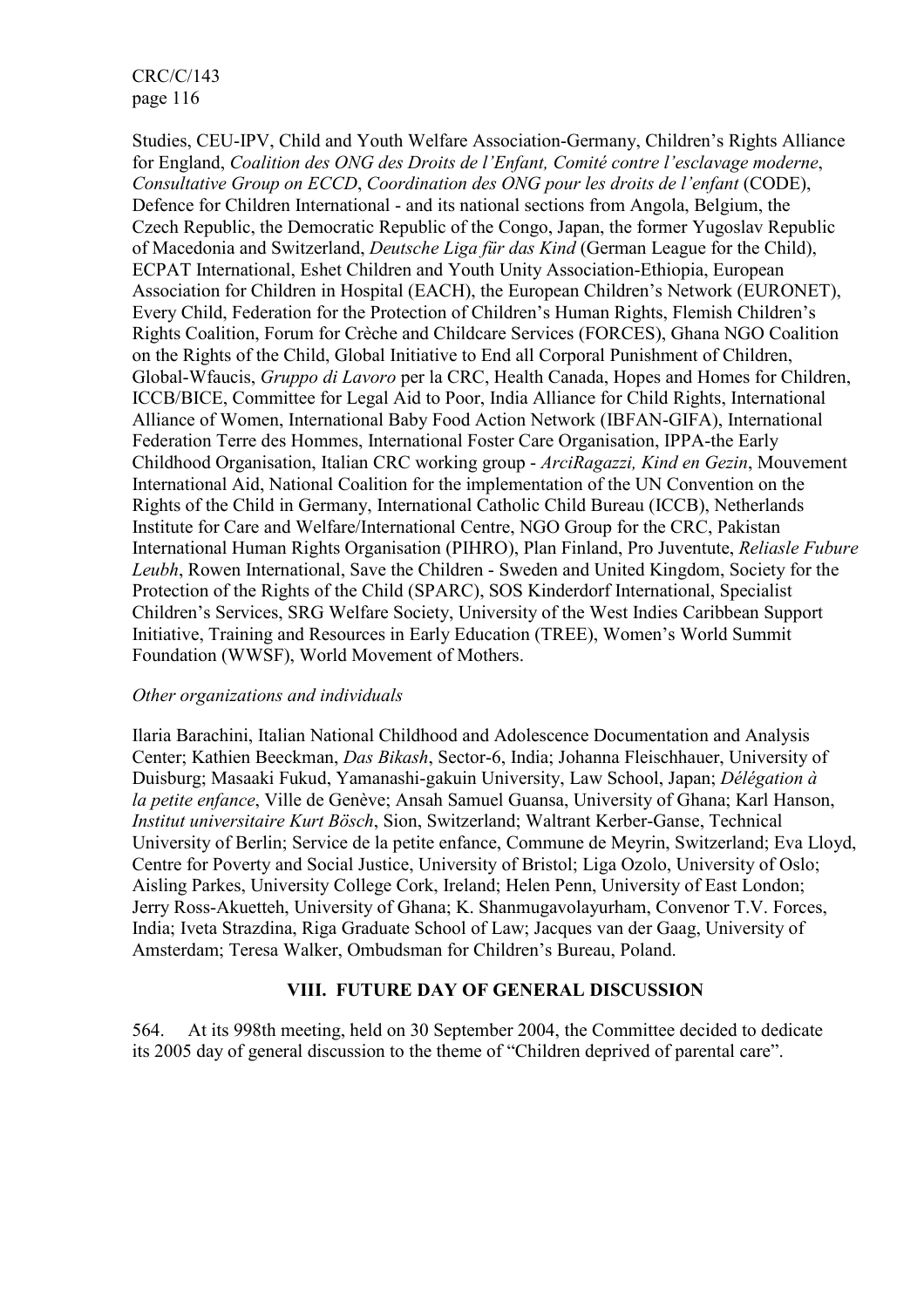Studies, CEU-IPV, Child and Youth Welfare Association-Germany, Children's Rights Alliance for England, *Coalition des ONG des Droits de l'Enfant, Comité contre l'esclavage moderne*, *Consultative Group on ECCD*, *Coordination des ONG pour les droits de l'enfant* (CODE), Defence for Children International - and its national sections from Angola, Belgium, the Czech Republic, the Democratic Republic of the Congo, Japan, the former Yugoslav Republic of Macedonia and Switzerland, *Deutsche Liga für das Kind* (German League for the Child), ECPAT International, Eshet Children and Youth Unity Association-Ethiopia, European Association for Children in Hospital (EACH), the European Children's Network (EURONET), Every Child, Federation for the Protection of Children's Human Rights, Flemish Children's Rights Coalition, Forum for Crèche and Childcare Services (FORCES), Ghana NGO Coalition on the Rights of the Child, Global Initiative to End all Corporal Punishment of Children, Global-Wfaucis, *Gruppo di Lavoro* per la CRC, Health Canada, Hopes and Homes for Children, ICCB/BICE, Committee for Legal Aid to Poor, India Alliance for Child Rights, International Alliance of Women, International Baby Food Action Network (IBFAN-GIFA), International Federation Terre des Hommes, International Foster Care Organisation, IPPA-the Early Childhood Organisation, Italian CRC working group - *ArciRagazzi, Kind en Gezin*, Mouvement International Aid, National Coalition for the implementation of the UN Convention on the Rights of the Child in Germany, International Catholic Child Bureau (ICCB), Netherlands Institute for Care and Welfare/International Centre, NGO Group for the CRC, Pakistan International Human Rights Organisation (PIHRO), Plan Finland, Pro Juventute, *Reliasle Fubure Leubh*, Rowen International, Save the Children - Sweden and United Kingdom, Society for the Protection of the Rights of the Child (SPARC), SOS Kinderdorf International, Specialist Children's Services, SRG Welfare Society, University of the West Indies Caribbean Support Initiative, Training and Resources in Early Education (TREE), Women's World Summit Foundation (WWSF), World Movement of Mothers.

*Other organizations and individuals*

Ilaria Barachini, Italian National Childhood and Adolescence Documentation and Analysis Center; Kathien Beeckman, *Das Bikash*, Sector-6, India; Johanna Fleischhauer, University of Duisburg; Masaaki Fukud, Yamanashi-gakuin University, Law School, Japan; *Délégation à la petite enfance*, Ville de Genève; Ansah Samuel Guansa, University of Ghana; Karl Hanson, *Institut universitaire Kurt Bösch*, Sion, Switzerland; Waltrant Kerber-Ganse, Technical University of Berlin; Service de la petite enfance, Commune de Meyrin, Switzerland; Eva Lloyd, Centre for Poverty and Social Justice, University of Bristol; Liga Ozolo, University of Oslo; Aisling Parkes, University College Cork, Ireland; Helen Penn, University of East London; Jerry Ross-Akuetteh, University of Ghana; K. Shanmugavolayurham, Convenor T.V. Forces, India; Iveta Strazdina, Riga Graduate School of Law; Jacques van der Gaag, University of Amsterdam; Teresa Walker, Ombudsman for Children's Bureau, Poland.

## VIII. FUTURE DAY OF GENERAL DISCUSSION

564. At its 998th meeting, held on 30 September 2004, the Committee decided to dedicate its 2005 day of general discussion to the theme of "Children deprived of parental care".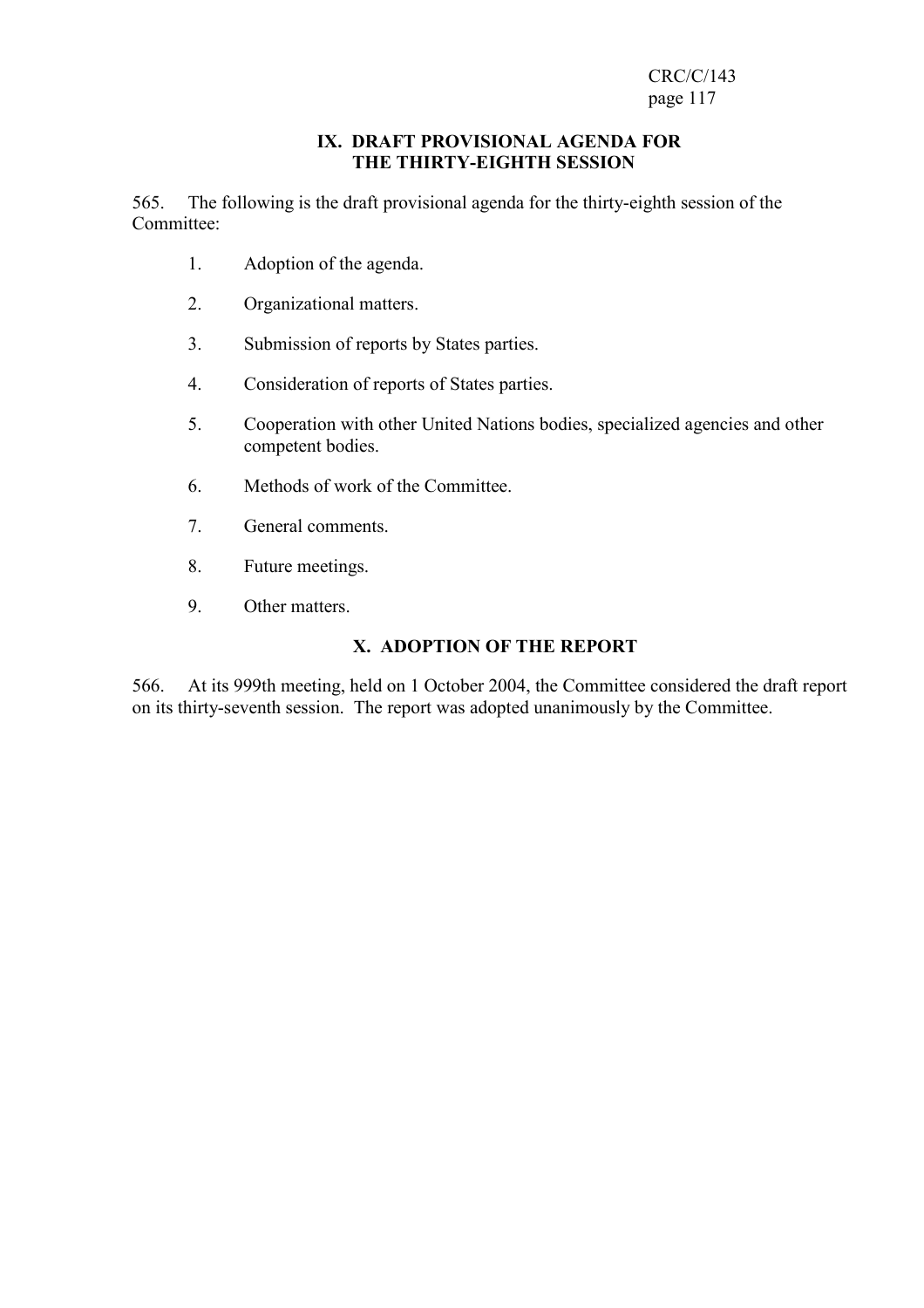## IX. DRAFT PROVISIONAL AGENDA FOR THE THIRTY-EIGHTH SESSION

565. The following is the draft provisional agenda for the thirty-eighth session of the Committee:

1. Adoption of the agenda.
2. Organizational matters.
3. Submission of reports by States parties.
4. Consideration of reports of States parties.
5. Cooperation with other United Nations bodies, specialized agencies and other competent bodies.
6. Methods of work of the Committee.
7. General comments.
8. Future meetings.
9. Other matters.

## X. ADOPTION OF THE REPORT

566. At its 999th meeting, held on 1 October 2004, the Committee considered the draft report on its thirty-seventh session. The report was adopted unanimously by the Committee.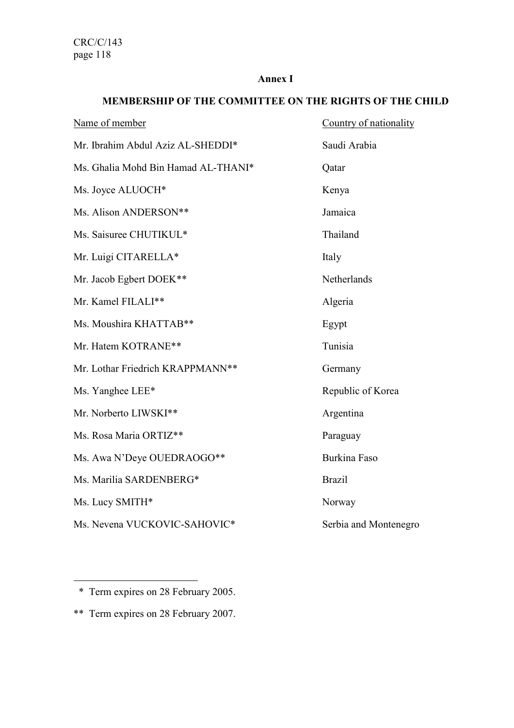## Annex I

## MEMBERSHIP OF THE COMMITTEE ON THE RIGHTS OF THE CHILD

| Name of member | Country of nationality |
|---|---|
| Mr. Ibrahim Abdul Aziz AL-SHEDDI* | Saudi Arabia |
| Ms. Ghalia Mohd Bin Hamad AL-THANI* | Qatar |
| Ms. Joyce ALUOCH* | Kenya |
| Ms. Alison ANDERSON** | Jamaica |
| Ms. Saisuree CHUTIKUL* | Thailand |
| Mr. Luigi CITARELLA* | Italy |
| Mr. Jacob Egbert DOEK** | Netherlands |
| Mr. Kamel FILALI** | Algeria |
| Ms. Moushira KHATTAB** | Egypt |
| Mr. Hatem KOTRANE** | Tunisia |
| Mr. Lothar Friedrich KRAPPMANN** | Germany |
| Ms. Yanghee LEE* | Republic of Korea |
| Mr. Norberto LIWSKI** | Argentina |
| Ms. Rosa Maria ORTIZ** | Paraguay |
| Ms. Awa N'Deye OUEDRAOGO** | Burkina Faso |
| Ms. Marilia SARDENBERG* | Brazil |
| Ms. Lucy SMITH* | Norway |
| Ms. Nevena VUCKOVIC-SAHOVIC* | Serbia and Montenegro |

\* Term expires on 28 February 2005.

\*\* Term expires on 28 February 2007.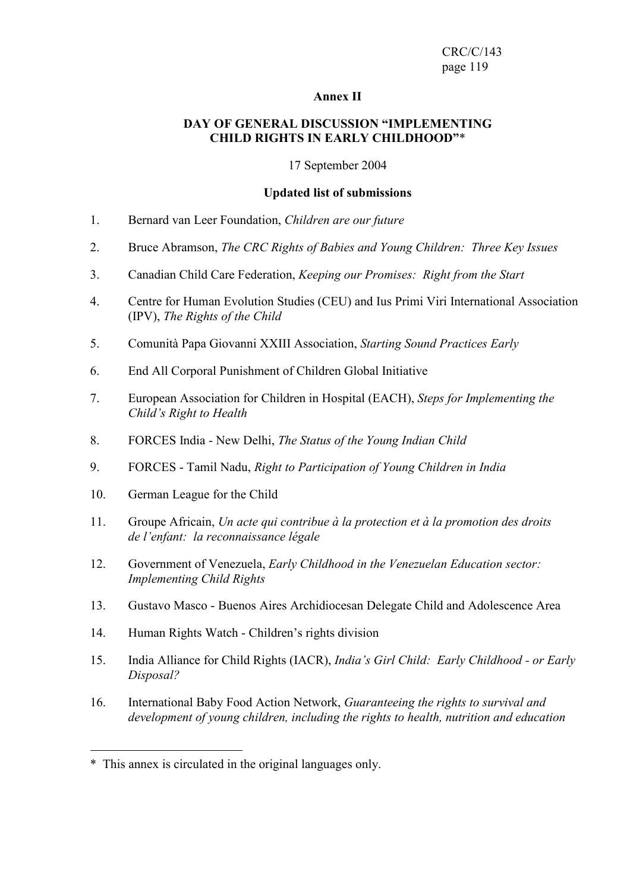## Annex II

### DAY OF GENERAL DISCUSSION "IMPLEMENTING CHILD RIGHTS IN EARLY CHILDHOOD"*

17 September 2004

**Updated list of submissions**

1. Bernard van Leer Foundation, *Children are our future*
2. Bruce Abramson, *The CRC Rights of Babies and Young Children: Three Key Issues*
3. Canadian Child Care Federation, *Keeping our Promises: Right from the Start*
4. Centre for Human Evolution Studies (CEU) and Ius Primi Viri International Association (IPV), *The Rights of the Child*
5. Comunità Papa Giovanni XXIII Association, *Starting Sound Practices Early*
6. End All Corporal Punishment of Children Global Initiative
7. European Association for Children in Hospital (EACH), *Steps for Implementing the Child's Right to Health*
8. FORCES India - New Delhi, *The Status of the Young Indian Child*
9. FORCES - Tamil Nadu, *Right to Participation of Young Children in India*
10. German League for the Child
11. Groupe Africain, *Un acte qui contribue à la protection et à la promotion des droits de l'enfant: la reconnaissance légale*
12. Government of Venezuela, *Early Childhood in the Venezuelan Education sector: Implementing Child Rights*
13. Gustavo Masco - Buenos Aires Archidiocesan Delegate Child and Adolescence Area
14. Human Rights Watch - Children's rights division
15. India Alliance for Child Rights (IACR), *India's Girl Child: Early Childhood - or Early Disposal?*
16. International Baby Food Action Network, *Guaranteeing the rights to survival and development of young children, including the rights to health, nutrition and education*

---

\* This annex is circulated in the original languages only.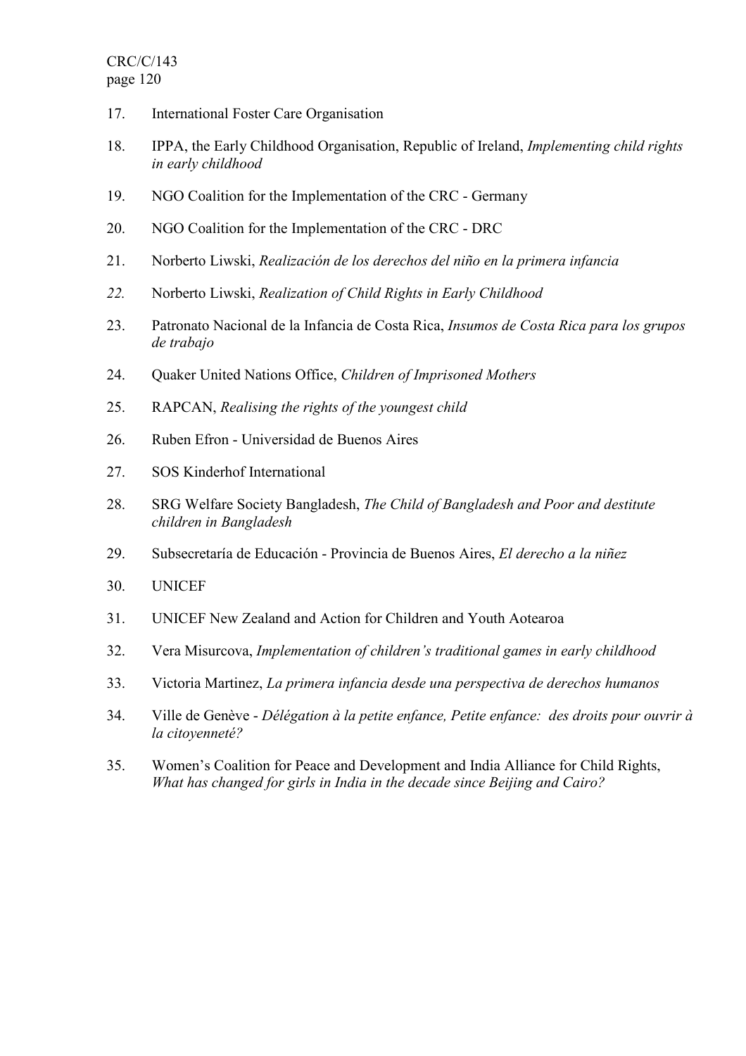17. International Foster Care Organisation

18. IPPA, the Early Childhood Organisation, Republic of Ireland, *Implementing child rights in early childhood*

19. NGO Coalition for the Implementation of the CRC - Germany

20. NGO Coalition for the Implementation of the CRC - DRC

21. Norberto Liwski, *Realización de los derechos del niño en la primera infancia*

22. Norberto Liwski, *Realization of Child Rights in Early Childhood*

23. Patronato Nacional de la Infancia de Costa Rica, *Insumos de Costa Rica para los grupos de trabajo*

24. Quaker United Nations Office, *Children of Imprisoned Mothers*

25. RAPCAN, *Realising the rights of the youngest child*

26. Ruben Efron - Universidad de Buenos Aires

27. SOS Kinderhof International

28. SRG Welfare Society Bangladesh, *The Child of Bangladesh and Poor and destitute children in Bangladesh*

29. Subsecretaría de Educación - Provincia de Buenos Aires, *El derecho a la niñez*

30. UNICEF

31. UNICEF New Zealand and Action for Children and Youth Aotearoa

32. Vera Misurcova, *Implementation of children's traditional games in early childhood*

33. Victoria Martinez, *La primera infancia desde una perspectiva de derechos humanos*

34. Ville de Genève - *Délégation à la petite enfance, Petite enfance: des droits pour ouvrir à la citoyenneté?*

35. Women's Coalition for Peace and Development and India Alliance for Child Rights, *What has changed for girls in India in the decade since Beijing and Cairo?*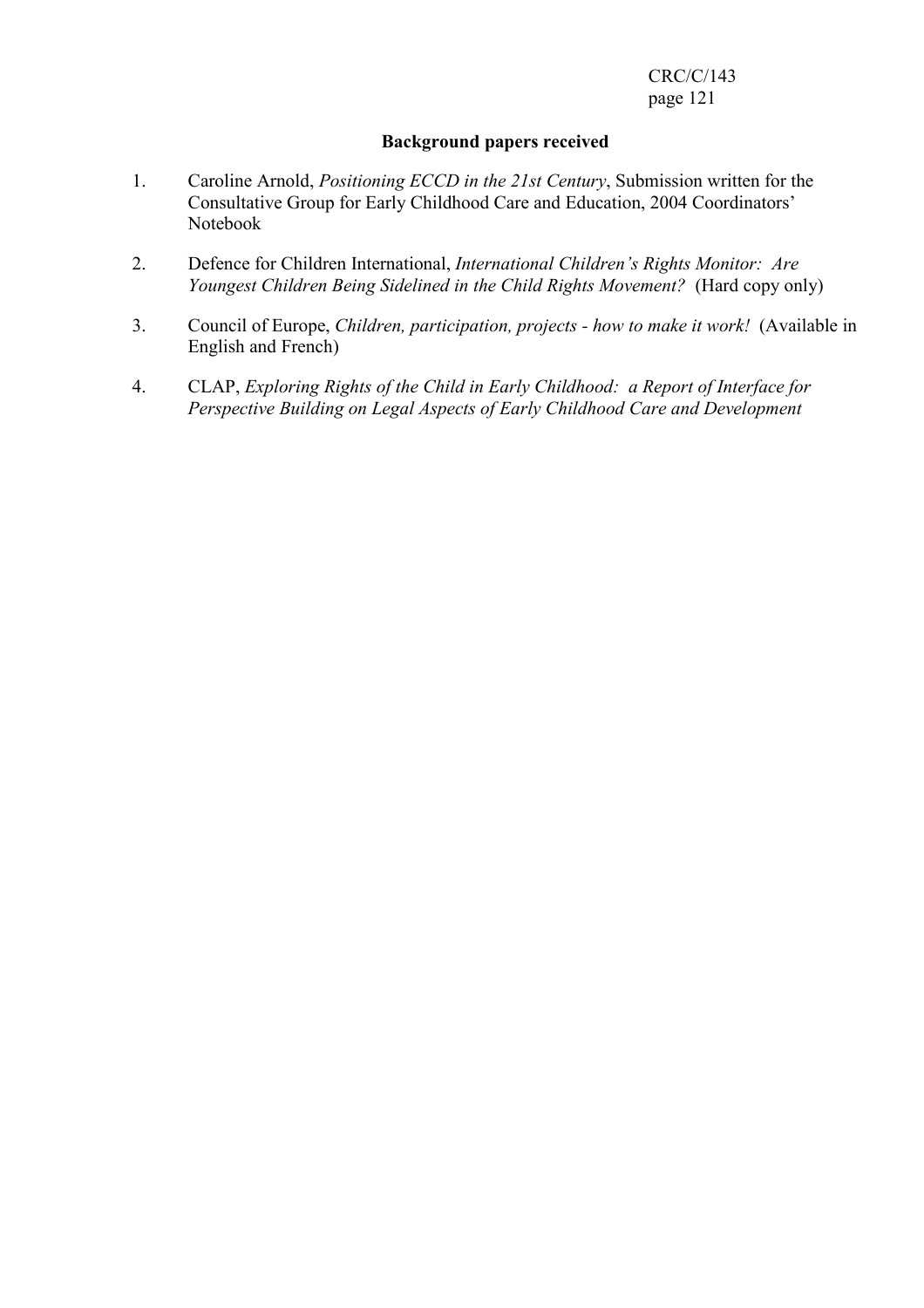**Background papers received**

1. Caroline Arnold, *Positioning ECCD in the 21st Century*, Submission written for the Consultative Group for Early Childhood Care and Education, 2004 Coordinators' Notebook

2. Defence for Children International, *International Children's Rights Monitor: Are Youngest Children Being Sidelined in the Child Rights Movement?* (Hard copy only)

3. Council of Europe, *Children, participation, projects - how to make it work!* (Available in English and French)

4. CLAP, *Exploring Rights of the Child in Early Childhood: a Report of Interface for Perspective Building on Legal Aspects of Early Childhood Care and Development*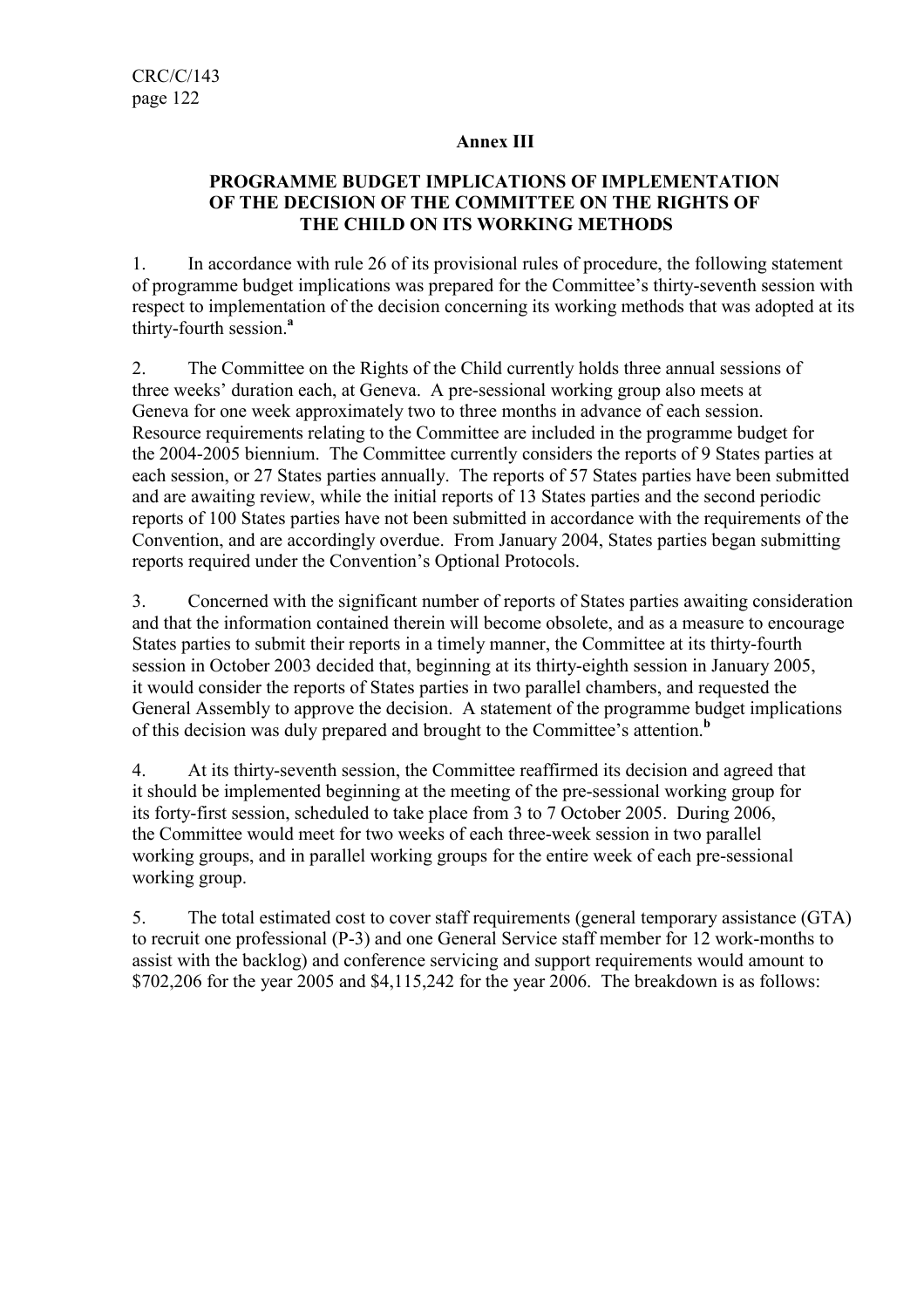## Annex III

### PROGRAMME BUDGET IMPLICATIONS OF IMPLEMENTATION OF THE DECISION OF THE COMMITTEE ON THE RIGHTS OF THE CHILD ON ITS WORKING METHODS

1. In accordance with rule 26 of its provisional rules of procedure, the following statement of programme budget implications was prepared for the Committee's thirty-seventh session with respect to implementation of the decision concerning its working methods that was adopted at its thirty-fourth session.[a]

2. The Committee on the Rights of the Child currently holds three annual sessions of three weeks' duration each, at Geneva. A pre-sessional working group also meets at Geneva for one week approximately two to three months in advance of each session. Resource requirements relating to the Committee are included in the programme budget for the 2004-2005 biennium. The Committee currently considers the reports of 9 States parties at each session, or 27 States parties annually. The reports of 57 States parties have been submitted and are awaiting review, while the initial reports of 13 States parties and the second periodic reports of 100 States parties have not been submitted in accordance with the requirements of the Convention, and are accordingly overdue. From January 2004, States parties began submitting reports required under the Convention's Optional Protocols.

3. Concerned with the significant number of reports of States parties awaiting consideration and that the information contained therein will become obsolete, and as a measure to encourage States parties to submit their reports in a timely manner, the Committee at its thirty-fourth session in October 2003 decided that, beginning at its thirty-eighth session in January 2005, it would consider the reports of States parties in two parallel chambers, and requested the General Assembly to approve the decision. A statement of the programme budget implications of this decision was duly prepared and brought to the Committee's attention.[b]

4. At its thirty-seventh session, the Committee reaffirmed its decision and agreed that it should be implemented beginning at the meeting of the pre-sessional working group for its forty-first session, scheduled to take place from 3 to 7 October 2005. During 2006, the Committee would meet for two weeks of each three-week session in two parallel working groups, and in parallel working groups for the entire week of each pre-sessional working group.

5. The total estimated cost to cover staff requirements (general temporary assistance (GTA) to recruit one professional (P-3) and one General Service staff member for 12 work-months to assist with the backlog) and conference servicing and support requirements would amount to $702,206 for the year 2005 and $4,115,242 for the year 2006. The breakdown is as follows: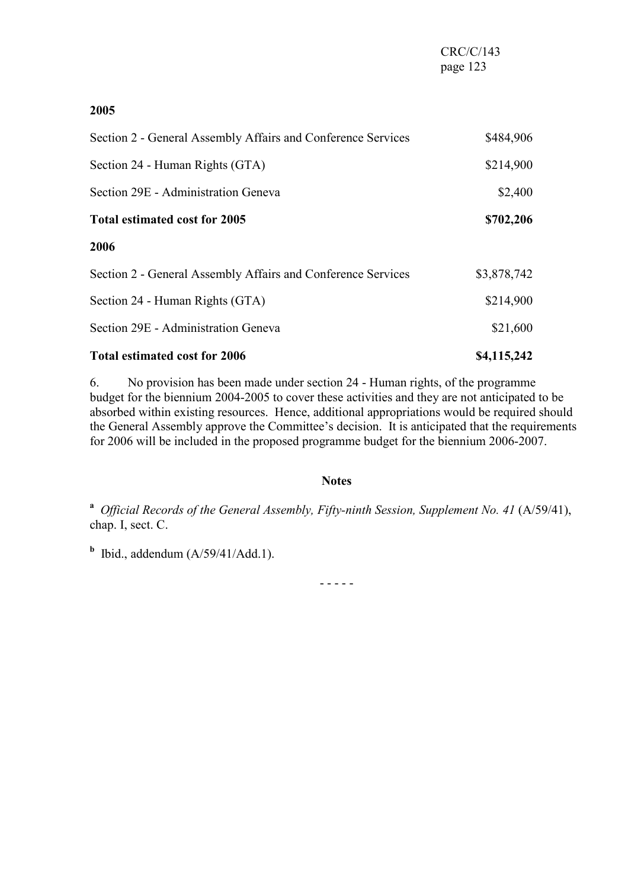**2005**

| | |
|---|---|
| Section 2 - General Assembly Affairs and Conference Services | \$484,906 |
| Section 24 - Human Rights (GTA) | \$214,900 |
| Section 29E - Administration Geneva | \$2,400 |
| **Total estimated cost for 2005** | **\$702,206** |

**2006**

| | |
|---|---|
| Section 2 - General Assembly Affairs and Conference Services | \$3,878,742 |
| Section 24 - Human Rights (GTA) | \$214,900 |
| Section 29E - Administration Geneva | \$21,600 |
| **Total estimated cost for 2006** | **\$4,115,242** |

6. No provision has been made under section 24 - Human rights, of the programme budget for the biennium 2004-2005 to cover these activities and they are not anticipated to be absorbed within existing resources. Hence, additional appropriations would be required should the General Assembly approve the Committee's decision. It is anticipated that the requirements for 2006 will be included in the proposed programme budget for the biennium 2006-2007.

**Notes**

[a] *Official Records of the General Assembly, Fifty-ninth Session, Supplement No. 41* (A/59/41), chap. I, sect. C.

[b] Ibid., addendum (A/59/41/Add.1).

- - - - -